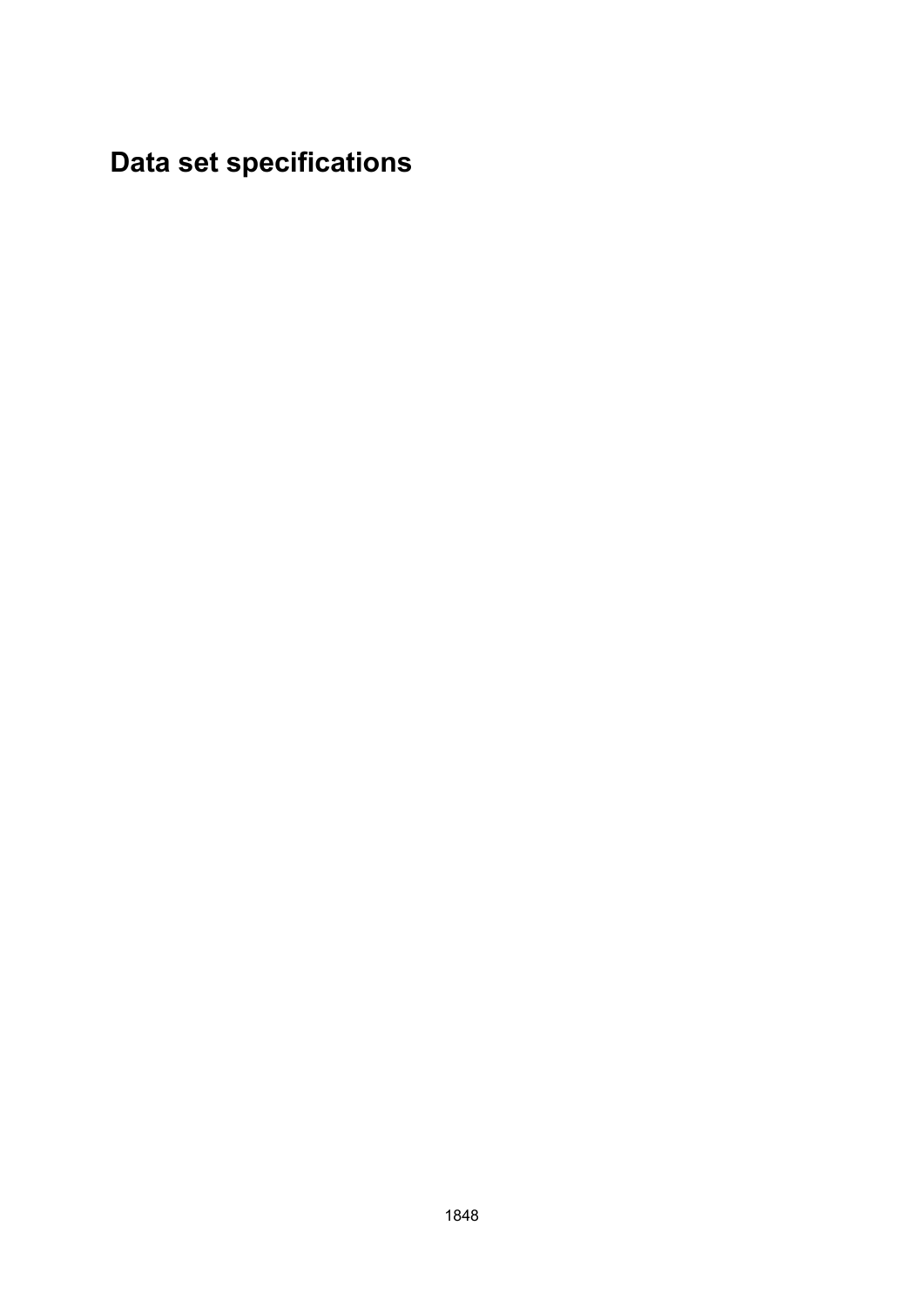# Data set specifications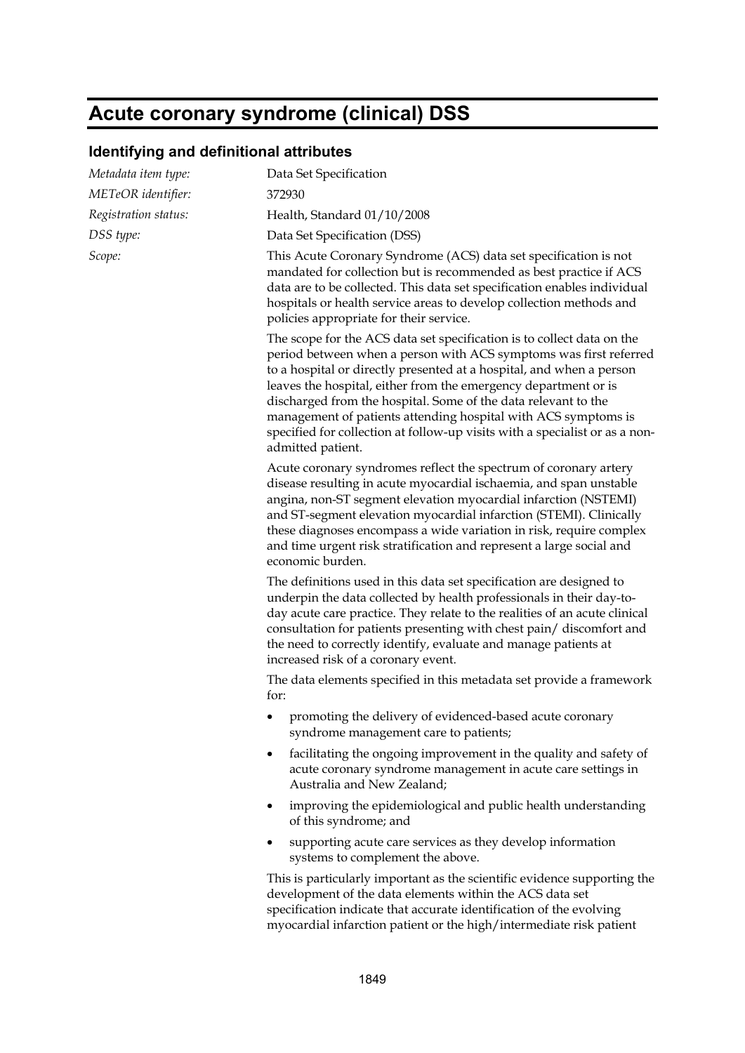# Acute coronary syndrome (clinical) DSS

## Identifying and definitional attributes

| | |
|---|---|
| *Metadata item type:* | Data Set Specification |
| *METeOR identifier:* | 372930 |
| *Registration status:* | Health, Standard 01/10/2008 |
| *DSS type:* | Data Set Specification (DSS) |
| *Scope:* | This Acute Coronary Syndrome (ACS) data set specification is not mandated for collection but is recommended as best practice if ACS data are to be collected. This data set specification enables individual hospitals or health service areas to develop collection methods and policies appropriate for their service. |

The scope for the ACS data set specification is to collect data on the period between when a person with ACS symptoms was first referred to a hospital or directly presented at a hospital, and when a person leaves the hospital, either from the emergency department or is discharged from the hospital. Some of the data relevant to the management of patients attending hospital with ACS symptoms is specified for collection at follow-up visits with a specialist or as a non-admitted patient.

Acute coronary syndromes reflect the spectrum of coronary artery disease resulting in acute myocardial ischaemia, and span unstable angina, non-ST segment elevation myocardial infarction (NSTEMI) and ST-segment elevation myocardial infarction (STEMI). Clinically these diagnoses encompass a wide variation in risk, require complex and time urgent risk stratification and represent a large social and economic burden.

The definitions used in this data set specification are designed to underpin the data collected by health professionals in their day-to-day acute care practice. They relate to the realities of an acute clinical consultation for patients presenting with chest pain/ discomfort and the need to correctly identify, evaluate and manage patients at increased risk of a coronary event.

The data elements specified in this metadata set provide a framework for:

- promoting the delivery of evidenced-based acute coronary syndrome management care to patients;
- facilitating the ongoing improvement in the quality and safety of acute coronary syndrome management in acute care settings in Australia and New Zealand;
- improving the epidemiological and public health understanding of this syndrome; and
- supporting acute care services as they develop information systems to complement the above.

This is particularly important as the scientific evidence supporting the development of the data elements within the ACS data set specification indicate that accurate identification of the evolving myocardial infarction patient or the high/intermediate risk patient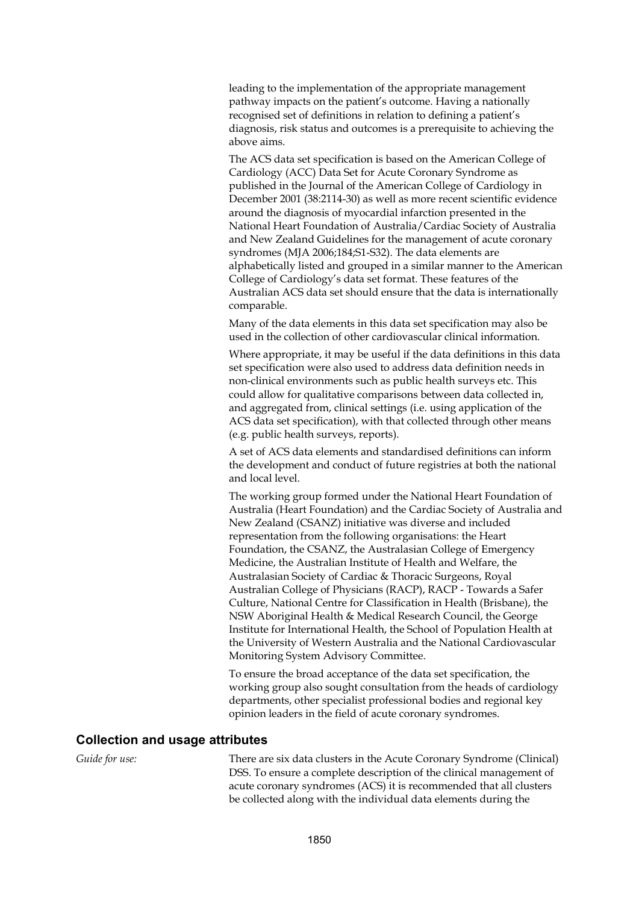leading to the implementation of the appropriate management pathway impacts on the patient's outcome. Having a nationally recognised set of definitions in relation to defining a patient's diagnosis, risk status and outcomes is a prerequisite to achieving the above aims.

The ACS data set specification is based on the American College of Cardiology (ACC) Data Set for Acute Coronary Syndrome as published in the Journal of the American College of Cardiology in December 2001 (38:2114-30) as well as more recent scientific evidence around the diagnosis of myocardial infarction presented in the National Heart Foundation of Australia/Cardiac Society of Australia and New Zealand Guidelines for the management of acute coronary syndromes (MJA 2006;184;S1-S32). The data elements are alphabetically listed and grouped in a similar manner to the American College of Cardiology's data set format. These features of the Australian ACS data set should ensure that the data is internationally comparable.

Many of the data elements in this data set specification may also be used in the collection of other cardiovascular clinical information.

Where appropriate, it may be useful if the data definitions in this data set specification were also used to address data definition needs in non-clinical environments such as public health surveys etc. This could allow for qualitative comparisons between data collected in, and aggregated from, clinical settings (i.e. using application of the ACS data set specification), with that collected through other means (e.g. public health surveys, reports).

A set of ACS data elements and standardised definitions can inform the development and conduct of future registries at both the national and local level.

The working group formed under the National Heart Foundation of Australia (Heart Foundation) and the Cardiac Society of Australia and New Zealand (CSANZ) initiative was diverse and included representation from the following organisations: the Heart Foundation, the CSANZ, the Australasian College of Emergency Medicine, the Australian Institute of Health and Welfare, the Australasian Society of Cardiac & Thoracic Surgeons, Royal Australian College of Physicians (RACP), RACP - Towards a Safer Culture, National Centre for Classification in Health (Brisbane), the NSW Aboriginal Health & Medical Research Council, the George Institute for International Health, the School of Population Health at the University of Western Australia and the National Cardiovascular Monitoring System Advisory Committee.

To ensure the broad acceptance of the data set specification, the working group also sought consultation from the heads of cardiology departments, other specialist professional bodies and regional key opinion leaders in the field of acute coronary syndromes.

## Collection and usage attributes

*Guide for use:* There are six data clusters in the Acute Coronary Syndrome (Clinical) DSS. To ensure a complete description of the clinical management of acute coronary syndromes (ACS) it is recommended that all clusters be collected along with the individual data elements during the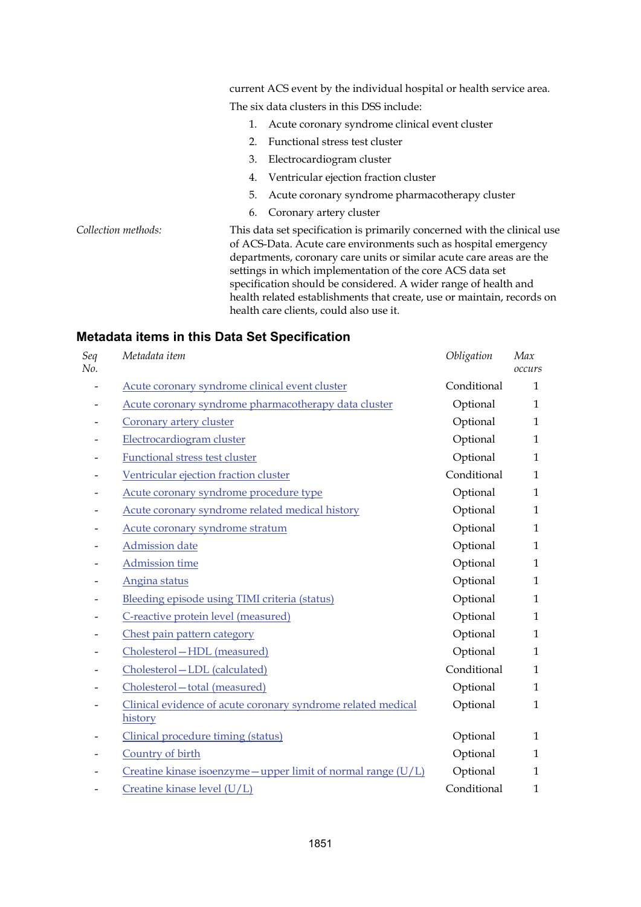current ACS event by the individual hospital or health service area.

The six data clusters in this DSS include:

1. Acute coronary syndrome clinical event cluster
2. Functional stress test cluster
3. Electrocardiogram cluster
4. Ventricular ejection fraction cluster
5. Acute coronary syndrome pharmacotherapy cluster
6. Coronary artery cluster

*Collection methods:* This data set specification is primarily concerned with the clinical use of ACS-Data. Acute care environments such as hospital emergency departments, coronary care units or similar acute care areas are the settings in which implementation of the core ACS data set specification should be considered. A wider range of health and health related establishments that create, use or maintain, records on health care clients, could also use it.

## Metadata items in this Data Set Specification

| *Seq No.* | *Metadata item* | *Obligation* | *Max occurs* |
|---|---|---|---|
| - | Acute coronary syndrome clinical event cluster | Conditional | 1 |
| - | Acute coronary syndrome pharmacotherapy data cluster | Optional | 1 |
| - | Coronary artery cluster | Optional | 1 |
| - | Electrocardiogram cluster | Optional | 1 |
| - | Functional stress test cluster | Optional | 1 |
| - | Ventricular ejection fraction cluster | Conditional | 1 |
| - | Acute coronary syndrome procedure type | Optional | 1 |
| - | Acute coronary syndrome related medical history | Optional | 1 |
| - | Acute coronary syndrome stratum | Optional | 1 |
| - | Admission date | Optional | 1 |
| - | Admission time | Optional | 1 |
| - | Angina status | Optional | 1 |
| - | Bleeding episode using TIMI criteria (status) | Optional | 1 |
| - | C-reactive protein level (measured) | Optional | 1 |
| - | Chest pain pattern category | Optional | 1 |
| - | Cholesterol—HDL (measured) | Optional | 1 |
| - | Cholesterol—LDL (calculated) | Conditional | 1 |
| - | Cholesterol—total (measured) | Optional | 1 |
| - | Clinical evidence of acute coronary syndrome related medical history | Optional | 1 |
| - | Clinical procedure timing (status) | Optional | 1 |
| - | Country of birth | Optional | 1 |
| - | Creatine kinase isoenzyme—upper limit of normal range (U/L) | Optional | 1 |
| - | Creatine kinase level (U/L) | Conditional | 1 |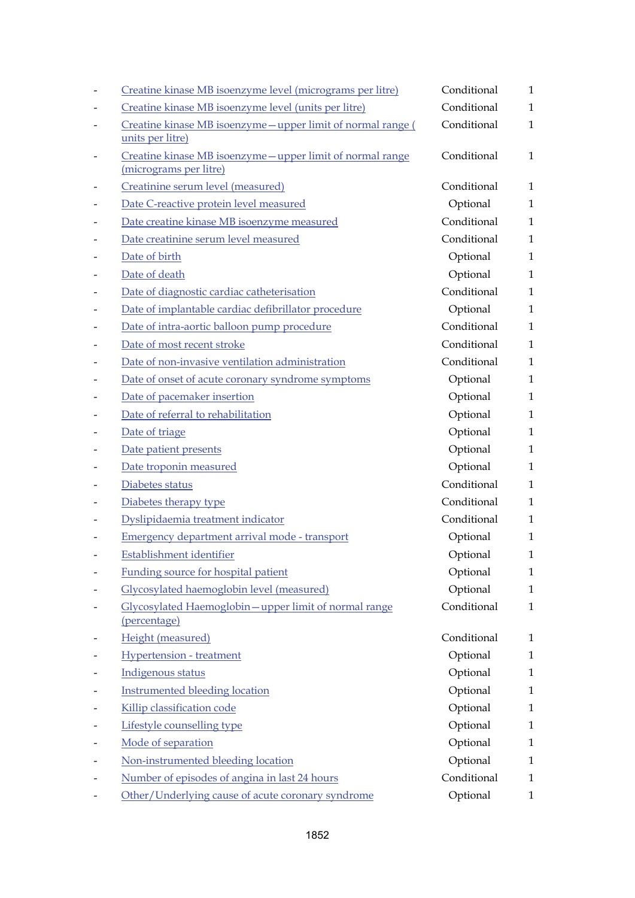| | | | |
|---|---|---|---|
| - | Creatine kinase MB isoenzyme level (micrograms per litre) | Conditional | 1 |
| - | Creatine kinase MB isoenzyme level (units per litre) | Conditional | 1 |
| - | Creatine kinase MB isoenzyme—upper limit of normal range ( units per litre) | Conditional | 1 |
| - | Creatine kinase MB isoenzyme—upper limit of normal range (micrograms per litre) | Conditional | 1 |
| - | Creatinine serum level (measured) | Conditional | 1 |
| - | Date C-reactive protein level measured | Optional | 1 |
| - | Date creatine kinase MB isoenzyme measured | Conditional | 1 |
| - | Date creatinine serum level measured | Conditional | 1 |
| - | Date of birth | Optional | 1 |
| - | Date of death | Optional | 1 |
| - | Date of diagnostic cardiac catheterisation | Conditional | 1 |
| - | Date of implantable cardiac defibrillator procedure | Optional | 1 |
| - | Date of intra-aortic balloon pump procedure | Conditional | 1 |
| - | Date of most recent stroke | Conditional | 1 |
| - | Date of non-invasive ventilation administration | Conditional | 1 |
| - | Date of onset of acute coronary syndrome symptoms | Optional | 1 |
| - | Date of pacemaker insertion | Optional | 1 |
| - | Date of referral to rehabilitation | Optional | 1 |
| - | Date of triage | Optional | 1 |
| - | Date patient presents | Optional | 1 |
| - | Date troponin measured | Optional | 1 |
| - | Diabetes status | Conditional | 1 |
| - | Diabetes therapy type | Conditional | 1 |
| - | Dyslipidaemia treatment indicator | Conditional | 1 |
| - | Emergency department arrival mode - transport | Optional | 1 |
| - | Establishment identifier | Optional | 1 |
| - | Funding source for hospital patient | Optional | 1 |
| - | Glycosylated haemoglobin level (measured) | Optional | 1 |
| - | Glycosylated Haemoglobin—upper limit of normal range (percentage) | Conditional | 1 |
| - | Height (measured) | Conditional | 1 |
| - | Hypertension - treatment | Optional | 1 |
| - | Indigenous status | Optional | 1 |
| - | Instrumented bleeding location | Optional | 1 |
| - | Killip classification code | Optional | 1 |
| - | Lifestyle counselling type | Optional | 1 |
| - | Mode of separation | Optional | 1 |
| - | Non-instrumented bleeding location | Optional | 1 |
| - | Number of episodes of angina in last 24 hours | Conditional | 1 |
| - | Other/Underlying cause of acute coronary syndrome | Optional | 1 |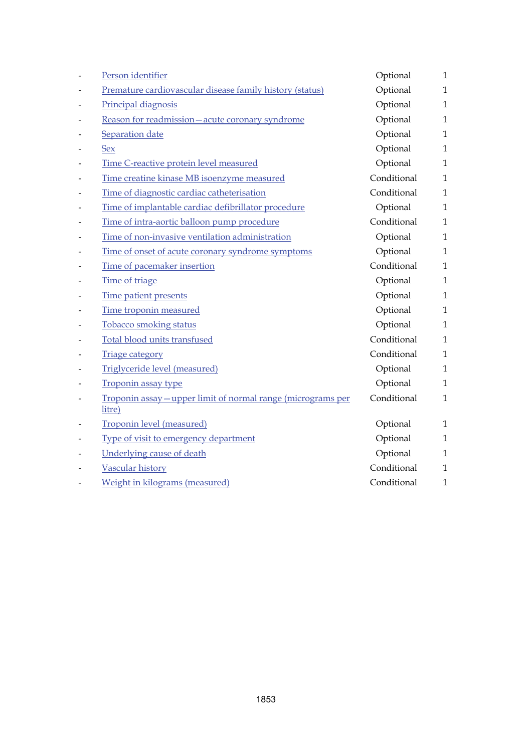| | | | |
|---|---|---|---|
| - | Person identifier | Optional | 1 |
| - | Premature cardiovascular disease family history (status) | Optional | 1 |
| - | Principal diagnosis | Optional | 1 |
| - | Reason for readmission—acute coronary syndrome | Optional | 1 |
| - | Separation date | Optional | 1 |
| - | Sex | Optional | 1 |
| - | Time C-reactive protein level measured | Optional | 1 |
| - | Time creatine kinase MB isoenzyme measured | Conditional | 1 |
| - | Time of diagnostic cardiac catheterisation | Conditional | 1 |
| - | Time of implantable cardiac defibrillator procedure | Optional | 1 |
| - | Time of intra-aortic balloon pump procedure | Conditional | 1 |
| - | Time of non-invasive ventilation administration | Optional | 1 |
| - | Time of onset of acute coronary syndrome symptoms | Optional | 1 |
| - | Time of pacemaker insertion | Conditional | 1 |
| - | Time of triage | Optional | 1 |
| - | Time patient presents | Optional | 1 |
| - | Time troponin measured | Optional | 1 |
| - | Tobacco smoking status | Optional | 1 |
| - | Total blood units transfused | Conditional | 1 |
| - | Triage category | Conditional | 1 |
| - | Triglyceride level (measured) | Optional | 1 |
| - | Troponin assay type | Optional | 1 |
| - | Troponin assay—upper limit of normal range (micrograms per litre) | Conditional | 1 |
| - | Troponin level (measured) | Optional | 1 |
| - | Type of visit to emergency department | Optional | 1 |
| - | Underlying cause of death | Optional | 1 |
| - | Vascular history | Conditional | 1 |
| - | Weight in kilograms (measured) | Conditional | 1 |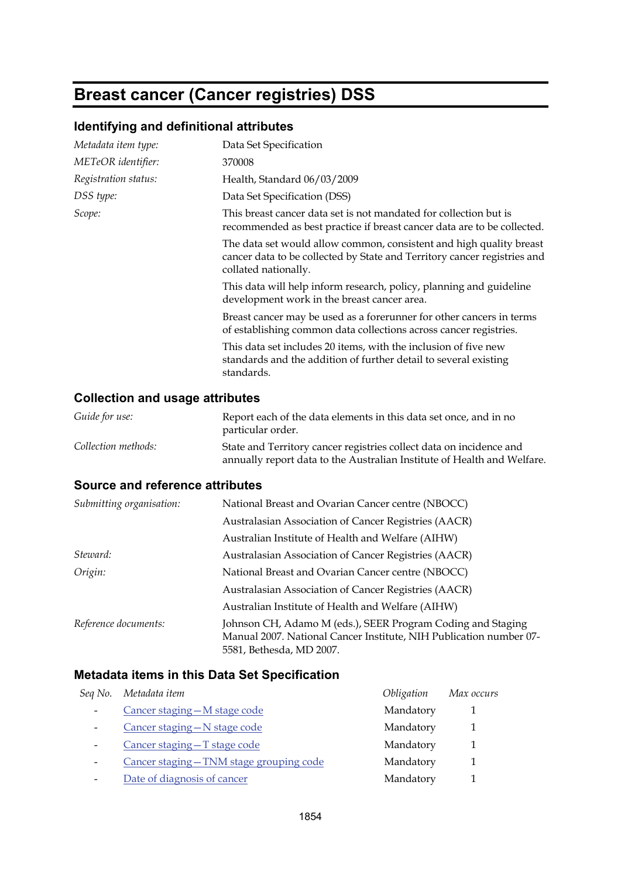# Breast cancer (Cancer registries) DSS

## Identifying and definitional attributes

| | |
|---|---|
| *Metadata item type:* | Data Set Specification |
| *METeOR identifier:* | 370008 |
| *Registration status:* | Health, Standard 06/03/2009 |
| *DSS type:* | Data Set Specification (DSS) |
| *Scope:* | This breast cancer data set is not mandated for collection but is recommended as best practice if breast cancer data are to be collected. |

The data set would allow common, consistent and high quality breast cancer data to be collected by State and Territory cancer registries and collated nationally.

This data will help inform research, policy, planning and guideline development work in the breast cancer area.

Breast cancer may be used as a forerunner for other cancers in terms of establishing common data collections across cancer registries.

This data set includes 20 items, with the inclusion of five new standards and the addition of further detail to several existing standards.

## Collection and usage attributes

| | |
|---|---|
| *Guide for use:* | Report each of the data elements in this data set once, and in no particular order. |
| *Collection methods:* | State and Territory cancer registries collect data on incidence and annually report data to the Australian Institute of Health and Welfare. |

## Source and reference attributes

| | |
|---|---|
| *Submitting organisation:* | National Breast and Ovarian Cancer centre (NBOCC) |
| | Australasian Association of Cancer Registries (AACR) |
| | Australian Institute of Health and Welfare (AIHW) |
| *Steward:* | Australasian Association of Cancer Registries (AACR) |
| *Origin:* | National Breast and Ovarian Cancer centre (NBOCC) |
| | Australasian Association of Cancer Registries (AACR) |
| | Australian Institute of Health and Welfare (AIHW) |
| *Reference documents:* | Johnson CH, Adamo M (eds.), SEER Program Coding and Staging Manual 2007. National Cancer Institute, NIH Publication number 07-5581, Bethesda, MD 2007. |

## Metadata items in this Data Set Specification

| *Seq No.* | *Metadata item* | *Obligation* | *Max occurs* |
|---|---|---|---|
| - | Cancer staging—M stage code | Mandatory | 1 |
| - | Cancer staging—N stage code | Mandatory | 1 |
| - | Cancer staging—T stage code | Mandatory | 1 |
| - | Cancer staging—TNM stage grouping code | Mandatory | 1 |
| - | Date of diagnosis of cancer | Mandatory | 1 |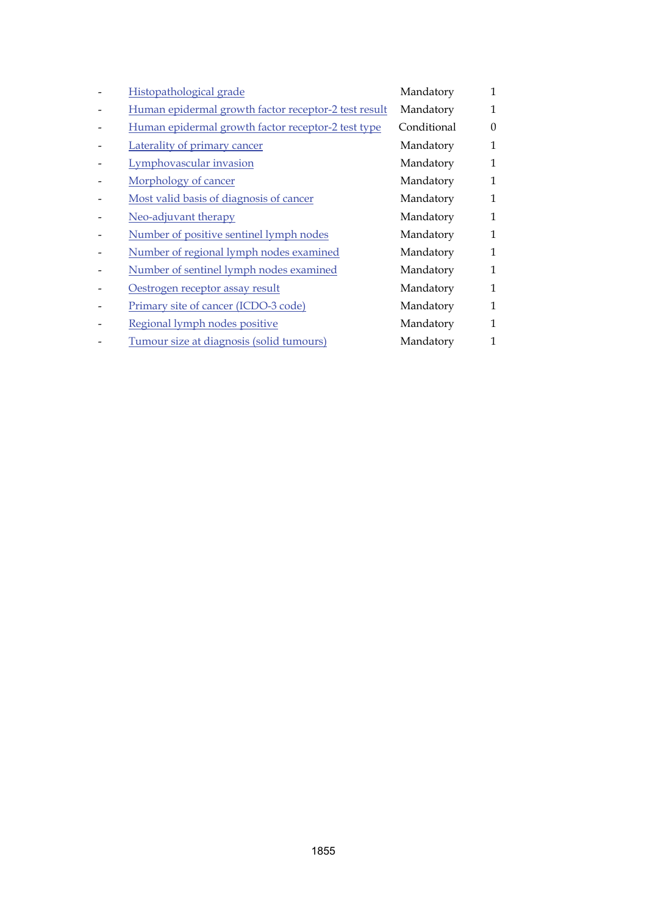| | | | |
|---|---|---|---|
| - | Histopathological grade | Mandatory | 1 |
| - | Human epidermal growth factor receptor-2 test result | Mandatory | 1 |
| - | Human epidermal growth factor receptor-2 test type | Conditional | 0 |
| - | Laterality of primary cancer | Mandatory | 1 |
| - | Lymphovascular invasion | Mandatory | 1 |
| - | Morphology of cancer | Mandatory | 1 |
| - | Most valid basis of diagnosis of cancer | Mandatory | 1 |
| - | Neo-adjuvant therapy | Mandatory | 1 |
| - | Number of positive sentinel lymph nodes | Mandatory | 1 |
| - | Number of regional lymph nodes examined | Mandatory | 1 |
| - | Number of sentinel lymph nodes examined | Mandatory | 1 |
| - | Oestrogen receptor assay result | Mandatory | 1 |
| - | Primary site of cancer (ICDO-3 code) | Mandatory | 1 |
| - | Regional lymph nodes positive | Mandatory | 1 |
| - | Tumour size at diagnosis (solid tumours) | Mandatory | 1 |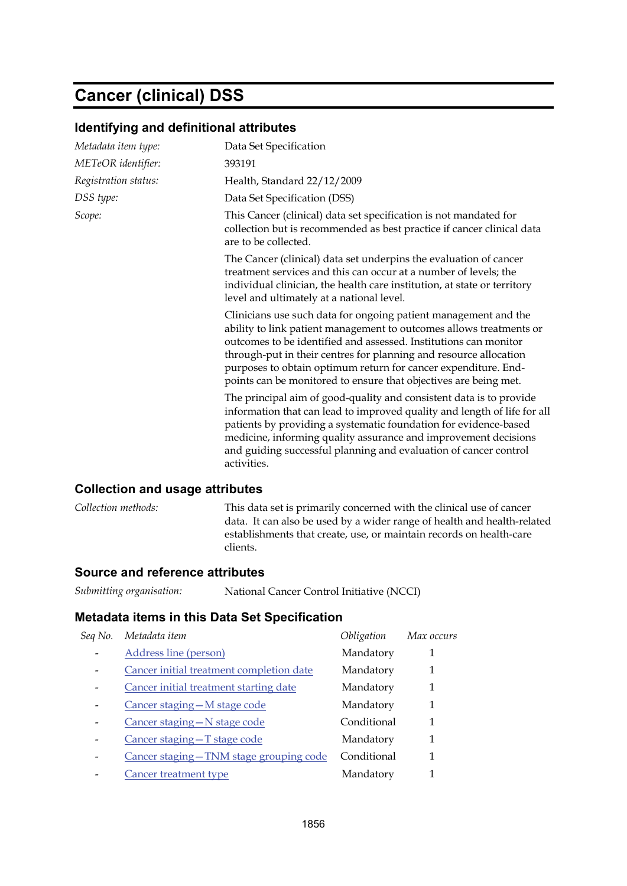# Cancer (clinical) DSS

## Identifying and definitional attributes

| | |
|---|---|
| *Metadata item type:* | Data Set Specification |
| *METeOR identifier:* | 393191 |
| *Registration status:* | Health, Standard 22/12/2009 |
| *DSS type:* | Data Set Specification (DSS) |
| *Scope:* | This Cancer (clinical) data set specification is not mandated for collection but is recommended as best practice if cancer clinical data are to be collected. |

The Cancer (clinical) data set underpins the evaluation of cancer treatment services and this can occur at a number of levels; the individual clinician, the health care institution, at state or territory level and ultimately at a national level.

Clinicians use such data for ongoing patient management and the ability to link patient management to outcomes allows treatments or outcomes to be identified and assessed. Institutions can monitor through-put in their centres for planning and resource allocation purposes to obtain optimum return for cancer expenditure. End-points can be monitored to ensure that objectives are being met.

The principal aim of good-quality and consistent data is to provide information that can lead to improved quality and length of life for all patients by providing a systematic foundation for evidence-based medicine, informing quality assurance and improvement decisions and guiding successful planning and evaluation of cancer control activities.

## Collection and usage attributes

| | |
|---|---|
| *Collection methods:* | This data set is primarily concerned with the clinical use of cancer data. It can also be used by a wider range of health and health-related establishments that create, use, or maintain records on health-care clients. |

## Source and reference attributes

| | |
|---|---|
| *Submitting organisation:* | National Cancer Control Initiative (NCCI) |

## Metadata items in this Data Set Specification

| *Seq No.* | *Metadata item* | *Obligation* | *Max occurs* |
|---|---|---|---|
| - | Address line (person) | Mandatory | 1 |
| - | Cancer initial treatment completion date | Mandatory | 1 |
| - | Cancer initial treatment starting date | Mandatory | 1 |
| - | Cancer staging—M stage code | Mandatory | 1 |
| - | Cancer staging—N stage code | Conditional | 1 |
| - | Cancer staging—T stage code | Mandatory | 1 |
| - | Cancer staging—TNM stage grouping code | Conditional | 1 |
| - | Cancer treatment type | Mandatory | 1 |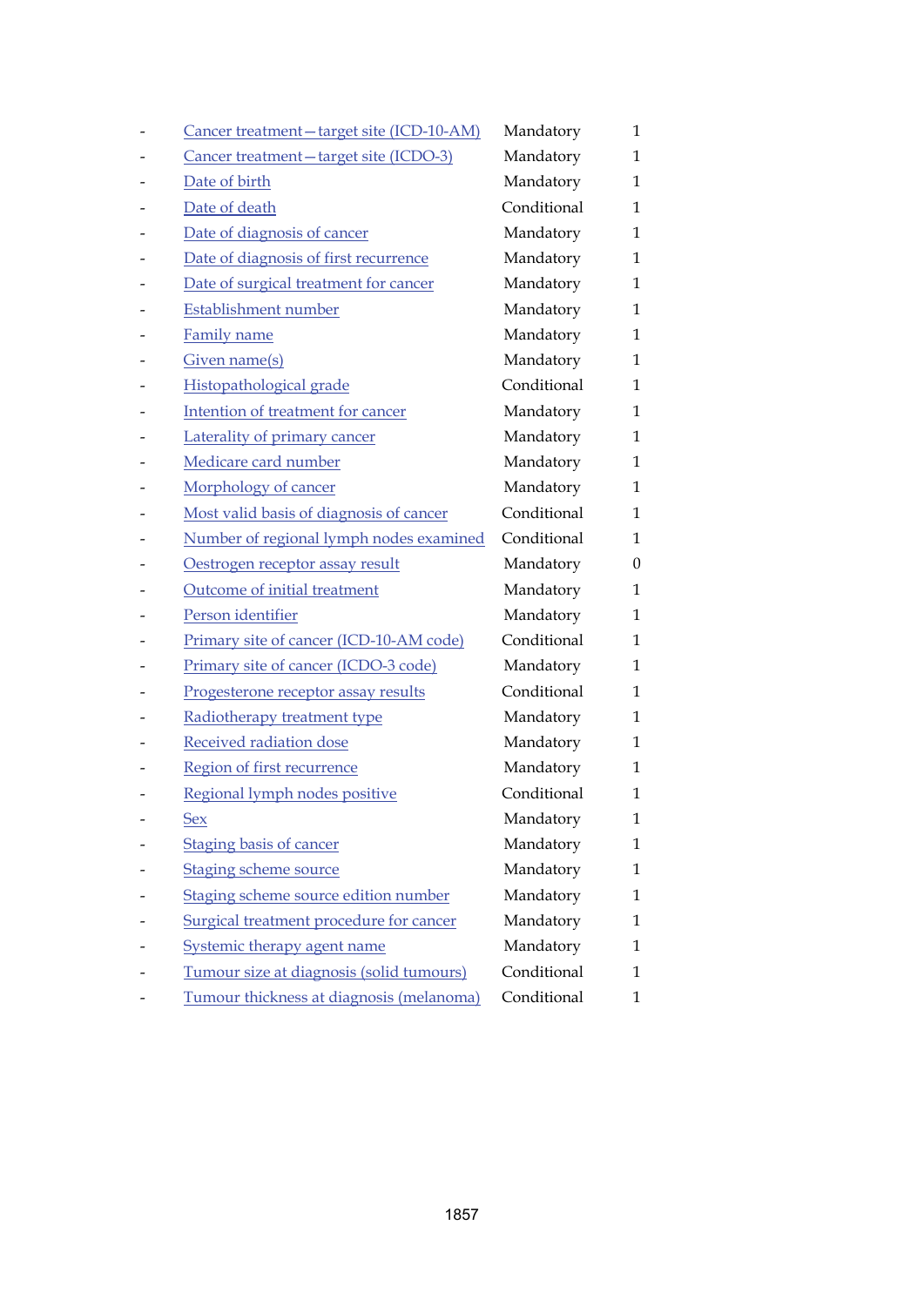- Cancer treatment—target site (ICD-10-AM) Mandatory 1
- Cancer treatment—target site (ICDO-3) Mandatory 1
- Date of birth Mandatory 1
- Date of death Conditional 1
- Date of diagnosis of cancer Mandatory 1
- Date of diagnosis of first recurrence Mandatory 1
- Date of surgical treatment for cancer Mandatory 1
- Establishment number Mandatory 1
- Family name Mandatory 1
- Given name(s) Mandatory 1
- Histopathological grade Conditional 1
- Intention of treatment for cancer Mandatory 1
- Laterality of primary cancer Mandatory 1
- Medicare card number Mandatory 1
- Morphology of cancer Mandatory 1
- Most valid basis of diagnosis of cancer Conditional 1
- Number of regional lymph nodes examined Conditional 1
- Oestrogen receptor assay result Mandatory 0
- Outcome of initial treatment Mandatory 1
- Person identifier Mandatory 1
- Primary site of cancer (ICD-10-AM code) Conditional 1
- Primary site of cancer (ICDO-3 code) Mandatory 1
- Progesterone receptor assay results Conditional 1
- Radiotherapy treatment type Mandatory 1
- Received radiation dose Mandatory 1
- Region of first recurrence Mandatory 1
- Regional lymph nodes positive Conditional 1
- Sex Mandatory 1
- Staging basis of cancer Mandatory 1
- Staging scheme source Mandatory 1
- Staging scheme source edition number Mandatory 1
- Surgical treatment procedure for cancer Mandatory 1
- Systemic therapy agent name Mandatory 1
- Tumour size at diagnosis (solid tumours) Conditional 1
- Tumour thickness at diagnosis (melanoma) Conditional 1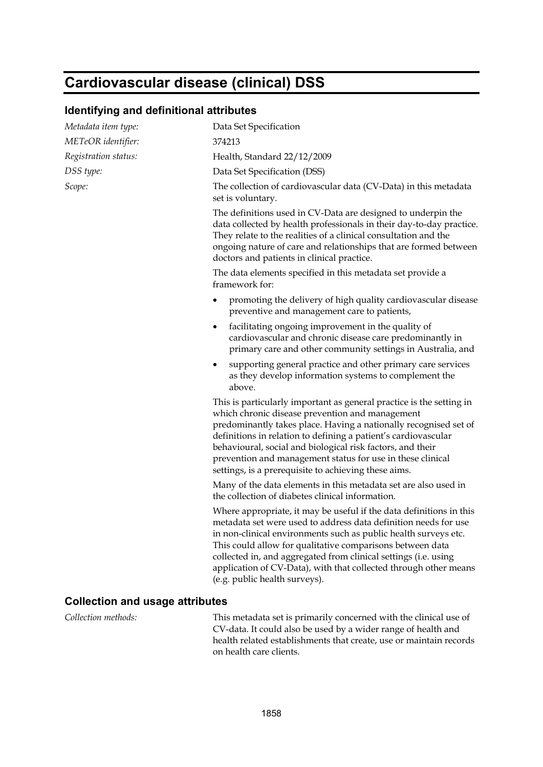# Cardiovascular disease (clinical) DSS

## Identifying and definitional attributes

*Metadata item type:* Data Set Specification

*METeOR identifier:* 374213

*Registration status:* Health, Standard 22/12/2009

*DSS type:* Data Set Specification (DSS)

*Scope:* The collection of cardiovascular data (CV-Data) in this metadata set is voluntary.

The definitions used in CV-Data are designed to underpin the data collected by health professionals in their day-to-day practice. They relate to the realities of a clinical consultation and the ongoing nature of care and relationships that are formed between doctors and patients in clinical practice.

The data elements specified in this metadata set provide a framework for:

- promoting the delivery of high quality cardiovascular disease preventive and management care to patients,
- facilitating ongoing improvement in the quality of cardiovascular and chronic disease care predominantly in primary care and other community settings in Australia, and
- supporting general practice and other primary care services as they develop information systems to complement the above.

This is particularly important as general practice is the setting in which chronic disease prevention and management predominantly takes place. Having a nationally recognised set of definitions in relation to defining a patient's cardiovascular behavioural, social and biological risk factors, and their prevention and management status for use in these clinical settings, is a prerequisite to achieving these aims.

Many of the data elements in this metadata set are also used in the collection of diabetes clinical information.

Where appropriate, it may be useful if the data definitions in this metadata set were used to address data definition needs for use in non-clinical environments such as public health surveys etc. This could allow for qualitative comparisons between data collected in, and aggregated from clinical settings (i.e. using application of CV-Data), with that collected through other means (e.g. public health surveys).

## Collection and usage attributes

*Collection methods:* This metadata set is primarily concerned with the clinical use of CV-data. It could also be used by a wider range of health and health related establishments that create, use or maintain records on health care clients.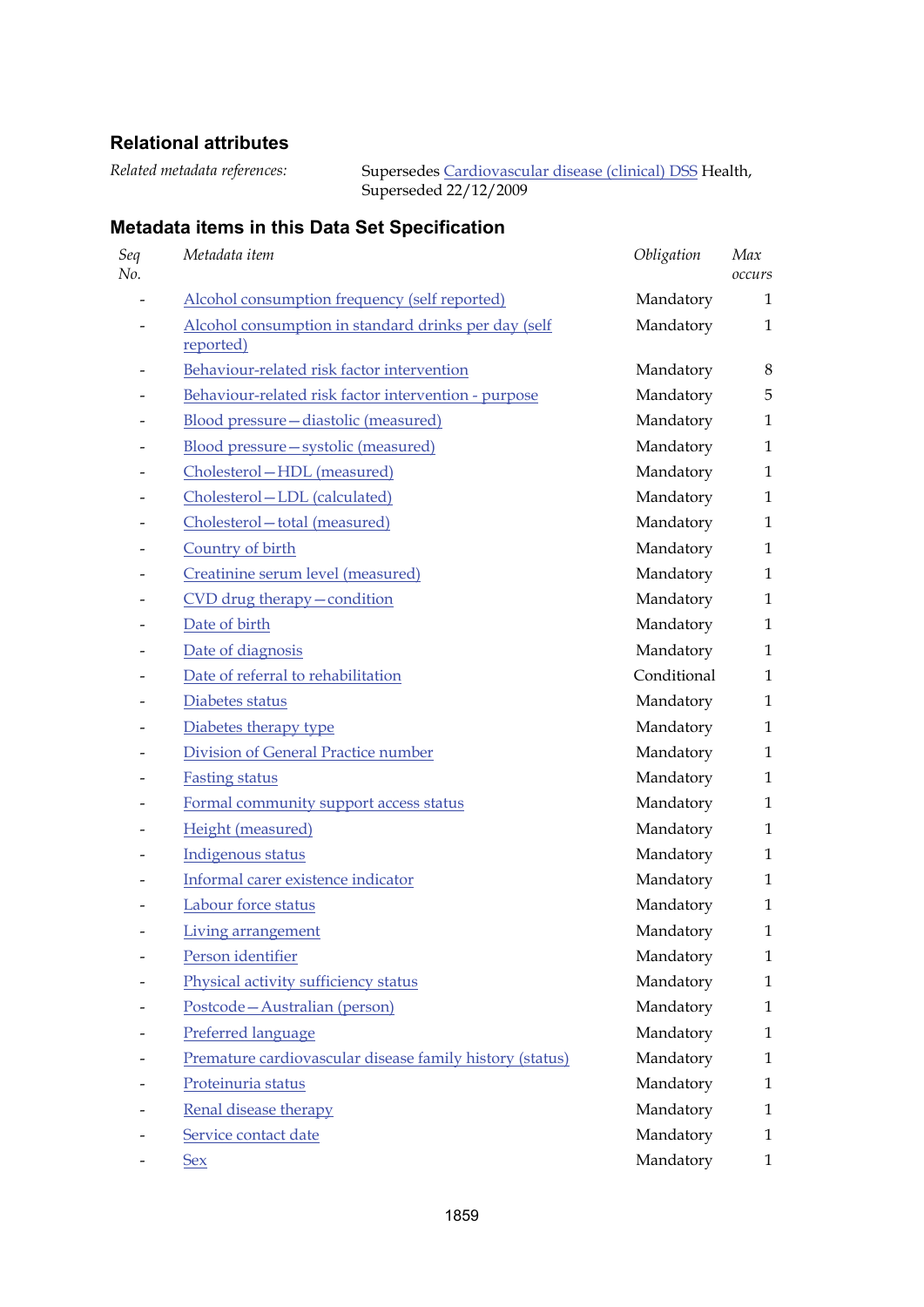### Relational attributes

*Related metadata references:* Supersedes Cardiovascular disease (clinical) DSS Health, Superseded 22/12/2009

### Metadata items in this Data Set Specification

| *Seq No.* | *Metadata item* | *Obligation* | *Max occurs* |
|---|---|---|---|
| - | Alcohol consumption frequency (self reported) | Mandatory | 1 |
| - | Alcohol consumption in standard drinks per day (self reported) | Mandatory | 1 |
| - | Behaviour-related risk factor intervention | Mandatory | 8 |
| - | Behaviour-related risk factor intervention - purpose | Mandatory | 5 |
| - | Blood pressure—diastolic (measured) | Mandatory | 1 |
| - | Blood pressure—systolic (measured) | Mandatory | 1 |
| - | Cholesterol—HDL (measured) | Mandatory | 1 |
| - | Cholesterol—LDL (calculated) | Mandatory | 1 |
| - | Cholesterol—total (measured) | Mandatory | 1 |
| - | Country of birth | Mandatory | 1 |
| - | Creatinine serum level (measured) | Mandatory | 1 |
| - | CVD drug therapy—condition | Mandatory | 1 |
| - | Date of birth | Mandatory | 1 |
| - | Date of diagnosis | Mandatory | 1 |
| - | Date of referral to rehabilitation | Conditional | 1 |
| - | Diabetes status | Mandatory | 1 |
| - | Diabetes therapy type | Mandatory | 1 |
| - | Division of General Practice number | Mandatory | 1 |
| - | Fasting status | Mandatory | 1 |
| - | Formal community support access status | Mandatory | 1 |
| - | Height (measured) | Mandatory | 1 |
| - | Indigenous status | Mandatory | 1 |
| - | Informal carer existence indicator | Mandatory | 1 |
| - | Labour force status | Mandatory | 1 |
| - | Living arrangement | Mandatory | 1 |
| - | Person identifier | Mandatory | 1 |
| - | Physical activity sufficiency status | Mandatory | 1 |
| - | Postcode—Australian (person) | Mandatory | 1 |
| - | Preferred language | Mandatory | 1 |
| - | Premature cardiovascular disease family history (status) | Mandatory | 1 |
| - | Proteinuria status | Mandatory | 1 |
| - | Renal disease therapy | Mandatory | 1 |
| - | Service contact date | Mandatory | 1 |
| - | Sex | Mandatory | 1 |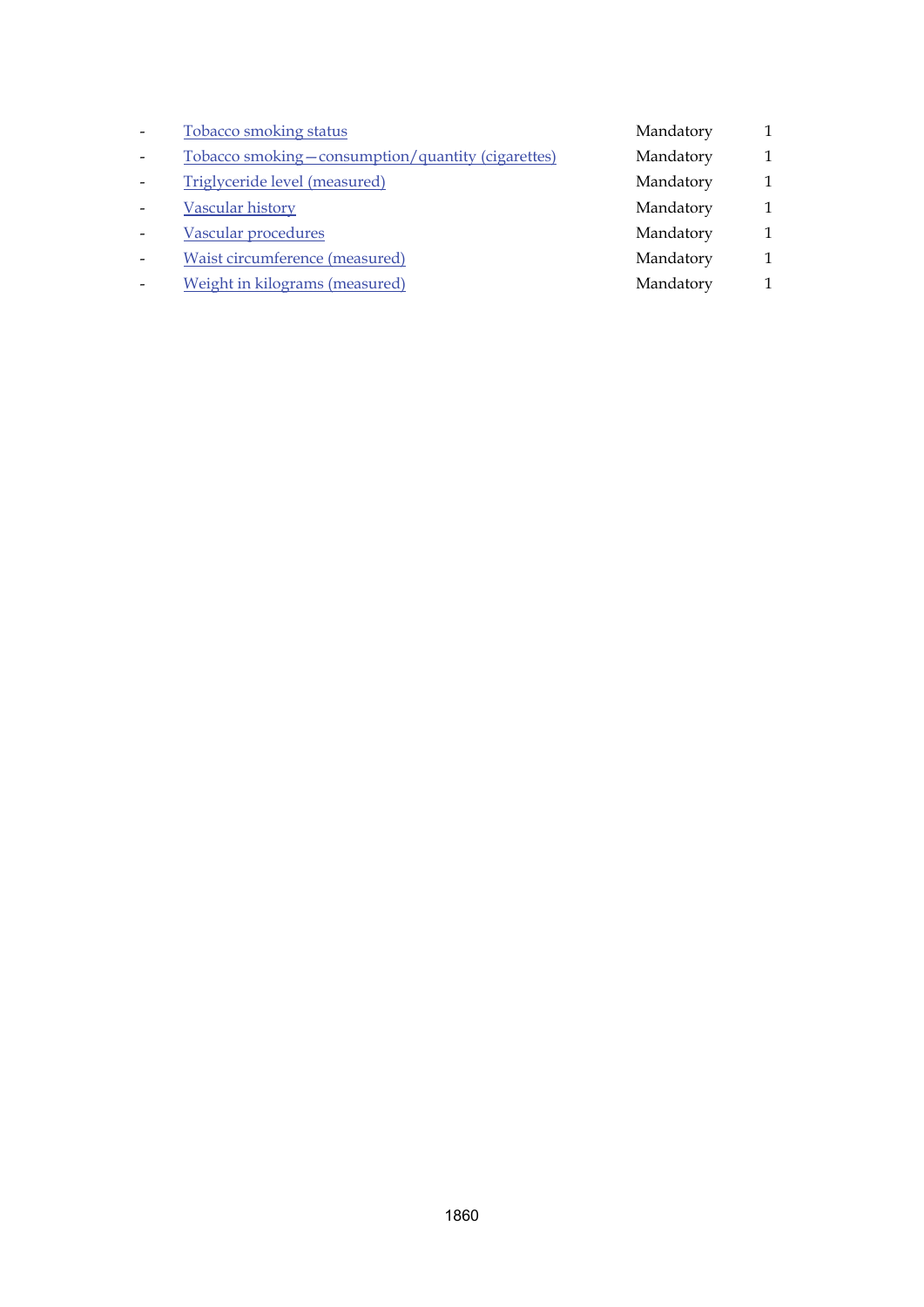| | | | |
|---|---|---|---|
| - | Tobacco smoking status | Mandatory | 1 |
| - | Tobacco smoking—consumption/quantity (cigarettes) | Mandatory | 1 |
| - | Triglyceride level (measured) | Mandatory | 1 |
| - | Vascular history | Mandatory | 1 |
| - | Vascular procedures | Mandatory | 1 |
| - | Waist circumference (measured) | Mandatory | 1 |
| - | Weight in kilograms (measured) | Mandatory | 1 |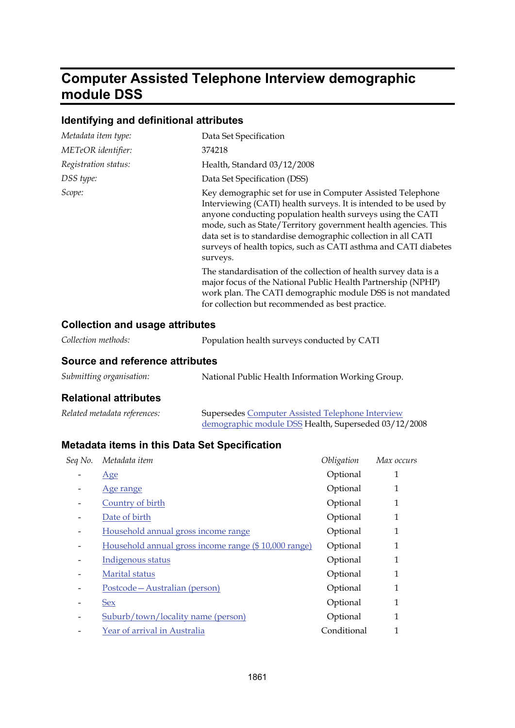# Computer Assisted Telephone Interview demographic module DSS

## Identifying and definitional attributes

| | |
|---|---|
| *Metadata item type:* | Data Set Specification |
| *METeOR identifier:* | 374218 |
| *Registration status:* | Health, Standard 03/12/2008 |
| *DSS type:* | Data Set Specification (DSS) |
| *Scope:* | Key demographic set for use in Computer Assisted Telephone Interviewing (CATI) health surveys. It is intended to be used by anyone conducting population health surveys using the CATI mode, such as State/Territory government health agencies. This data set is to standardise demographic collection in all CATI surveys of health topics, such as CATI asthma and CATI diabetes surveys.<br><br>The standardisation of the collection of health survey data is a major focus of the National Public Health Partnership (NPHP) work plan. The CATI demographic module DSS is not mandated for collection but recommended as best practice. |

## Collection and usage attributes

| | |
|---|---|
| *Collection methods:* | Population health surveys conducted by CATI |

## Source and reference attributes

| | |
|---|---|
| *Submitting organisation:* | National Public Health Information Working Group. |

## Relational attributes

| | |
|---|---|
| *Related metadata references:* | Supersedes Computer Assisted Telephone Interview demographic module DSS Health, Superseded 03/12/2008 |

## Metadata items in this Data Set Specification

| *Seq No.* | *Metadata item* | *Obligation* | *Max occurs* |
|---|---|---|---|
| - | Age | Optional | 1 |
| - | Age range | Optional | 1 |
| - | Country of birth | Optional | 1 |
| - | Date of birth | Optional | 1 |
| - | Household annual gross income range | Optional | 1 |
| - | Household annual gross income range ($ 10,000 range) | Optional | 1 |
| - | Indigenous status | Optional | 1 |
| - | Marital status | Optional | 1 |
| - | Postcode—Australian (person) | Optional | 1 |
| - | Sex | Optional | 1 |
| - | Suburb/town/locality name (person) | Optional | 1 |
| - | Year of arrival in Australia | Conditional | 1 |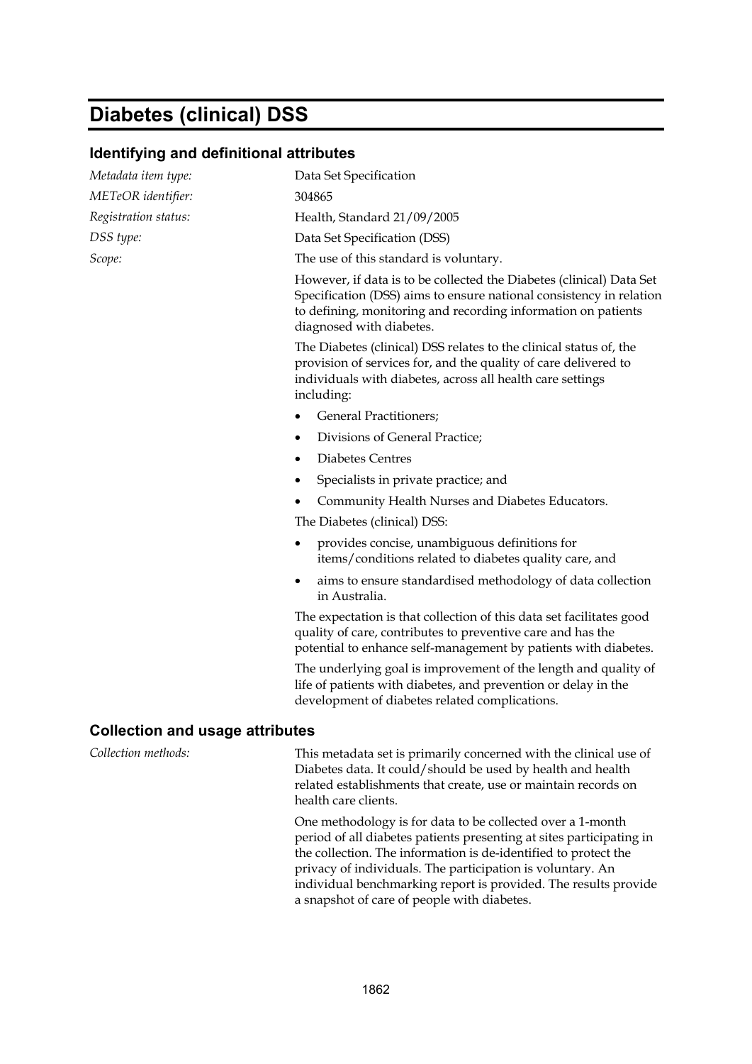# Diabetes (clinical) DSS

## Identifying and definitional attributes

*Metadata item type:* Data Set Specification

*METeOR identifier:* 304865

*Registration status:* Health, Standard 21/09/2005

*DSS type:* Data Set Specification (DSS)

*Scope:* The use of this standard is voluntary.

However, if data is to be collected the Diabetes (clinical) Data Set Specification (DSS) aims to ensure national consistency in relation to defining, monitoring and recording information on patients diagnosed with diabetes.

The Diabetes (clinical) DSS relates to the clinical status of, the provision of services for, and the quality of care delivered to individuals with diabetes, across all health care settings including:

- General Practitioners;
- Divisions of General Practice;
- Diabetes Centres
- Specialists in private practice; and
- Community Health Nurses and Diabetes Educators.

The Diabetes (clinical) DSS:

- provides concise, unambiguous definitions for items/conditions related to diabetes quality care, and
- aims to ensure standardised methodology of data collection in Australia.

The expectation is that collection of this data set facilitates good quality of care, contributes to preventive care and has the potential to enhance self-management by patients with diabetes.

The underlying goal is improvement of the length and quality of life of patients with diabetes, and prevention or delay in the development of diabetes related complications.

## Collection and usage attributes

*Collection methods:* This metadata set is primarily concerned with the clinical use of Diabetes data. It could/should be used by health and health related establishments that create, use or maintain records on health care clients.

One methodology is for data to be collected over a 1-month period of all diabetes patients presenting at sites participating in the collection. The information is de-identified to protect the privacy of individuals. The participation is voluntary. An individual benchmarking report is provided. The results provide a snapshot of care of people with diabetes.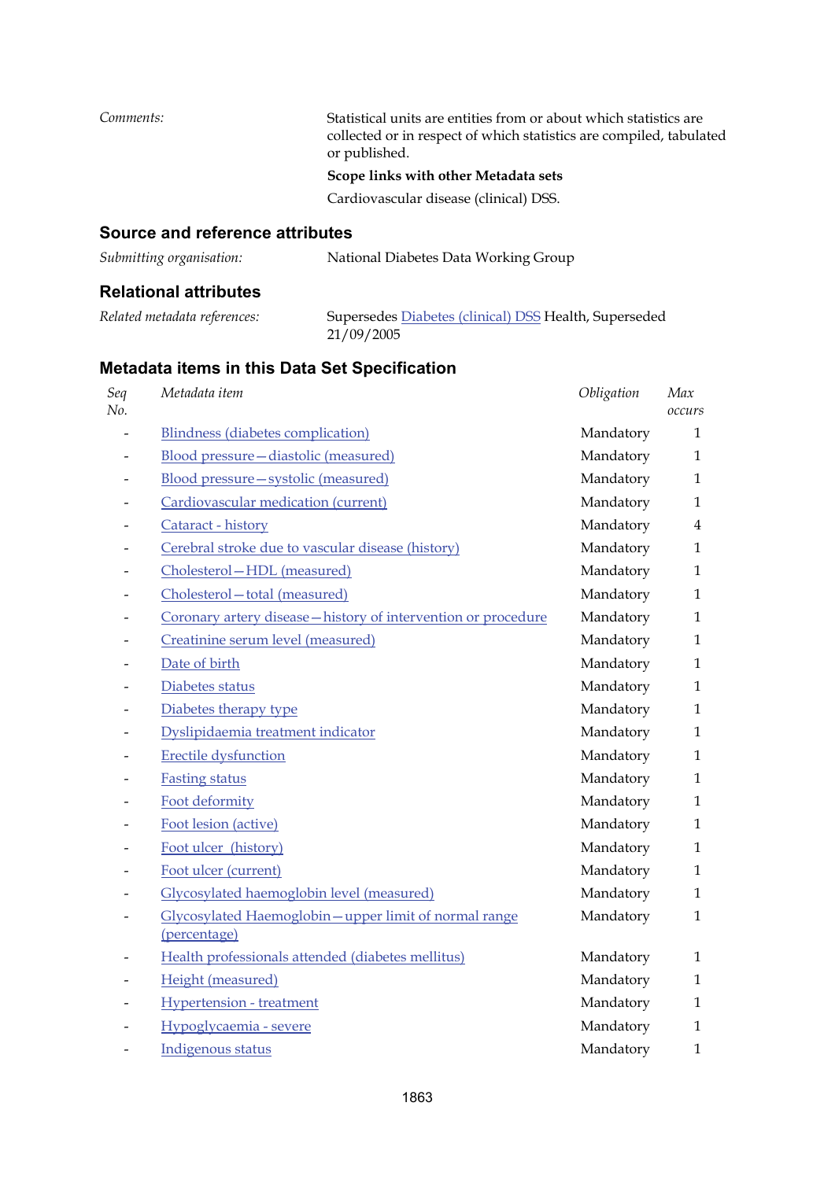*Comments:*

Statistical units are entities from or about which statistics are collected or in respect of which statistics are compiled, tabulated or published.

**Scope links with other Metadata sets**

Cardiovascular disease (clinical) DSS.

## Source and reference attributes

*Submitting organisation:* National Diabetes Data Working Group

## Relational attributes

*Related metadata references:* Supersedes Diabetes (clinical) DSS Health, Superseded 21/09/2005

## Metadata items in this Data Set Specification

| *Seq No.* | *Metadata item* | *Obligation* | *Max occurs* |
|---|---|---|---|
| - | Blindness (diabetes complication) | Mandatory | 1 |
| - | Blood pressure—diastolic (measured) | Mandatory | 1 |
| - | Blood pressure—systolic (measured) | Mandatory | 1 |
| - | Cardiovascular medication (current) | Mandatory | 1 |
| - | Cataract - history | Mandatory | 4 |
| - | Cerebral stroke due to vascular disease (history) | Mandatory | 1 |
| - | Cholesterol—HDL (measured) | Mandatory | 1 |
| - | Cholesterol—total (measured) | Mandatory | 1 |
| - | Coronary artery disease—history of intervention or procedure | Mandatory | 1 |
| - | Creatinine serum level (measured) | Mandatory | 1 |
| - | Date of birth | Mandatory | 1 |
| - | Diabetes status | Mandatory | 1 |
| - | Diabetes therapy type | Mandatory | 1 |
| - | Dyslipidaemia treatment indicator | Mandatory | 1 |
| - | Erectile dysfunction | Mandatory | 1 |
| - | Fasting status | Mandatory | 1 |
| - | Foot deformity | Mandatory | 1 |
| - | Foot lesion (active) | Mandatory | 1 |
| - | Foot ulcer (history) | Mandatory | 1 |
| - | Foot ulcer (current) | Mandatory | 1 |
| - | Glycosylated haemoglobin level (measured) | Mandatory | 1 |
| - | Glycosylated Haemoglobin—upper limit of normal range (percentage) | Mandatory | 1 |
| - | Health professionals attended (diabetes mellitus) | Mandatory | 1 |
| - | Height (measured) | Mandatory | 1 |
| - | Hypertension - treatment | Mandatory | 1 |
| - | Hypoglycaemia - severe | Mandatory | 1 |
| - | Indigenous status | Mandatory | 1 |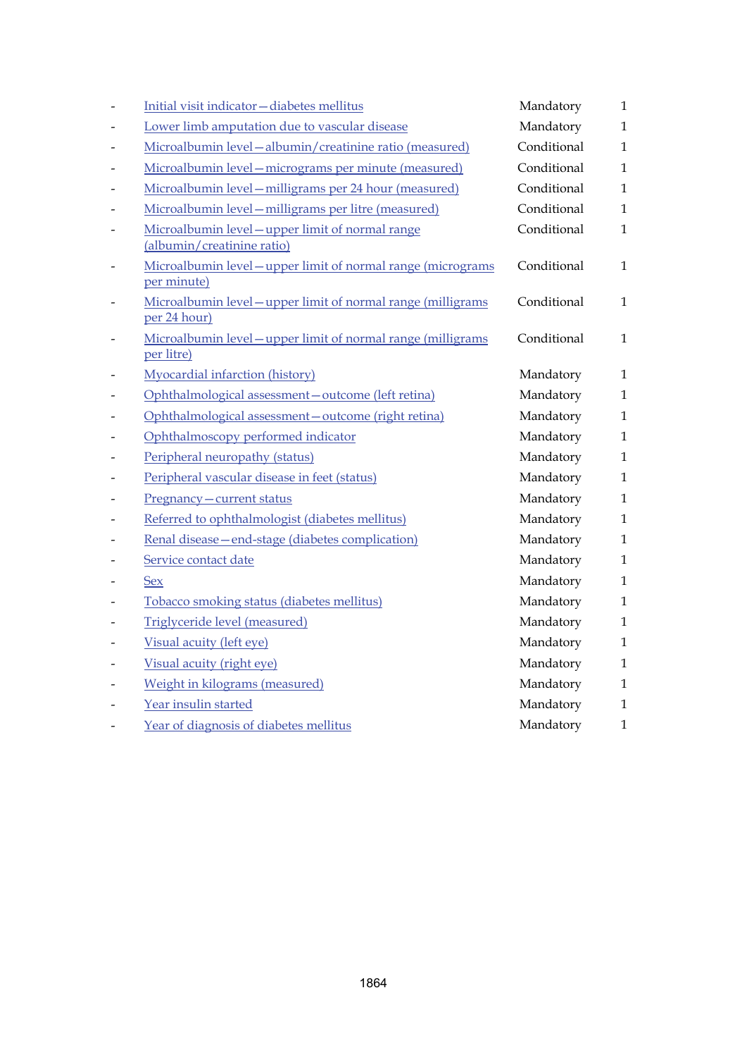| | | | |
|---|---|---|---|
| - | Initial visit indicator—diabetes mellitus | Mandatory | 1 |
| - | Lower limb amputation due to vascular disease | Mandatory | 1 |
| - | Microalbumin level—albumin/creatinine ratio (measured) | Conditional | 1 |
| - | Microalbumin level—micrograms per minute (measured) | Conditional | 1 |
| - | Microalbumin level—milligrams per 24 hour (measured) | Conditional | 1 |
| - | Microalbumin level—milligrams per litre (measured) | Conditional | 1 |
| - | Microalbumin level—upper limit of normal range (albumin/creatinine ratio) | Conditional | 1 |
| - | Microalbumin level—upper limit of normal range (micrograms per minute) | Conditional | 1 |
| - | Microalbumin level—upper limit of normal range (milligrams per 24 hour) | Conditional | 1 |
| - | Microalbumin level—upper limit of normal range (milligrams per litre) | Conditional | 1 |
| - | Myocardial infarction (history) | Mandatory | 1 |
| - | Ophthalmological assessment—outcome (left retina) | Mandatory | 1 |
| - | Ophthalmological assessment—outcome (right retina) | Mandatory | 1 |
| - | Ophthalmoscopy performed indicator | Mandatory | 1 |
| - | Peripheral neuropathy (status) | Mandatory | 1 |
| - | Peripheral vascular disease in feet (status) | Mandatory | 1 |
| - | Pregnancy—current status | Mandatory | 1 |
| - | Referred to ophthalmologist (diabetes mellitus) | Mandatory | 1 |
| - | Renal disease—end-stage (diabetes complication) | Mandatory | 1 |
| - | Service contact date | Mandatory | 1 |
| - | Sex | Mandatory | 1 |
| - | Tobacco smoking status (diabetes mellitus) | Mandatory | 1 |
| - | Triglyceride level (measured) | Mandatory | 1 |
| - | Visual acuity (left eye) | Mandatory | 1 |
| - | Visual acuity (right eye) | Mandatory | 1 |
| - | Weight in kilograms (measured) | Mandatory | 1 |
| - | Year insulin started | Mandatory | 1 |
| - | Year of diagnosis of diabetes mellitus | Mandatory | 1 |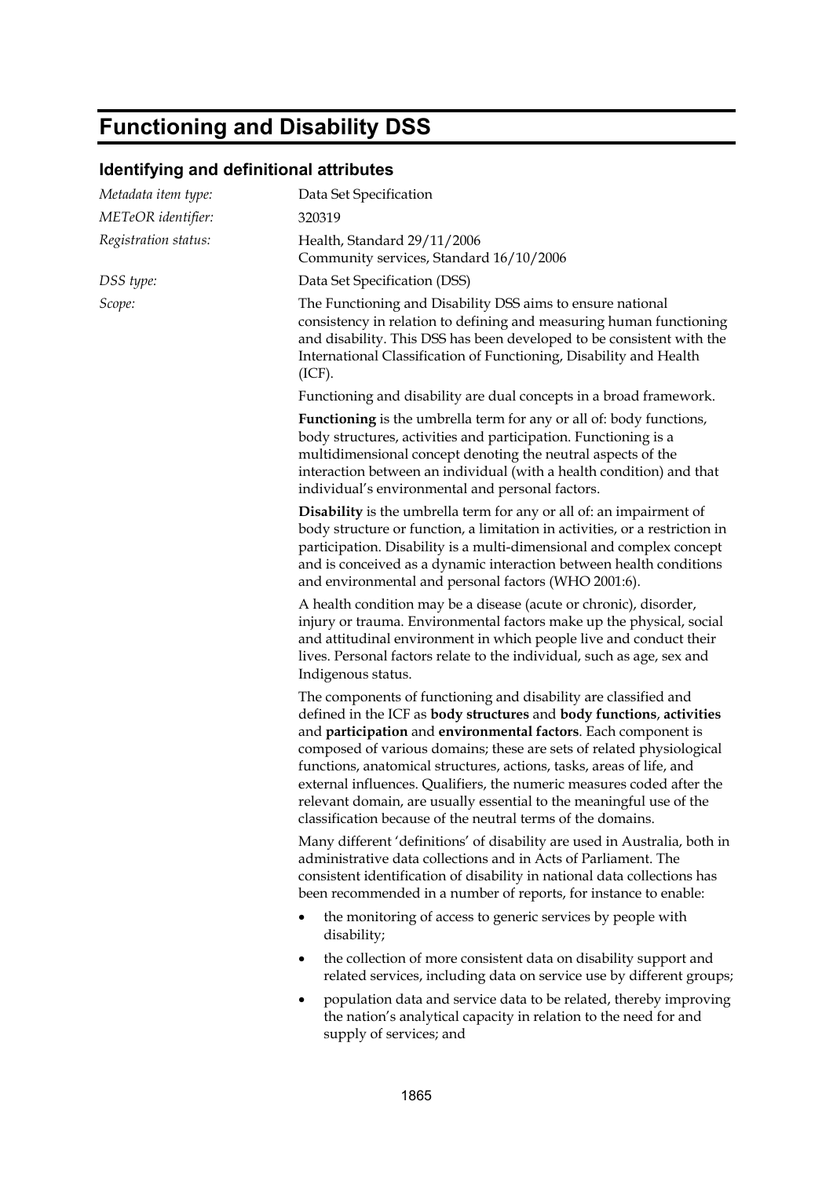# Functioning and Disability DSS

## Identifying and definitional attributes

*Metadata item type:* Data Set Specification

*METeOR identifier:* 320319

*Registration status:* Health, Standard 29/11/2006
Community services, Standard 16/10/2006

*DSS type:* Data Set Specification (DSS)

*Scope:* The Functioning and Disability DSS aims to ensure national consistency in relation to defining and measuring human functioning and disability. This DSS has been developed to be consistent with the International Classification of Functioning, Disability and Health (ICF).

Functioning and disability are dual concepts in a broad framework.

**Functioning** is the umbrella term for any or all of: body functions, body structures, activities and participation. Functioning is a multidimensional concept denoting the neutral aspects of the interaction between an individual (with a health condition) and that individual's environmental and personal factors.

**Disability** is the umbrella term for any or all of: an impairment of body structure or function, a limitation in activities, or a restriction in participation. Disability is a multi-dimensional and complex concept and is conceived as a dynamic interaction between health conditions and environmental and personal factors (WHO 2001:6).

A health condition may be a disease (acute or chronic), disorder, injury or trauma. Environmental factors make up the physical, social and attitudinal environment in which people live and conduct their lives. Personal factors relate to the individual, such as age, sex and Indigenous status.

The components of functioning and disability are classified and defined in the ICF as **body structures** and **body functions**, **activities** and **participation** and **environmental factors**. Each component is composed of various domains; these are sets of related physiological functions, anatomical structures, actions, tasks, areas of life, and external influences. Qualifiers, the numeric measures coded after the relevant domain, are usually essential to the meaningful use of the classification because of the neutral terms of the domains.

Many different 'definitions' of disability are used in Australia, both in administrative data collections and in Acts of Parliament. The consistent identification of disability in national data collections has been recommended in a number of reports, for instance to enable:

- the monitoring of access to generic services by people with disability;
- the collection of more consistent data on disability support and related services, including data on service use by different groups;
- population data and service data to be related, thereby improving the nation's analytical capacity in relation to the need for and supply of services; and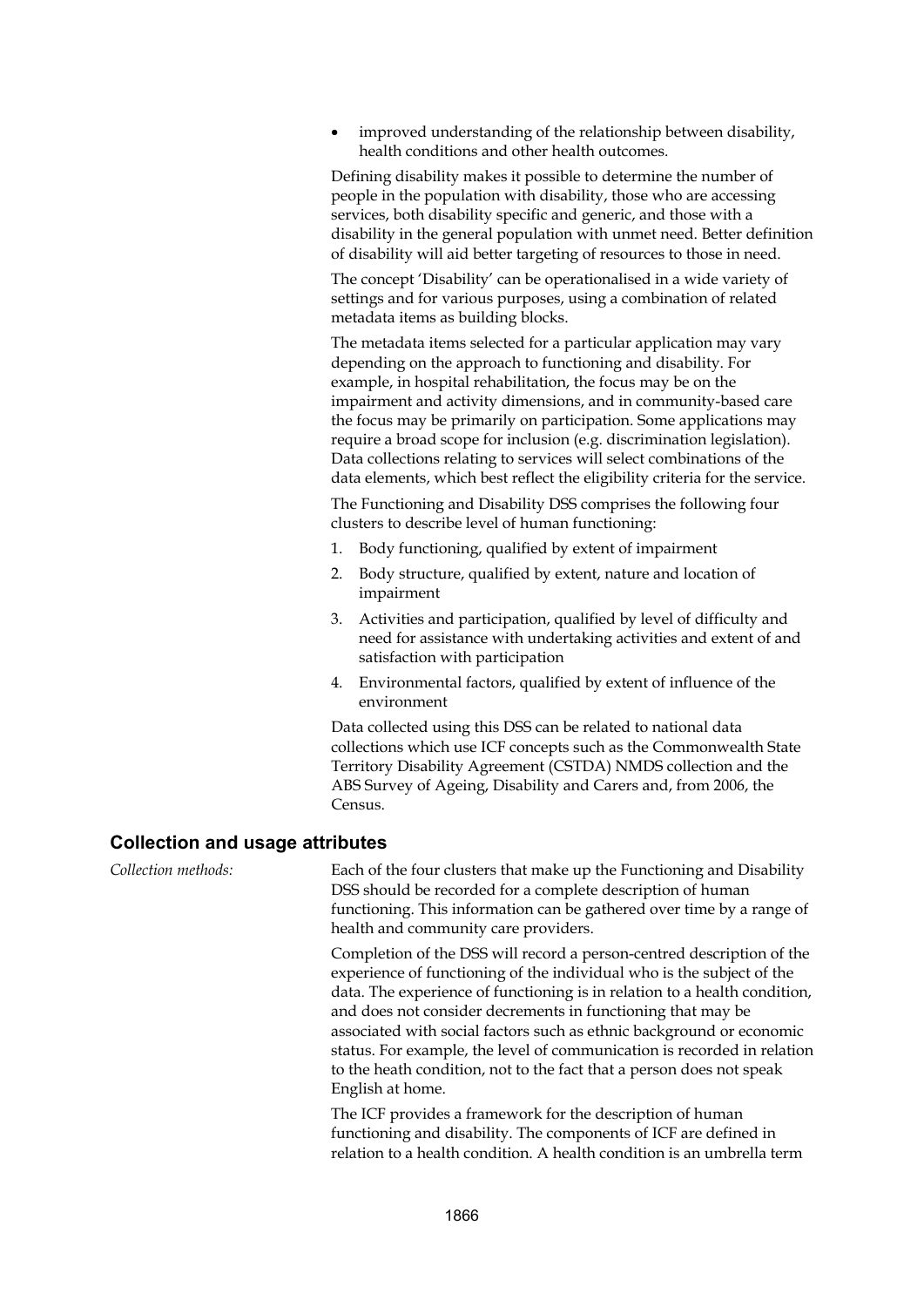- improved understanding of the relationship between disability, health conditions and other health outcomes.

Defining disability makes it possible to determine the number of people in the population with disability, those who are accessing services, both disability specific and generic, and those with a disability in the general population with unmet need. Better definition of disability will aid better targeting of resources to those in need.

The concept 'Disability' can be operationalised in a wide variety of settings and for various purposes, using a combination of related metadata items as building blocks.

The metadata items selected for a particular application may vary depending on the approach to functioning and disability. For example, in hospital rehabilitation, the focus may be on the impairment and activity dimensions, and in community-based care the focus may be primarily on participation. Some applications may require a broad scope for inclusion (e.g. discrimination legislation). Data collections relating to services will select combinations of the data elements, which best reflect the eligibility criteria for the service.

The Functioning and Disability DSS comprises the following four clusters to describe level of human functioning:

1. Body functioning, qualified by extent of impairment
2. Body structure, qualified by extent, nature and location of impairment
3. Activities and participation, qualified by level of difficulty and need for assistance with undertaking activities and extent of and satisfaction with participation
4. Environmental factors, qualified by extent of influence of the environment

Data collected using this DSS can be related to national data collections which use ICF concepts such as the Commonwealth State Territory Disability Agreement (CSTDA) NMDS collection and the ABS Survey of Ageing, Disability and Carers and, from 2006, the Census.

## Collection and usage attributes

*Collection methods:*

Each of the four clusters that make up the Functioning and Disability DSS should be recorded for a complete description of human functioning. This information can be gathered over time by a range of health and community care providers.

Completion of the DSS will record a person-centred description of the experience of functioning of the individual who is the subject of the data. The experience of functioning is in relation to a health condition, and does not consider decrements in functioning that may be associated with social factors such as ethnic background or economic status. For example, the level of communication is recorded in relation to the heath condition, not to the fact that a person does not speak English at home.

The ICF provides a framework for the description of human functioning and disability. The components of ICF are defined in relation to a health condition. A health condition is an umbrella term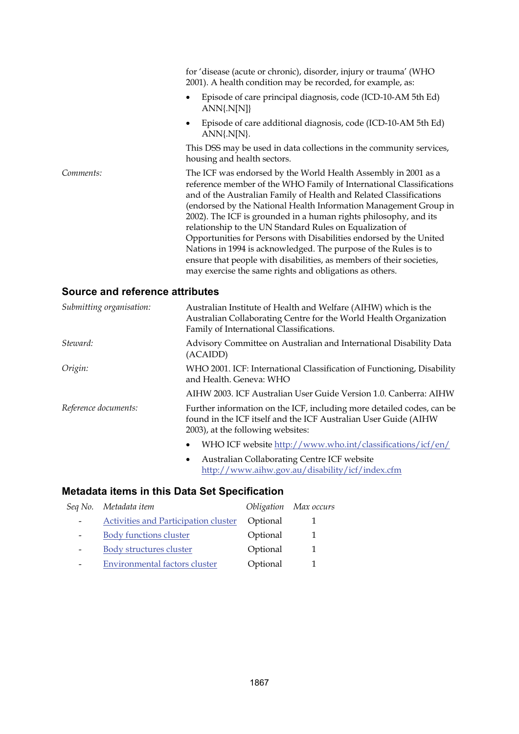for 'disease (acute or chronic), disorder, injury or trauma' (WHO 2001). A health condition may be recorded, for example, as:

- Episode of care principal diagnosis, code (ICD-10-AM 5th Ed) ANN{.N[N]}
- Episode of care additional diagnosis, code (ICD-10-AM 5th Ed) ANN{.N[N}.

This DSS may be used in data collections in the community services, housing and health sectors.

*Comments:* The ICF was endorsed by the World Health Assembly in 2001 as a reference member of the WHO Family of International Classifications and of the Australian Family of Health and Related Classifications (endorsed by the National Health Information Management Group in 2002). The ICF is grounded in a human rights philosophy, and its relationship to the UN Standard Rules on Equalization of Opportunities for Persons with Disabilities endorsed by the United Nations in 1994 is acknowledged. The purpose of the Rules is to ensure that people with disabilities, as members of their societies, may exercise the same rights and obligations as others.

## Source and reference attributes

*Submitting organisation:* Australian Institute of Health and Welfare (AIHW) which is the Australian Collaborating Centre for the World Health Organization Family of International Classifications.

*Steward:* Advisory Committee on Australian and International Disability Data (ACAIDD)

*Origin:* WHO 2001. ICF: International Classification of Functioning, Disability and Health. Geneva: WHO

AIHW 2003. ICF Australian User Guide Version 1.0. Canberra: AIHW

*Reference documents:* Further information on the ICF, including more detailed codes, can be found in the ICF itself and the ICF Australian User Guide (AIHW 2003), at the following websites:

- WHO ICF website http://www.who.int/classifications/icf/en/
- Australian Collaborating Centre ICF website http://www.aihw.gov.au/disability/icf/index.cfm

## Metadata items in this Data Set Specification

| *Seq No.* | *Metadata item* | *Obligation* | *Max occurs* |
|---|---|---|---|
| - | Activities and Participation cluster | Optional | 1 |
| - | Body functions cluster | Optional | 1 |
| - | Body structures cluster | Optional | 1 |
| - | Environmental factors cluster | Optional | 1 |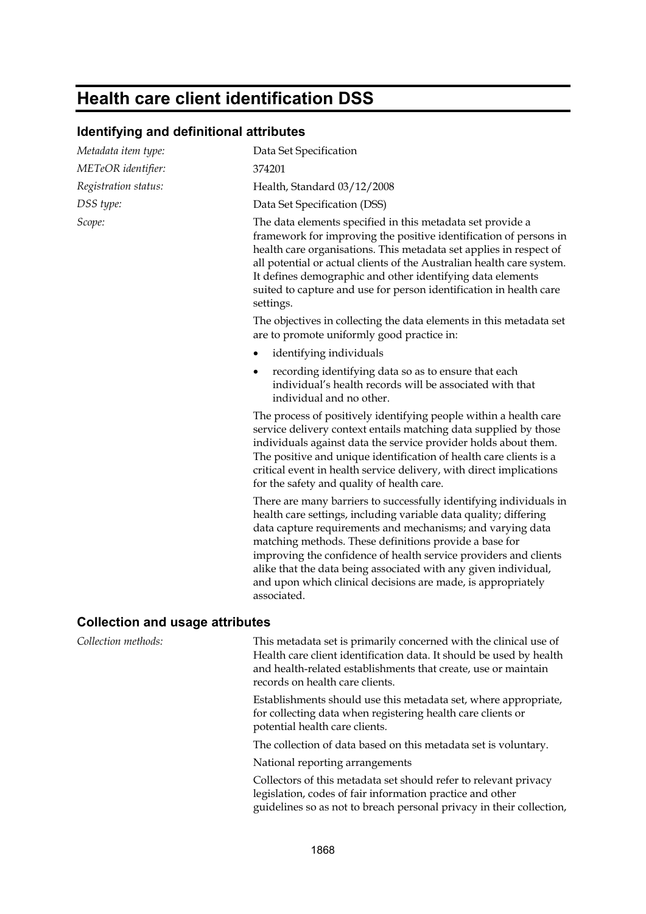# Health care client identification DSS

## Identifying and definitional attributes

*Metadata item type:* Data Set Specification

*METeOR identifier:* 374201

*Registration status:* Health, Standard 03/12/2008

*DSS type:* Data Set Specification (DSS)

*Scope:* The data elements specified in this metadata set provide a framework for improving the positive identification of persons in health care organisations. This metadata set applies in respect of all potential or actual clients of the Australian health care system. It defines demographic and other identifying data elements suited to capture and use for person identification in health care settings.

The objectives in collecting the data elements in this metadata set are to promote uniformly good practice in:

- identifying individuals
- recording identifying data so as to ensure that each individual's health records will be associated with that individual and no other.

The process of positively identifying people within a health care service delivery context entails matching data supplied by those individuals against data the service provider holds about them. The positive and unique identification of health care clients is a critical event in health service delivery, with direct implications for the safety and quality of health care.

There are many barriers to successfully identifying individuals in health care settings, including variable data quality; differing data capture requirements and mechanisms; and varying data matching methods. These definitions provide a base for improving the confidence of health service providers and clients alike that the data being associated with any given individual, and upon which clinical decisions are made, is appropriately associated.

## Collection and usage attributes

*Collection methods:* This metadata set is primarily concerned with the clinical use of Health care client identification data. It should be used by health and health-related establishments that create, use or maintain records on health care clients.

Establishments should use this metadata set, where appropriate, for collecting data when registering health care clients or potential health care clients.

The collection of data based on this metadata set is voluntary.

National reporting arrangements

Collectors of this metadata set should refer to relevant privacy legislation, codes of fair information practice and other guidelines so as not to breach personal privacy in their collection,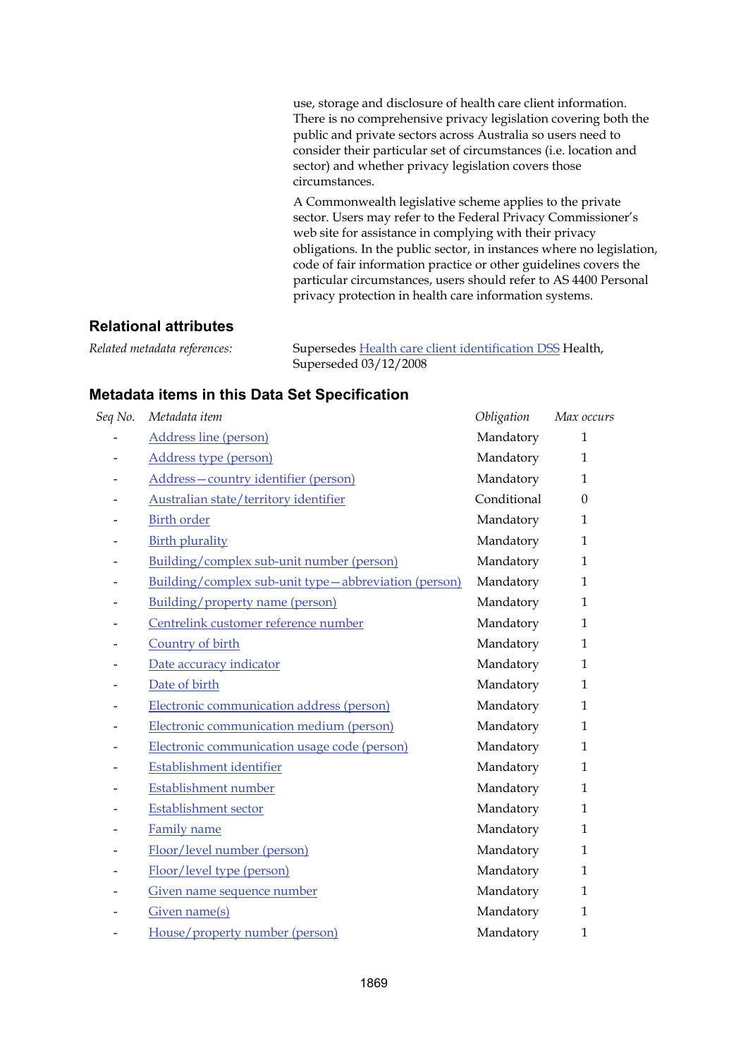use, storage and disclosure of health care client information. There is no comprehensive privacy legislation covering both the public and private sectors across Australia so users need to consider their particular set of circumstances (i.e. location and sector) and whether privacy legislation covers those circumstances.

A Commonwealth legislative scheme applies to the private sector. Users may refer to the Federal Privacy Commissioner's web site for assistance in complying with their privacy obligations. In the public sector, in instances where no legislation, code of fair information practice or other guidelines covers the particular circumstances, users should refer to AS 4400 Personal privacy protection in health care information systems.

## Relational attributes

*Related metadata references:* Supersedes Health care client identification DSS Health, Superseded 03/12/2008

## Metadata items in this Data Set Specification

| *Seq No.* | *Metadata item* | *Obligation* | *Max occurs* |
|---|---|---|---|
| - | Address line (person) | Mandatory | 1 |
| - | Address type (person) | Mandatory | 1 |
| - | Address—country identifier (person) | Mandatory | 1 |
| - | Australian state/territory identifier | Conditional | 0 |
| - | Birth order | Mandatory | 1 |
| - | Birth plurality | Mandatory | 1 |
| - | Building/complex sub-unit number (person) | Mandatory | 1 |
| - | Building/complex sub-unit type—abbreviation (person) | Mandatory | 1 |
| - | Building/property name (person) | Mandatory | 1 |
| - | Centrelink customer reference number | Mandatory | 1 |
| - | Country of birth | Mandatory | 1 |
| - | Date accuracy indicator | Mandatory | 1 |
| - | Date of birth | Mandatory | 1 |
| - | Electronic communication address (person) | Mandatory | 1 |
| - | Electronic communication medium (person) | Mandatory | 1 |
| - | Electronic communication usage code (person) | Mandatory | 1 |
| - | Establishment identifier | Mandatory | 1 |
| - | Establishment number | Mandatory | 1 |
| - | Establishment sector | Mandatory | 1 |
| - | Family name | Mandatory | 1 |
| - | Floor/level number (person) | Mandatory | 1 |
| - | Floor/level type (person) | Mandatory | 1 |
| - | Given name sequence number | Mandatory | 1 |
| - | Given name(s) | Mandatory | 1 |
| - | House/property number (person) | Mandatory | 1 |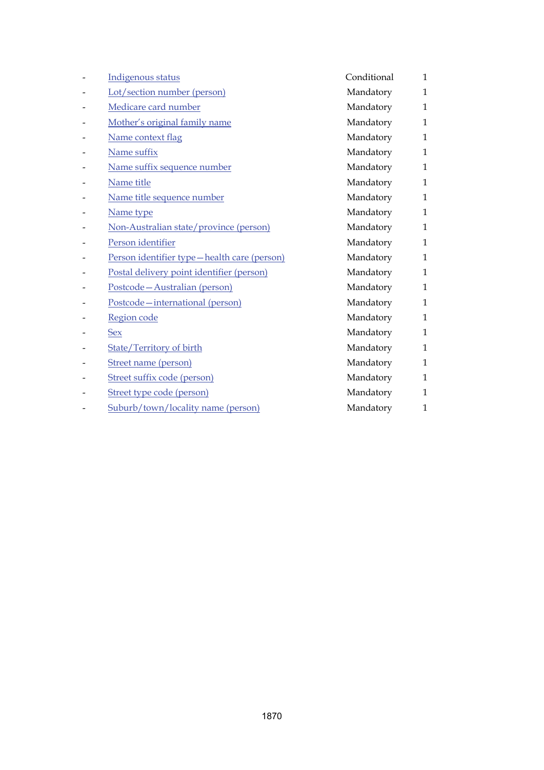| | | | |
|---|---|---|---|
| - | Indigenous status | Conditional | 1 |
| - | Lot/section number (person) | Mandatory | 1 |
| - | Medicare card number | Mandatory | 1 |
| - | Mother's original family name | Mandatory | 1 |
| - | Name context flag | Mandatory | 1 |
| - | Name suffix | Mandatory | 1 |
| - | Name suffix sequence number | Mandatory | 1 |
| - | Name title | Mandatory | 1 |
| - | Name title sequence number | Mandatory | 1 |
| - | Name type | Mandatory | 1 |
| - | Non-Australian state/province (person) | Mandatory | 1 |
| - | Person identifier | Mandatory | 1 |
| - | Person identifier type—health care (person) | Mandatory | 1 |
| - | Postal delivery point identifier (person) | Mandatory | 1 |
| - | Postcode—Australian (person) | Mandatory | 1 |
| - | Postcode—international (person) | Mandatory | 1 |
| - | Region code | Mandatory | 1 |
| - | Sex | Mandatory | 1 |
| - | State/Territory of birth | Mandatory | 1 |
| - | Street name (person) | Mandatory | 1 |
| - | Street suffix code (person) | Mandatory | 1 |
| - | Street type code (person) | Mandatory | 1 |
| - | Suburb/town/locality name (person) | Mandatory | 1 |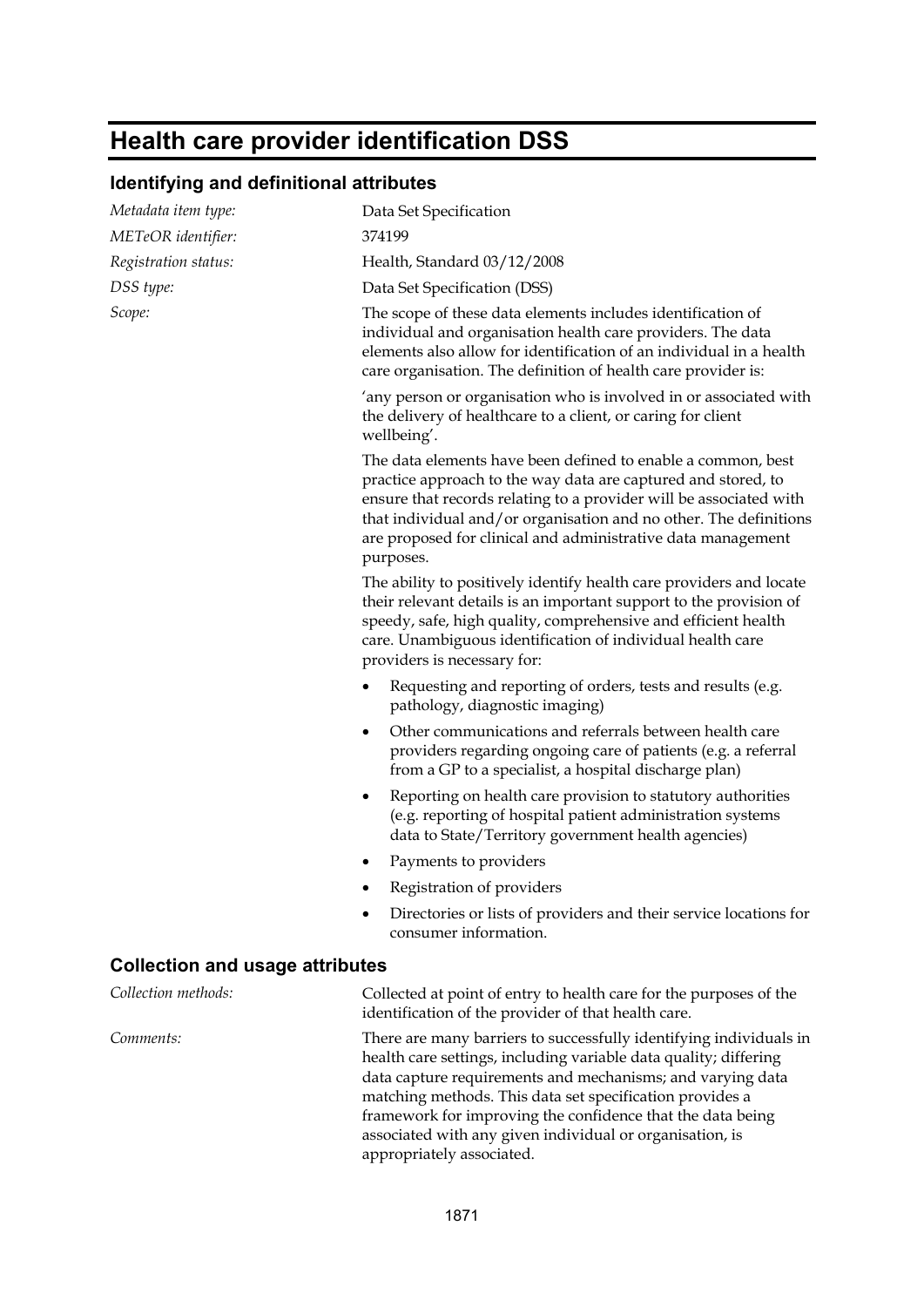# Health care provider identification DSS

## Identifying and definitional attributes

*Metadata item type:* Data Set Specification

*METeOR identifier:* 374199

*Registration status:* Health, Standard 03/12/2008

*DSS type:* Data Set Specification (DSS)

*Scope:* The scope of these data elements includes identification of individual and organisation health care providers. The data elements also allow for identification of an individual in a health care organisation. The definition of health care provider is:

'any person or organisation who is involved in or associated with the delivery of healthcare to a client, or caring for client wellbeing'.

The data elements have been defined to enable a common, best practice approach to the way data are captured and stored, to ensure that records relating to a provider will be associated with that individual and/or organisation and no other. The definitions are proposed for clinical and administrative data management purposes.

The ability to positively identify health care providers and locate their relevant details is an important support to the provision of speedy, safe, high quality, comprehensive and efficient health care. Unambiguous identification of individual health care providers is necessary for:

- Requesting and reporting of orders, tests and results (e.g. pathology, diagnostic imaging)
- Other communications and referrals between health care providers regarding ongoing care of patients (e.g. a referral from a GP to a specialist, a hospital discharge plan)
- Reporting on health care provision to statutory authorities (e.g. reporting of hospital patient administration systems data to State/Territory government health agencies)
- Payments to providers
- Registration of providers
- Directories or lists of providers and their service locations for consumer information.

## Collection and usage attributes

*Collection methods:* Collected at point of entry to health care for the purposes of the identification of the provider of that health care.

*Comments:* There are many barriers to successfully identifying individuals in health care settings, including variable data quality; differing data capture requirements and mechanisms; and varying data matching methods. This data set specification provides a framework for improving the confidence that the data being associated with any given individual or organisation, is appropriately associated.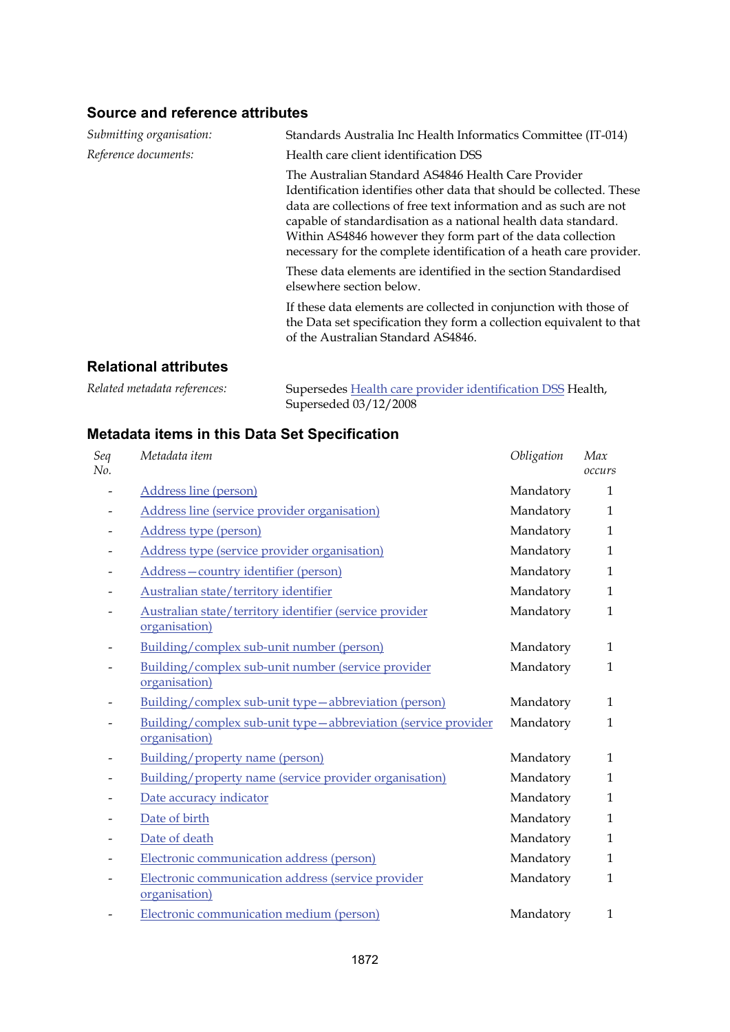## Source and reference attributes

*Submitting organisation:* Standards Australia Inc Health Informatics Committee (IT-014)

*Reference documents:* Health care client identification DSS

The Australian Standard AS4846 Health Care Provider Identification identifies other data that should be collected. These data are collections of free text information and as such are not capable of standardisation as a national health data standard. Within AS4846 however they form part of the data collection necessary for the complete identification of a heath care provider.

These data elements are identified in the section Standardised elsewhere section below.

If these data elements are collected in conjunction with those of the Data set specification they form a collection equivalent to that of the Australian Standard AS4846.

## Relational attributes

*Related metadata references:* Supersedes Health care provider identification DSS Health, Superseded 03/12/2008

## Metadata items in this Data Set Specification

| *Seq No.* | *Metadata item* | *Obligation* | *Max occurs* |
|---|---|---|---|
| - | Address line (person) | Mandatory | 1 |
| - | Address line (service provider organisation) | Mandatory | 1 |
| - | Address type (person) | Mandatory | 1 |
| - | Address type (service provider organisation) | Mandatory | 1 |
| - | Address—country identifier (person) | Mandatory | 1 |
| - | Australian state/territory identifier | Mandatory | 1 |
| - | Australian state/territory identifier (service provider organisation) | Mandatory | 1 |
| - | Building/complex sub-unit number (person) | Mandatory | 1 |
| - | Building/complex sub-unit number (service provider organisation) | Mandatory | 1 |
| - | Building/complex sub-unit type—abbreviation (person) | Mandatory | 1 |
| - | Building/complex sub-unit type—abbreviation (service provider organisation) | Mandatory | 1 |
| - | Building/property name (person) | Mandatory | 1 |
| - | Building/property name (service provider organisation) | Mandatory | 1 |
| - | Date accuracy indicator | Mandatory | 1 |
| - | Date of birth | Mandatory | 1 |
| - | Date of death | Mandatory | 1 |
| - | Electronic communication address (person) | Mandatory | 1 |
| - | Electronic communication address (service provider organisation) | Mandatory | 1 |
| - | Electronic communication medium (person) | Mandatory | 1 |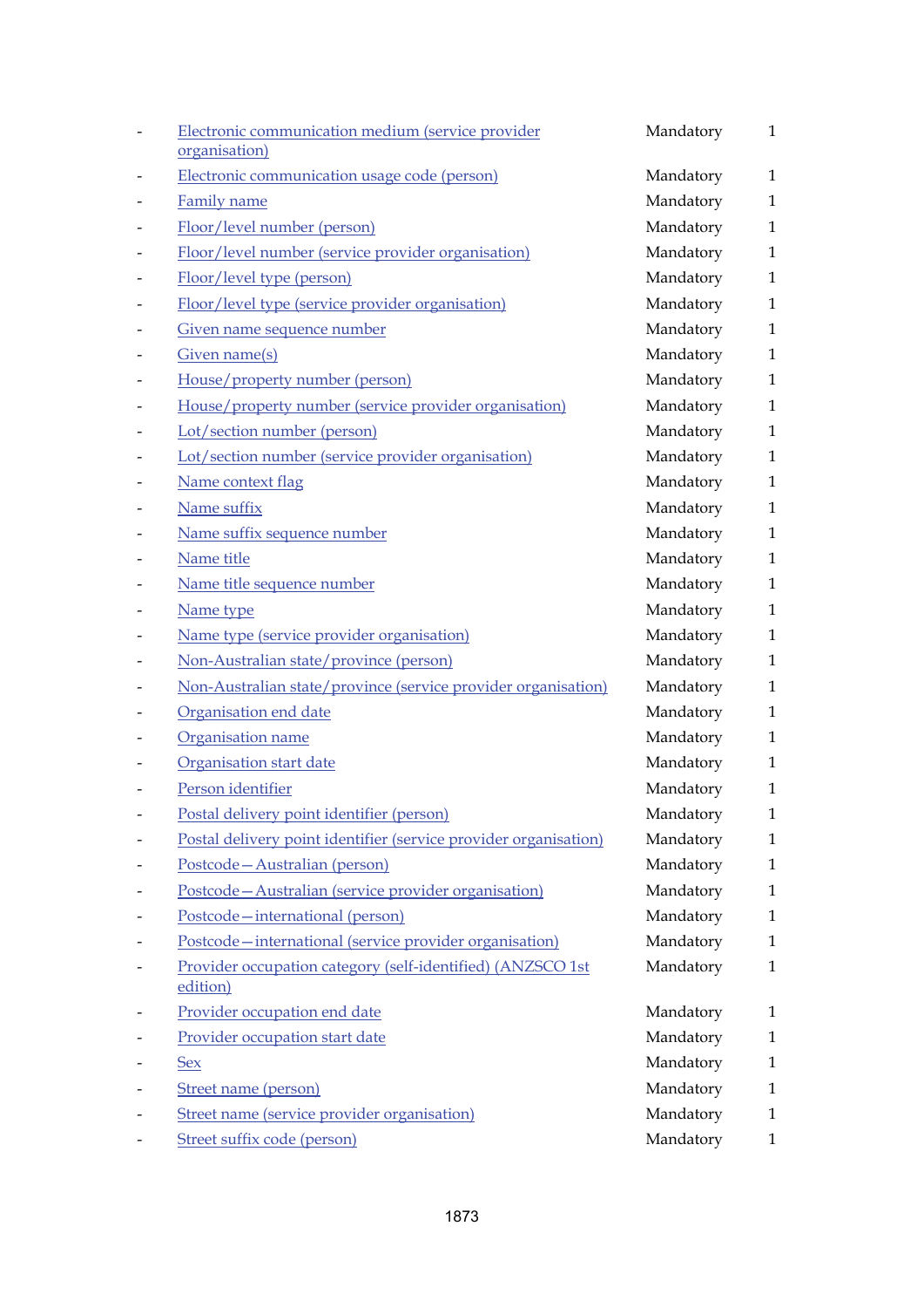| | | | |
|---|---|---|---|
| - | Electronic communication medium (service provider organisation) | Mandatory | 1 |
| - | Electronic communication usage code (person) | Mandatory | 1 |
| - | Family name | Mandatory | 1 |
| - | Floor/level number (person) | Mandatory | 1 |
| - | Floor/level number (service provider organisation) | Mandatory | 1 |
| - | Floor/level type (person) | Mandatory | 1 |
| - | Floor/level type (service provider organisation) | Mandatory | 1 |
| - | Given name sequence number | Mandatory | 1 |
| - | Given name(s) | Mandatory | 1 |
| - | House/property number (person) | Mandatory | 1 |
| - | House/property number (service provider organisation) | Mandatory | 1 |
| - | Lot/section number (person) | Mandatory | 1 |
| - | Lot/section number (service provider organisation) | Mandatory | 1 |
| - | Name context flag | Mandatory | 1 |
| - | Name suffix | Mandatory | 1 |
| - | Name suffix sequence number | Mandatory | 1 |
| - | Name title | Mandatory | 1 |
| - | Name title sequence number | Mandatory | 1 |
| - | Name type | Mandatory | 1 |
| - | Name type (service provider organisation) | Mandatory | 1 |
| - | Non-Australian state/province (person) | Mandatory | 1 |
| - | Non-Australian state/province (service provider organisation) | Mandatory | 1 |
| - | Organisation end date | Mandatory | 1 |
| - | Organisation name | Mandatory | 1 |
| - | Organisation start date | Mandatory | 1 |
| - | Person identifier | Mandatory | 1 |
| - | Postal delivery point identifier (person) | Mandatory | 1 |
| - | Postal delivery point identifier (service provider organisation) | Mandatory | 1 |
| - | Postcode—Australian (person) | Mandatory | 1 |
| - | Postcode—Australian (service provider organisation) | Mandatory | 1 |
| - | Postcode—international (person) | Mandatory | 1 |
| - | Postcode—international (service provider organisation) | Mandatory | 1 |
| - | Provider occupation category (self-identified) (ANZSCO 1st edition) | Mandatory | 1 |
| - | Provider occupation end date | Mandatory | 1 |
| - | Provider occupation start date | Mandatory | 1 |
| - | Sex | Mandatory | 1 |
| - | Street name (person) | Mandatory | 1 |
| - | Street name (service provider organisation) | Mandatory | 1 |
| - | Street suffix code (person) | Mandatory | 1 |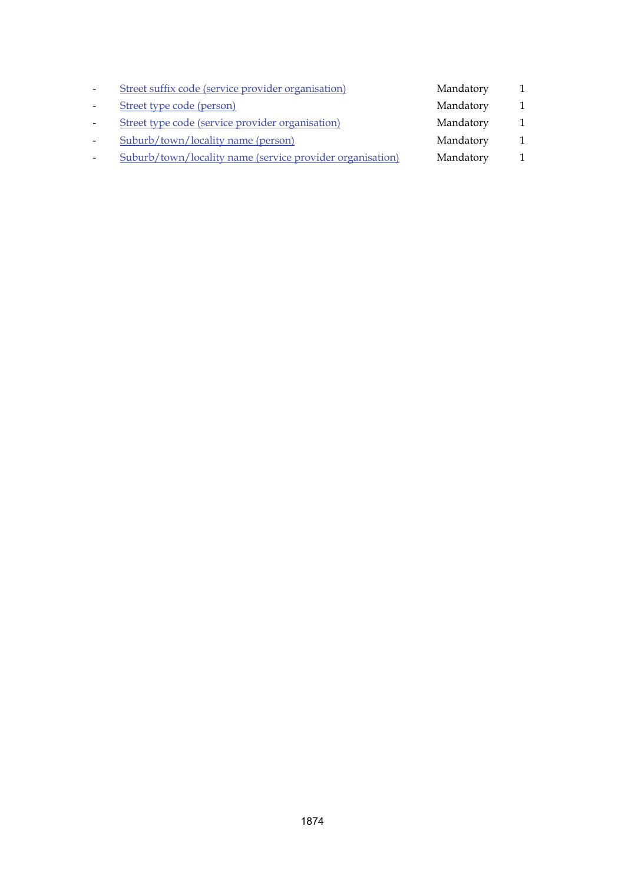| - | Street suffix code (service provider organisation) | Mandatory | 1 |
|---|---|---|---|
| - | Street type code (person) | Mandatory | 1 |
| - | Street type code (service provider organisation) | Mandatory | 1 |
| - | Suburb/town/locality name (person) | Mandatory | 1 |
| - | Suburb/town/locality name (service provider organisation) | Mandatory | 1 |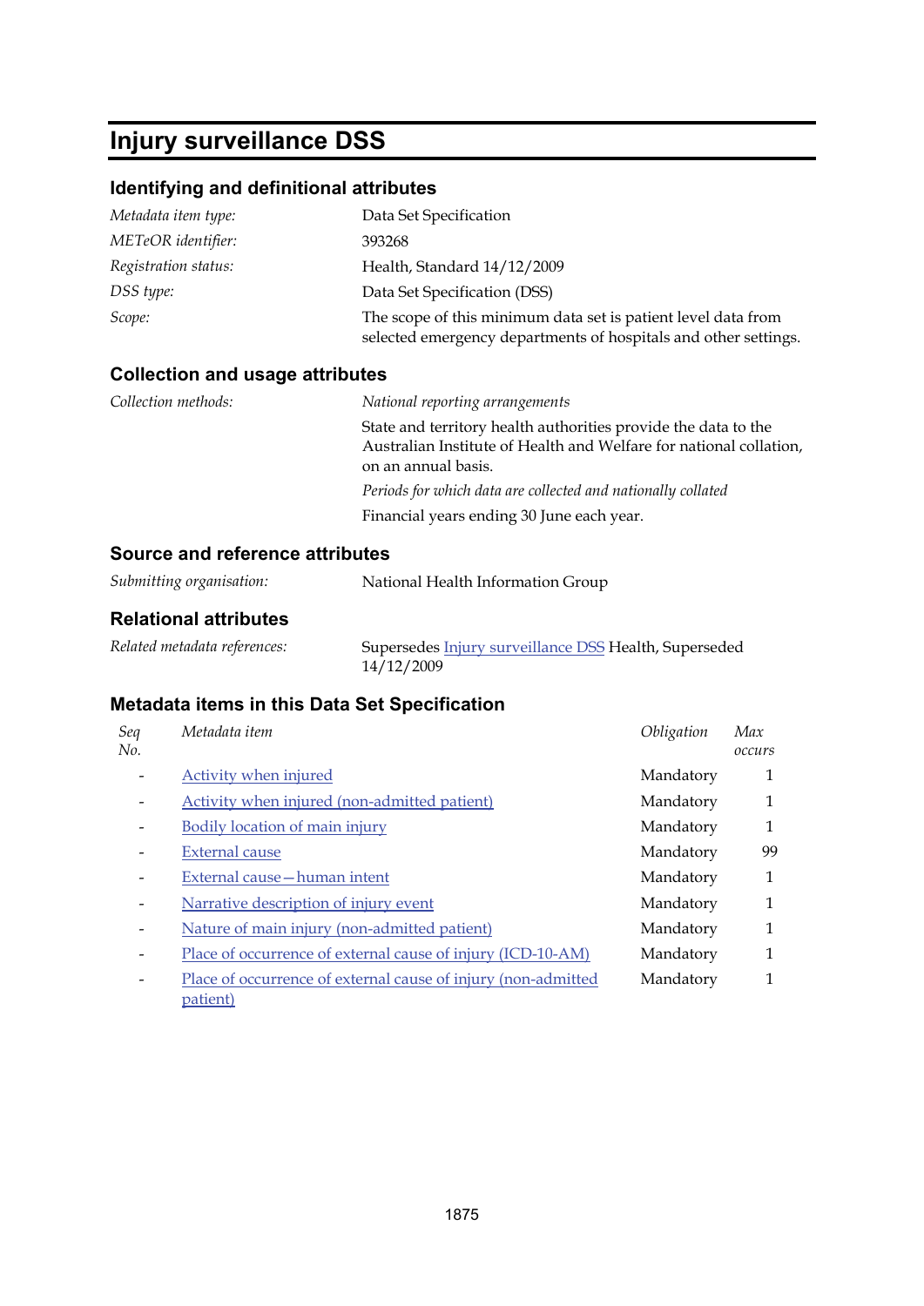# Injury surveillance DSS

## Identifying and definitional attributes

| | |
|---|---|
| *Metadata item type:* | Data Set Specification |
| *METeOR identifier:* | 393268 |
| *Registration status:* | Health, Standard 14/12/2009 |
| *DSS type:* | Data Set Specification (DSS) |
| *Scope:* | The scope of this minimum data set is patient level data from selected emergency departments of hospitals and other settings. |

## Collection and usage attributes

*Collection methods:*

*National reporting arrangements*

State and territory health authorities provide the data to the Australian Institute of Health and Welfare for national collation, on an annual basis.

*Periods for which data are collected and nationally collated*

Financial years ending 30 June each year.

## Source and reference attributes

| | |
|---|---|
| *Submitting organisation:* | National Health Information Group |

## Relational attributes

| | |
|---|---|
| *Related metadata references:* | Supersedes Injury surveillance DSS Health, Superseded 14/12/2009 |

## Metadata items in this Data Set Specification

| *Seq No.* | *Metadata item* | *Obligation* | *Max occurs* |
|---|---|---|---|
| - | Activity when injured | Mandatory | 1 |
| - | Activity when injured (non-admitted patient) | Mandatory | 1 |
| - | Bodily location of main injury | Mandatory | 1 |
| - | External cause | Mandatory | 99 |
| - | External cause—human intent | Mandatory | 1 |
| - | Narrative description of injury event | Mandatory | 1 |
| - | Nature of main injury (non-admitted patient) | Mandatory | 1 |
| - | Place of occurrence of external cause of injury (ICD-10-AM) | Mandatory | 1 |
| - | Place of occurrence of external cause of injury (non-admitted patient) | Mandatory | 1 |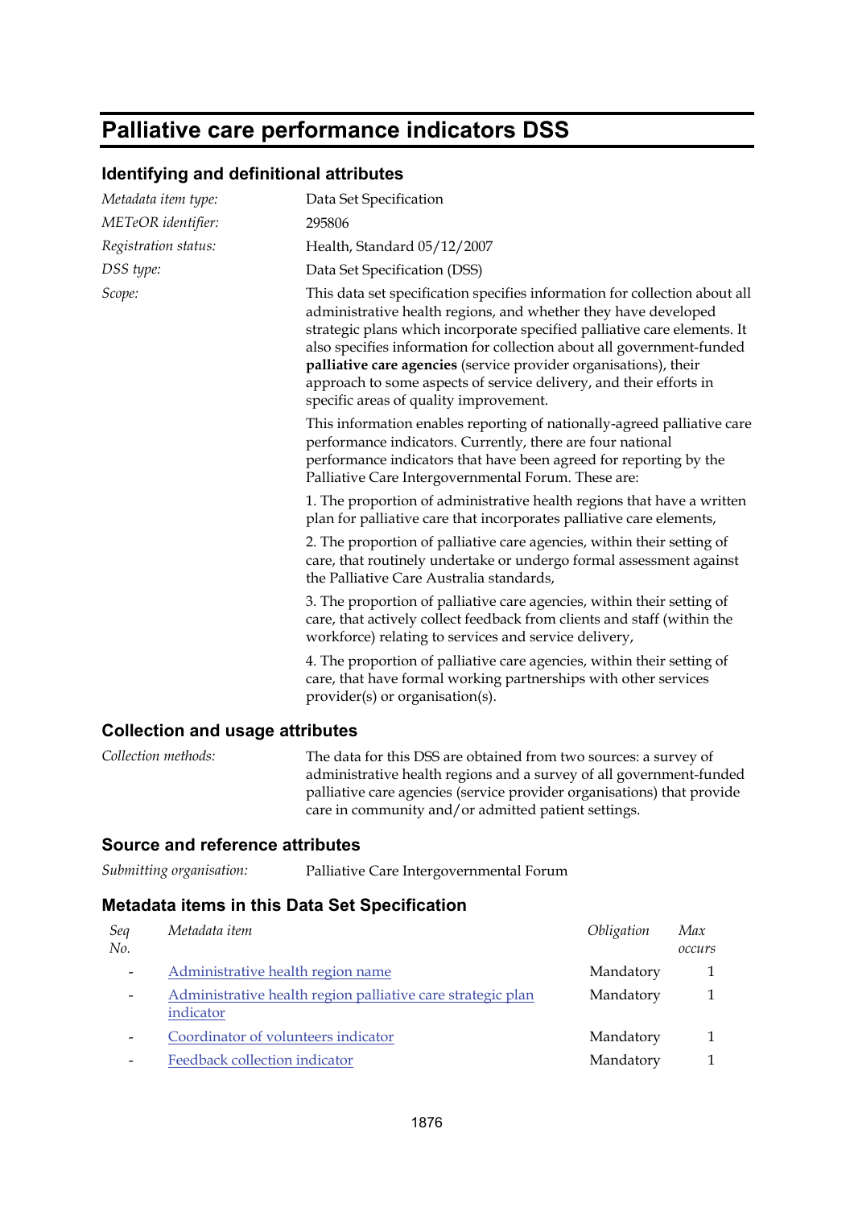# Palliative care performance indicators DSS

## Identifying and definitional attributes

| | |
|---|---|
| *Metadata item type:* | Data Set Specification |
| *METeOR identifier:* | 295806 |
| *Registration status:* | Health, Standard 05/12/2007 |
| *DSS type:* | Data Set Specification (DSS) |
| *Scope:* | This data set specification specifies information for collection about all administrative health regions, and whether they have developed strategic plans which incorporate specified palliative care elements. It also specifies information for collection about all government-funded **palliative care agencies** (service provider organisations), their approach to some aspects of service delivery, and their efforts in specific areas of quality improvement. |

This information enables reporting of nationally-agreed palliative care performance indicators. Currently, there are four national performance indicators that have been agreed for reporting by the Palliative Care Intergovernmental Forum. These are:

1. The proportion of administrative health regions that have a written plan for palliative care that incorporates palliative care elements,

2. The proportion of palliative care agencies, within their setting of care, that routinely undertake or undergo formal assessment against the Palliative Care Australia standards,

3. The proportion of palliative care agencies, within their setting of care, that actively collect feedback from clients and staff (within the workforce) relating to services and service delivery,

4. The proportion of palliative care agencies, within their setting of care, that have formal working partnerships with other services provider(s) or organisation(s).

## Collection and usage attributes

| | |
|---|---|
| *Collection methods:* | The data for this DSS are obtained from two sources: a survey of administrative health regions and a survey of all government-funded palliative care agencies (service provider organisations) that provide care in community and/or admitted patient settings. |

## Source and reference attributes

| | |
|---|---|
| *Submitting organisation:* | Palliative Care Intergovernmental Forum |

## Metadata items in this Data Set Specification

| *Seq No.* | *Metadata item* | *Obligation* | *Max occurs* |
|---|---|---|---|
| - | Administrative health region name | Mandatory | 1 |
| - | Administrative health region palliative care strategic plan indicator | Mandatory | 1 |
| - | Coordinator of volunteers indicator | Mandatory | 1 |
| - | Feedback collection indicator | Mandatory | 1 |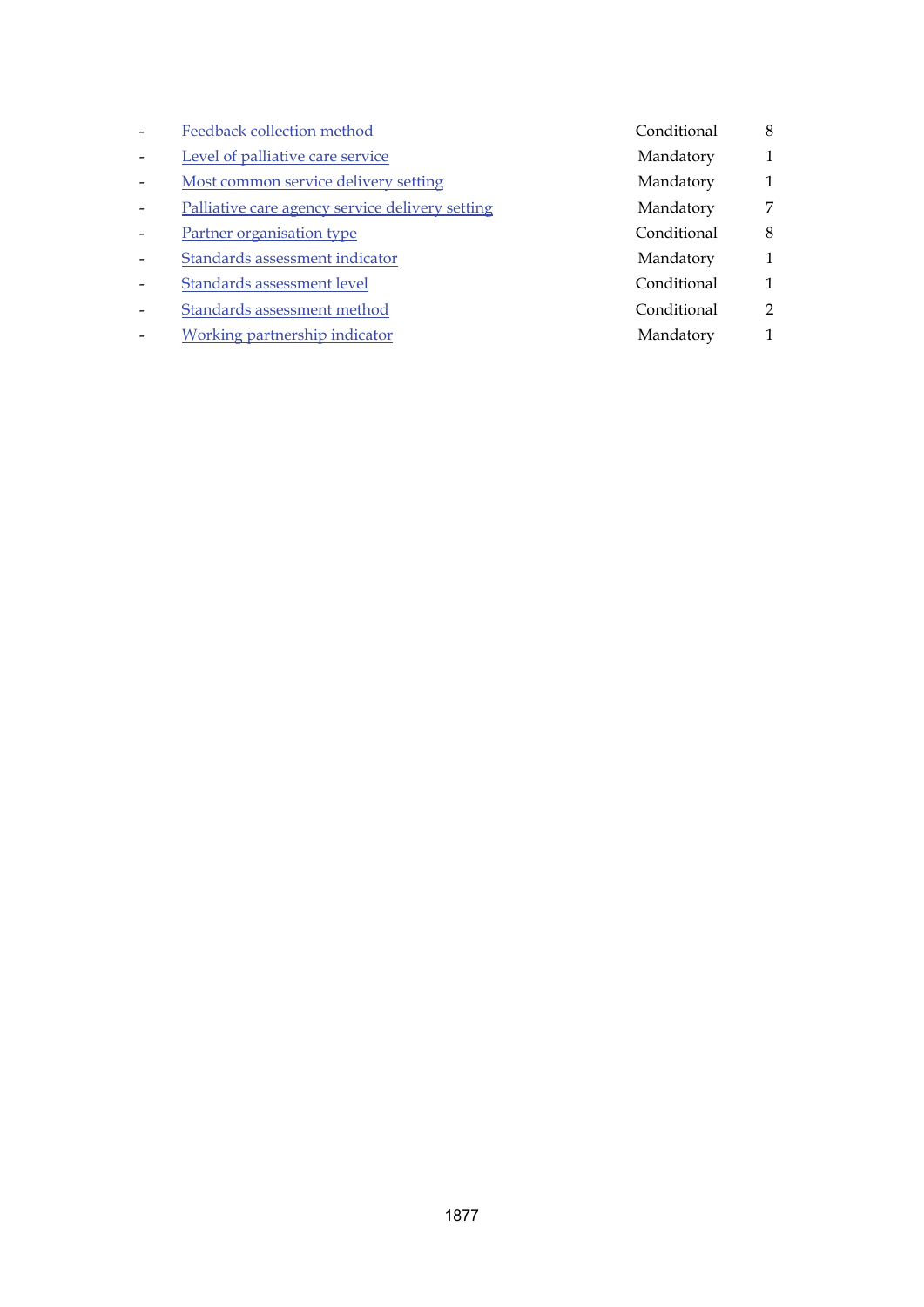| - | Feedback collection method | Conditional | 8 |
|---|---|---|---|
| - | Level of palliative care service | Mandatory | 1 |
| - | Most common service delivery setting | Mandatory | 1 |
| - | Palliative care agency service delivery setting | Mandatory | 7 |
| - | Partner organisation type | Conditional | 8 |
| - | Standards assessment indicator | Mandatory | 1 |
| - | Standards assessment level | Conditional | 1 |
| - | Standards assessment method | Conditional | 2 |
| - | Working partnership indicator | Mandatory | 1 |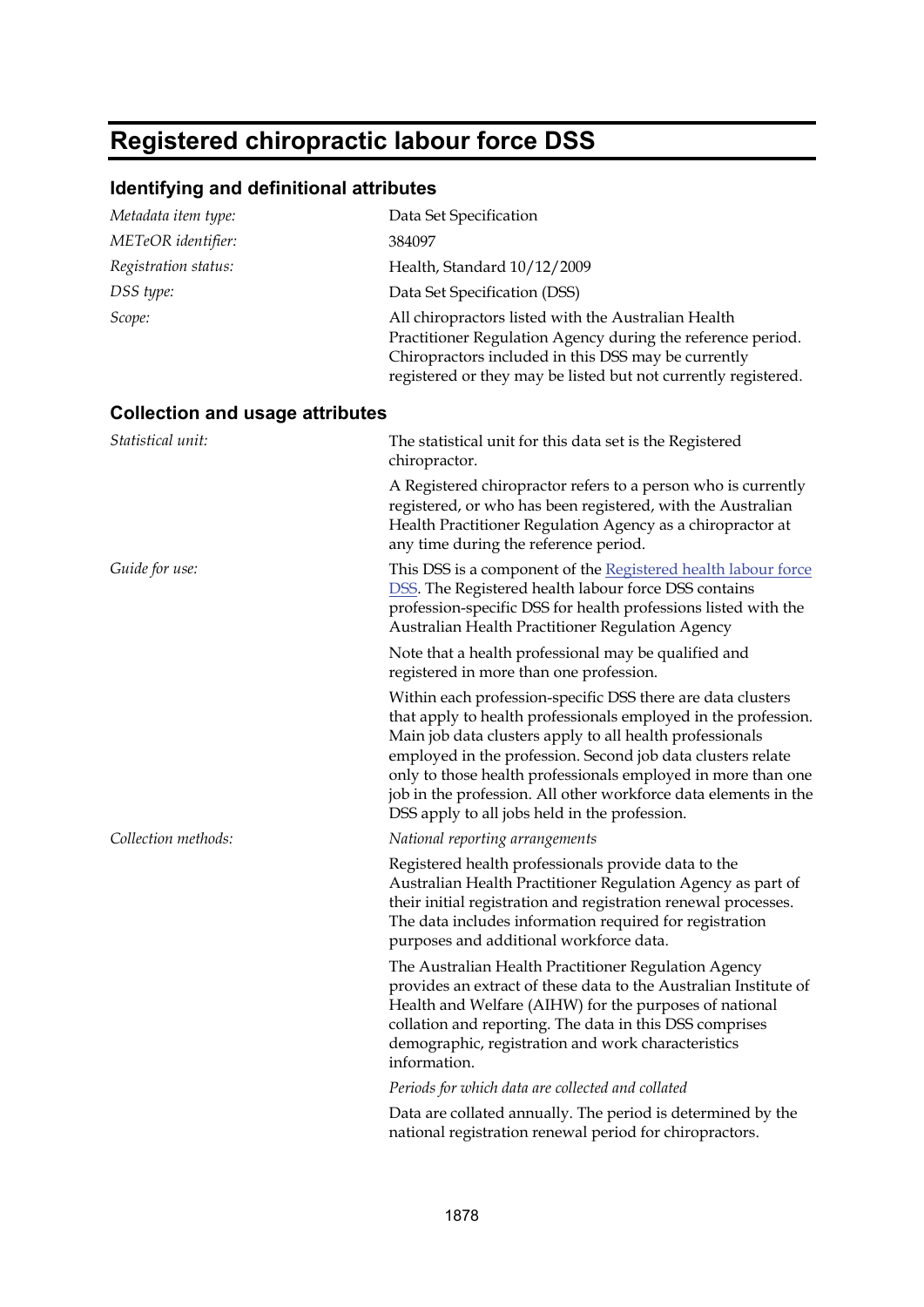# Registered chiropractic labour force DSS

## Identifying and definitional attributes

*Metadata item type:* Data Set Specification

*METeOR identifier:* 384097

*Registration status:* Health, Standard 10/12/2009

*DSS type:* Data Set Specification (DSS)

*Scope:* All chiropractors listed with the Australian Health Practitioner Regulation Agency during the reference period. Chiropractors included in this DSS may be currently registered or they may be listed but not currently registered.

## Collection and usage attributes

*Statistical unit:* The statistical unit for this data set is the Registered chiropractor.

A Registered chiropractor refers to a person who is currently registered, or who has been registered, with the Australian Health Practitioner Regulation Agency as a chiropractor at any time during the reference period.

*Guide for use:* This DSS is a component of the Registered health labour force DSS. The Registered health labour force DSS contains profession-specific DSS for health professions listed with the Australian Health Practitioner Regulation Agency

Note that a health professional may be qualified and registered in more than one profession.

Within each profession-specific DSS there are data clusters that apply to health professionals employed in the profession. Main job data clusters apply to all health professionals employed in the profession. Second job data clusters relate only to those health professionals employed in more than one job in the profession. All other workforce data elements in the DSS apply to all jobs held in the profession.

*Collection methods:* *National reporting arrangements*

Registered health professionals provide data to the Australian Health Practitioner Regulation Agency as part of their initial registration and registration renewal processes. The data includes information required for registration purposes and additional workforce data.

The Australian Health Practitioner Regulation Agency provides an extract of these data to the Australian Institute of Health and Welfare (AIHW) for the purposes of national collation and reporting. The data in this DSS comprises demographic, registration and work characteristics information.

*Periods for which data are collected and collated*

Data are collated annually. The period is determined by the national registration renewal period for chiropractors.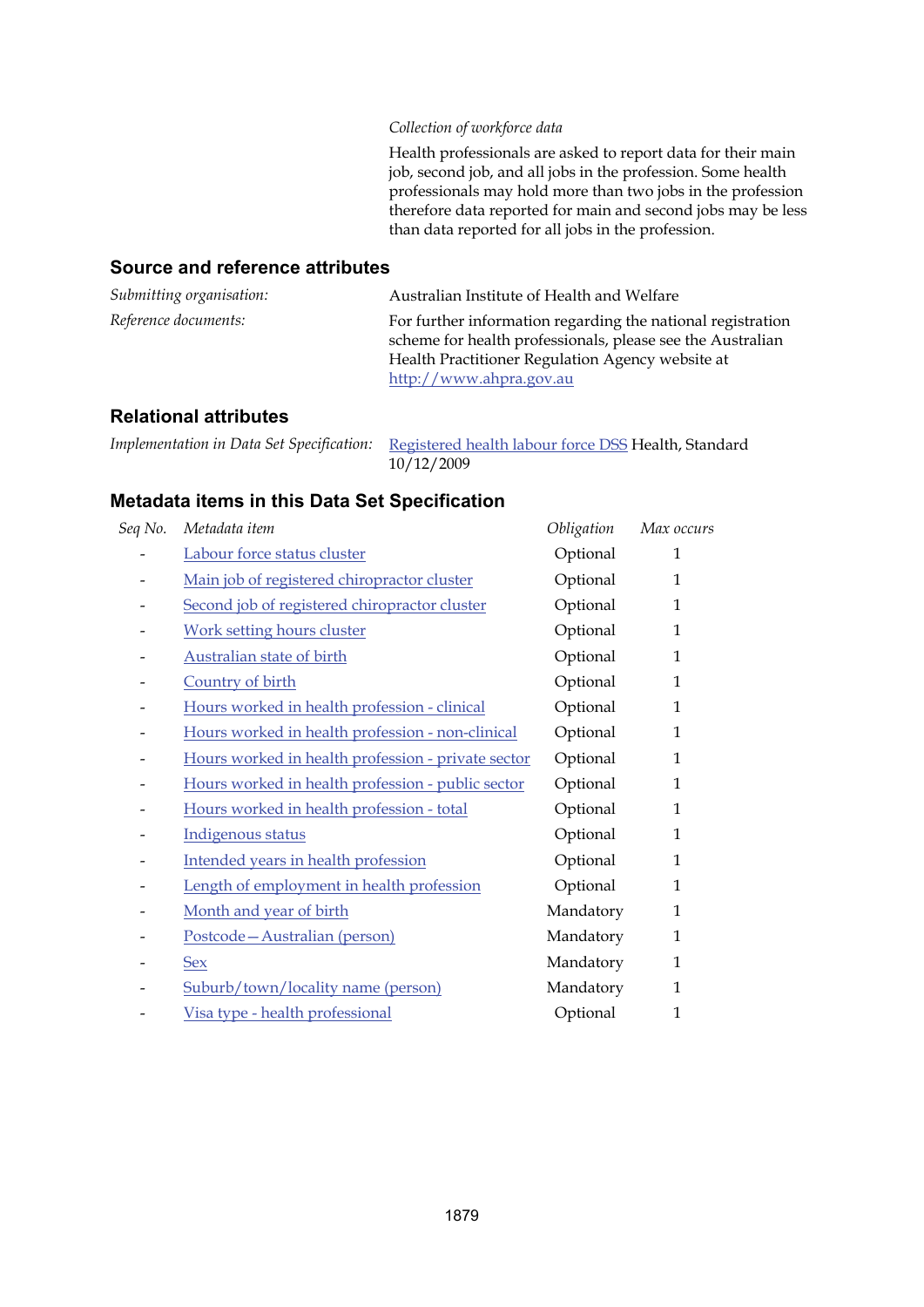*Collection of workforce data*

Health professionals are asked to report data for their main job, second job, and all jobs in the profession. Some health professionals may hold more than two jobs in the profession therefore data reported for main and second jobs may be less than data reported for all jobs in the profession.

## Source and reference attributes

*Submitting organisation:* Australian Institute of Health and Welfare

*Reference documents:* For further information regarding the national registration scheme for health professionals, please see the Australian Health Practitioner Regulation Agency website at http://www.ahpra.gov.au

## Relational attributes

*Implementation in Data Set Specification:* Registered health labour force DSS Health, Standard 10/12/2009

## Metadata items in this Data Set Specification

| *Seq No.* | *Metadata item* | *Obligation* | *Max occurs* |
|---|---|---|---|
| - | Labour force status cluster | Optional | 1 |
| - | Main job of registered chiropractor cluster | Optional | 1 |
| - | Second job of registered chiropractor cluster | Optional | 1 |
| - | Work setting hours cluster | Optional | 1 |
| - | Australian state of birth | Optional | 1 |
| - | Country of birth | Optional | 1 |
| - | Hours worked in health profession - clinical | Optional | 1 |
| - | Hours worked in health profession - non-clinical | Optional | 1 |
| - | Hours worked in health profession - private sector | Optional | 1 |
| - | Hours worked in health profession - public sector | Optional | 1 |
| - | Hours worked in health profession - total | Optional | 1 |
| - | Indigenous status | Optional | 1 |
| - | Intended years in health profession | Optional | 1 |
| - | Length of employment in health profession | Optional | 1 |
| - | Month and year of birth | Mandatory | 1 |
| - | Postcode—Australian (person) | Mandatory | 1 |
| - | Sex | Mandatory | 1 |
| - | Suburb/town/locality name (person) | Mandatory | 1 |
| - | Visa type - health professional | Optional | 1 |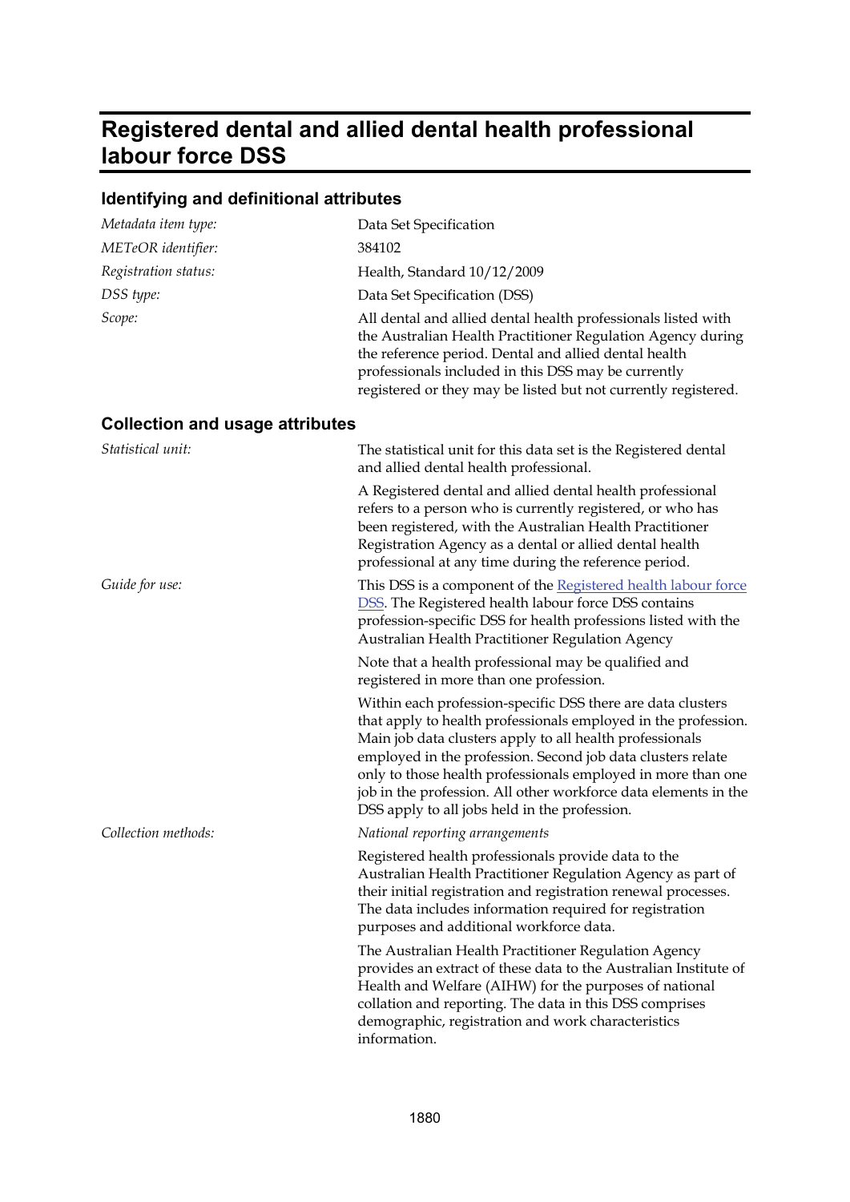# Registered dental and allied dental health professional labour force DSS

## Identifying and definitional attributes

| | |
|---|---|
| *Metadata item type:* | Data Set Specification |
| *METeOR identifier:* | 384102 |
| *Registration status:* | Health, Standard 10/12/2009 |
| *DSS type:* | Data Set Specification (DSS) |
| *Scope:* | All dental and allied dental health professionals listed with the Australian Health Practitioner Regulation Agency during the reference period. Dental and allied dental health professionals included in this DSS may be currently registered or they may be listed but not currently registered. |

## Collection and usage attributes

*Statistical unit:*

The statistical unit for this data set is the Registered dental and allied dental health professional.

A Registered dental and allied dental health professional refers to a person who is currently registered, or who has been registered, with the Australian Health Practitioner Registration Agency as a dental or allied dental health professional at any time during the reference period.

*Guide for use:*

This DSS is a component of the Registered health labour force DSS. The Registered health labour force DSS contains profession-specific DSS for health professions listed with the Australian Health Practitioner Regulation Agency

Note that a health professional may be qualified and registered in more than one profession.

Within each profession-specific DSS there are data clusters that apply to health professionals employed in the profession. Main job data clusters apply to all health professionals employed in the profession. Second job data clusters relate only to those health professionals employed in more than one job in the profession. All other workforce data elements in the DSS apply to all jobs held in the profession.

*Collection methods:*

*National reporting arrangements*

Registered health professionals provide data to the Australian Health Practitioner Regulation Agency as part of their initial registration and registration renewal processes. The data includes information required for registration purposes and additional workforce data.

The Australian Health Practitioner Regulation Agency provides an extract of these data to the Australian Institute of Health and Welfare (AIHW) for the purposes of national collation and reporting. The data in this DSS comprises demographic, registration and work characteristics information.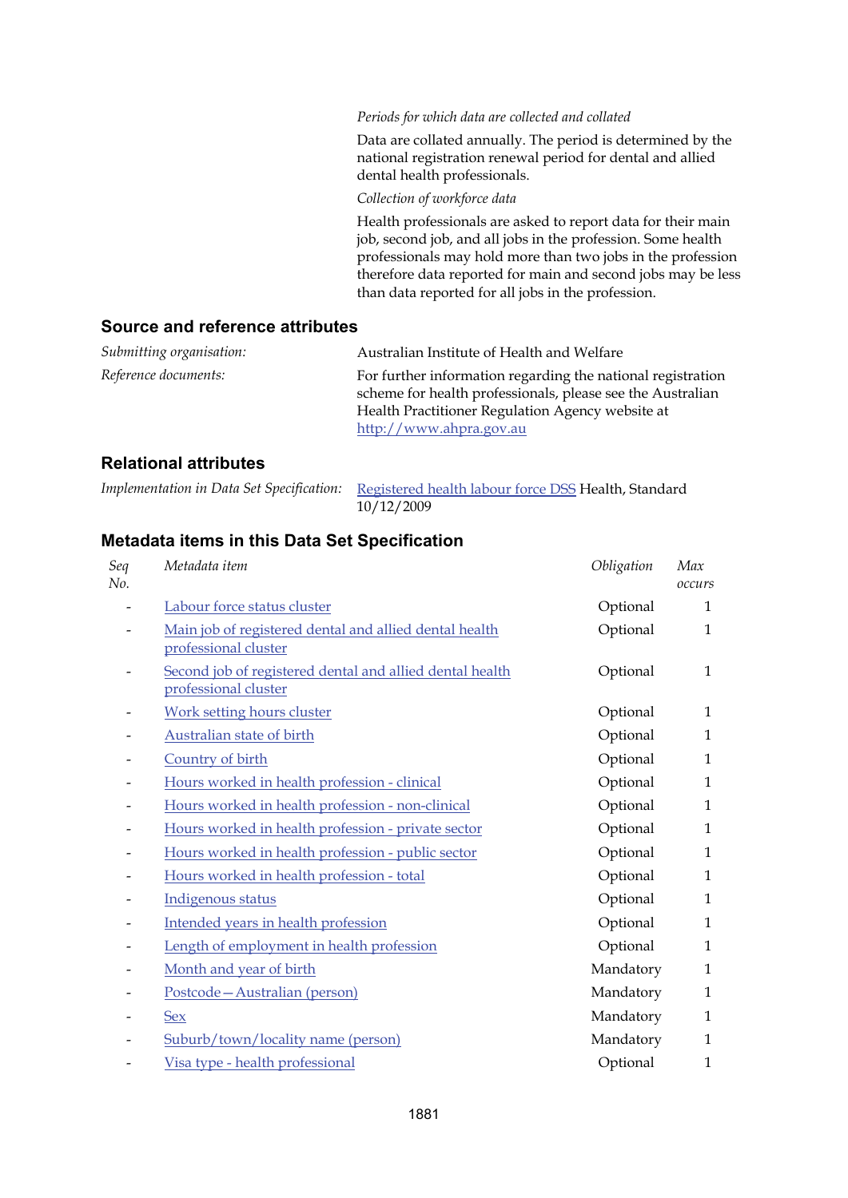*Periods for which data are collected and collated*

Data are collated annually. The period is determined by the national registration renewal period for dental and allied dental health professionals.

*Collection of workforce data*

Health professionals are asked to report data for their main job, second job, and all jobs in the profession. Some health professionals may hold more than two jobs in the profession therefore data reported for main and second jobs may be less than data reported for all jobs in the profession.

## Source and reference attributes

*Submitting organisation:* Australian Institute of Health and Welfare

*Reference documents:* For further information regarding the national registration scheme for health professionals, please see the Australian Health Practitioner Regulation Agency website at http://www.ahpra.gov.au

## Relational attributes

*Implementation in Data Set Specification:* Registered health labour force DSS Health, Standard 10/12/2009

## Metadata items in this Data Set Specification

| *Seq No.* | *Metadata item* | *Obligation* | *Max occurs* |
|---|---|---|---|
| - | Labour force status cluster | Optional | 1 |
| - | Main job of registered dental and allied dental health professional cluster | Optional | 1 |
| - | Second job of registered dental and allied dental health professional cluster | Optional | 1 |
| - | Work setting hours cluster | Optional | 1 |
| - | Australian state of birth | Optional | 1 |
| - | Country of birth | Optional | 1 |
| - | Hours worked in health profession - clinical | Optional | 1 |
| - | Hours worked in health profession - non-clinical | Optional | 1 |
| - | Hours worked in health profession - private sector | Optional | 1 |
| - | Hours worked in health profession - public sector | Optional | 1 |
| - | Hours worked in health profession - total | Optional | 1 |
| - | Indigenous status | Optional | 1 |
| - | Intended years in health profession | Optional | 1 |
| - | Length of employment in health profession | Optional | 1 |
| - | Month and year of birth | Mandatory | 1 |
| - | Postcode—Australian (person) | Mandatory | 1 |
| - | Sex | Mandatory | 1 |
| - | Suburb/town/locality name (person) | Mandatory | 1 |
| - | Visa type - health professional | Optional | 1 |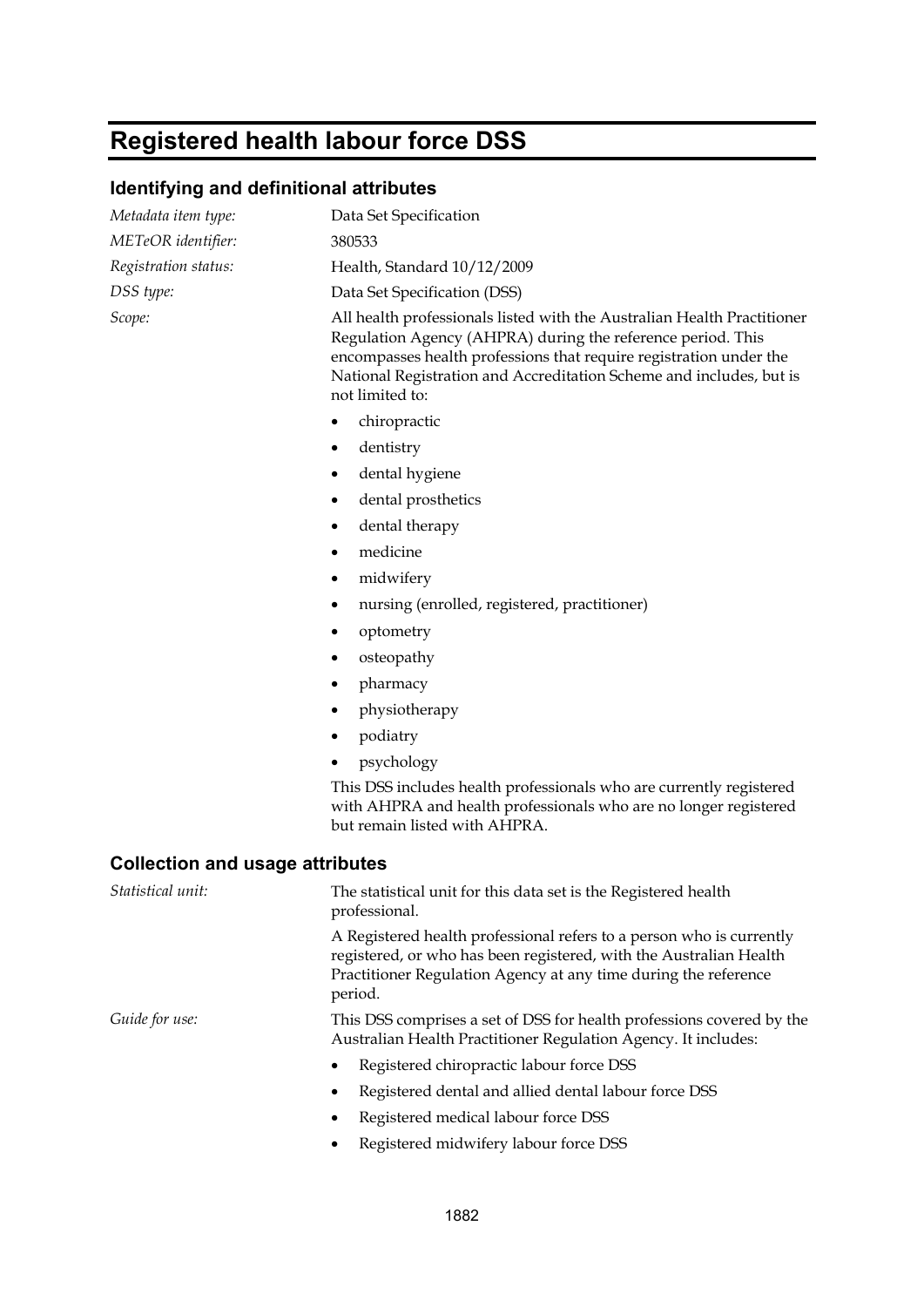# Registered health labour force DSS

## Identifying and definitional attributes

*Metadata item type:* Data Set Specification

*METeOR identifier:* 380533

*Registration status:* Health, Standard 10/12/2009

*DSS type:* Data Set Specification (DSS)

*Scope:* All health professionals listed with the Australian Health Practitioner Regulation Agency (AHPRA) during the reference period. This encompasses health professions that require registration under the National Registration and Accreditation Scheme and includes, but is not limited to:

- chiropractic
- dentistry
- dental hygiene
- dental prosthetics
- dental therapy
- medicine
- midwifery
- nursing (enrolled, registered, practitioner)
- optometry
- osteopathy
- pharmacy
- physiotherapy
- podiatry
- psychology

This DSS includes health professionals who are currently registered with AHPRA and health professionals who are no longer registered but remain listed with AHPRA.

## Collection and usage attributes

*Statistical unit:* The statistical unit for this data set is the Registered health professional.

A Registered health professional refers to a person who is currently registered, or who has been registered, with the Australian Health Practitioner Regulation Agency at any time during the reference period.

*Guide for use:* This DSS comprises a set of DSS for health professions covered by the Australian Health Practitioner Regulation Agency. It includes:

- Registered chiropractic labour force DSS
- Registered dental and allied dental labour force DSS
- Registered medical labour force DSS
- Registered midwifery labour force DSS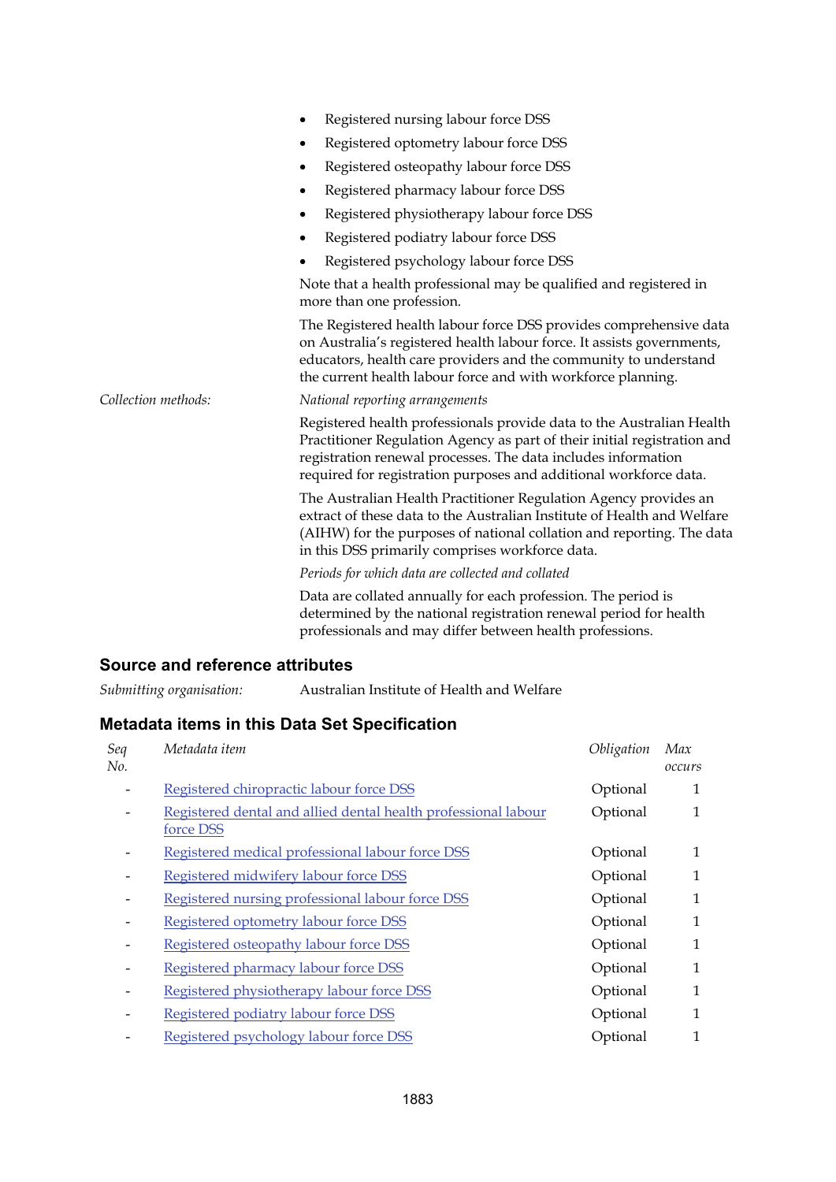- Registered nursing labour force DSS
- Registered optometry labour force DSS
- Registered osteopathy labour force DSS
- Registered pharmacy labour force DSS
- Registered physiotherapy labour force DSS
- Registered podiatry labour force DSS
- Registered psychology labour force DSS

Note that a health professional may be qualified and registered in more than one profession.

The Registered health labour force DSS provides comprehensive data on Australia's registered health labour force. It assists governments, educators, health care providers and the community to understand the current health labour force and with workforce planning.

*Collection methods:* *National reporting arrangements*

Registered health professionals provide data to the Australian Health Practitioner Regulation Agency as part of their initial registration and registration renewal processes. The data includes information required for registration purposes and additional workforce data.

The Australian Health Practitioner Regulation Agency provides an extract of these data to the Australian Institute of Health and Welfare (AIHW) for the purposes of national collation and reporting. The data in this DSS primarily comprises workforce data.

*Periods for which data are collected and collated*

Data are collated annually for each profession. The period is determined by the national registration renewal period for health professionals and may differ between health professions.

## Source and reference attributes

*Submitting organisation:* Australian Institute of Health and Welfare

## Metadata items in this Data Set Specification

| *Seq No.* | *Metadata item* | *Obligation* | *Max occurs* |
|---|---|---|---|
| - | Registered chiropractic labour force DSS | Optional | 1 |
| - | Registered dental and allied dental health professional labour force DSS | Optional | 1 |
| - | Registered medical professional labour force DSS | Optional | 1 |
| - | Registered midwifery labour force DSS | Optional | 1 |
| - | Registered nursing professional labour force DSS | Optional | 1 |
| - | Registered optometry labour force DSS | Optional | 1 |
| - | Registered osteopathy labour force DSS | Optional | 1 |
| - | Registered pharmacy labour force DSS | Optional | 1 |
| - | Registered physiotherapy labour force DSS | Optional | 1 |
| - | Registered podiatry labour force DSS | Optional | 1 |
| - | Registered psychology labour force DSS | Optional | 1 |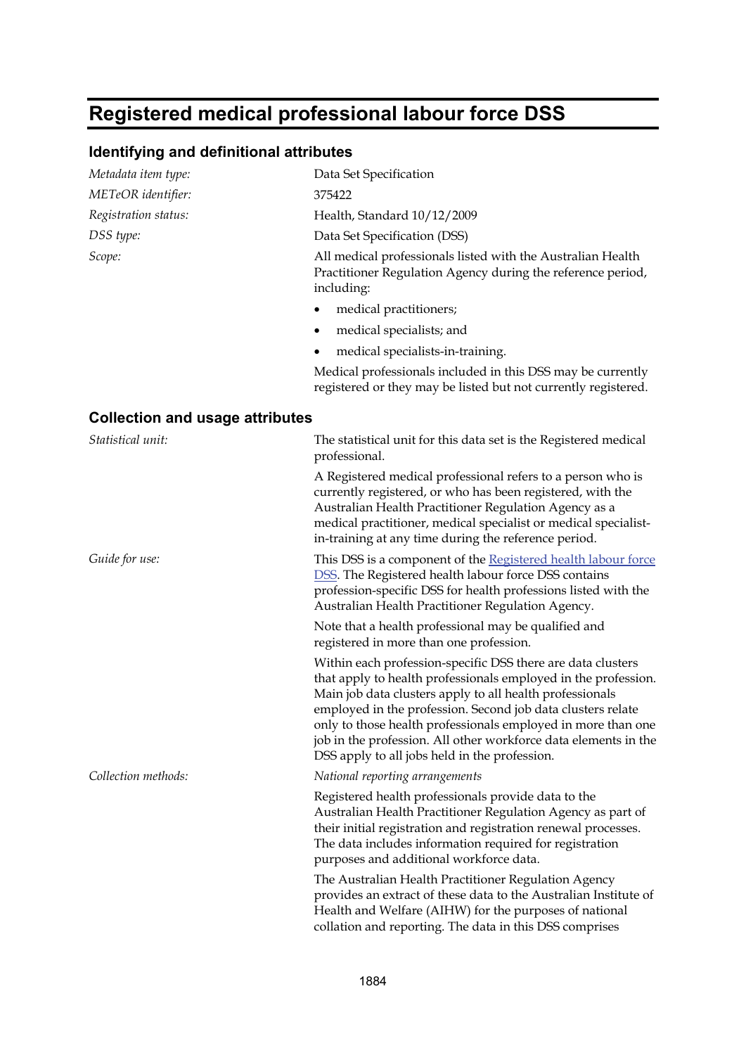# Registered medical professional labour force DSS

## Identifying and definitional attributes

*Metadata item type:* Data Set Specification

*METeOR identifier:* 375422

*Registration status:* Health, Standard 10/12/2009

*DSS type:* Data Set Specification (DSS)

*Scope:* All medical professionals listed with the Australian Health Practitioner Regulation Agency during the reference period, including:

- medical practitioners;
- medical specialists; and
- medical specialists-in-training.

Medical professionals included in this DSS may be currently registered or they may be listed but not currently registered.

## Collection and usage attributes

*Statistical unit:* The statistical unit for this data set is the Registered medical professional.

A Registered medical professional refers to a person who is currently registered, or who has been registered, with the Australian Health Practitioner Regulation Agency as a medical practitioner, medical specialist or medical specialist-in-training at any time during the reference period.

*Guide for use:* This DSS is a component of the Registered health labour force DSS. The Registered health labour force DSS contains profession-specific DSS for health professions listed with the Australian Health Practitioner Regulation Agency.

Note that a health professional may be qualified and registered in more than one profession.

Within each profession-specific DSS there are data clusters that apply to health professionals employed in the profession. Main job data clusters apply to all health professionals employed in the profession. Second job data clusters relate only to those health professionals employed in more than one job in the profession. All other workforce data elements in the DSS apply to all jobs held in the profession.

*Collection methods:* *National reporting arrangements*

Registered health professionals provide data to the Australian Health Practitioner Regulation Agency as part of their initial registration and registration renewal processes. The data includes information required for registration purposes and additional workforce data.

The Australian Health Practitioner Regulation Agency provides an extract of these data to the Australian Institute of Health and Welfare (AIHW) for the purposes of national collation and reporting. The data in this DSS comprises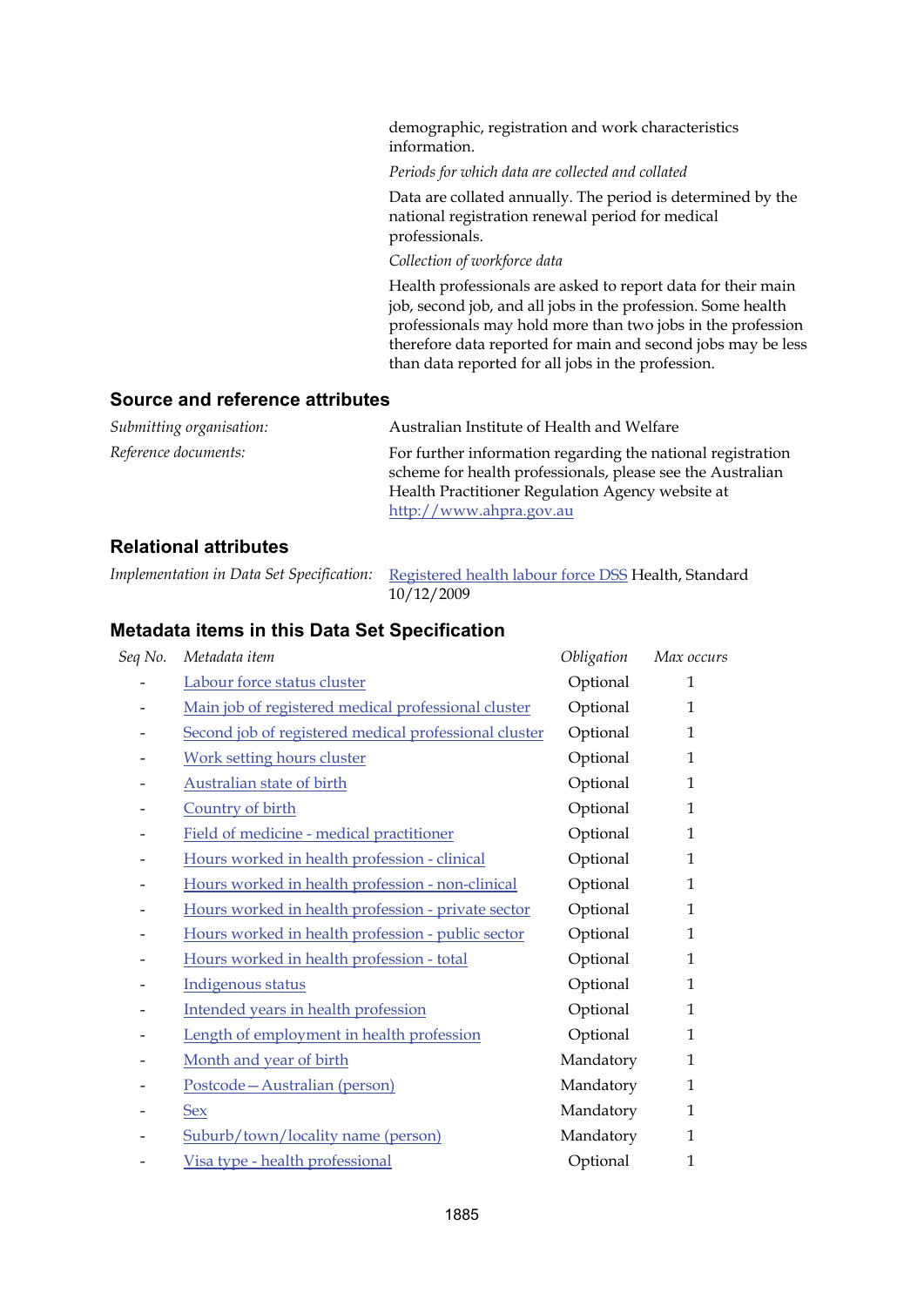demographic, registration and work characteristics information.

*Periods for which data are collected and collated*

Data are collated annually. The period is determined by the national registration renewal period for medical professionals.

*Collection of workforce data*

Health professionals are asked to report data for their main job, second job, and all jobs in the profession. Some health professionals may hold more than two jobs in the profession therefore data reported for main and second jobs may be less than data reported for all jobs in the profession.

## Source and reference attributes

*Submitting organisation:* Australian Institute of Health and Welfare

*Reference documents:* For further information regarding the national registration scheme for health professionals, please see the Australian Health Practitioner Regulation Agency website at http://www.ahpra.gov.au

## Relational attributes

*Implementation in Data Set Specification:* Registered health labour force DSS Health, Standard 10/12/2009

## Metadata items in this Data Set Specification

| *Seq No.* | *Metadata item* | *Obligation* | *Max occurs* |
|---|---|---|---|
| - | Labour force status cluster | Optional | 1 |
| - | Main job of registered medical professional cluster | Optional | 1 |
| - | Second job of registered medical professional cluster | Optional | 1 |
| - | Work setting hours cluster | Optional | 1 |
| - | Australian state of birth | Optional | 1 |
| - | Country of birth | Optional | 1 |
| - | Field of medicine - medical practitioner | Optional | 1 |
| - | Hours worked in health profession - clinical | Optional | 1 |
| - | Hours worked in health profession - non-clinical | Optional | 1 |
| - | Hours worked in health profession - private sector | Optional | 1 |
| - | Hours worked in health profession - public sector | Optional | 1 |
| - | Hours worked in health profession - total | Optional | 1 |
| - | Indigenous status | Optional | 1 |
| - | Intended years in health profession | Optional | 1 |
| - | Length of employment in health profession | Optional | 1 |
| - | Month and year of birth | Mandatory | 1 |
| - | Postcode—Australian (person) | Mandatory | 1 |
| - | Sex | Mandatory | 1 |
| - | Suburb/town/locality name (person) | Mandatory | 1 |
| - | Visa type - health professional | Optional | 1 |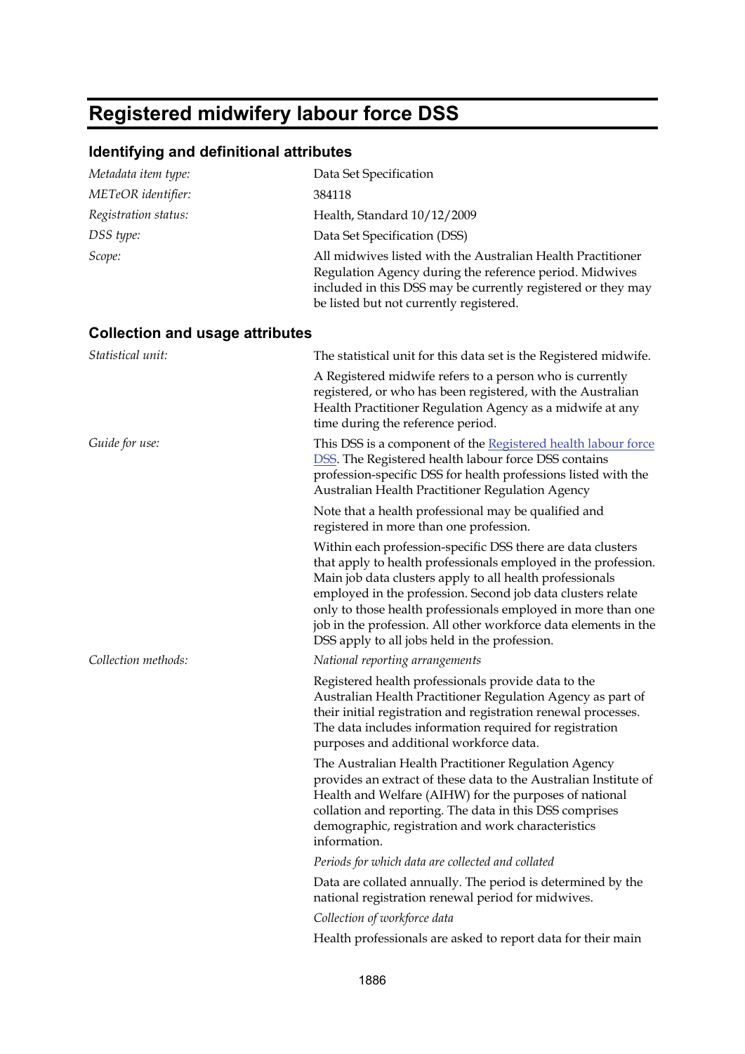# Registered midwifery labour force DSS

## Identifying and definitional attributes

| | |
|---|---|
| *Metadata item type:* | Data Set Specification |
| *METeOR identifier:* | 384118 |
| *Registration status:* | Health, Standard 10/12/2009 |
| *DSS type:* | Data Set Specification (DSS) |
| *Scope:* | All midwives listed with the Australian Health Practitioner Regulation Agency during the reference period. Midwives included in this DSS may be currently registered or they may be listed but not currently registered. |

## Collection and usage attributes

*Statistical unit:*

The statistical unit for this data set is the Registered midwife.

A Registered midwife refers to a person who is currently registered, or who has been registered, with the Australian Health Practitioner Regulation Agency as a midwife at any time during the reference period.

*Guide for use:*

This DSS is a component of the Registered health labour force DSS. The Registered health labour force DSS contains profession-specific DSS for health professions listed with the Australian Health Practitioner Regulation Agency

Note that a health professional may be qualified and registered in more than one profession.

Within each profession-specific DSS there are data clusters that apply to health professionals employed in the profession. Main job data clusters apply to all health professionals employed in the profession. Second job data clusters relate only to those health professionals employed in more than one job in the profession. All other workforce data elements in the DSS apply to all jobs held in the profession.

*Collection methods:*

*National reporting arrangements*

Registered health professionals provide data to the Australian Health Practitioner Regulation Agency as part of their initial registration and registration renewal processes. The data includes information required for registration purposes and additional workforce data.

The Australian Health Practitioner Regulation Agency provides an extract of these data to the Australian Institute of Health and Welfare (AIHW) for the purposes of national collation and reporting. The data in this DSS comprises demographic, registration and work characteristics information.

*Periods for which data are collected and collated*

Data are collated annually. The period is determined by the national registration renewal period for midwives.

*Collection of workforce data*

Health professionals are asked to report data for their main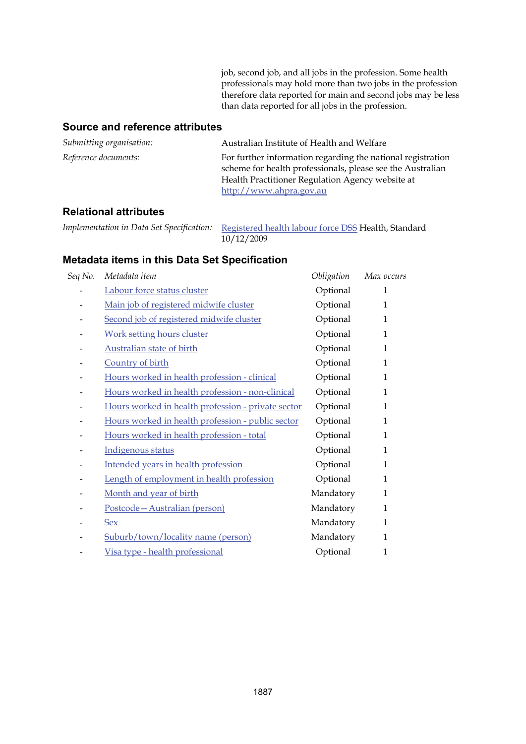job, second job, and all jobs in the profession. Some health professionals may hold more than two jobs in the profession therefore data reported for main and second jobs may be less than data reported for all jobs in the profession.

## Source and reference attributes

*Submitting organisation:* Australian Institute of Health and Welfare

*Reference documents:* For further information regarding the national registration scheme for health professionals, please see the Australian Health Practitioner Regulation Agency website at http://www.ahpra.gov.au

## Relational attributes

*Implementation in Data Set Specification:* Registered health labour force DSS Health, Standard 10/12/2009

## Metadata items in this Data Set Specification

| *Seq No.* | *Metadata item* | *Obligation* | *Max occurs* |
|---|---|---|---|
| - | Labour force status cluster | Optional | 1 |
| - | Main job of registered midwife cluster | Optional | 1 |
| - | Second job of registered midwife cluster | Optional | 1 |
| - | Work setting hours cluster | Optional | 1 |
| - | Australian state of birth | Optional | 1 |
| - | Country of birth | Optional | 1 |
| - | Hours worked in health profession - clinical | Optional | 1 |
| - | Hours worked in health profession - non-clinical | Optional | 1 |
| - | Hours worked in health profession - private sector | Optional | 1 |
| - | Hours worked in health profession - public sector | Optional | 1 |
| - | Hours worked in health profession - total | Optional | 1 |
| - | Indigenous status | Optional | 1 |
| - | Intended years in health profession | Optional | 1 |
| - | Length of employment in health profession | Optional | 1 |
| - | Month and year of birth | Mandatory | 1 |
| - | Postcode—Australian (person) | Mandatory | 1 |
| - | Sex | Mandatory | 1 |
| - | Suburb/town/locality name (person) | Mandatory | 1 |
| - | Visa type - health professional | Optional | 1 |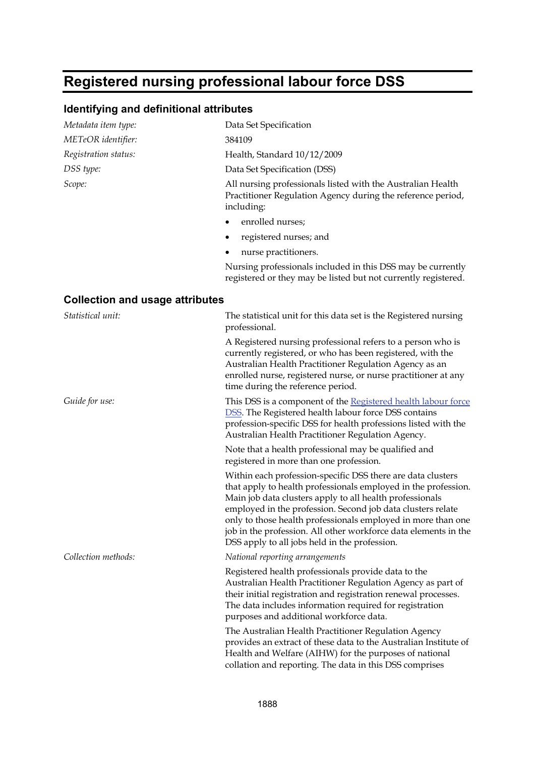# Registered nursing professional labour force DSS

## Identifying and definitional attributes

*Metadata item type:* Data Set Specification

*METeOR identifier:* 384109

*Registration status:* Health, Standard 10/12/2009

*DSS type:* Data Set Specification (DSS)

*Scope:* All nursing professionals listed with the Australian Health Practitioner Regulation Agency during the reference period, including:

- enrolled nurses;
- registered nurses; and
- nurse practitioners.

Nursing professionals included in this DSS may be currently registered or they may be listed but not currently registered.

## Collection and usage attributes

*Statistical unit:* The statistical unit for this data set is the Registered nursing professional.

A Registered nursing professional refers to a person who is currently registered, or who has been registered, with the Australian Health Practitioner Regulation Agency as an enrolled nurse, registered nurse, or nurse practitioner at any time during the reference period.

*Guide for use:* This DSS is a component of the Registered health labour force DSS. The Registered health labour force DSS contains profession-specific DSS for health professions listed with the Australian Health Practitioner Regulation Agency.

Note that a health professional may be qualified and registered in more than one profession.

Within each profession-specific DSS there are data clusters that apply to health professionals employed in the profession. Main job data clusters apply to all health professionals employed in the profession. Second job data clusters relate only to those health professionals employed in more than one job in the profession. All other workforce data elements in the DSS apply to all jobs held in the profession.

*Collection methods:* *National reporting arrangements*

Registered health professionals provide data to the Australian Health Practitioner Regulation Agency as part of their initial registration and registration renewal processes. The data includes information required for registration purposes and additional workforce data.

The Australian Health Practitioner Regulation Agency provides an extract of these data to the Australian Institute of Health and Welfare (AIHW) for the purposes of national collation and reporting. The data in this DSS comprises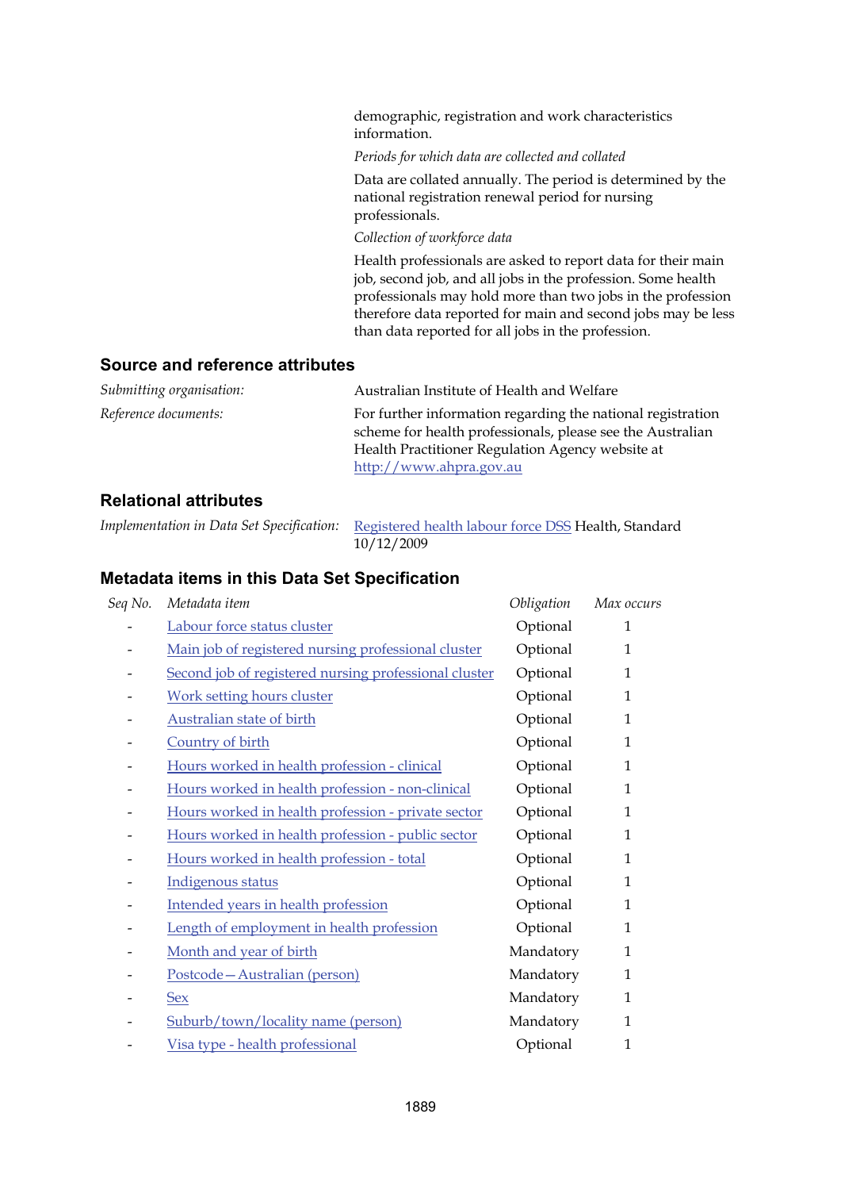demographic, registration and work characteristics information.

*Periods for which data are collected and collated*

Data are collated annually. The period is determined by the national registration renewal period for nursing professionals.

*Collection of workforce data*

Health professionals are asked to report data for their main job, second job, and all jobs in the profession. Some health professionals may hold more than two jobs in the profession therefore data reported for main and second jobs may be less than data reported for all jobs in the profession.

## Source and reference attributes

*Submitting organisation:* Australian Institute of Health and Welfare

*Reference documents:* For further information regarding the national registration scheme for health professionals, please see the Australian Health Practitioner Regulation Agency website at http://www.ahpra.gov.au

## Relational attributes

*Implementation in Data Set Specification:* Registered health labour force DSS Health, Standard 10/12/2009

## Metadata items in this Data Set Specification

| *Seq No.* | *Metadata item* | *Obligation* | *Max occurs* |
|---|---|---|---|
| - | Labour force status cluster | Optional | 1 |
| - | Main job of registered nursing professional cluster | Optional | 1 |
| - | Second job of registered nursing professional cluster | Optional | 1 |
| - | Work setting hours cluster | Optional | 1 |
| - | Australian state of birth | Optional | 1 |
| - | Country of birth | Optional | 1 |
| - | Hours worked in health profession - clinical | Optional | 1 |
| - | Hours worked in health profession - non-clinical | Optional | 1 |
| - | Hours worked in health profession - private sector | Optional | 1 |
| - | Hours worked in health profession - public sector | Optional | 1 |
| - | Hours worked in health profession - total | Optional | 1 |
| - | Indigenous status | Optional | 1 |
| - | Intended years in health profession | Optional | 1 |
| - | Length of employment in health profession | Optional | 1 |
| - | Month and year of birth | Mandatory | 1 |
| - | Postcode—Australian (person) | Mandatory | 1 |
| - | Sex | Mandatory | 1 |
| - | Suburb/town/locality name (person) | Mandatory | 1 |
| - | Visa type - health professional | Optional | 1 |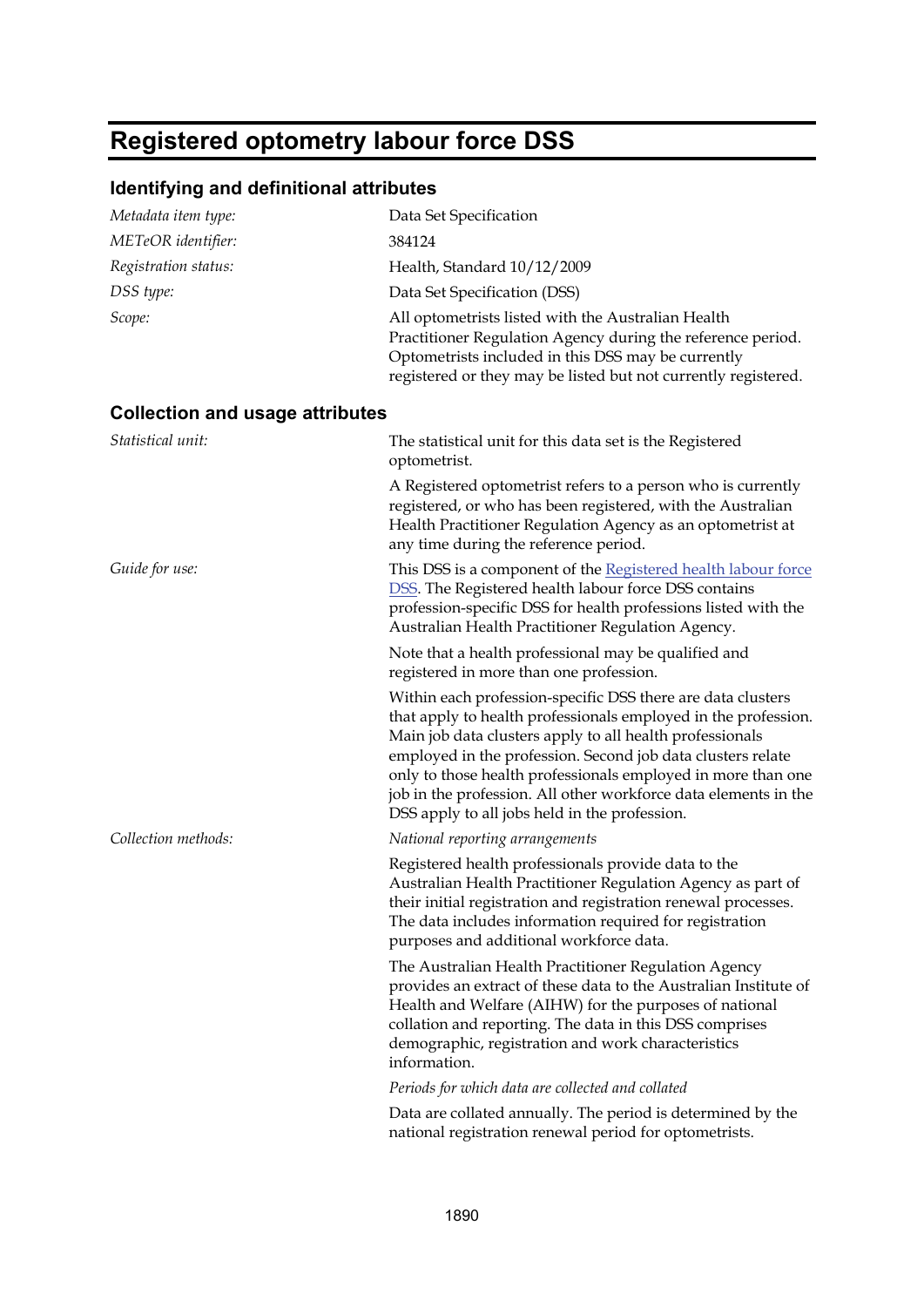# Registered optometry labour force DSS

## Identifying and definitional attributes

*Metadata item type:* Data Set Specification

*METeOR identifier:* 384124

*Registration status:* Health, Standard 10/12/2009

*DSS type:* Data Set Specification (DSS)

*Scope:* All optometrists listed with the Australian Health Practitioner Regulation Agency during the reference period. Optometrists included in this DSS may be currently registered or they may be listed but not currently registered.

## Collection and usage attributes

*Statistical unit:* The statistical unit for this data set is the Registered optometrist.

A Registered optometrist refers to a person who is currently registered, or who has been registered, with the Australian Health Practitioner Regulation Agency as an optometrist at any time during the reference period.

*Guide for use:* This DSS is a component of the Registered health labour force DSS. The Registered health labour force DSS contains profession-specific DSS for health professions listed with the Australian Health Practitioner Regulation Agency.

Note that a health professional may be qualified and registered in more than one profession.

Within each profession-specific DSS there are data clusters that apply to health professionals employed in the profession. Main job data clusters apply to all health professionals employed in the profession. Second job data clusters relate only to those health professionals employed in more than one job in the profession. All other workforce data elements in the DSS apply to all jobs held in the profession.

*Collection methods:* *National reporting arrangements*

Registered health professionals provide data to the Australian Health Practitioner Regulation Agency as part of their initial registration and registration renewal processes. The data includes information required for registration purposes and additional workforce data.

The Australian Health Practitioner Regulation Agency provides an extract of these data to the Australian Institute of Health and Welfare (AIHW) for the purposes of national collation and reporting. The data in this DSS comprises demographic, registration and work characteristics information.

*Periods for which data are collected and collated*

Data are collated annually. The period is determined by the national registration renewal period for optometrists.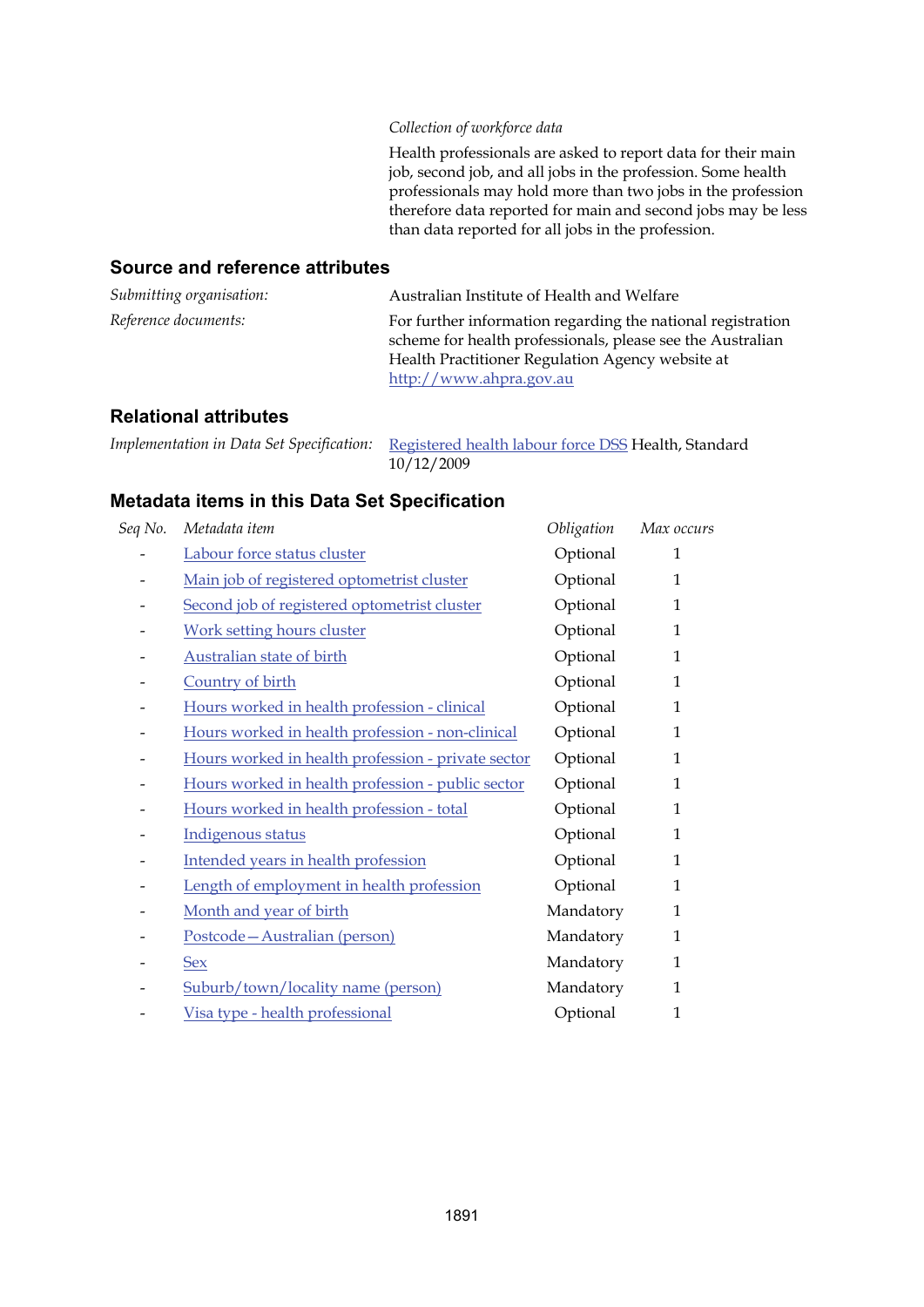*Collection of workforce data*

Health professionals are asked to report data for their main job, second job, and all jobs in the profession. Some health professionals may hold more than two jobs in the profession therefore data reported for main and second jobs may be less than data reported for all jobs in the profession.

## Source and reference attributes

*Submitting organisation:* Australian Institute of Health and Welfare

*Reference documents:* For further information regarding the national registration scheme for health professionals, please see the Australian Health Practitioner Regulation Agency website at http://www.ahpra.gov.au

## Relational attributes

*Implementation in Data Set Specification:* Registered health labour force DSS Health, Standard 10/12/2009

## Metadata items in this Data Set Specification

| *Seq No.* | *Metadata item* | *Obligation* | *Max occurs* |
|---|---|---|---|
| - | Labour force status cluster | Optional | 1 |
| - | Main job of registered optometrist cluster | Optional | 1 |
| - | Second job of registered optometrist cluster | Optional | 1 |
| - | Work setting hours cluster | Optional | 1 |
| - | Australian state of birth | Optional | 1 |
| - | Country of birth | Optional | 1 |
| - | Hours worked in health profession - clinical | Optional | 1 |
| - | Hours worked in health profession - non-clinical | Optional | 1 |
| - | Hours worked in health profession - private sector | Optional | 1 |
| - | Hours worked in health profession - public sector | Optional | 1 |
| - | Hours worked in health profession - total | Optional | 1 |
| - | Indigenous status | Optional | 1 |
| - | Intended years in health profession | Optional | 1 |
| - | Length of employment in health profession | Optional | 1 |
| - | Month and year of birth | Mandatory | 1 |
| - | Postcode—Australian (person) | Mandatory | 1 |
| - | Sex | Mandatory | 1 |
| - | Suburb/town/locality name (person) | Mandatory | 1 |
| - | Visa type - health professional | Optional | 1 |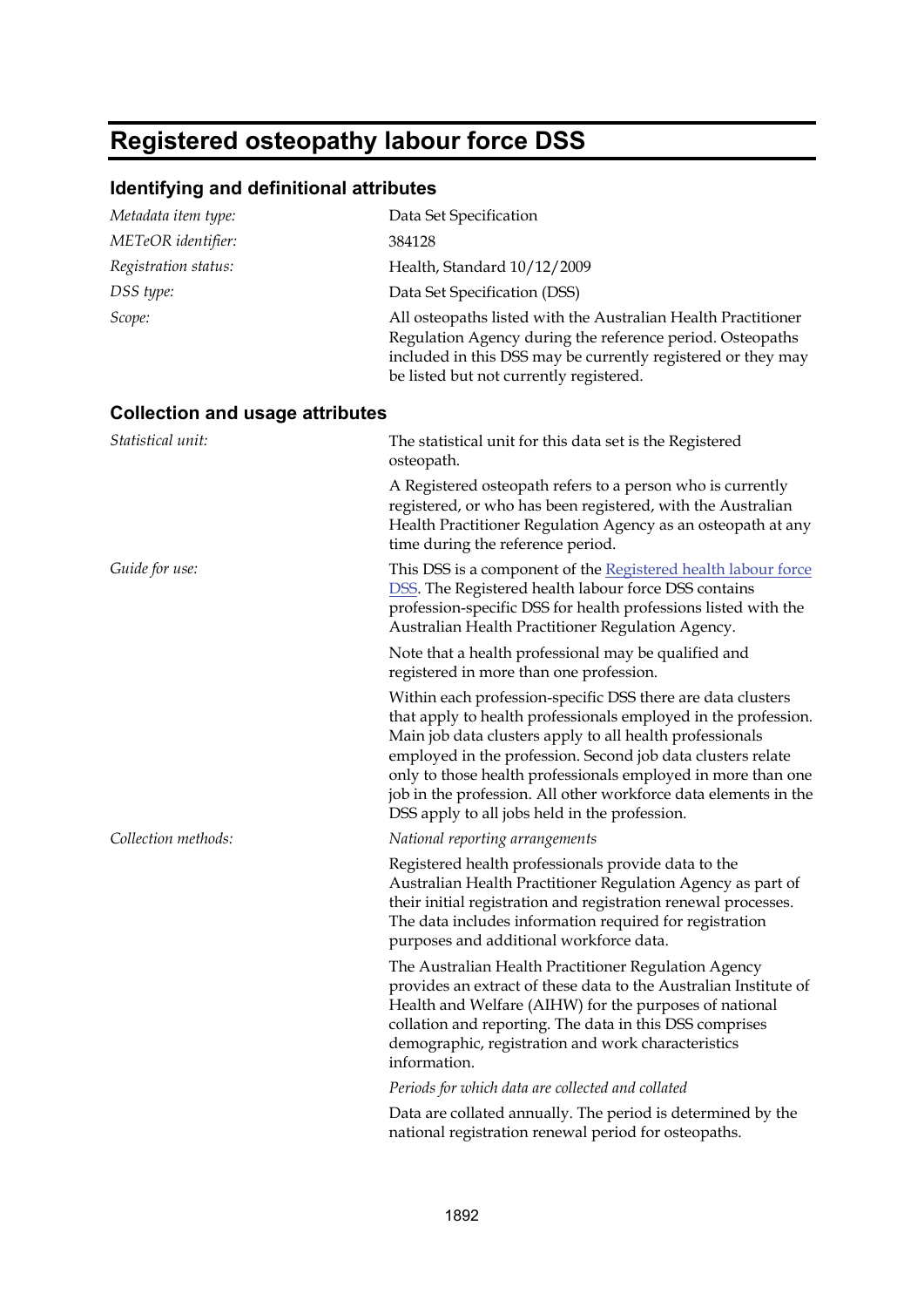# Registered osteopathy labour force DSS

## Identifying and definitional attributes

*Metadata item type:* Data Set Specification

*METeOR identifier:* 384128

*Registration status:* Health, Standard 10/12/2009

*DSS type:* Data Set Specification (DSS)

*Scope:* All osteopaths listed with the Australian Health Practitioner Regulation Agency during the reference period. Osteopaths included in this DSS may be currently registered or they may be listed but not currently registered.

## Collection and usage attributes

*Statistical unit:* The statistical unit for this data set is the Registered osteopath.

A Registered osteopath refers to a person who is currently registered, or who has been registered, with the Australian Health Practitioner Regulation Agency as an osteopath at any time during the reference period.

*Guide for use:* This DSS is a component of the Registered health labour force DSS. The Registered health labour force DSS contains profession-specific DSS for health professions listed with the Australian Health Practitioner Regulation Agency.

Note that a health professional may be qualified and registered in more than one profession.

Within each profession-specific DSS there are data clusters that apply to health professionals employed in the profession. Main job data clusters apply to all health professionals employed in the profession. Second job data clusters relate only to those health professionals employed in more than one job in the profession. All other workforce data elements in the DSS apply to all jobs held in the profession.

*Collection methods:* *National reporting arrangements*

Registered health professionals provide data to the Australian Health Practitioner Regulation Agency as part of their initial registration and registration renewal processes. The data includes information required for registration purposes and additional workforce data.

The Australian Health Practitioner Regulation Agency provides an extract of these data to the Australian Institute of Health and Welfare (AIHW) for the purposes of national collation and reporting. The data in this DSS comprises demographic, registration and work characteristics information.

*Periods for which data are collected and collated*

Data are collated annually. The period is determined by the national registration renewal period for osteopaths.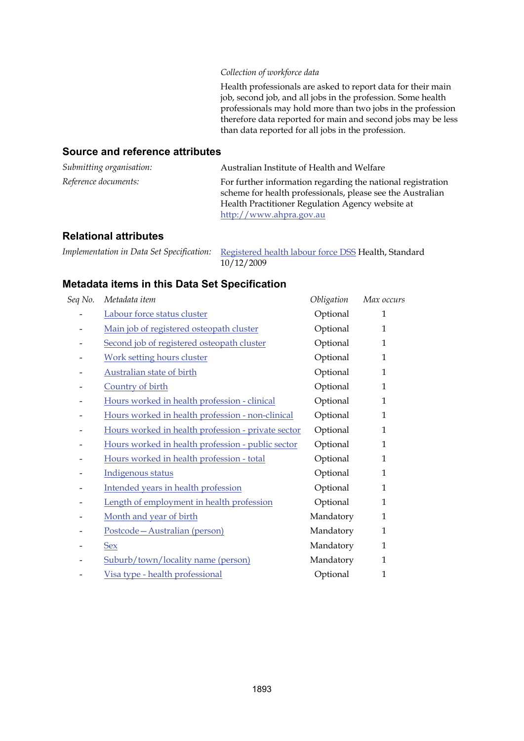*Collection of workforce data*

Health professionals are asked to report data for their main job, second job, and all jobs in the profession. Some health professionals may hold more than two jobs in the profession therefore data reported for main and second jobs may be less than data reported for all jobs in the profession.

## Source and reference attributes

*Submitting organisation:* Australian Institute of Health and Welfare

*Reference documents:* For further information regarding the national registration scheme for health professionals, please see the Australian Health Practitioner Regulation Agency website at http://www.ahpra.gov.au

## Relational attributes

*Implementation in Data Set Specification:* Registered health labour force DSS Health, Standard 10/12/2009

## Metadata items in this Data Set Specification

| *Seq No.* | *Metadata item* | *Obligation* | *Max occurs* |
|---|---|---|---|
| - | Labour force status cluster | Optional | 1 |
| - | Main job of registered osteopath cluster | Optional | 1 |
| - | Second job of registered osteopath cluster | Optional | 1 |
| - | Work setting hours cluster | Optional | 1 |
| - | Australian state of birth | Optional | 1 |
| - | Country of birth | Optional | 1 |
| - | Hours worked in health profession - clinical | Optional | 1 |
| - | Hours worked in health profession - non-clinical | Optional | 1 |
| - | Hours worked in health profession - private sector | Optional | 1 |
| - | Hours worked in health profession - public sector | Optional | 1 |
| - | Hours worked in health profession - total | Optional | 1 |
| - | Indigenous status | Optional | 1 |
| - | Intended years in health profession | Optional | 1 |
| - | Length of employment in health profession | Optional | 1 |
| - | Month and year of birth | Mandatory | 1 |
| - | Postcode—Australian (person) | Mandatory | 1 |
| - | Sex | Mandatory | 1 |
| - | Suburb/town/locality name (person) | Mandatory | 1 |
| - | Visa type - health professional | Optional | 1 |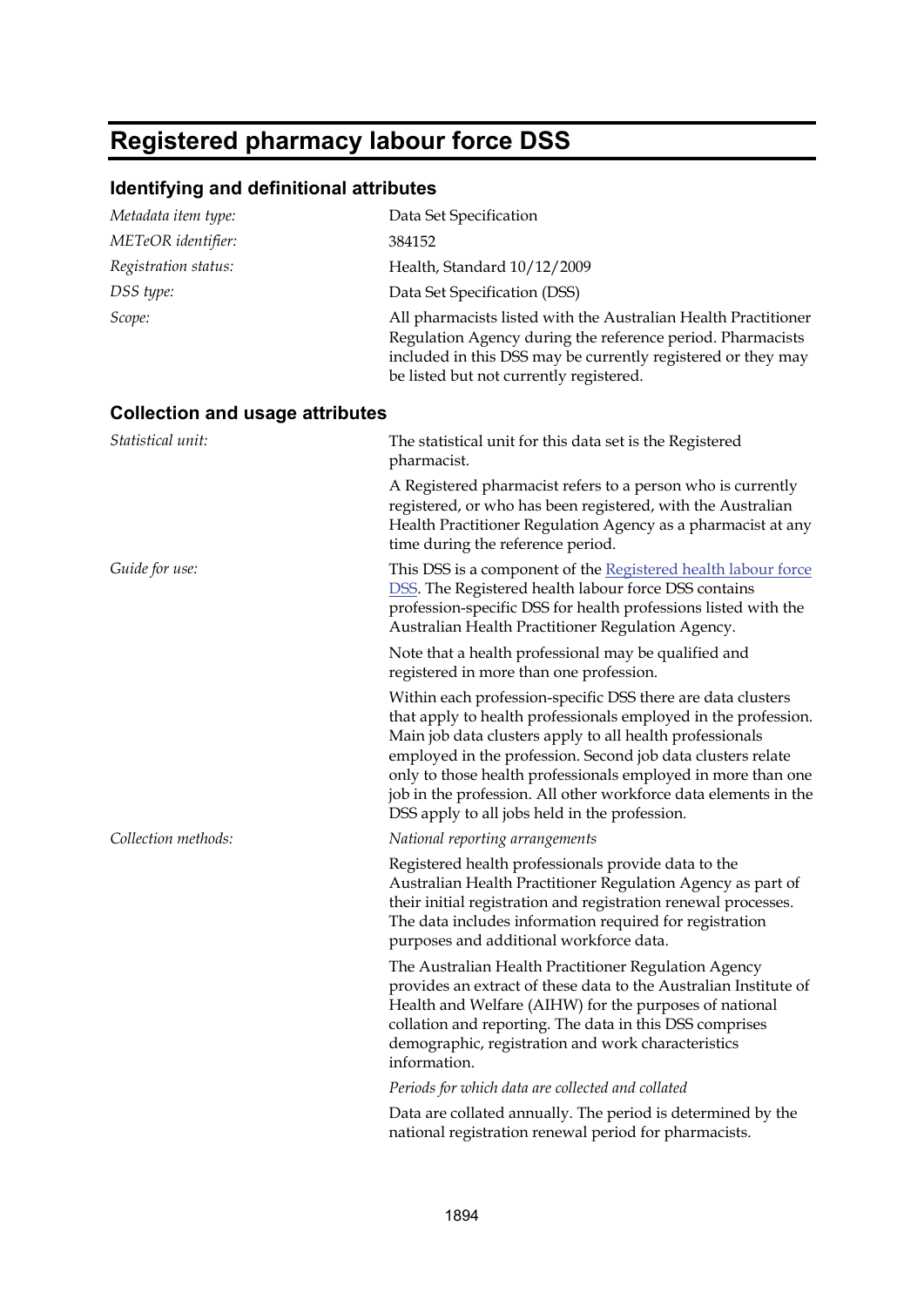# Registered pharmacy labour force DSS

## Identifying and definitional attributes

| | |
|---|---|
| *Metadata item type:* | Data Set Specification |
| *METeOR identifier:* | 384152 |
| *Registration status:* | Health, Standard 10/12/2009 |
| *DSS type:* | Data Set Specification (DSS) |
| *Scope:* | All pharmacists listed with the Australian Health Practitioner Regulation Agency during the reference period. Pharmacists included in this DSS may be currently registered or they may be listed but not currently registered. |

## Collection and usage attributes

*Statistical unit:*

The statistical unit for this data set is the Registered pharmacist.

A Registered pharmacist refers to a person who is currently registered, or who has been registered, with the Australian Health Practitioner Regulation Agency as a pharmacist at any time during the reference period.

*Guide for use:*

This DSS is a component of the Registered health labour force DSS. The Registered health labour force DSS contains profession-specific DSS for health professions listed with the Australian Health Practitioner Regulation Agency.

Note that a health professional may be qualified and registered in more than one profession.

Within each profession-specific DSS there are data clusters that apply to health professionals employed in the profession. Main job data clusters apply to all health professionals employed in the profession. Second job data clusters relate only to those health professionals employed in more than one job in the profession. All other workforce data elements in the DSS apply to all jobs held in the profession.

*Collection methods:*

*National reporting arrangements*

Registered health professionals provide data to the Australian Health Practitioner Regulation Agency as part of their initial registration and registration renewal processes. The data includes information required for registration purposes and additional workforce data.

The Australian Health Practitioner Regulation Agency provides an extract of these data to the Australian Institute of Health and Welfare (AIHW) for the purposes of national collation and reporting. The data in this DSS comprises demographic, registration and work characteristics information.

*Periods for which data are collected and collated*

Data are collated annually. The period is determined by the national registration renewal period for pharmacists.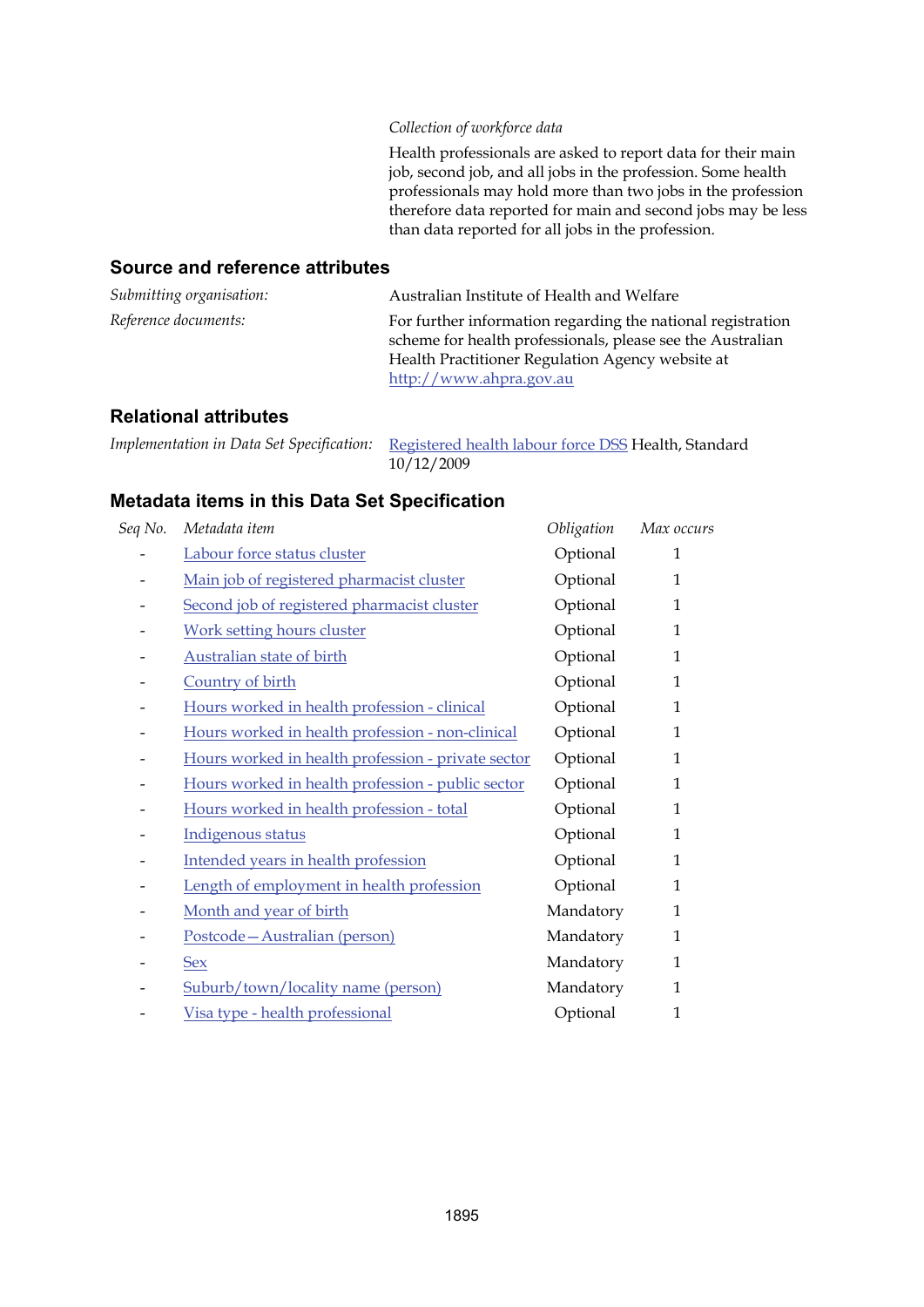*Collection of workforce data*

Health professionals are asked to report data for their main job, second job, and all jobs in the profession. Some health professionals may hold more than two jobs in the profession therefore data reported for main and second jobs may be less than data reported for all jobs in the profession.

## Source and reference attributes

*Submitting organisation:* Australian Institute of Health and Welfare

*Reference documents:* For further information regarding the national registration scheme for health professionals, please see the Australian Health Practitioner Regulation Agency website at http://www.ahpra.gov.au

## Relational attributes

*Implementation in Data Set Specification:* Registered health labour force DSS Health, Standard 10/12/2009

## Metadata items in this Data Set Specification

| Seq No. | Metadata item | Obligation | Max occurs |
|---|---|---|---|
| - | Labour force status cluster | Optional | 1 |
| - | Main job of registered pharmacist cluster | Optional | 1 |
| - | Second job of registered pharmacist cluster | Optional | 1 |
| - | Work setting hours cluster | Optional | 1 |
| - | Australian state of birth | Optional | 1 |
| - | Country of birth | Optional | 1 |
| - | Hours worked in health profession - clinical | Optional | 1 |
| - | Hours worked in health profession - non-clinical | Optional | 1 |
| - | Hours worked in health profession - private sector | Optional | 1 |
| - | Hours worked in health profession - public sector | Optional | 1 |
| - | Hours worked in health profession - total | Optional | 1 |
| - | Indigenous status | Optional | 1 |
| - | Intended years in health profession | Optional | 1 |
| - | Length of employment in health profession | Optional | 1 |
| - | Month and year of birth | Mandatory | 1 |
| - | Postcode—Australian (person) | Mandatory | 1 |
| - | Sex | Mandatory | 1 |
| - | Suburb/town/locality name (person) | Mandatory | 1 |
| - | Visa type - health professional | Optional | 1 |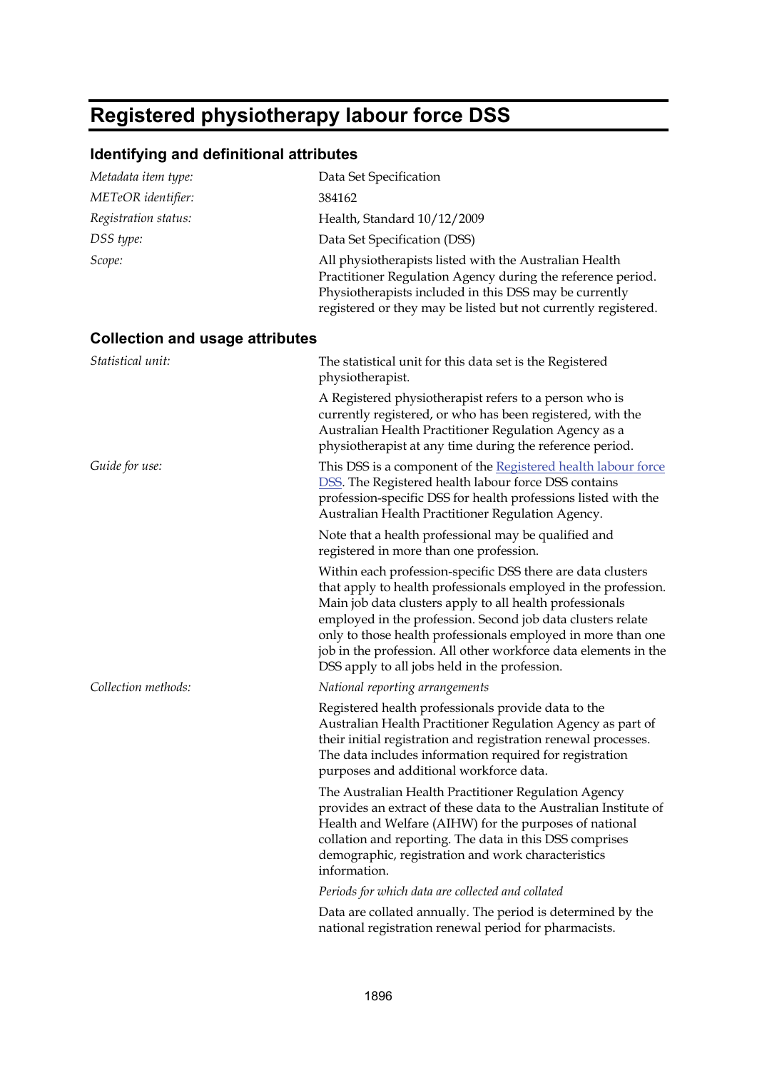# Registered physiotherapy labour force DSS

## Identifying and definitional attributes

*Metadata item type:* Data Set Specification

*METeOR identifier:* 384162

*Registration status:* Health, Standard 10/12/2009

*DSS type:* Data Set Specification (DSS)

*Scope:* All physiotherapists listed with the Australian Health Practitioner Regulation Agency during the reference period. Physiotherapists included in this DSS may be currently registered or they may be listed but not currently registered.

## Collection and usage attributes

*Statistical unit:* The statistical unit for this data set is the Registered physiotherapist.

A Registered physiotherapist refers to a person who is currently registered, or who has been registered, with the Australian Health Practitioner Regulation Agency as a physiotherapist at any time during the reference period.

*Guide for use:* This DSS is a component of the Registered health labour force DSS. The Registered health labour force DSS contains profession-specific DSS for health professions listed with the Australian Health Practitioner Regulation Agency.

Note that a health professional may be qualified and registered in more than one profession.

Within each profession-specific DSS there are data clusters that apply to health professionals employed in the profession. Main job data clusters apply to all health professionals employed in the profession. Second job data clusters relate only to those health professionals employed in more than one job in the profession. All other workforce data elements in the DSS apply to all jobs held in the profession.

*Collection methods:* *National reporting arrangements*

Registered health professionals provide data to the Australian Health Practitioner Regulation Agency as part of their initial registration and registration renewal processes. The data includes information required for registration purposes and additional workforce data.

The Australian Health Practitioner Regulation Agency provides an extract of these data to the Australian Institute of Health and Welfare (AIHW) for the purposes of national collation and reporting. The data in this DSS comprises demographic, registration and work characteristics information.

*Periods for which data are collected and collated*

Data are collated annually. The period is determined by the national registration renewal period for pharmacists.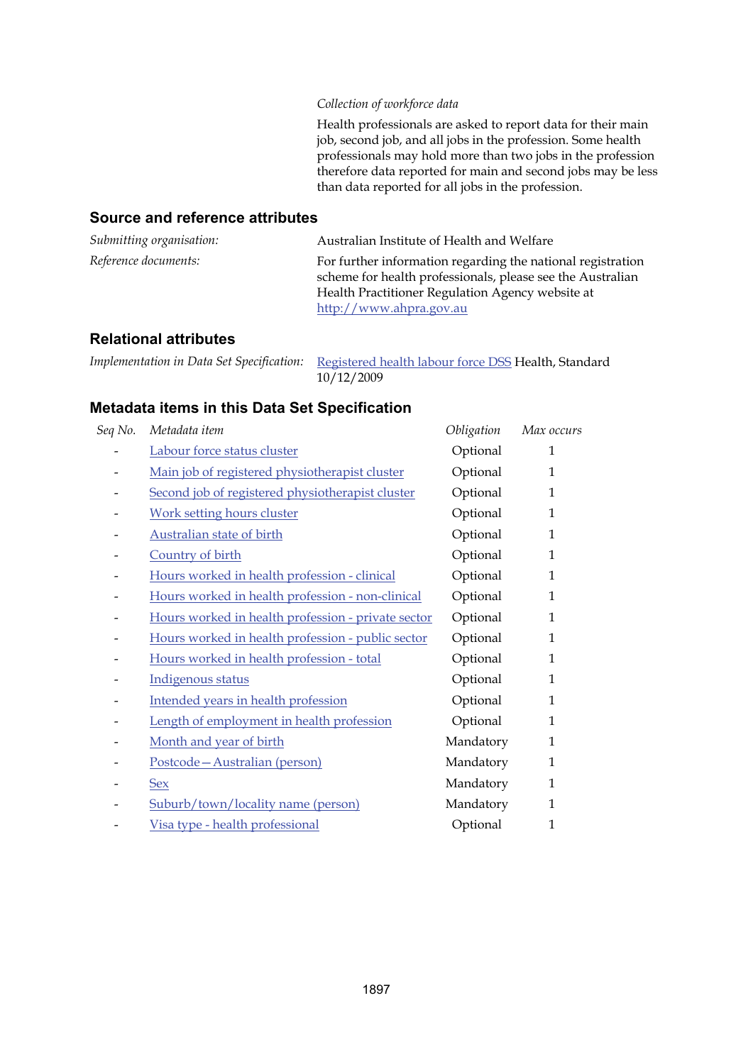*Collection of workforce data*

Health professionals are asked to report data for their main job, second job, and all jobs in the profession. Some health professionals may hold more than two jobs in the profession therefore data reported for main and second jobs may be less than data reported for all jobs in the profession.

## Source and reference attributes

*Submitting organisation:* Australian Institute of Health and Welfare

*Reference documents:* For further information regarding the national registration scheme for health professionals, please see the Australian Health Practitioner Regulation Agency website at http://www.ahpra.gov.au

## Relational attributes

*Implementation in Data Set Specification:* Registered health labour force DSS Health, Standard 10/12/2009

## Metadata items in this Data Set Specification

| *Seq No.* | *Metadata item* | *Obligation* | *Max occurs* |
|---|---|---|---|
| - | Labour force status cluster | Optional | 1 |
| - | Main job of registered physiotherapist cluster | Optional | 1 |
| - | Second job of registered physiotherapist cluster | Optional | 1 |
| - | Work setting hours cluster | Optional | 1 |
| - | Australian state of birth | Optional | 1 |
| - | Country of birth | Optional | 1 |
| - | Hours worked in health profession - clinical | Optional | 1 |
| - | Hours worked in health profession - non-clinical | Optional | 1 |
| - | Hours worked in health profession - private sector | Optional | 1 |
| - | Hours worked in health profession - public sector | Optional | 1 |
| - | Hours worked in health profession - total | Optional | 1 |
| - | Indigenous status | Optional | 1 |
| - | Intended years in health profession | Optional | 1 |
| - | Length of employment in health profession | Optional | 1 |
| - | Month and year of birth | Mandatory | 1 |
| - | Postcode—Australian (person) | Mandatory | 1 |
| - | Sex | Mandatory | 1 |
| - | Suburb/town/locality name (person) | Mandatory | 1 |
| - | Visa type - health professional | Optional | 1 |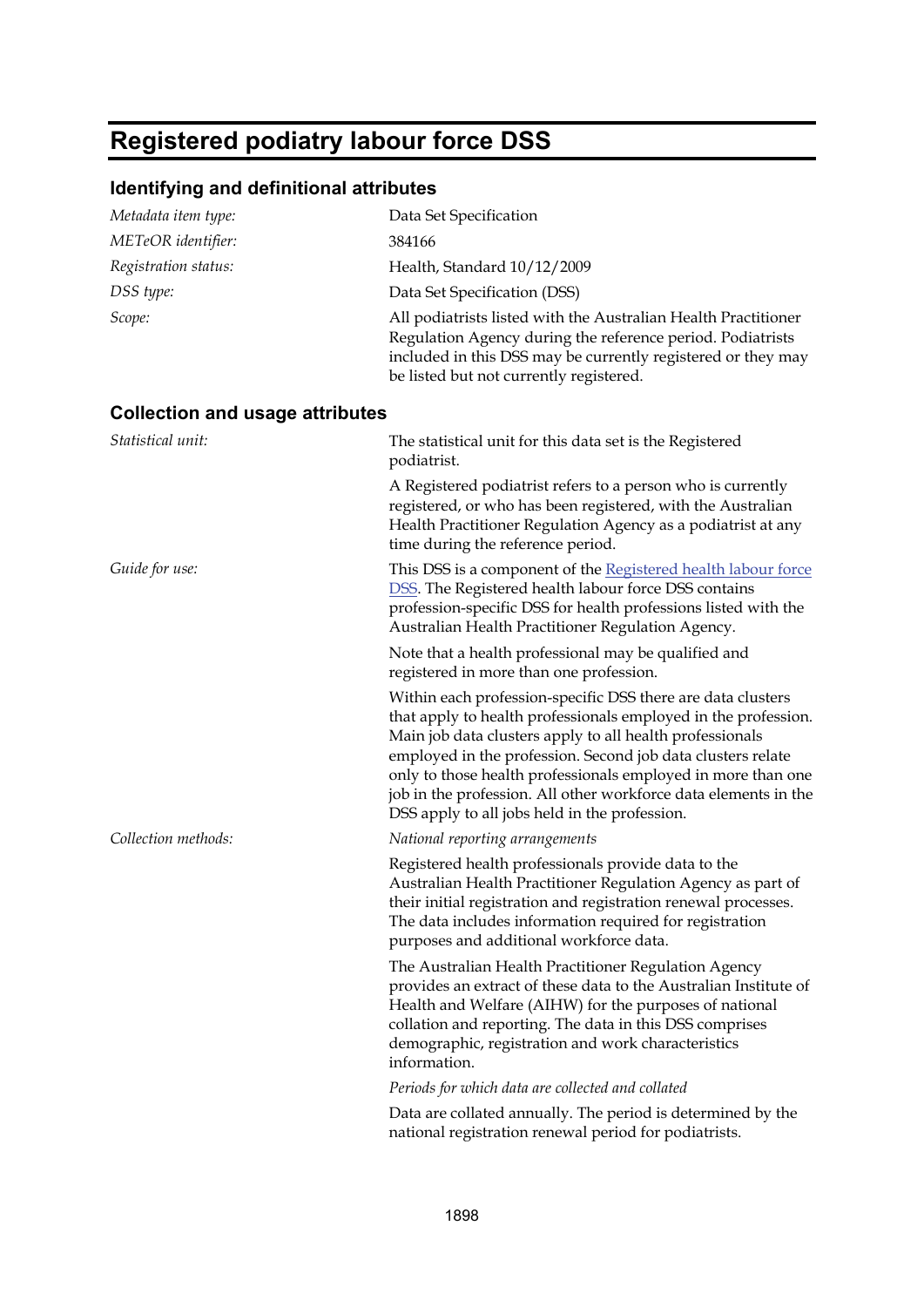# Registered podiatry labour force DSS

## Identifying and definitional attributes

*Metadata item type:* Data Set Specification

*METeOR identifier:* 384166

*Registration status:* Health, Standard 10/12/2009

*DSS type:* Data Set Specification (DSS)

*Scope:* All podiatrists listed with the Australian Health Practitioner Regulation Agency during the reference period. Podiatrists included in this DSS may be currently registered or they may be listed but not currently registered.

## Collection and usage attributes

*Statistical unit:* The statistical unit for this data set is the Registered podiatrist.

A Registered podiatrist refers to a person who is currently registered, or who has been registered, with the Australian Health Practitioner Regulation Agency as a podiatrist at any time during the reference period.

*Guide for use:* This DSS is a component of the Registered health labour force DSS. The Registered health labour force DSS contains profession-specific DSS for health professions listed with the Australian Health Practitioner Regulation Agency.

Note that a health professional may be qualified and registered in more than one profession.

Within each profession-specific DSS there are data clusters that apply to health professionals employed in the profession. Main job data clusters apply to all health professionals employed in the profession. Second job data clusters relate only to those health professionals employed in more than one job in the profession. All other workforce data elements in the DSS apply to all jobs held in the profession.

*Collection methods:* *National reporting arrangements*

Registered health professionals provide data to the Australian Health Practitioner Regulation Agency as part of their initial registration and registration renewal processes. The data includes information required for registration purposes and additional workforce data.

The Australian Health Practitioner Regulation Agency provides an extract of these data to the Australian Institute of Health and Welfare (AIHW) for the purposes of national collation and reporting. The data in this DSS comprises demographic, registration and work characteristics information.

*Periods for which data are collected and collated*

Data are collated annually. The period is determined by the national registration renewal period for podiatrists.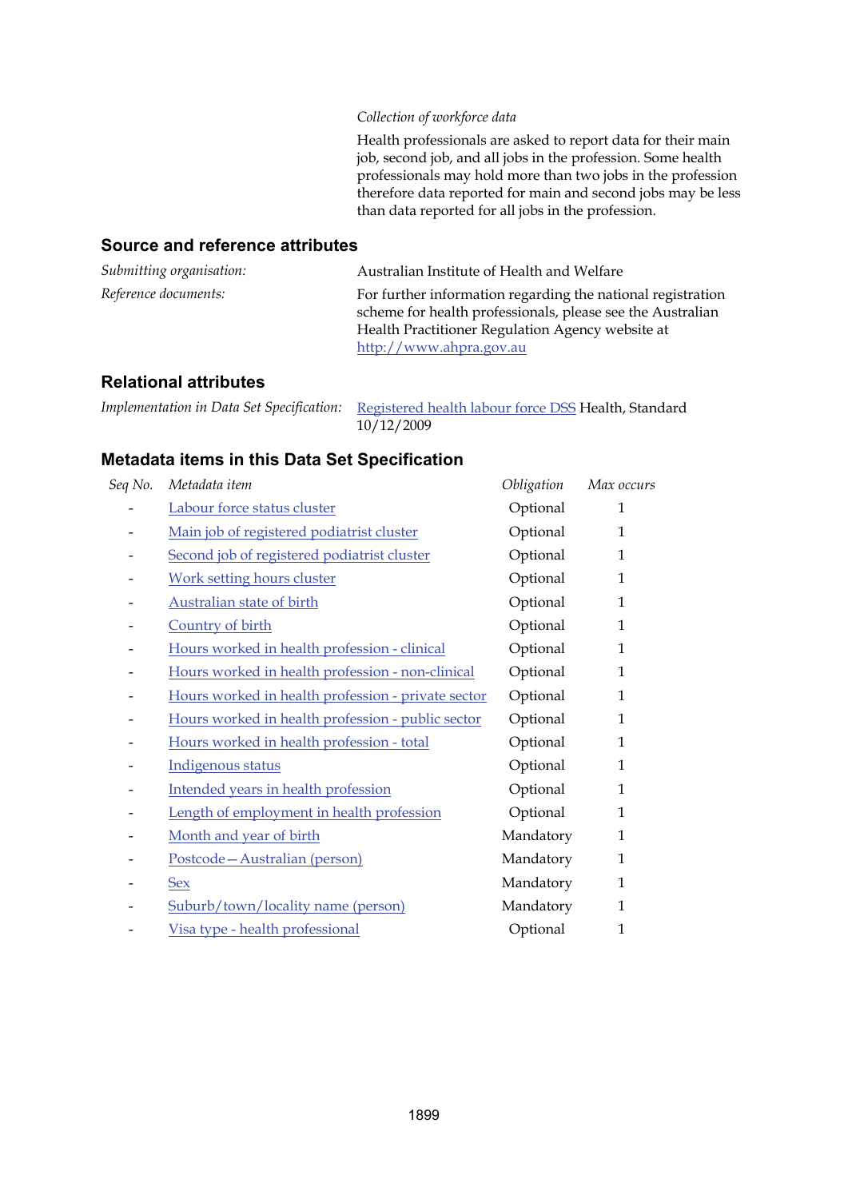*Collection of workforce data*

Health professionals are asked to report data for their main job, second job, and all jobs in the profession. Some health professionals may hold more than two jobs in the profession therefore data reported for main and second jobs may be less than data reported for all jobs in the profession.

## Source and reference attributes

| | |
|---|---|
| *Submitting organisation:* | Australian Institute of Health and Welfare |
| *Reference documents:* | For further information regarding the national registration scheme for health professionals, please see the Australian Health Practitioner Regulation Agency website at http://www.ahpra.gov.au |

## Relational attributes

| | |
|---|---|
| *Implementation in Data Set Specification:* | Registered health labour force DSS Health, Standard 10/12/2009 |

## Metadata items in this Data Set Specification

| *Seq No.* | *Metadata item* | *Obligation* | *Max occurs* |
|---|---|---|---|
| - | Labour force status cluster | Optional | 1 |
| - | Main job of registered podiatrist cluster | Optional | 1 |
| - | Second job of registered podiatrist cluster | Optional | 1 |
| - | Work setting hours cluster | Optional | 1 |
| - | Australian state of birth | Optional | 1 |
| - | Country of birth | Optional | 1 |
| - | Hours worked in health profession - clinical | Optional | 1 |
| - | Hours worked in health profession - non-clinical | Optional | 1 |
| - | Hours worked in health profession - private sector | Optional | 1 |
| - | Hours worked in health profession - public sector | Optional | 1 |
| - | Hours worked in health profession - total | Optional | 1 |
| - | Indigenous status | Optional | 1 |
| - | Intended years in health profession | Optional | 1 |
| - | Length of employment in health profession | Optional | 1 |
| - | Month and year of birth | Mandatory | 1 |
| - | Postcode—Australian (person) | Mandatory | 1 |
| - | Sex | Mandatory | 1 |
| - | Suburb/town/locality name (person) | Mandatory | 1 |
| - | Visa type - health professional | Optional | 1 |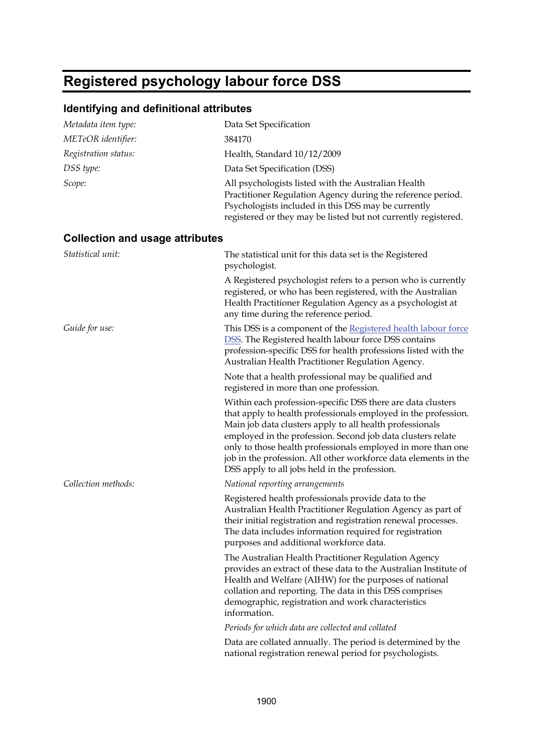# Registered psychology labour force DSS

## Identifying and definitional attributes

| | |
|---|---|
| *Metadata item type:* | Data Set Specification |
| *METeOR identifier:* | 384170 |
| *Registration status:* | Health, Standard 10/12/2009 |
| *DSS type:* | Data Set Specification (DSS) |
| *Scope:* | All psychologists listed with the Australian Health Practitioner Regulation Agency during the reference period. Psychologists included in this DSS may be currently registered or they may be listed but not currently registered. |

## Collection and usage attributes

*Statistical unit:*

The statistical unit for this data set is the Registered psychologist.

A Registered psychologist refers to a person who is currently registered, or who has been registered, with the Australian Health Practitioner Regulation Agency as a psychologist at any time during the reference period.

*Guide for use:*

This DSS is a component of the Registered health labour force DSS. The Registered health labour force DSS contains profession-specific DSS for health professions listed with the Australian Health Practitioner Regulation Agency.

Note that a health professional may be qualified and registered in more than one profession.

Within each profession-specific DSS there are data clusters that apply to health professionals employed in the profession. Main job data clusters apply to all health professionals employed in the profession. Second job data clusters relate only to those health professionals employed in more than one job in the profession. All other workforce data elements in the DSS apply to all jobs held in the profession.

*Collection methods:*

*National reporting arrangements*

Registered health professionals provide data to the Australian Health Practitioner Regulation Agency as part of their initial registration and registration renewal processes. The data includes information required for registration purposes and additional workforce data.

The Australian Health Practitioner Regulation Agency provides an extract of these data to the Australian Institute of Health and Welfare (AIHW) for the purposes of national collation and reporting. The data in this DSS comprises demographic, registration and work characteristics information.

*Periods for which data are collected and collated*

Data are collated annually. The period is determined by the national registration renewal period for psychologists.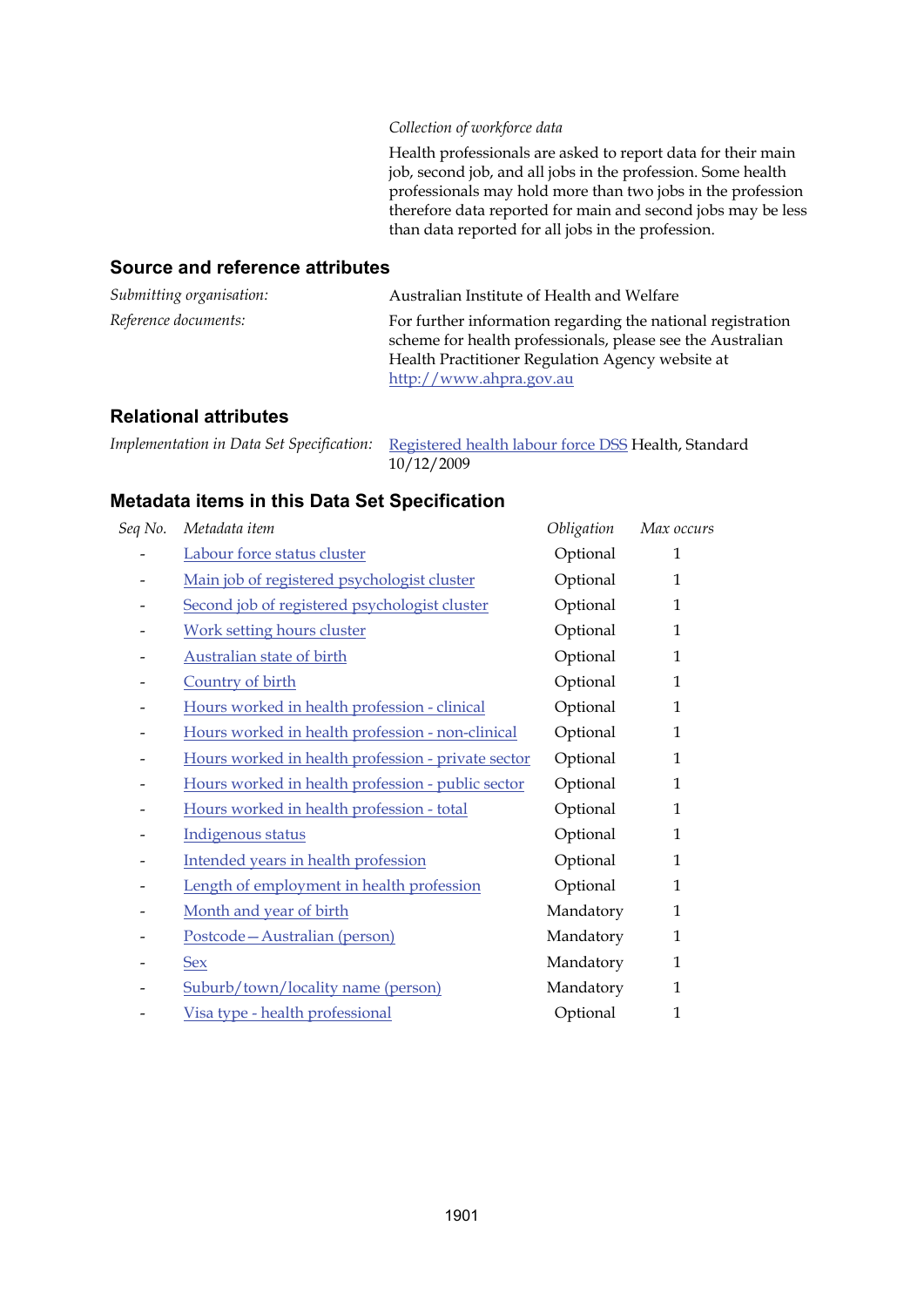*Collection of workforce data*

Health professionals are asked to report data for their main job, second job, and all jobs in the profession. Some health professionals may hold more than two jobs in the profession therefore data reported for main and second jobs may be less than data reported for all jobs in the profession.

## Source and reference attributes

*Submitting organisation:* Australian Institute of Health and Welfare

*Reference documents:* For further information regarding the national registration scheme for health professionals, please see the Australian Health Practitioner Regulation Agency website at http://www.ahpra.gov.au

## Relational attributes

*Implementation in Data Set Specification:* Registered health labour force DSS Health, Standard 10/12/2009

## Metadata items in this Data Set Specification

| *Seq No.* | *Metadata item* | *Obligation* | *Max occurs* |
|---|---|---|---|
| - | Labour force status cluster | Optional | 1 |
| - | Main job of registered psychologist cluster | Optional | 1 |
| - | Second job of registered psychologist cluster | Optional | 1 |
| - | Work setting hours cluster | Optional | 1 |
| - | Australian state of birth | Optional | 1 |
| - | Country of birth | Optional | 1 |
| - | Hours worked in health profession - clinical | Optional | 1 |
| - | Hours worked in health profession - non-clinical | Optional | 1 |
| - | Hours worked in health profession - private sector | Optional | 1 |
| - | Hours worked in health profession - public sector | Optional | 1 |
| - | Hours worked in health profession - total | Optional | 1 |
| - | Indigenous status | Optional | 1 |
| - | Intended years in health profession | Optional | 1 |
| - | Length of employment in health profession | Optional | 1 |
| - | Month and year of birth | Mandatory | 1 |
| - | Postcode—Australian (person) | Mandatory | 1 |
| - | Sex | Mandatory | 1 |
| - | Suburb/town/locality name (person) | Mandatory | 1 |
| - | Visa type - health professional | Optional | 1 |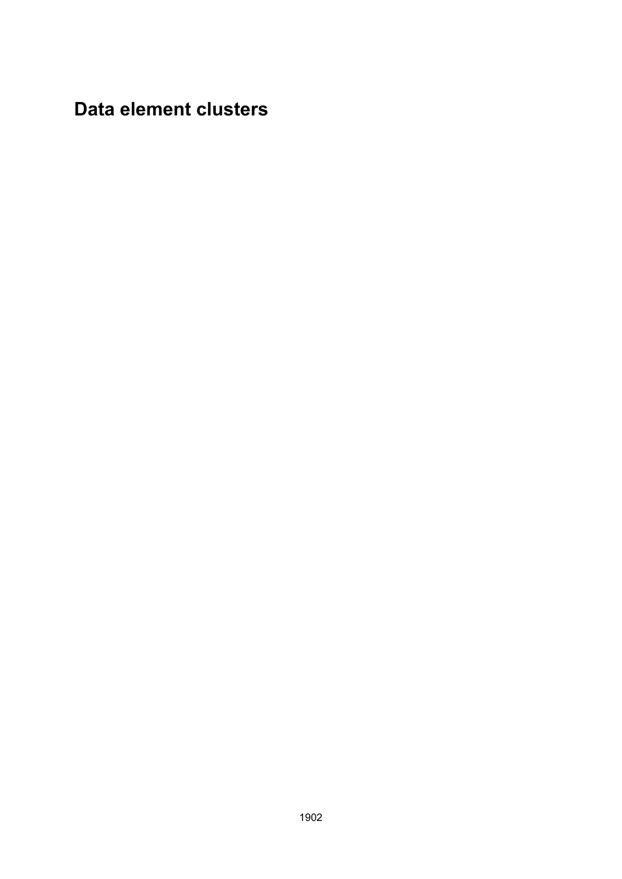# Data element clusters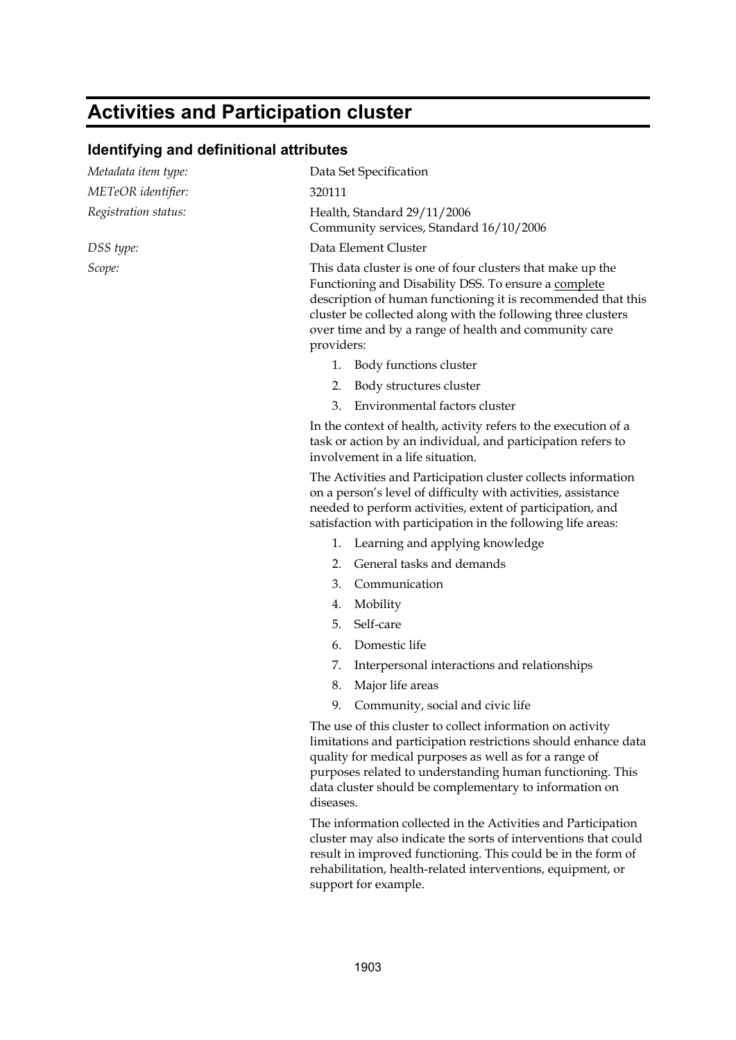# Activities and Participation cluster

## Identifying and definitional attributes

*Metadata item type:* Data Set Specification

*METeOR identifier:* 320111

*Registration status:* Health, Standard 29/11/2006
Community services, Standard 16/10/2006

*DSS type:* Data Element Cluster

*Scope:* This data cluster is one of four clusters that make up the Functioning and Disability DSS. To ensure a complete description of human functioning it is recommended that this cluster be collected along with the following three clusters over time and by a range of health and community care providers:

1. Body functions cluster
2. Body structures cluster
3. Environmental factors cluster

In the context of health, activity refers to the execution of a task or action by an individual, and participation refers to involvement in a life situation.

The Activities and Participation cluster collects information on a person's level of difficulty with activities, assistance needed to perform activities, extent of participation, and satisfaction with participation in the following life areas:

1. Learning and applying knowledge
2. General tasks and demands
3. Communication
4. Mobility
5. Self-care
6. Domestic life
7. Interpersonal interactions and relationships
8. Major life areas
9. Community, social and civic life

The use of this cluster to collect information on activity limitations and participation restrictions should enhance data quality for medical purposes as well as for a range of purposes related to understanding human functioning. This data cluster should be complementary to information on diseases.

The information collected in the Activities and Participation cluster may also indicate the sorts of interventions that could result in improved functioning. This could be in the form of rehabilitation, health-related interventions, equipment, or support for example.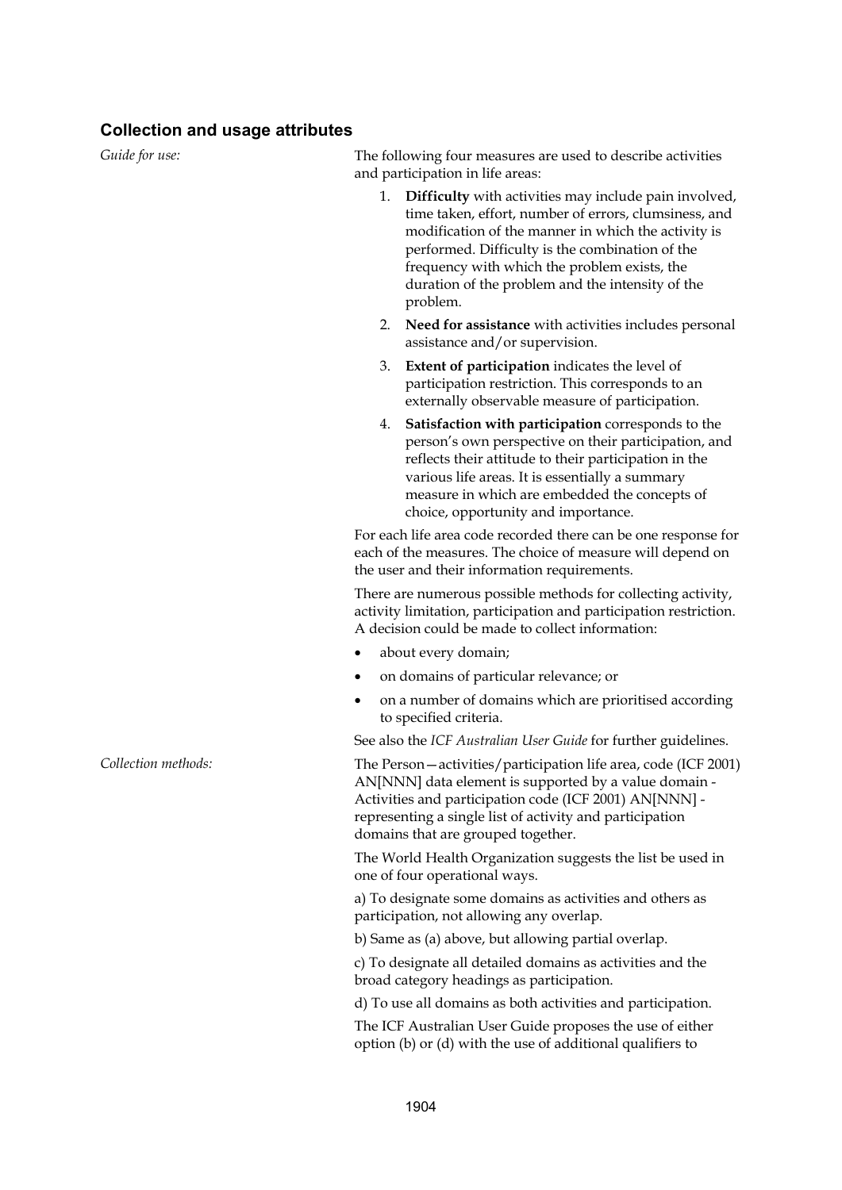## Collection and usage attributes

*Guide for use:*

The following four measures are used to describe activities and participation in life areas:

1. **Difficulty** with activities may include pain involved, time taken, effort, number of errors, clumsiness, and modification of the manner in which the activity is performed. Difficulty is the combination of the frequency with which the problem exists, the duration of the problem and the intensity of the problem.
2. **Need for assistance** with activities includes personal assistance and/or supervision.
3. **Extent of participation** indicates the level of participation restriction. This corresponds to an externally observable measure of participation.
4. **Satisfaction with participation** corresponds to the person's own perspective on their participation, and reflects their attitude to their participation in the various life areas. It is essentially a summary measure in which are embedded the concepts of choice, opportunity and importance.

For each life area code recorded there can be one response for each of the measures. The choice of measure will depend on the user and their information requirements.

There are numerous possible methods for collecting activity, activity limitation, participation and participation restriction. A decision could be made to collect information:

- about every domain;
- on domains of particular relevance; or
- on a number of domains which are prioritised according to specified criteria.

See also the *ICF Australian User Guide* for further guidelines.

*Collection methods:*

The Person—activities/participation life area, code (ICF 2001) AN[NNN] data element is supported by a value domain - Activities and participation code (ICF 2001) AN[NNN] - representing a single list of activity and participation domains that are grouped together.

The World Health Organization suggests the list be used in one of four operational ways.

a) To designate some domains as activities and others as participation, not allowing any overlap.

b) Same as (a) above, but allowing partial overlap.

c) To designate all detailed domains as activities and the broad category headings as participation.

d) To use all domains as both activities and participation.

The ICF Australian User Guide proposes the use of either option (b) or (d) with the use of additional qualifiers to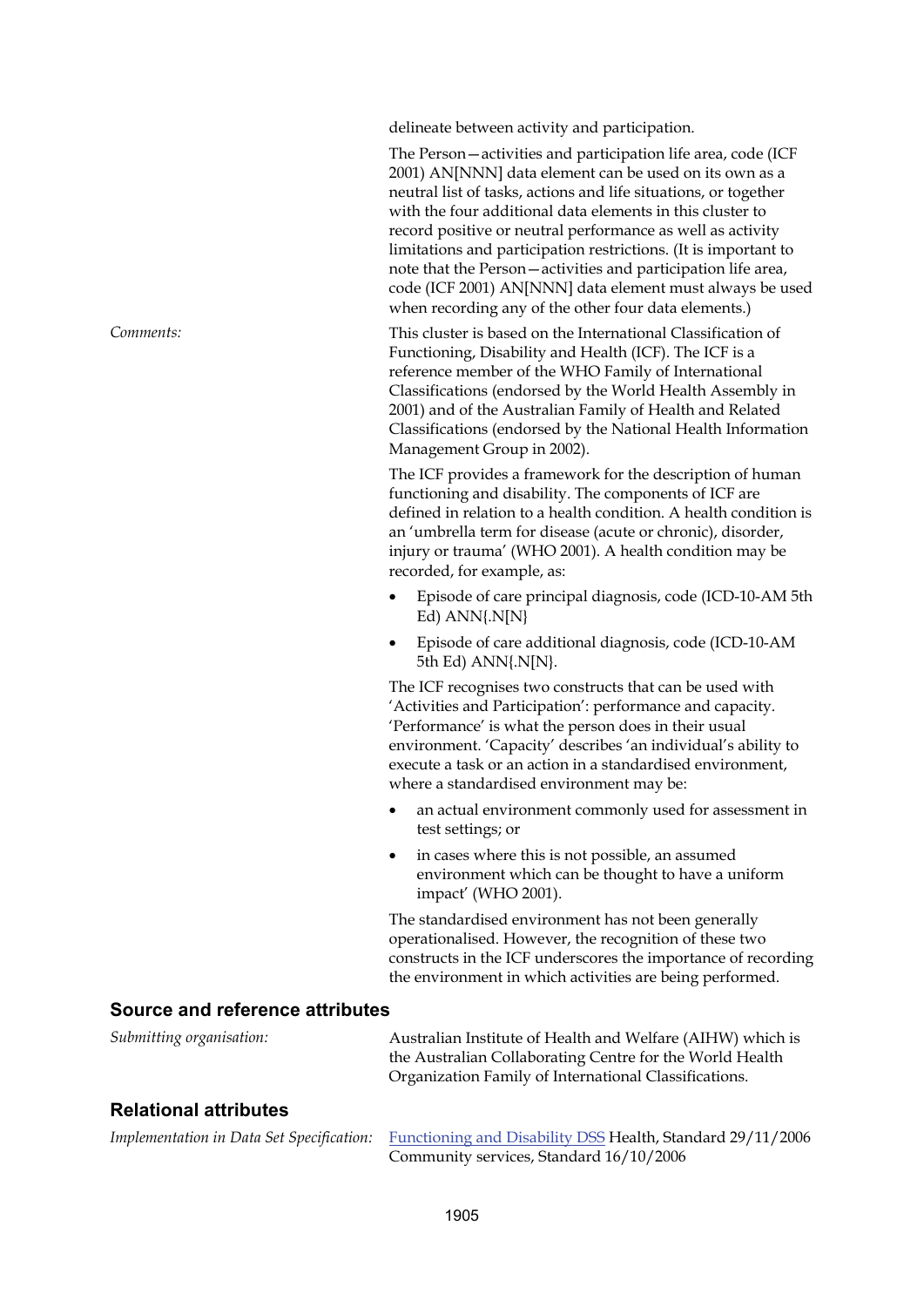delineate between activity and participation.

The Person—activities and participation life area, code (ICF 2001) AN[NNN] data element can be used on its own as a neutral list of tasks, actions and life situations, or together with the four additional data elements in this cluster to record positive or neutral performance as well as activity limitations and participation restrictions. (It is important to note that the Person—activities and participation life area, code (ICF 2001) AN[NNN] data element must always be used when recording any of the other four data elements.)

*Comments:* This cluster is based on the International Classification of Functioning, Disability and Health (ICF). The ICF is a reference member of the WHO Family of International Classifications (endorsed by the World Health Assembly in 2001) and of the Australian Family of Health and Related Classifications (endorsed by the National Health Information Management Group in 2002).

The ICF provides a framework for the description of human functioning and disability. The components of ICF are defined in relation to a health condition. A health condition is an 'umbrella term for disease (acute or chronic), disorder, injury or trauma' (WHO 2001). A health condition may be recorded, for example, as:

- Episode of care principal diagnosis, code (ICD-10-AM 5th Ed) ANN{.N[N}
- Episode of care additional diagnosis, code (ICD-10-AM 5th Ed) ANN{.N[N}.

The ICF recognises two constructs that can be used with 'Activities and Participation': performance and capacity. 'Performance' is what the person does in their usual environment. 'Capacity' describes 'an individual's ability to execute a task or an action in a standardised environment, where a standardised environment may be:

- an actual environment commonly used for assessment in test settings; or
- in cases where this is not possible, an assumed environment which can be thought to have a uniform impact' (WHO 2001).

The standardised environment has not been generally operationalised. However, the recognition of these two constructs in the ICF underscores the importance of recording the environment in which activities are being performed.

## Source and reference attributes

*Submitting organisation:* Australian Institute of Health and Welfare (AIHW) which is the Australian Collaborating Centre for the World Health Organization Family of International Classifications.

## Relational attributes

*Implementation in Data Set Specification:* Functioning and Disability DSS Health, Standard 29/11/2006
Community services, Standard 16/10/2006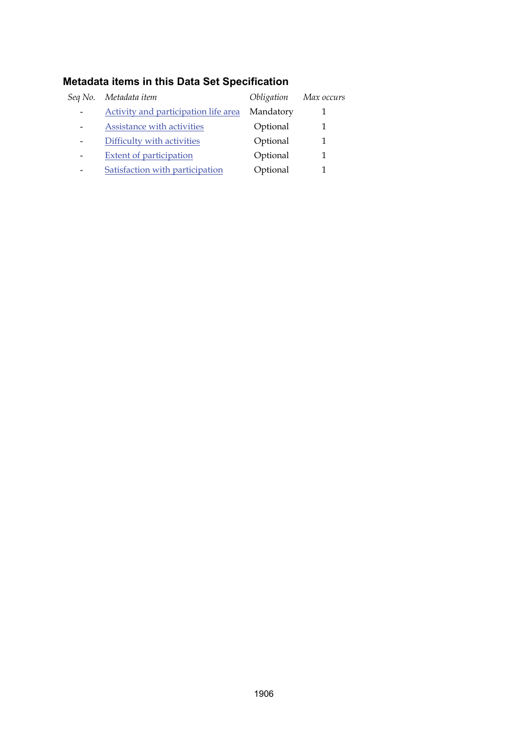### Metadata items in this Data Set Specification

| *Seq No.* | *Metadata item* | *Obligation* | *Max occurs* |
|---|---|---|---|
| - | Activity and participation life area | Mandatory | 1 |
| - | Assistance with activities | Optional | 1 |
| - | Difficulty with activities | Optional | 1 |
| - | Extent of participation | Optional | 1 |
| - | Satisfaction with participation | Optional | 1 |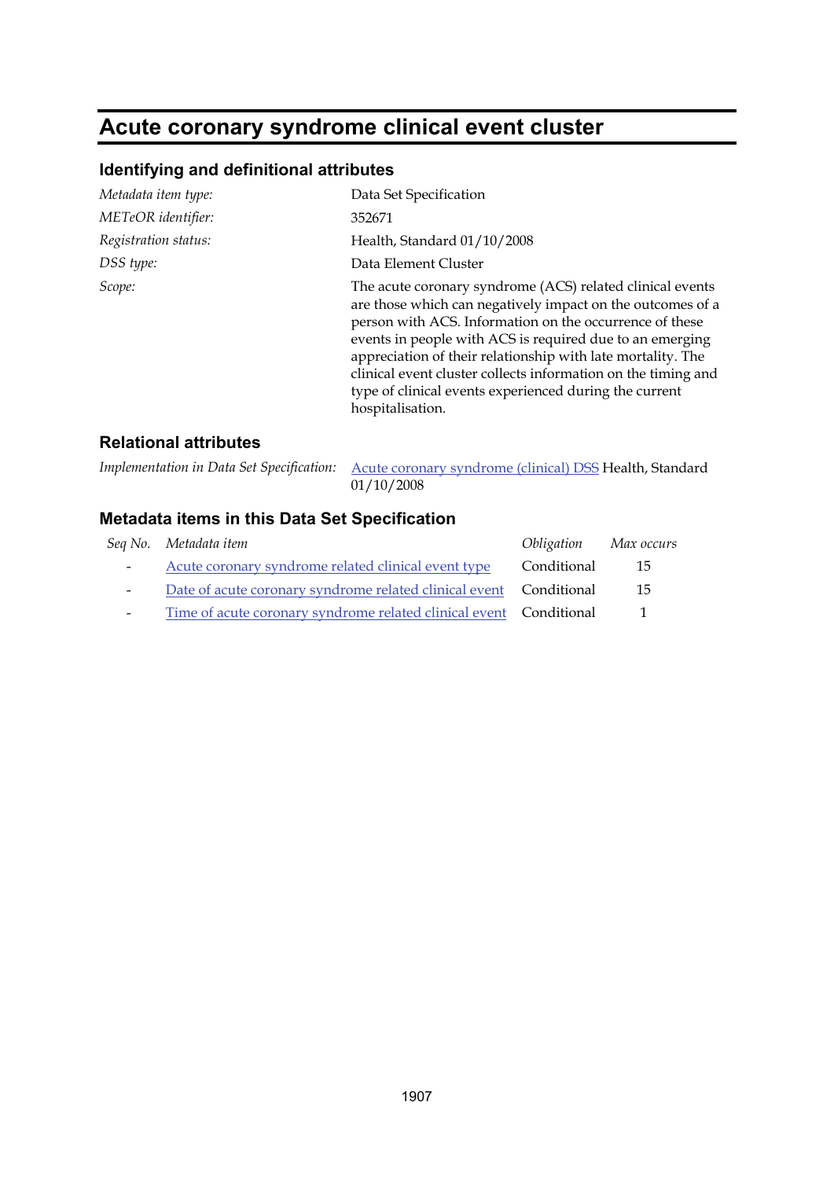# Acute coronary syndrome clinical event cluster

## Identifying and definitional attributes

| | |
|---|---|
| *Metadata item type:* | Data Set Specification |
| *METeOR identifier:* | 352671 |
| *Registration status:* | Health, Standard 01/10/2008 |
| *DSS type:* | Data Element Cluster |
| *Scope:* | The acute coronary syndrome (ACS) related clinical events are those which can negatively impact on the outcomes of a person with ACS. Information on the occurrence of these events in people with ACS is required due to an emerging appreciation of their relationship with late mortality. The clinical event cluster collects information on the timing and type of clinical events experienced during the current hospitalisation. |

## Relational attributes

| | |
|---|---|
| *Implementation in Data Set Specification:* | Acute coronary syndrome (clinical) DSS Health, Standard 01/10/2008 |

## Metadata items in this Data Set Specification

| *Seq No.* | *Metadata item* | *Obligation* | *Max occurs* |
|---|---|---|---|
| - | Acute coronary syndrome related clinical event type | Conditional | 15 |
| - | Date of acute coronary syndrome related clinical event | Conditional | 15 |
| - | Time of acute coronary syndrome related clinical event | Conditional | 1 |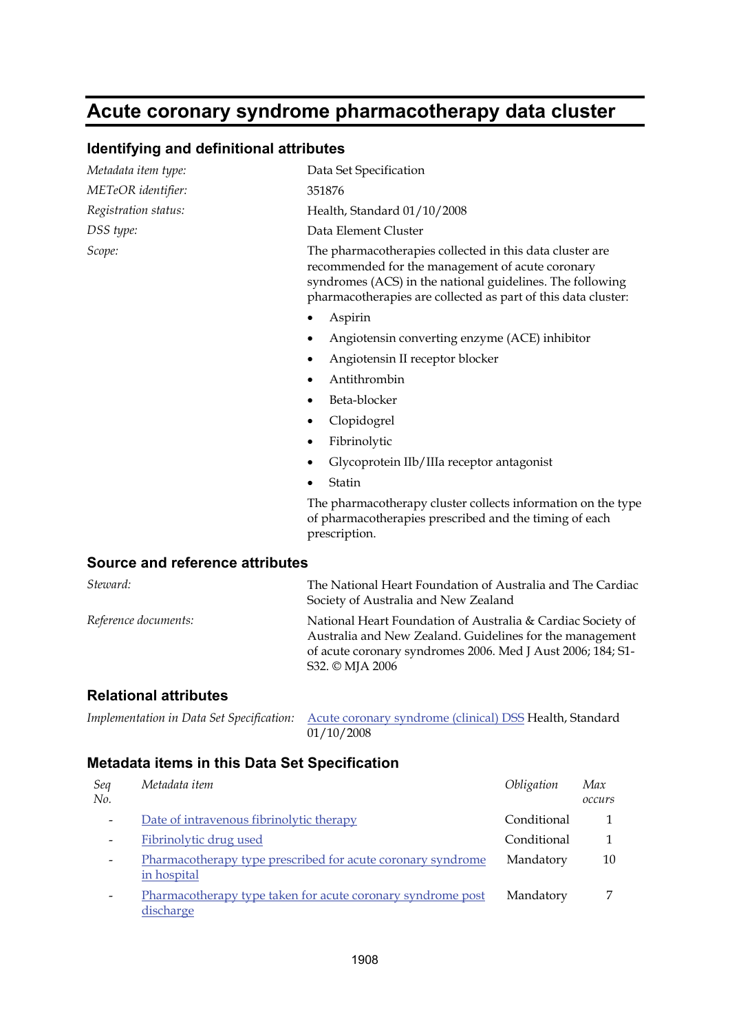# Acute coronary syndrome pharmacotherapy data cluster

## Identifying and definitional attributes

*Metadata item type:* Data Set Specification

*METeOR identifier:* 351876

*Registration status:* Health, Standard 01/10/2008

*DSS type:* Data Element Cluster

*Scope:* The pharmacotherapies collected in this data cluster are recommended for the management of acute coronary syndromes (ACS) in the national guidelines. The following pharmacotherapies are collected as part of this data cluster:

- Aspirin
- Angiotensin converting enzyme (ACE) inhibitor
- Angiotensin II receptor blocker
- Antithrombin
- Beta-blocker
- Clopidogrel
- Fibrinolytic
- Glycoprotein IIb/IIIa receptor antagonist
- Statin

The pharmacotherapy cluster collects information on the type of pharmacotherapies prescribed and the timing of each prescription.

## Source and reference attributes

*Steward:* The National Heart Foundation of Australia and The Cardiac Society of Australia and New Zealand

*Reference documents:* National Heart Foundation of Australia & Cardiac Society of Australia and New Zealand. Guidelines for the management of acute coronary syndromes 2006. Med J Aust 2006; 184; S1-S32. © MJA 2006

## Relational attributes

*Implementation in Data Set Specification:* Acute coronary syndrome (clinical) DSS Health, Standard 01/10/2008

## Metadata items in this Data Set Specification

| *Seq No.* | *Metadata item* | *Obligation* | *Max occurs* |
|---|---|---|---|
| - | Date of intravenous fibrinolytic therapy | Conditional | 1 |
| - | Fibrinolytic drug used | Conditional | 1 |
| - | Pharmacotherapy type prescribed for acute coronary syndrome in hospital | Mandatory | 10 |
| - | Pharmacotherapy type taken for acute coronary syndrome post discharge | Mandatory | 7 |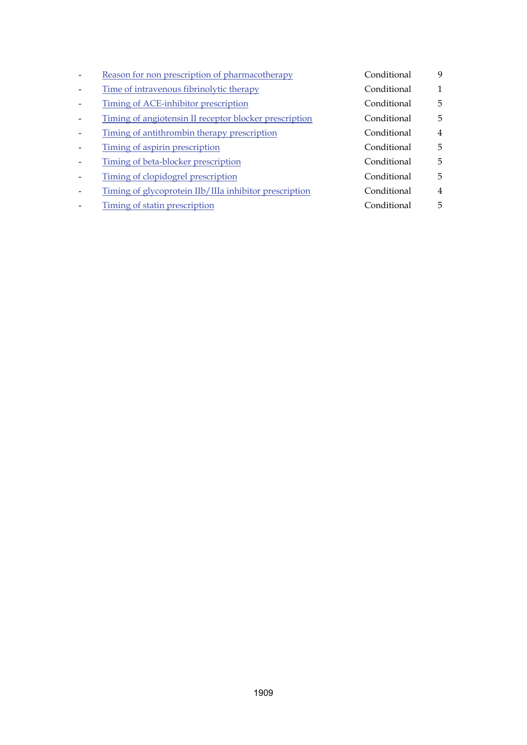- Reason for non prescription of pharmacotherapy Conditional 9
- Time of intravenous fibrinolytic therapy Conditional 1
- Timing of ACE-inhibitor prescription Conditional 5
- Timing of angiotensin II receptor blocker prescription Conditional 5
- Timing of antithrombin therapy prescription Conditional 4
- Timing of aspirin prescription Conditional 5
- Timing of beta-blocker prescription Conditional 5
- Timing of clopidogrel prescription Conditional 5
- Timing of glycoprotein IIb/IIIa inhibitor prescription Conditional 4
- Timing of statin prescription Conditional 5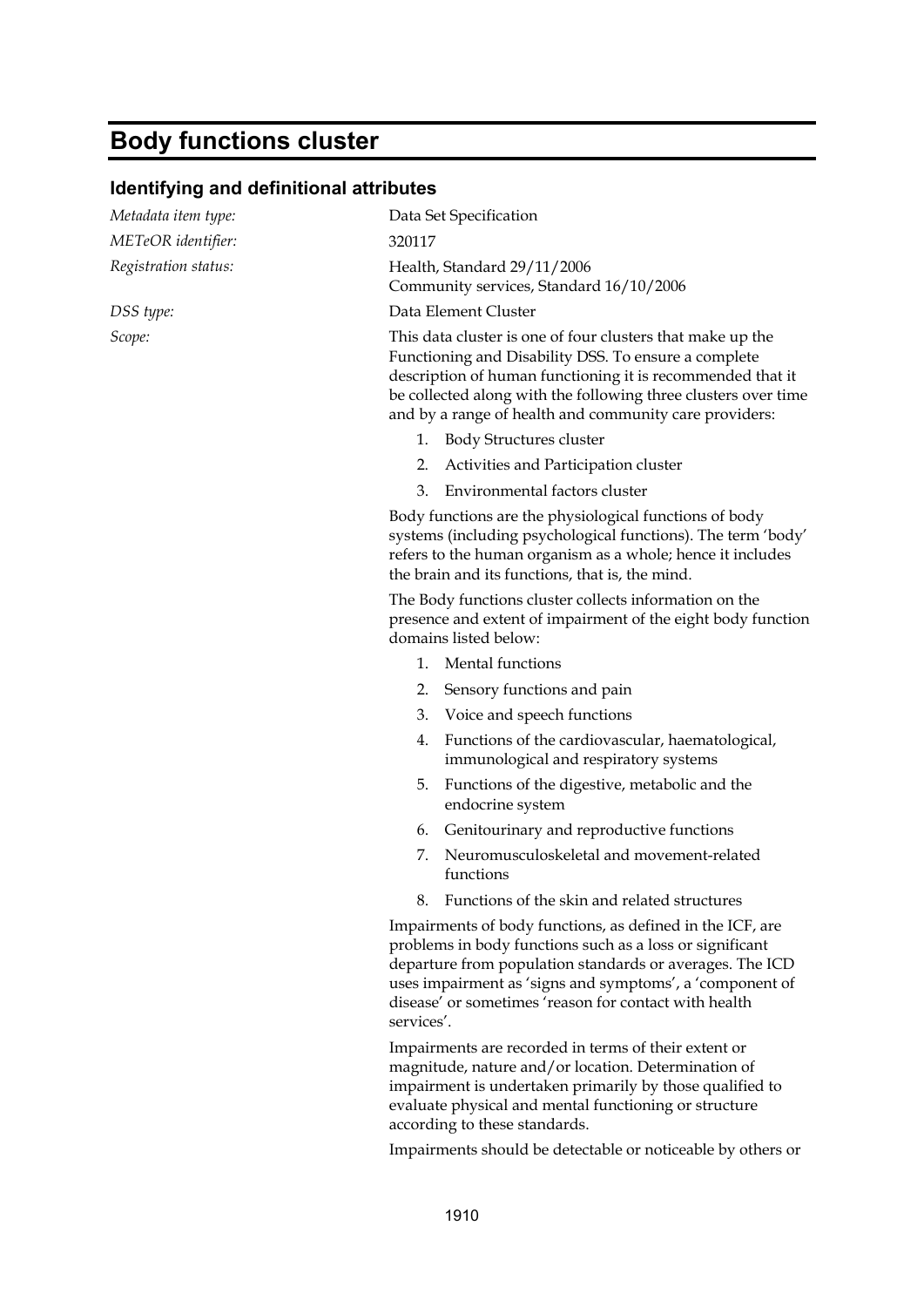# Body functions cluster

## Identifying and definitional attributes

*Metadata item type:* Data Set Specification

*METeOR identifier:* 320117

*Registration status:* Health, Standard 29/11/2006
Community services, Standard 16/10/2006

*DSS type:* Data Element Cluster

*Scope:* This data cluster is one of four clusters that make up the Functioning and Disability DSS. To ensure a complete description of human functioning it is recommended that it be collected along with the following three clusters over time and by a range of health and community care providers:

1. Body Structures cluster
2. Activities and Participation cluster
3. Environmental factors cluster

Body functions are the physiological functions of body systems (including psychological functions). The term 'body' refers to the human organism as a whole; hence it includes the brain and its functions, that is, the mind.

The Body functions cluster collects information on the presence and extent of impairment of the eight body function domains listed below:

1. Mental functions
2. Sensory functions and pain
3. Voice and speech functions
4. Functions of the cardiovascular, haematological, immunological and respiratory systems
5. Functions of the digestive, metabolic and the endocrine system
6. Genitourinary and reproductive functions
7. Neuromusculoskeletal and movement-related functions
8. Functions of the skin and related structures

Impairments of body functions, as defined in the ICF, are problems in body functions such as a loss or significant departure from population standards or averages. The ICD uses impairment as 'signs and symptoms', a 'component of disease' or sometimes 'reason for contact with health services'.

Impairments are recorded in terms of their extent or magnitude, nature and/or location. Determination of impairment is undertaken primarily by those qualified to evaluate physical and mental functioning or structure according to these standards.

Impairments should be detectable or noticeable by others or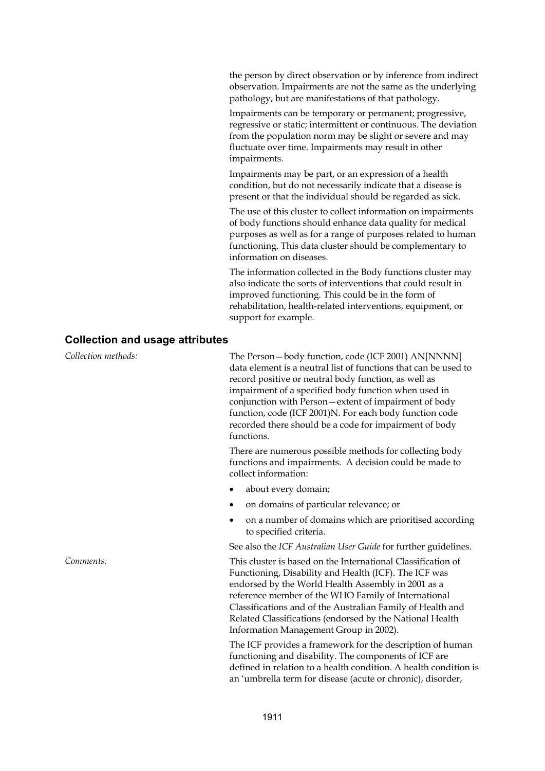the person by direct observation or by inference from indirect observation. Impairments are not the same as the underlying pathology, but are manifestations of that pathology.

Impairments can be temporary or permanent; progressive, regressive or static; intermittent or continuous. The deviation from the population norm may be slight or severe and may fluctuate over time. Impairments may result in other impairments.

Impairments may be part, or an expression of a health condition, but do not necessarily indicate that a disease is present or that the individual should be regarded as sick.

The use of this cluster to collect information on impairments of body functions should enhance data quality for medical purposes as well as for a range of purposes related to human functioning. This data cluster should be complementary to information on diseases.

The information collected in the Body functions cluster may also indicate the sorts of interventions that could result in improved functioning. This could be in the form of rehabilitation, health-related interventions, equipment, or support for example.

## Collection and usage attributes

*Collection methods:*

The Person—body function, code (ICF 2001) AN[NNNN] data element is a neutral list of functions that can be used to record positive or neutral body function, as well as impairment of a specified body function when used in conjunction with Person—extent of impairment of body function, code (ICF 2001)N. For each body function code recorded there should be a code for impairment of body functions.

There are numerous possible methods for collecting body functions and impairments. A decision could be made to collect information:

- about every domain;
- on domains of particular relevance; or
- on a number of domains which are prioritised according to specified criteria.

See also the *ICF Australian User Guide* for further guidelines.

*Comments:*

This cluster is based on the International Classification of Functioning, Disability and Health (ICF). The ICF was endorsed by the World Health Assembly in 2001 as a reference member of the WHO Family of International Classifications and of the Australian Family of Health and Related Classifications (endorsed by the National Health Information Management Group in 2002).

The ICF provides a framework for the description of human functioning and disability. The components of ICF are defined in relation to a health condition. A health condition is an 'umbrella term for disease (acute or chronic), disorder,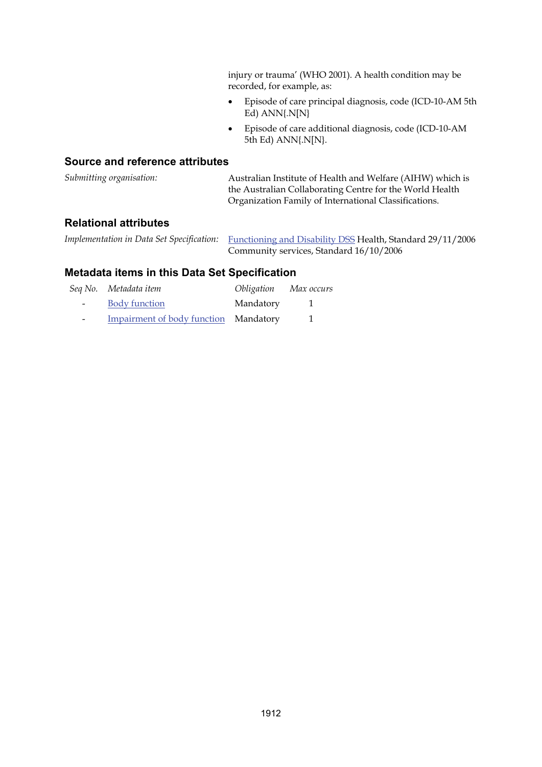injury or trauma' (WHO 2001). A health condition may be recorded, for example, as:

- Episode of care principal diagnosis, code (ICD-10-AM 5th Ed) ANN{.N[N}
- Episode of care additional diagnosis, code (ICD-10-AM 5th Ed) ANN{.N[N}.

## Source and reference attributes

*Submitting organisation:* Australian Institute of Health and Welfare (AIHW) which is the Australian Collaborating Centre for the World Health Organization Family of International Classifications.

## Relational attributes

*Implementation in Data Set Specification:* Functioning and Disability DSS Health, Standard 29/11/2006
Community services, Standard 16/10/2006

## Metadata items in this Data Set Specification

| *Seq No.* | *Metadata item* | *Obligation* | *Max occurs* |
|---|---|---|---|
| - | Body function | Mandatory | 1 |
| - | Impairment of body function | Mandatory | 1 |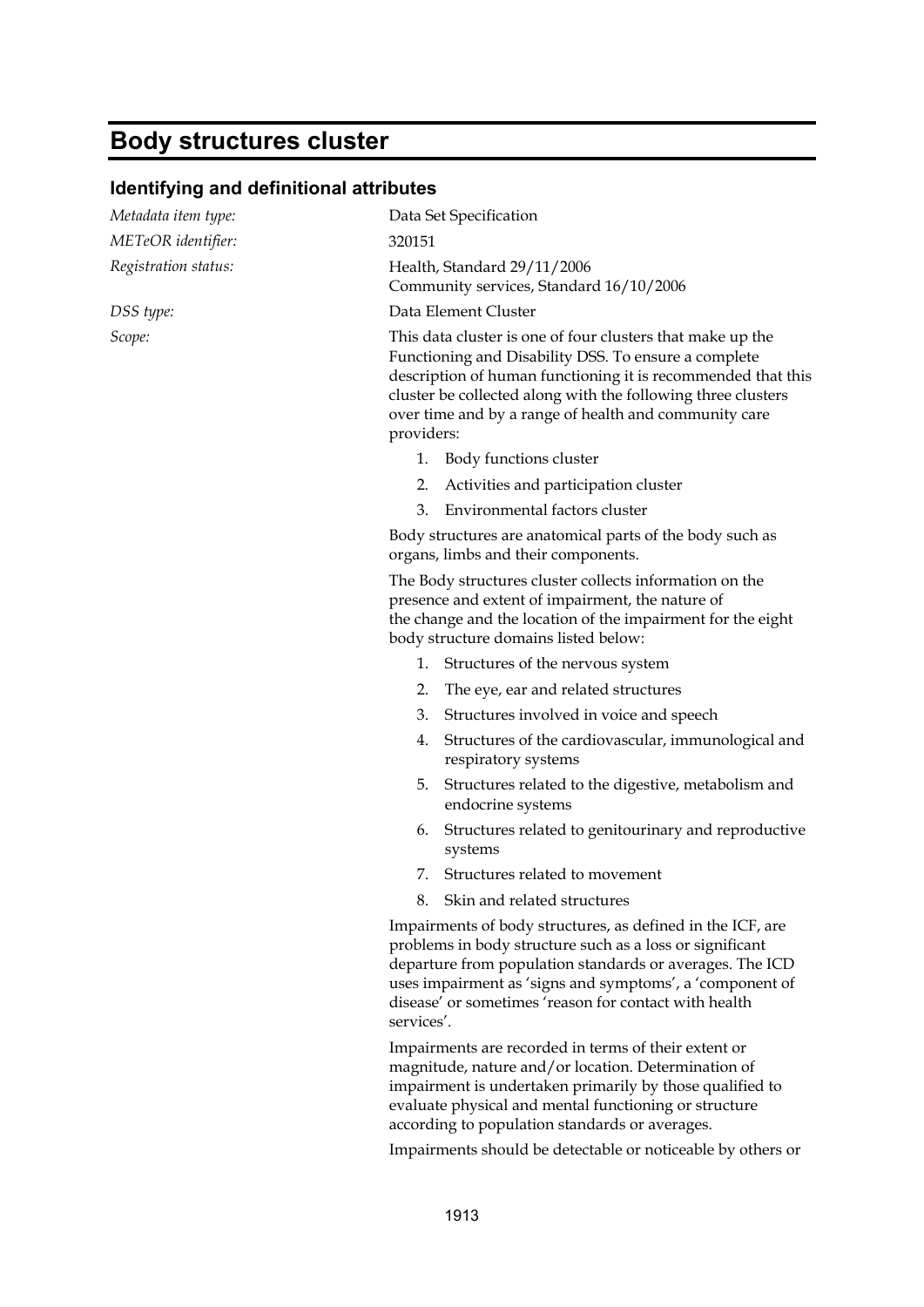# Body structures cluster

## Identifying and definitional attributes

*Metadata item type:* Data Set Specification

*METeOR identifier:* 320151

*Registration status:* Health, Standard 29/11/2006
Community services, Standard 16/10/2006

*DSS type:* Data Element Cluster

*Scope:* This data cluster is one of four clusters that make up the Functioning and Disability DSS. To ensure a complete description of human functioning it is recommended that this cluster be collected along with the following three clusters over time and by a range of health and community care providers:

1. Body functions cluster
2. Activities and participation cluster
3. Environmental factors cluster

Body structures are anatomical parts of the body such as organs, limbs and their components.

The Body structures cluster collects information on the presence and extent of impairment, the nature of the change and the location of the impairment for the eight body structure domains listed below:

1. Structures of the nervous system
2. The eye, ear and related structures
3. Structures involved in voice and speech
4. Structures of the cardiovascular, immunological and respiratory systems
5. Structures related to the digestive, metabolism and endocrine systems
6. Structures related to genitourinary and reproductive systems
7. Structures related to movement
8. Skin and related structures

Impairments of body structures, as defined in the ICF, are problems in body structure such as a loss or significant departure from population standards or averages. The ICD uses impairment as 'signs and symptoms', a 'component of disease' or sometimes 'reason for contact with health services'.

Impairments are recorded in terms of their extent or magnitude, nature and/or location. Determination of impairment is undertaken primarily by those qualified to evaluate physical and mental functioning or structure according to population standards or averages.

Impairments should be detectable or noticeable by others or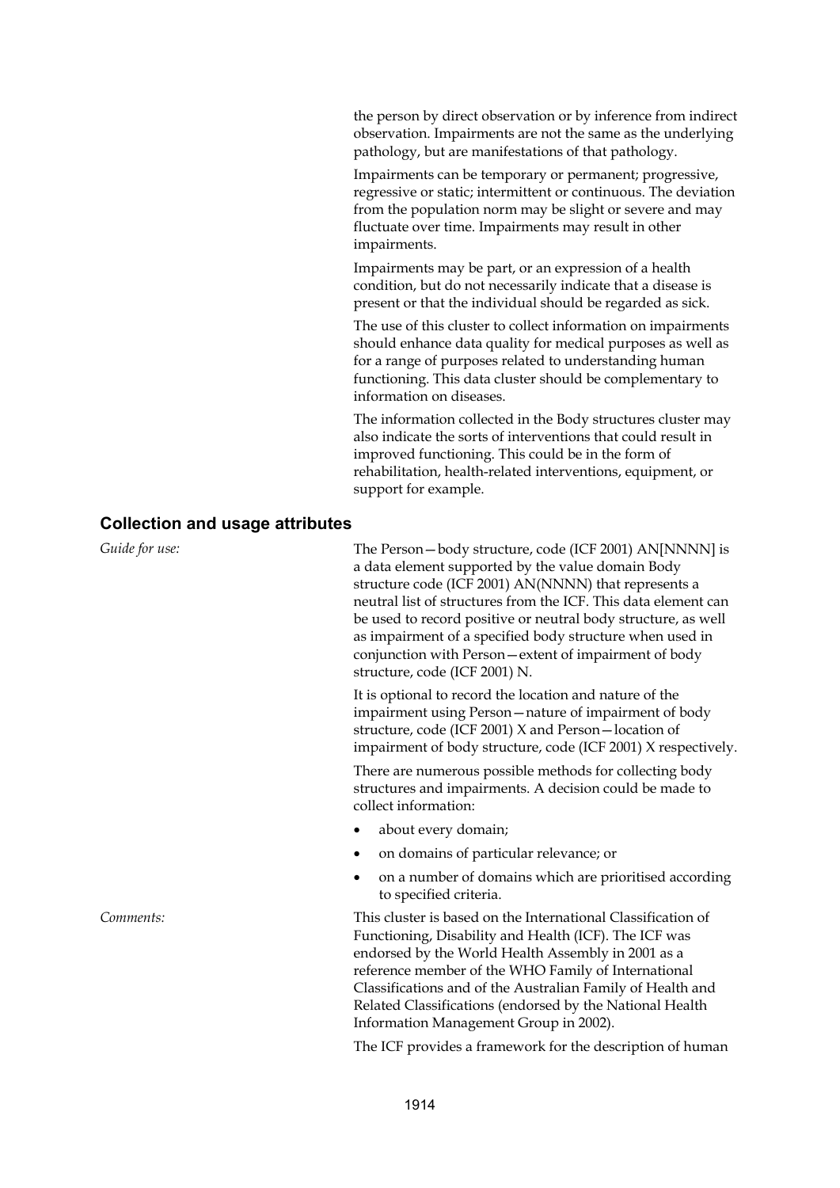the person by direct observation or by inference from indirect observation. Impairments are not the same as the underlying pathology, but are manifestations of that pathology.

Impairments can be temporary or permanent; progressive, regressive or static; intermittent or continuous. The deviation from the population norm may be slight or severe and may fluctuate over time. Impairments may result in other impairments.

Impairments may be part, or an expression of a health condition, but do not necessarily indicate that a disease is present or that the individual should be regarded as sick.

The use of this cluster to collect information on impairments should enhance data quality for medical purposes as well as for a range of purposes related to understanding human functioning. This data cluster should be complementary to information on diseases.

The information collected in the Body structures cluster may also indicate the sorts of interventions that could result in improved functioning. This could be in the form of rehabilitation, health-related interventions, equipment, or support for example.

### Collection and usage attributes

*Guide for use:*

The Person—body structure, code (ICF 2001) AN[NNNN] is a data element supported by the value domain Body structure code (ICF 2001) AN(NNNN) that represents a neutral list of structures from the ICF. This data element can be used to record positive or neutral body structure, as well as impairment of a specified body structure when used in conjunction with Person—extent of impairment of body structure, code (ICF 2001) N.

It is optional to record the location and nature of the impairment using Person—nature of impairment of body structure, code (ICF 2001) X and Person—location of impairment of body structure, code (ICF 2001) X respectively.

There are numerous possible methods for collecting body structures and impairments. A decision could be made to collect information:

- about every domain;
- on domains of particular relevance; or
- on a number of domains which are prioritised according to specified criteria.

*Comments:*

This cluster is based on the International Classification of Functioning, Disability and Health (ICF). The ICF was endorsed by the World Health Assembly in 2001 as a reference member of the WHO Family of International Classifications and of the Australian Family of Health and Related Classifications (endorsed by the National Health Information Management Group in 2002).

The ICF provides a framework for the description of human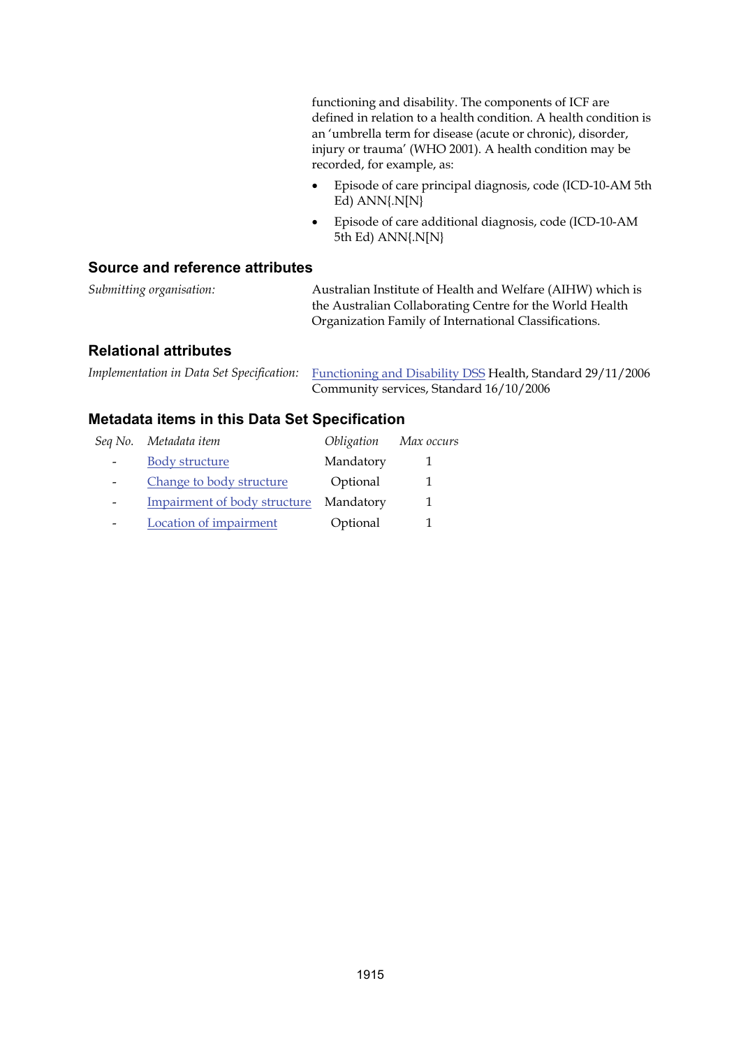functioning and disability. The components of ICF are defined in relation to a health condition. A health condition is an 'umbrella term for disease (acute or chronic), disorder, injury or trauma' (WHO 2001). A health condition may be recorded, for example, as:

- Episode of care principal diagnosis, code (ICD-10-AM 5th Ed) ANN{.N[N}
- Episode of care additional diagnosis, code (ICD-10-AM 5th Ed) ANN{.N[N}

## Source and reference attributes

*Submitting organisation:* Australian Institute of Health and Welfare (AIHW) which is the Australian Collaborating Centre for the World Health Organization Family of International Classifications.

## Relational attributes

*Implementation in Data Set Specification:* Functioning and Disability DSS Health, Standard 29/11/2006
Community services, Standard 16/10/2006

## Metadata items in this Data Set Specification

| *Seq No.* | *Metadata item* | *Obligation* | *Max occurs* |
|---|---|---|---|
| - | Body structure | Mandatory | 1 |
| - | Change to body structure | Optional | 1 |
| - | Impairment of body structure | Mandatory | 1 |
| - | Location of impairment | Optional | 1 |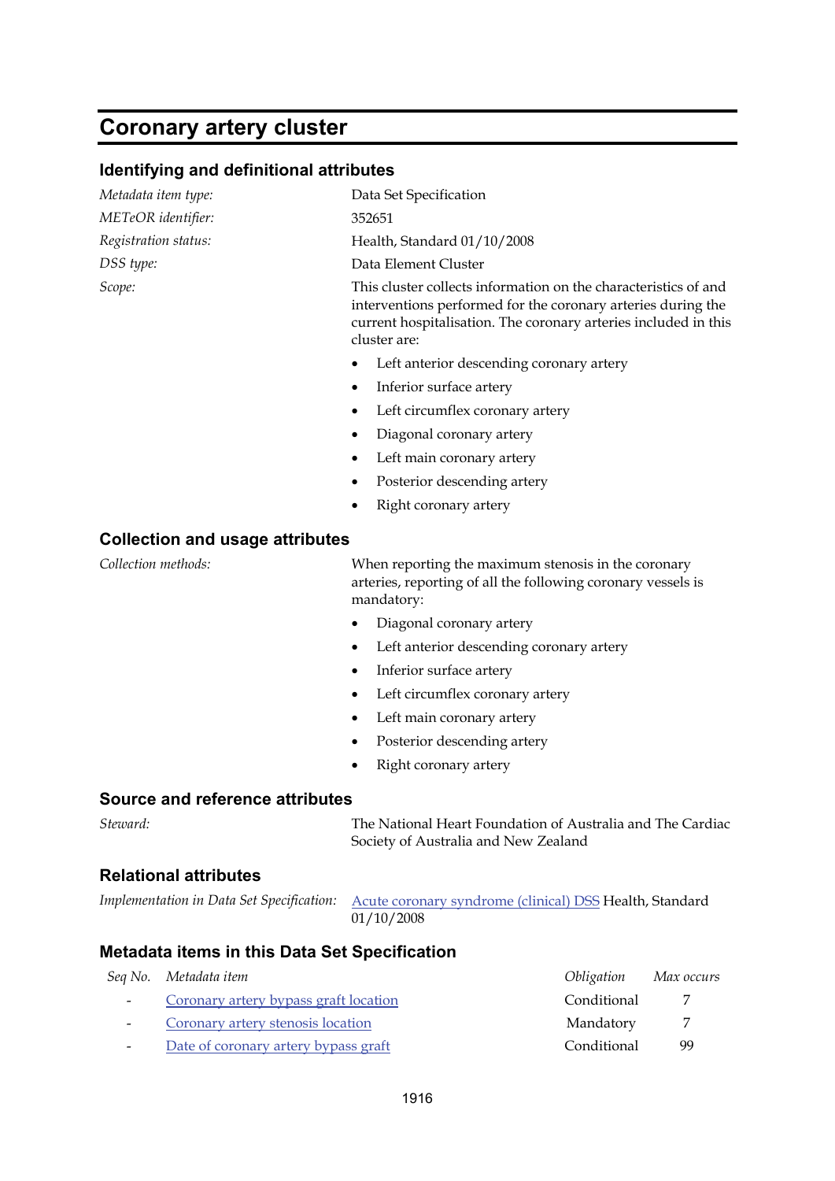# Coronary artery cluster

## Identifying and definitional attributes

| | |
|---|---|
| *Metadata item type:* | Data Set Specification |
| *METeOR identifier:* | 352651 |
| *Registration status:* | Health, Standard 01/10/2008 |
| *DSS type:* | Data Element Cluster |
| *Scope:* | This cluster collects information on the characteristics of and interventions performed for the coronary arteries during the current hospitalisation. The coronary arteries included in this cluster are: |

- Left anterior descending coronary artery
- Inferior surface artery
- Left circumflex coronary artery
- Diagonal coronary artery
- Left main coronary artery
- Posterior descending artery
- Right coronary artery

## Collection and usage attributes

*Collection methods:* When reporting the maximum stenosis in the coronary arteries, reporting of all the following coronary vessels is mandatory:

- Diagonal coronary artery
- Left anterior descending coronary artery
- Inferior surface artery
- Left circumflex coronary artery
- Left main coronary artery
- Posterior descending artery
- Right coronary artery

## Source and reference attributes

*Steward:* The National Heart Foundation of Australia and The Cardiac Society of Australia and New Zealand

## Relational attributes

*Implementation in Data Set Specification:* Acute coronary syndrome (clinical) DSS Health, Standard 01/10/2008

## Metadata items in this Data Set Specification

| *Seq No.* | *Metadata item* | *Obligation* | *Max occurs* |
|---|---|---|---|
| - | Coronary artery bypass graft location | Conditional | 7 |
| - | Coronary artery stenosis location | Mandatory | 7 |
| - | Date of coronary artery bypass graft | Conditional | 99 |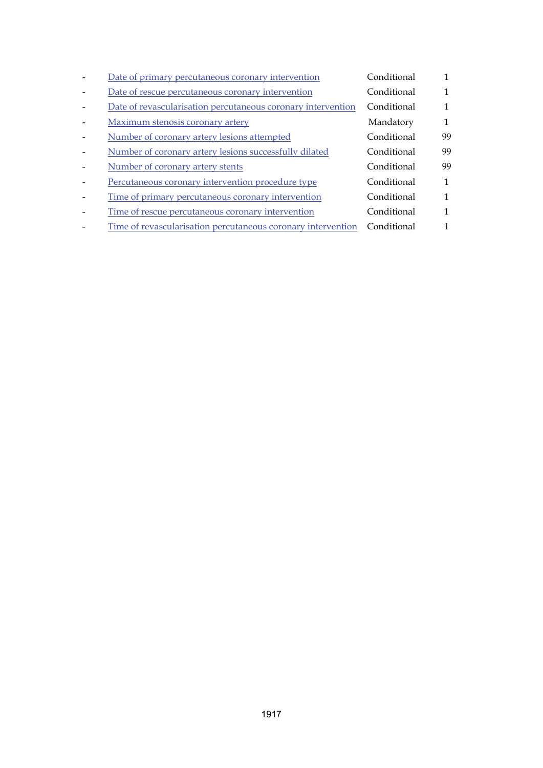| | | | |
|---|---|---|---|
| - | Date of primary percutaneous coronary intervention | Conditional | 1 |
| - | Date of rescue percutaneous coronary intervention | Conditional | 1 |
| - | Date of revascularisation percutaneous coronary intervention | Conditional | 1 |
| - | Maximum stenosis coronary artery | Mandatory | 1 |
| - | Number of coronary artery lesions attempted | Conditional | 99 |
| - | Number of coronary artery lesions successfully dilated | Conditional | 99 |
| - | Number of coronary artery stents | Conditional | 99 |
| - | Percutaneous coronary intervention procedure type | Conditional | 1 |
| - | Time of primary percutaneous coronary intervention | Conditional | 1 |
| - | Time of rescue percutaneous coronary intervention | Conditional | 1 |
| - | Time of revascularisation percutaneous coronary intervention | Conditional | 1 |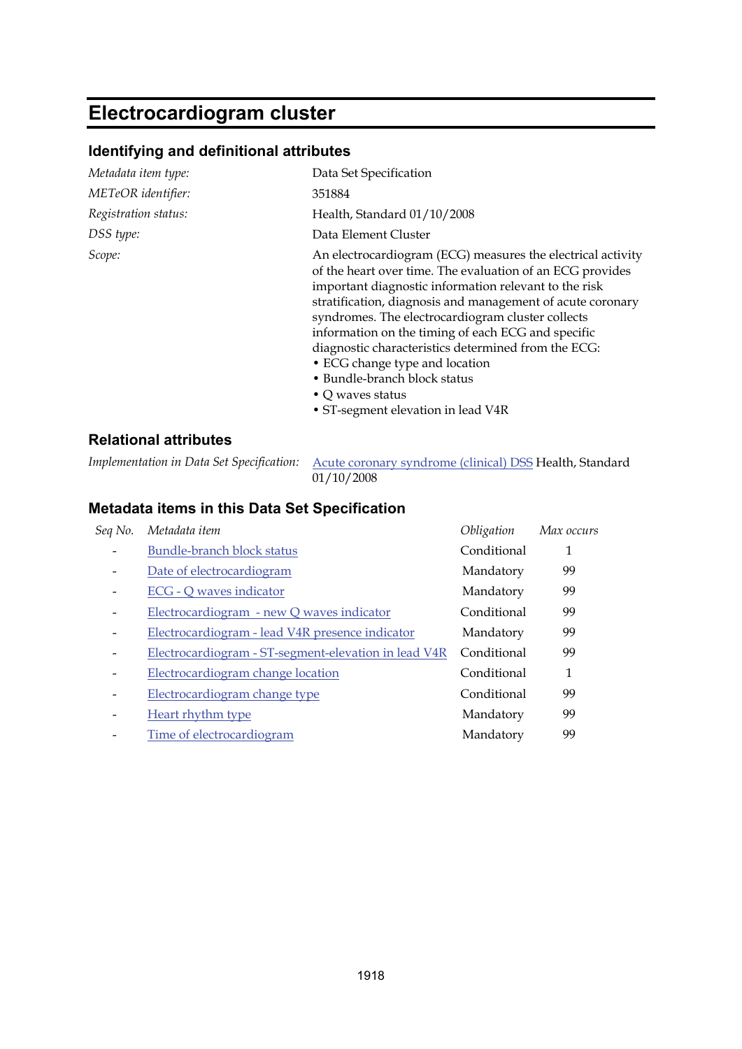# Electrocardiogram cluster

## Identifying and definitional attributes

| | |
|---|---|
| *Metadata item type:* | Data Set Specification |
| *METeOR identifier:* | 351884 |
| *Registration status:* | Health, Standard 01/10/2008 |
| *DSS type:* | Data Element Cluster |
| *Scope:* | An electrocardiogram (ECG) measures the electrical activity of the heart over time. The evaluation of an ECG provides important diagnostic information relevant to the risk stratification, diagnosis and management of acute coronary syndromes. The electrocardiogram cluster collects information on the timing of each ECG and specific diagnostic characteristics determined from the ECG:<br>• ECG change type and location<br>• Bundle-branch block status<br>• Q waves status<br>• ST-segment elevation in lead V4R |

## Relational attributes

| | |
|---|---|
| *Implementation in Data Set Specification:* | Acute coronary syndrome (clinical) DSS Health, Standard 01/10/2008 |

## Metadata items in this Data Set Specification

| *Seq No.* | *Metadata item* | *Obligation* | *Max occurs* |
|---|---|---|---|
| - | Bundle-branch block status | Conditional | 1 |
| - | Date of electrocardiogram | Mandatory | 99 |
| - | ECG - Q waves indicator | Mandatory | 99 |
| - | Electrocardiogram - new Q waves indicator | Conditional | 99 |
| - | Electrocardiogram - lead V4R presence indicator | Mandatory | 99 |
| - | Electrocardiogram - ST-segment-elevation in lead V4R | Conditional | 99 |
| - | Electrocardiogram change location | Conditional | 1 |
| - | Electrocardiogram change type | Conditional | 99 |
| - | Heart rhythm type | Mandatory | 99 |
| - | Time of electrocardiogram | Mandatory | 99 |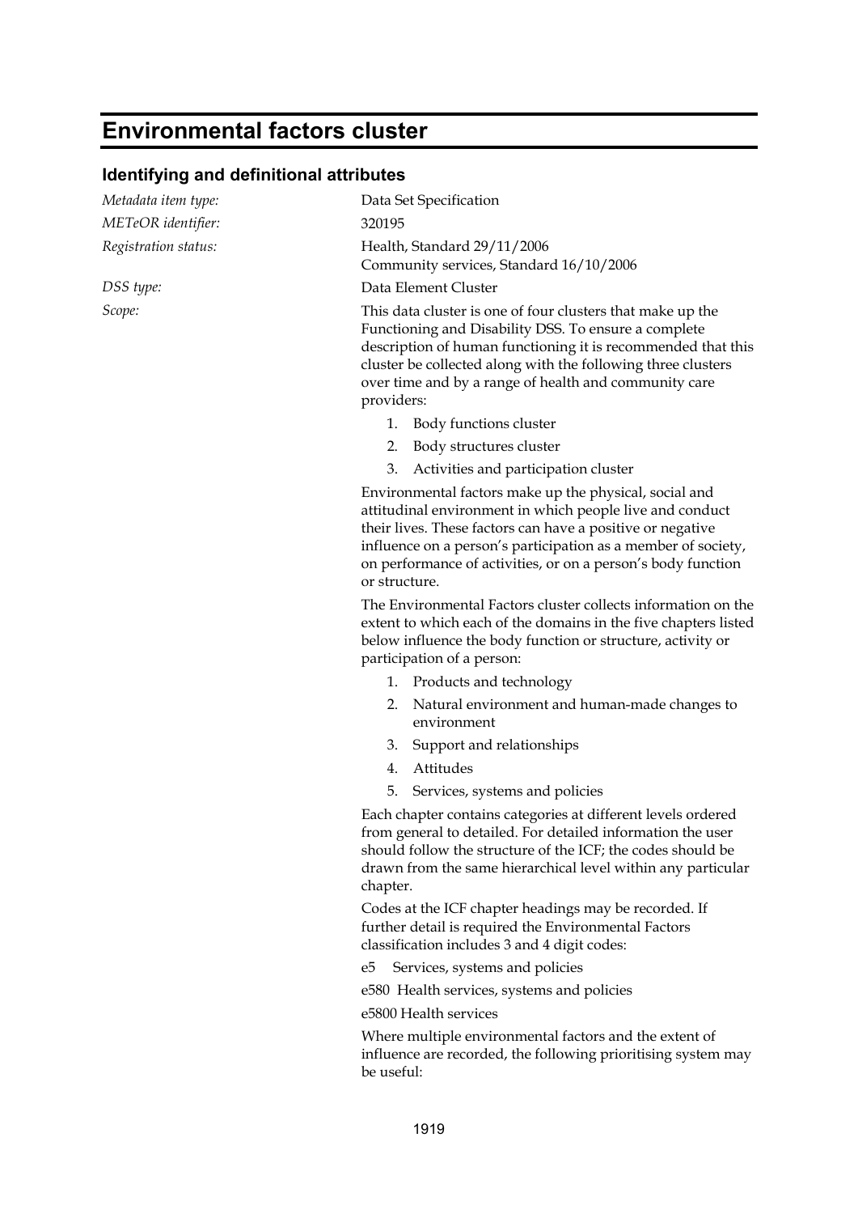# Environmental factors cluster

## Identifying and definitional attributes

*Metadata item type:* Data Set Specification

*METeOR identifier:* 320195

*Registration status:* Health, Standard 29/11/2006
Community services, Standard 16/10/2006

*DSS type:* Data Element Cluster

*Scope:* This data cluster is one of four clusters that make up the Functioning and Disability DSS. To ensure a complete description of human functioning it is recommended that this cluster be collected along with the following three clusters over time and by a range of health and community care providers:

1. Body functions cluster
2. Body structures cluster
3. Activities and participation cluster

Environmental factors make up the physical, social and attitudinal environment in which people live and conduct their lives. These factors can have a positive or negative influence on a person's participation as a member of society, on performance of activities, or on a person's body function or structure.

The Environmental Factors cluster collects information on the extent to which each of the domains in the five chapters listed below influence the body function or structure, activity or participation of a person:

1. Products and technology
2. Natural environment and human-made changes to environment
3. Support and relationships
4. Attitudes
5. Services, systems and policies

Each chapter contains categories at different levels ordered from general to detailed. For detailed information the user should follow the structure of the ICF; the codes should be drawn from the same hierarchical level within any particular chapter.

Codes at the ICF chapter headings may be recorded. If further detail is required the Environmental Factors classification includes 3 and 4 digit codes:

e5 Services, systems and policies

e580 Health services, systems and policies

e5800 Health services

Where multiple environmental factors and the extent of influence are recorded, the following prioritising system may be useful: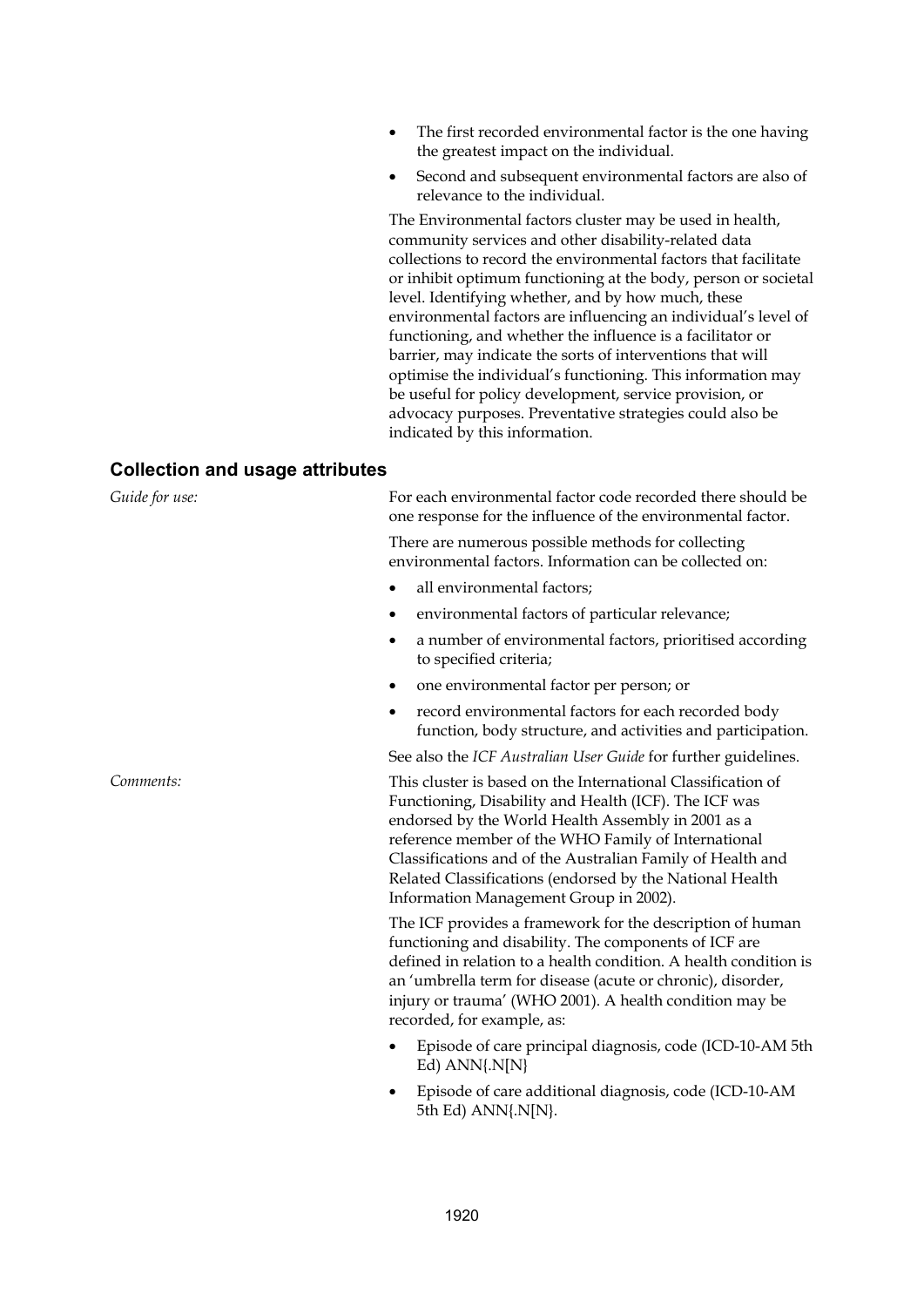- The first recorded environmental factor is the one having the greatest impact on the individual.
- Second and subsequent environmental factors are also of relevance to the individual.

The Environmental factors cluster may be used in health, community services and other disability-related data collections to record the environmental factors that facilitate or inhibit optimum functioning at the body, person or societal level. Identifying whether, and by how much, these environmental factors are influencing an individual's level of functioning, and whether the influence is a facilitator or barrier, may indicate the sorts of interventions that will optimise the individual's functioning. This information may be useful for policy development, service provision, or advocacy purposes. Preventative strategies could also be indicated by this information.

## Collection and usage attributes

*Guide for use:*

For each environmental factor code recorded there should be one response for the influence of the environmental factor.

There are numerous possible methods for collecting environmental factors. Information can be collected on:

- all environmental factors;
- environmental factors of particular relevance;
- a number of environmental factors, prioritised according to specified criteria;
- one environmental factor per person; or
- record environmental factors for each recorded body function, body structure, and activities and participation.

See also the *ICF Australian User Guide* for further guidelines.

*Comments:*

This cluster is based on the International Classification of Functioning, Disability and Health (ICF). The ICF was endorsed by the World Health Assembly in 2001 as a reference member of the WHO Family of International Classifications and of the Australian Family of Health and Related Classifications (endorsed by the National Health Information Management Group in 2002).

The ICF provides a framework for the description of human functioning and disability. The components of ICF are defined in relation to a health condition. A health condition is an 'umbrella term for disease (acute or chronic), disorder, injury or trauma' (WHO 2001). A health condition may be recorded, for example, as:

- Episode of care principal diagnosis, code (ICD-10-AM 5th Ed) ANN{.N[N}
- Episode of care additional diagnosis, code (ICD-10-AM 5th Ed) ANN{.N[N}.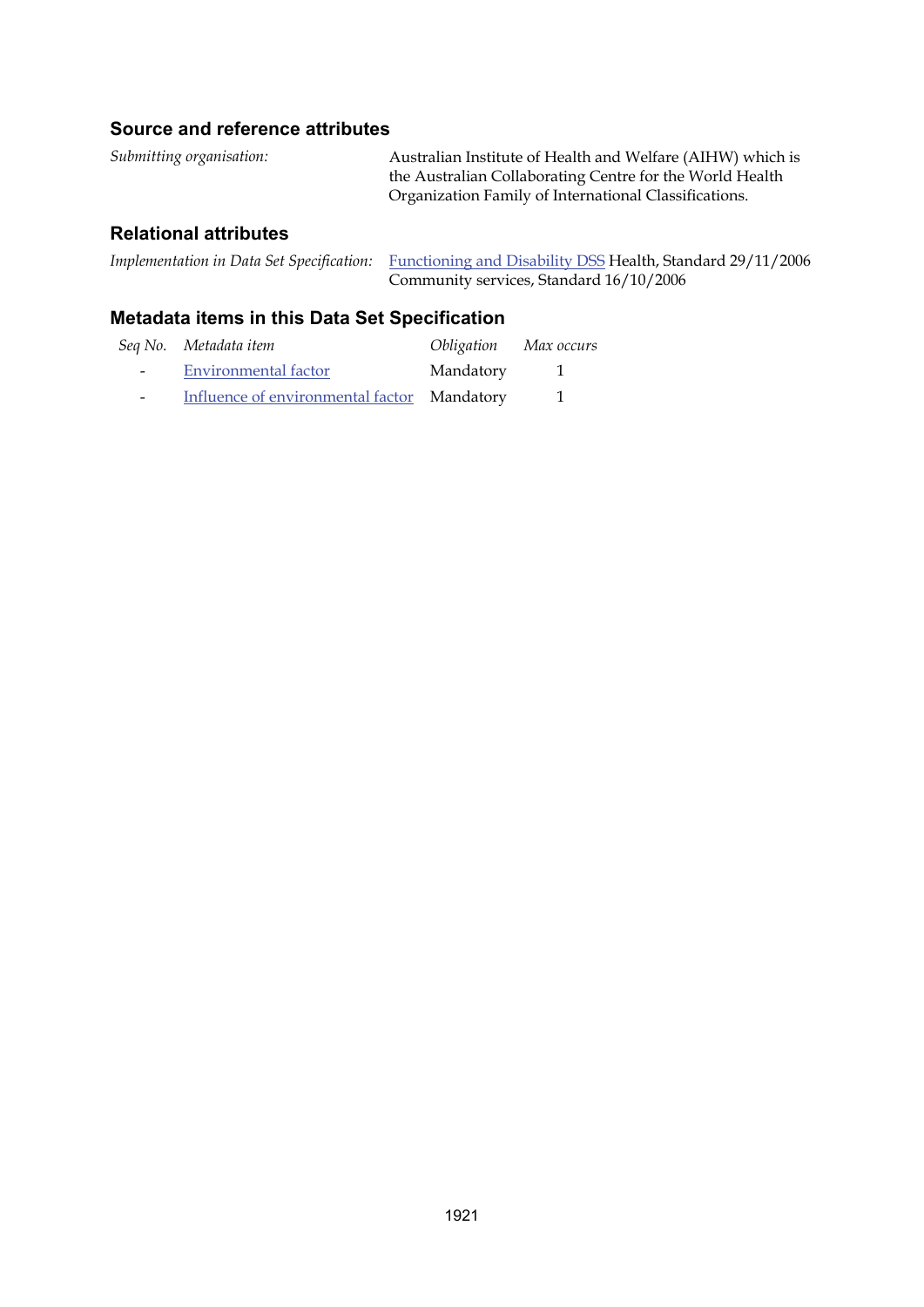### Source and reference attributes

*Submitting organisation:* Australian Institute of Health and Welfare (AIHW) which is the Australian Collaborating Centre for the World Health Organization Family of International Classifications.

### Relational attributes

*Implementation in Data Set Specification:* Functioning and Disability DSS Health, Standard 29/11/2006
Community services, Standard 16/10/2006

### Metadata items in this Data Set Specification

| *Seq No.* | *Metadata item* | *Obligation* | *Max occurs* |
|---|---|---|---|
| - | Environmental factor | Mandatory | 1 |
| - | Influence of environmental factor | Mandatory | 1 |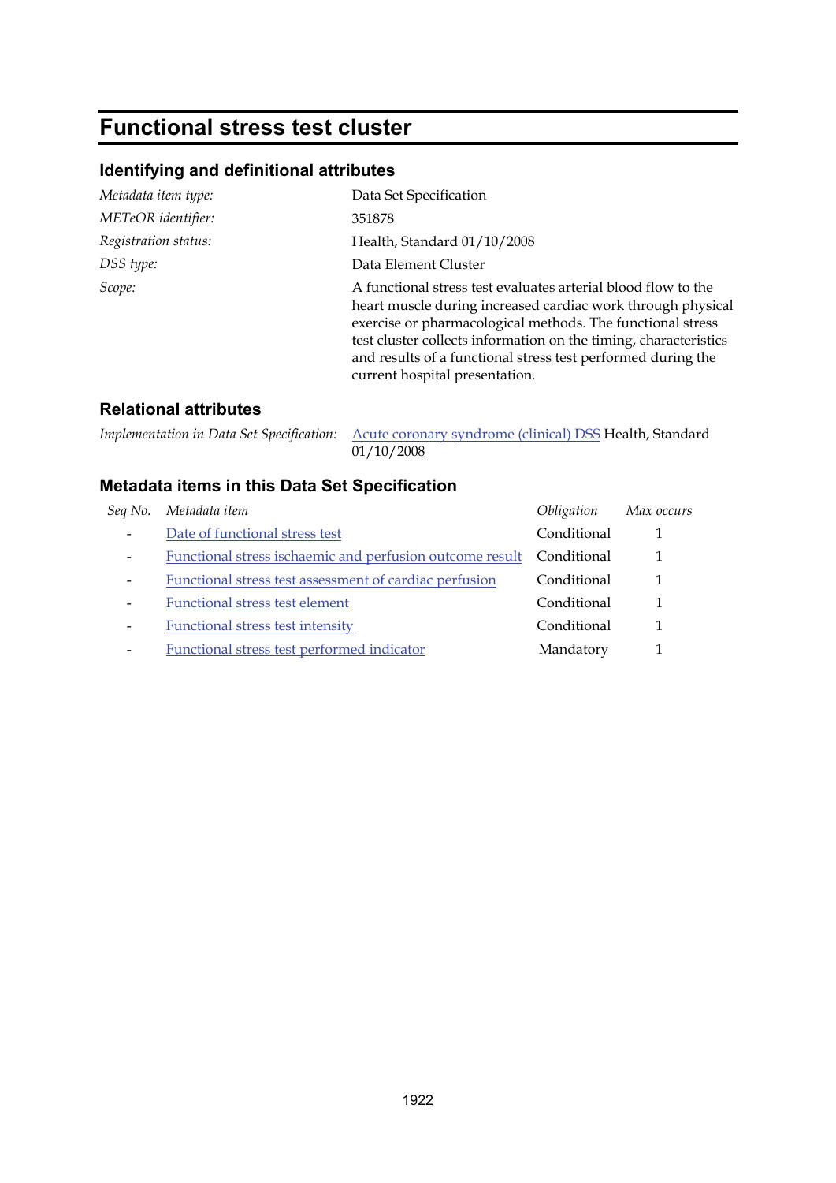# Functional stress test cluster

## Identifying and definitional attributes

| | |
|---|---|
| *Metadata item type:* | Data Set Specification |
| *METeOR identifier:* | 351878 |
| *Registration status:* | Health, Standard 01/10/2008 |
| *DSS type:* | Data Element Cluster |
| *Scope:* | A functional stress test evaluates arterial blood flow to the heart muscle during increased cardiac work through physical exercise or pharmacological methods. The functional stress test cluster collects information on the timing, characteristics and results of a functional stress test performed during the current hospital presentation. |

## Relational attributes

| | |
|---|---|
| *Implementation in Data Set Specification:* | Acute coronary syndrome (clinical) DSS Health, Standard 01/10/2008 |

## Metadata items in this Data Set Specification

| *Seq No.* | *Metadata item* | *Obligation* | *Max occurs* |
|---|---|---|---|
| - | Date of functional stress test | Conditional | 1 |
| - | Functional stress ischaemic and perfusion outcome result | Conditional | 1 |
| - | Functional stress test assessment of cardiac perfusion | Conditional | 1 |
| - | Functional stress test element | Conditional | 1 |
| - | Functional stress test intensity | Conditional | 1 |
| - | Functional stress test performed indicator | Mandatory | 1 |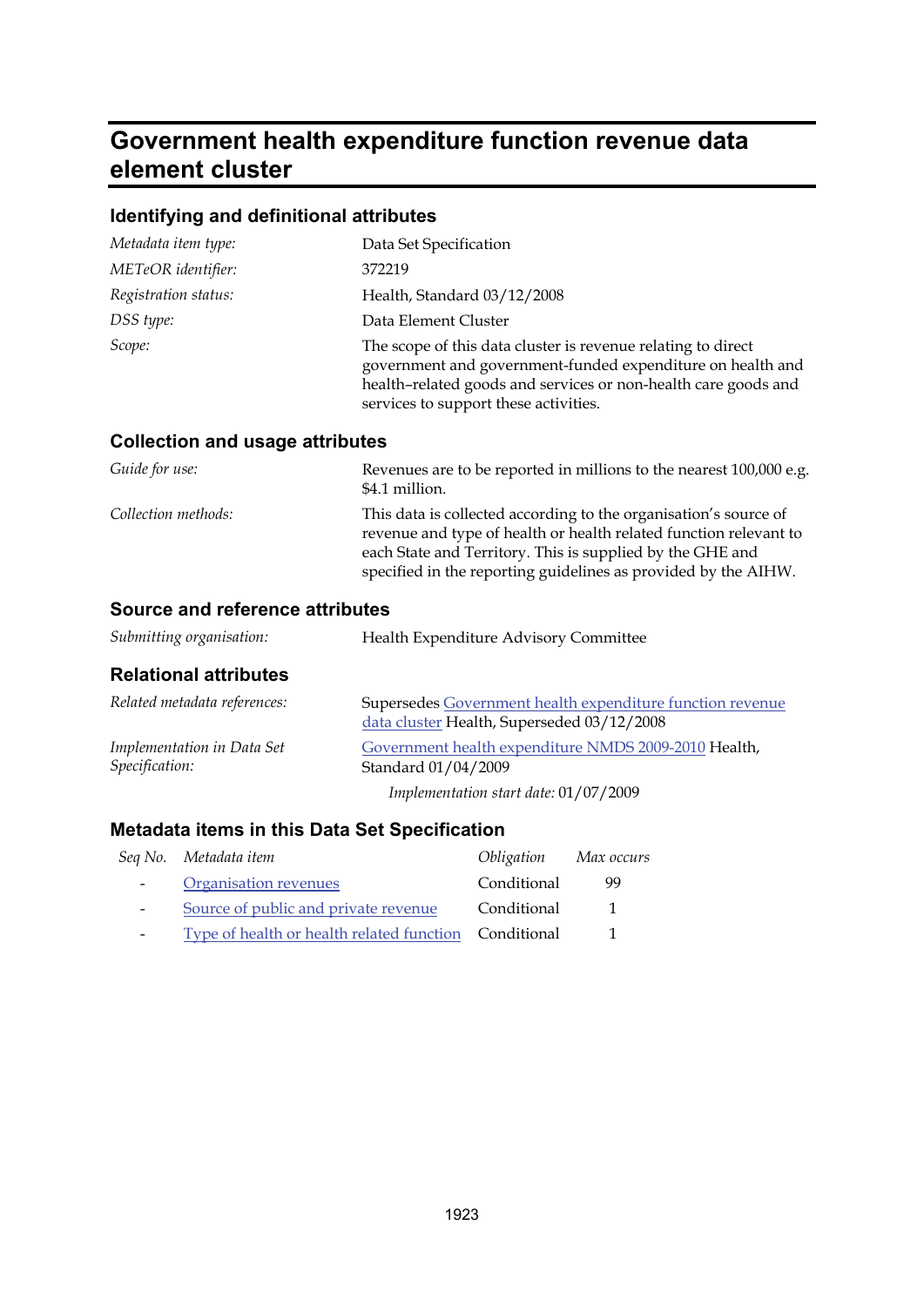# Government health expenditure function revenue data element cluster

## Identifying and definitional attributes

| | |
|---|---|
| *Metadata item type:* | Data Set Specification |
| *METeOR identifier:* | 372219 |
| *Registration status:* | Health, Standard 03/12/2008 |
| *DSS type:* | Data Element Cluster |
| *Scope:* | The scope of this data cluster is revenue relating to direct government and government-funded expenditure on health and health–related goods and services or non-health care goods and services to support these activities. |

## Collection and usage attributes

| | |
|---|---|
| *Guide for use:* | Revenues are to be reported in millions to the nearest 100,000 e.g. $4.1 million. |
| *Collection methods:* | This data is collected according to the organisation's source of revenue and type of health or health related function relevant to each State and Territory. This is supplied by the GHE and specified in the reporting guidelines as provided by the AIHW. |

## Source and reference attributes

| | |
|---|---|
| *Submitting organisation:* | Health Expenditure Advisory Committee |

## Relational attributes

| | |
|---|---|
| *Related metadata references:* | Supersedes Government health expenditure function revenue data cluster Health, Superseded 03/12/2008 |
| *Implementation in Data Set Specification:* | Government health expenditure NMDS 2009-2010 Health, Standard 01/04/2009 <br> *Implementation start date:* 01/07/2009 |

## Metadata items in this Data Set Specification

| *Seq No.* | *Metadata item* | *Obligation* | *Max occurs* |
|---|---|---|---|
| - | Organisation revenues | Conditional | 99 |
| - | Source of public and private revenue | Conditional | 1 |
| - | Type of health or health related function | Conditional | 1 |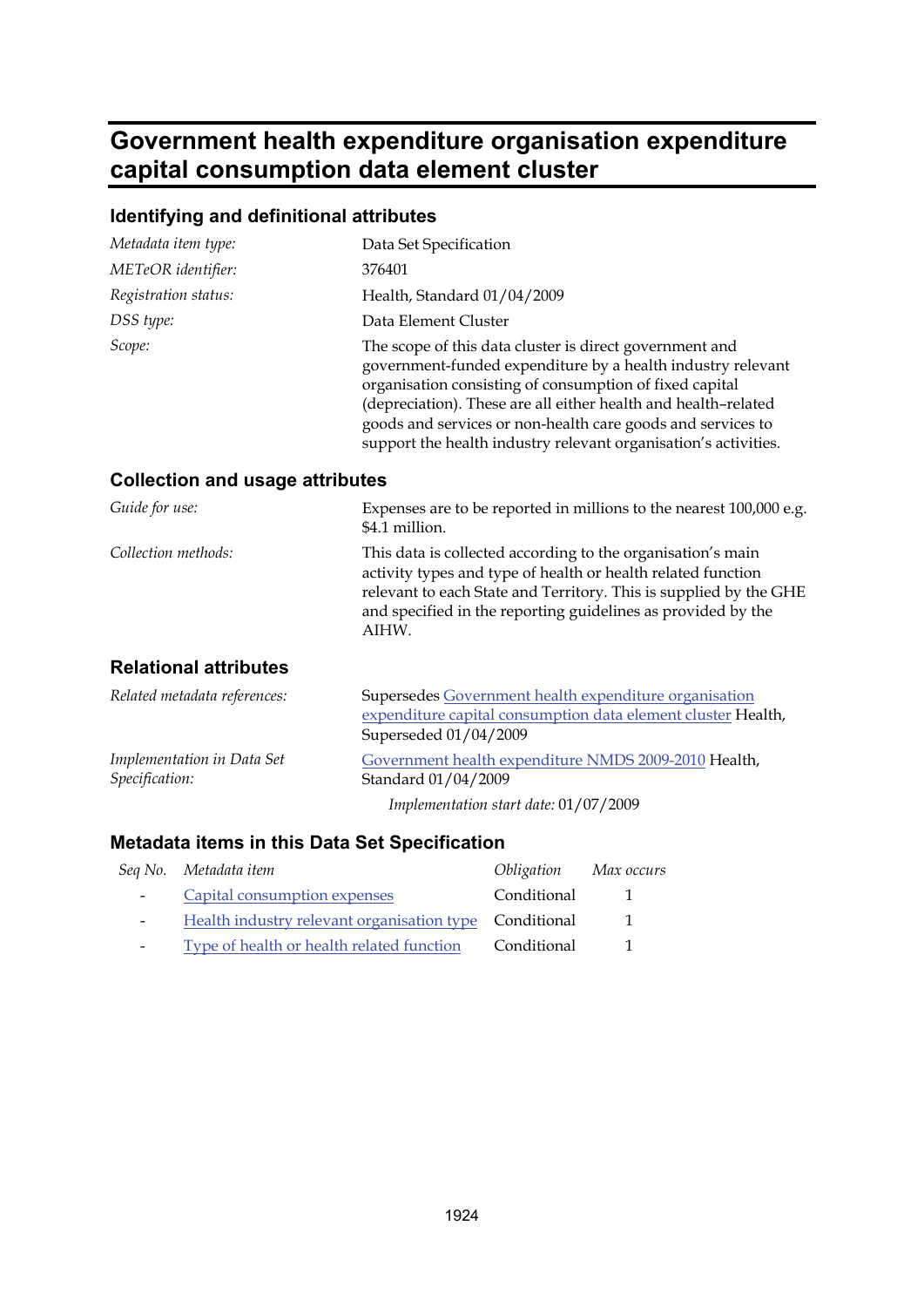# Government health expenditure organisation expenditure capital consumption data element cluster

## Identifying and definitional attributes

| | |
|---|---|
| *Metadata item type:* | Data Set Specification |
| *METeOR identifier:* | 376401 |
| *Registration status:* | Health, Standard 01/04/2009 |
| *DSS type:* | Data Element Cluster |
| *Scope:* | The scope of this data cluster is direct government and government-funded expenditure by a health industry relevant organisation consisting of consumption of fixed capital (depreciation). These are all either health and health–related goods and services or non-health care goods and services to support the health industry relevant organisation's activities. |

## Collection and usage attributes

| | |
|---|---|
| *Guide for use:* | Expenses are to be reported in millions to the nearest 100,000 e.g. $4.1 million. |
| *Collection methods:* | This data is collected according to the organisation's main activity types and type of health or health related function relevant to each State and Territory. This is supplied by the GHE and specified in the reporting guidelines as provided by the AIHW. |

## Relational attributes

| | |
|---|---|
| *Related metadata references:* | Supersedes Government health expenditure organisation expenditure capital consumption data element cluster Health, Superseded 01/04/2009 |
| *Implementation in Data Set Specification:* | Government health expenditure NMDS 2009-2010 Health, Standard 01/04/2009<br>*Implementation start date:* 01/07/2009 |

## Metadata items in this Data Set Specification

| *Seq No.* | *Metadata item* | *Obligation* | *Max occurs* |
|---|---|---|---|
| - | Capital consumption expenses | Conditional | 1 |
| - | Health industry relevant organisation type | Conditional | 1 |
| - | Type of health or health related function | Conditional | 1 |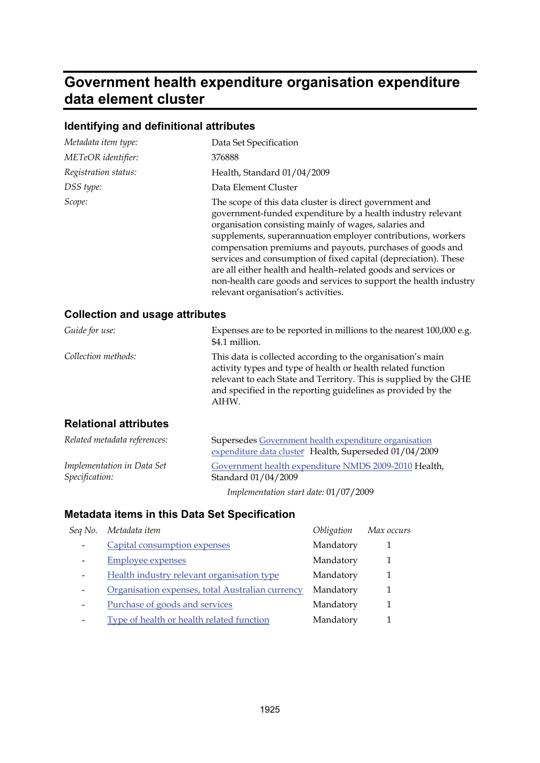# Government health expenditure organisation expenditure data element cluster

## Identifying and definitional attributes

| | |
|---|---|
| *Metadata item type:* | Data Set Specification |
| *METeOR identifier:* | 376888 |
| *Registration status:* | Health, Standard 01/04/2009 |
| *DSS type:* | Data Element Cluster |
| *Scope:* | The scope of this data cluster is direct government and government-funded expenditure by a health industry relevant organisation consisting mainly of wages, salaries and supplements, superannuation employer contributions, workers compensation premiums and payouts, purchases of goods and services and consumption of fixed capital (depreciation). These are all either health and health–related goods and services or non-health care goods and services to support the health industry relevant organisation's activities. |

## Collection and usage attributes

| | |
|---|---|
| *Guide for use:* | Expenses are to be reported in millions to the nearest 100,000 e.g. $4.1 million. |
| *Collection methods:* | This data is collected according to the organisation's main activity types and type of health or health related function relevant to each State and Territory. This is supplied by the GHE and specified in the reporting guidelines as provided by the AIHW. |

## Relational attributes

| | |
|---|---|
| *Related metadata references:* | Supersedes Government health expenditure organisation expenditure data cluster Health, Superseded 01/04/2009 |
| *Implementation in Data Set Specification:* | Government health expenditure NMDS 2009-2010 Health, Standard 01/04/2009<br>*Implementation start date:* 01/07/2009 |

## Metadata items in this Data Set Specification

| *Seq No.* | *Metadata item* | *Obligation* | *Max occurs* |
|---|---|---|---|
| - | Capital consumption expenses | Mandatory | 1 |
| - | Employee expenses | Mandatory | 1 |
| - | Health industry relevant organisation type | Mandatory | 1 |
| - | Organisation expenses, total Australian currency | Mandatory | 1 |
| - | Purchase of goods and services | Mandatory | 1 |
| - | Type of health or health related function | Mandatory | 1 |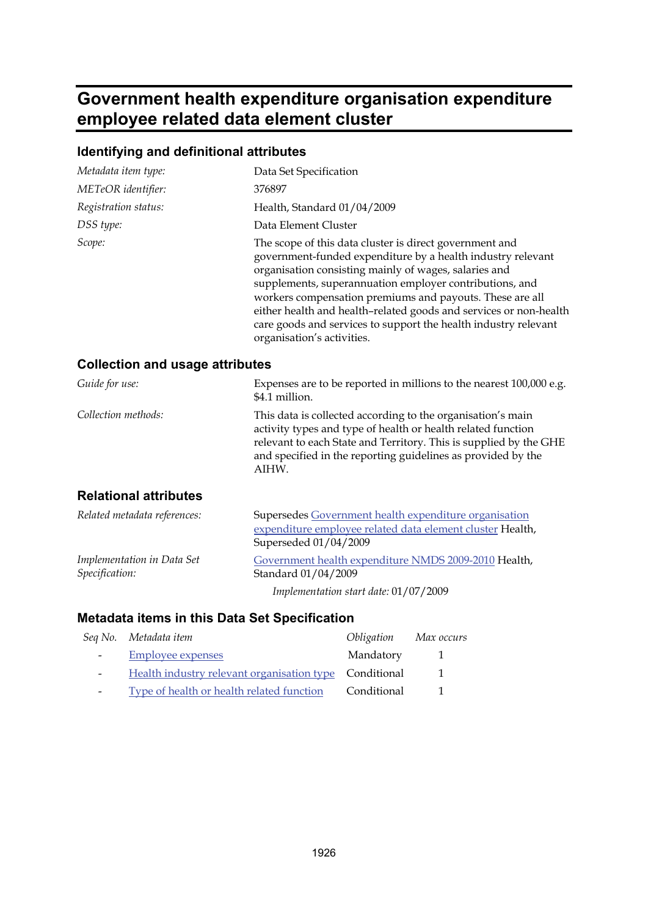# Government health expenditure organisation expenditure employee related data element cluster

## Identifying and definitional attributes

| | |
|---|---|
| *Metadata item type:* | Data Set Specification |
| *METeOR identifier:* | 376897 |
| *Registration status:* | Health, Standard 01/04/2009 |
| *DSS type:* | Data Element Cluster |
| *Scope:* | The scope of this data cluster is direct government and government-funded expenditure by a health industry relevant organisation consisting mainly of wages, salaries and supplements, superannuation employer contributions, and workers compensation premiums and payouts. These are all either health and health–related goods and services or non-health care goods and services to support the health industry relevant organisation's activities. |

## Collection and usage attributes

| | |
|---|---|
| *Guide for use:* | Expenses are to be reported in millions to the nearest 100,000 e.g. $4.1 million. |
| *Collection methods:* | This data is collected according to the organisation's main activity types and type of health or health related function relevant to each State and Territory. This is supplied by the GHE and specified in the reporting guidelines as provided by the AIHW. |

## Relational attributes

| | |
|---|---|
| *Related metadata references:* | Supersedes Government health expenditure organisation expenditure employee related data element cluster Health, Superseded 01/04/2009 |
| *Implementation in Data Set Specification:* | Government health expenditure NMDS 2009-2010 Health, Standard 01/04/2009<br>*Implementation start date:* 01/07/2009 |

## Metadata items in this Data Set Specification

| *Seq No.* | *Metadata item* | *Obligation* | *Max occurs* |
|---|---|---|---|
| - | Employee expenses | Mandatory | 1 |
| - | Health industry relevant organisation type | Conditional | 1 |
| - | Type of health or health related function | Conditional | 1 |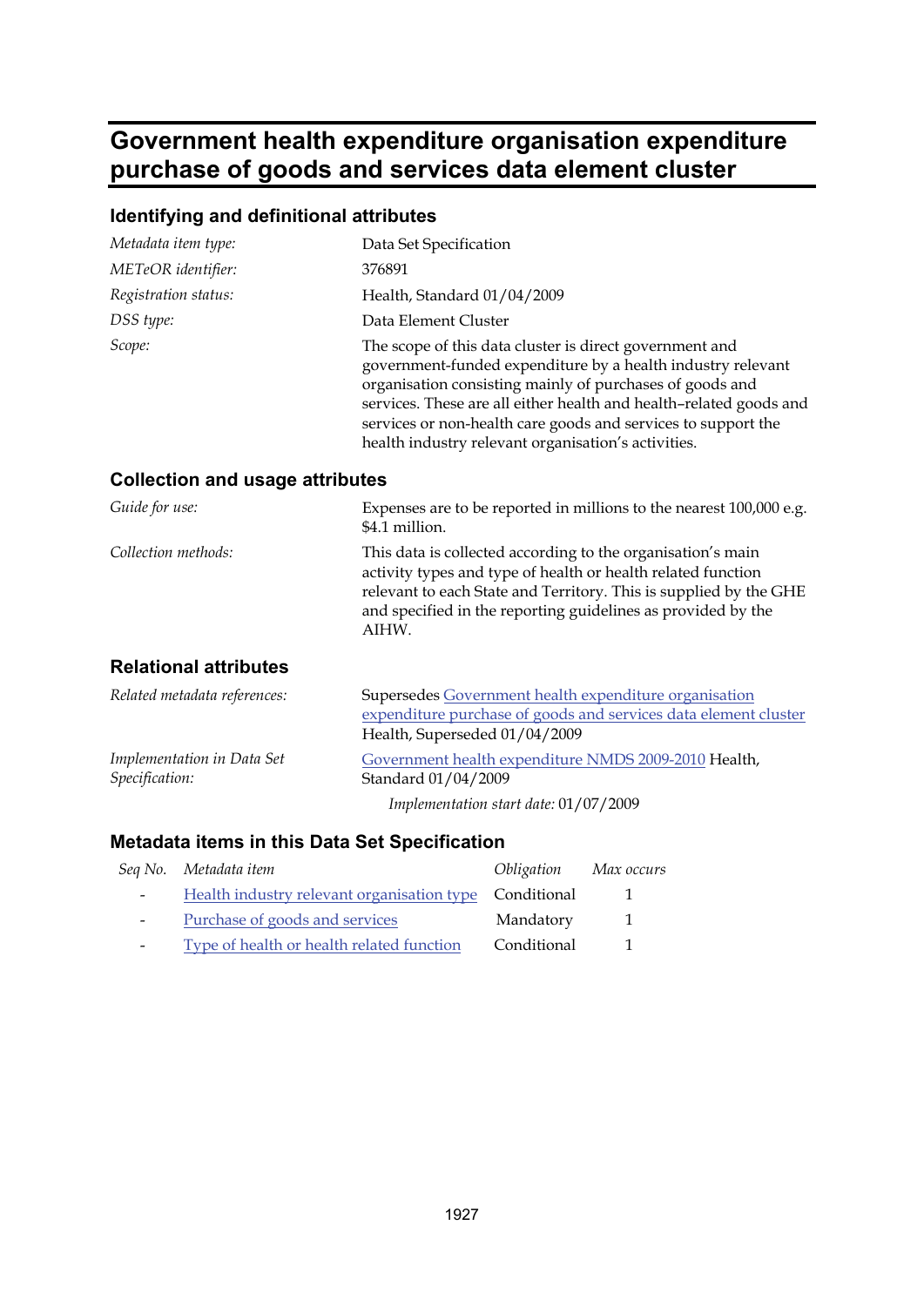# Government health expenditure organisation expenditure purchase of goods and services data element cluster

## Identifying and definitional attributes

| | |
|---|---|
| *Metadata item type:* | Data Set Specification |
| *METeOR identifier:* | 376891 |
| *Registration status:* | Health, Standard 01/04/2009 |
| *DSS type:* | Data Element Cluster |
| *Scope:* | The scope of this data cluster is direct government and government-funded expenditure by a health industry relevant organisation consisting mainly of purchases of goods and services. These are all either health and health–related goods and services or non-health care goods and services to support the health industry relevant organisation's activities. |

## Collection and usage attributes

| | |
|---|---|
| *Guide for use:* | Expenses are to be reported in millions to the nearest 100,000 e.g. $4.1 million. |
| *Collection methods:* | This data is collected according to the organisation's main activity types and type of health or health related function relevant to each State and Territory. This is supplied by the GHE and specified in the reporting guidelines as provided by the AIHW. |

## Relational attributes

| | |
|---|---|
| *Related metadata references:* | Supersedes Government health expenditure organisation expenditure purchase of goods and services data element cluster Health, Superseded 01/04/2009 |
| *Implementation in Data Set Specification:* | Government health expenditure NMDS 2009-2010 Health, Standard 01/04/2009<br>*Implementation start date:* 01/07/2009 |

## Metadata items in this Data Set Specification

| *Seq No.* | *Metadata item* | *Obligation* | *Max occurs* |
|---|---|---|---|
| - | Health industry relevant organisation type | Conditional | 1 |
| - | Purchase of goods and services | Mandatory | 1 |
| - | Type of health or health related function | Conditional | 1 |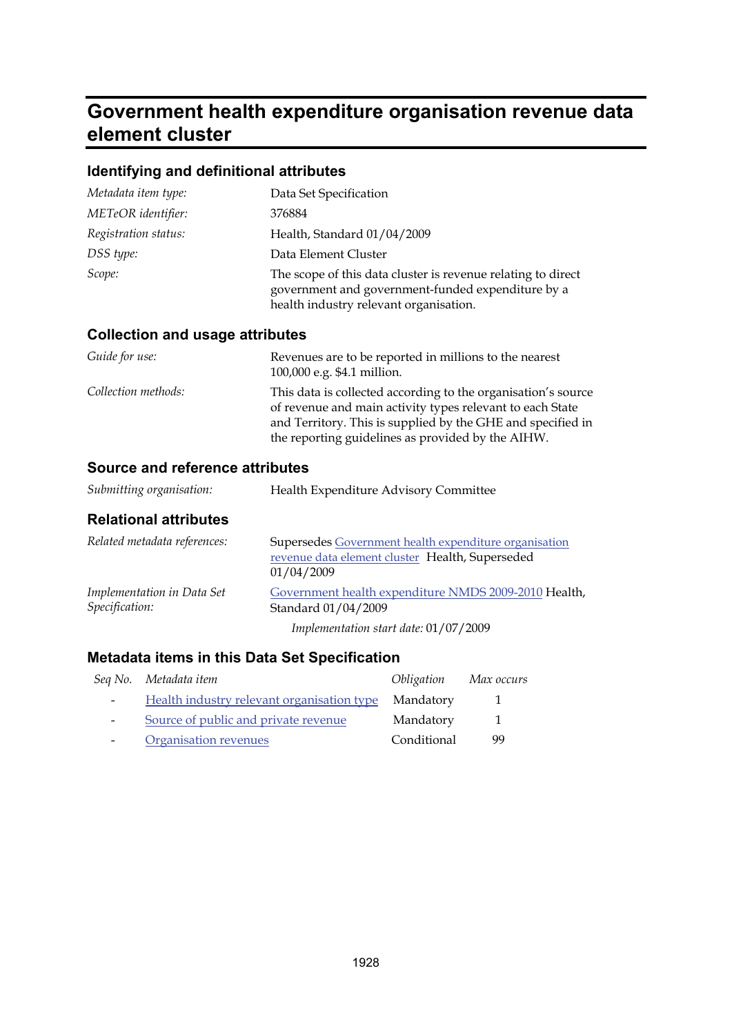# Government health expenditure organisation revenue data element cluster

## Identifying and definitional attributes

| | |
|---|---|
| *Metadata item type:* | Data Set Specification |
| *METeOR identifier:* | 376884 |
| *Registration status:* | Health, Standard 01/04/2009 |
| *DSS type:* | Data Element Cluster |
| *Scope:* | The scope of this data cluster is revenue relating to direct government and government-funded expenditure by a health industry relevant organisation. |

## Collection and usage attributes

| | |
|---|---|
| *Guide for use:* | Revenues are to be reported in millions to the nearest 100,000 e.g. $4.1 million. |
| *Collection methods:* | This data is collected according to the organisation's source of revenue and main activity types relevant to each State and Territory. This is supplied by the GHE and specified in the reporting guidelines as provided by the AIHW. |

## Source and reference attributes

| | |
|---|---|
| *Submitting organisation:* | Health Expenditure Advisory Committee |

## Relational attributes

| | |
|---|---|
| *Related metadata references:* | Supersedes Government health expenditure organisation revenue data element cluster Health, Superseded 01/04/2009 |
| *Implementation in Data Set Specification:* | Government health expenditure NMDS 2009-2010 Health, Standard 01/04/2009<br>*Implementation start date:* 01/07/2009 |

## Metadata items in this Data Set Specification

| *Seq No.* | *Metadata item* | *Obligation* | *Max occurs* |
|---|---|---|---|
| - | Health industry relevant organisation type | Mandatory | 1 |
| - | Source of public and private revenue | Mandatory | 1 |
| - | Organisation revenues | Conditional | 99 |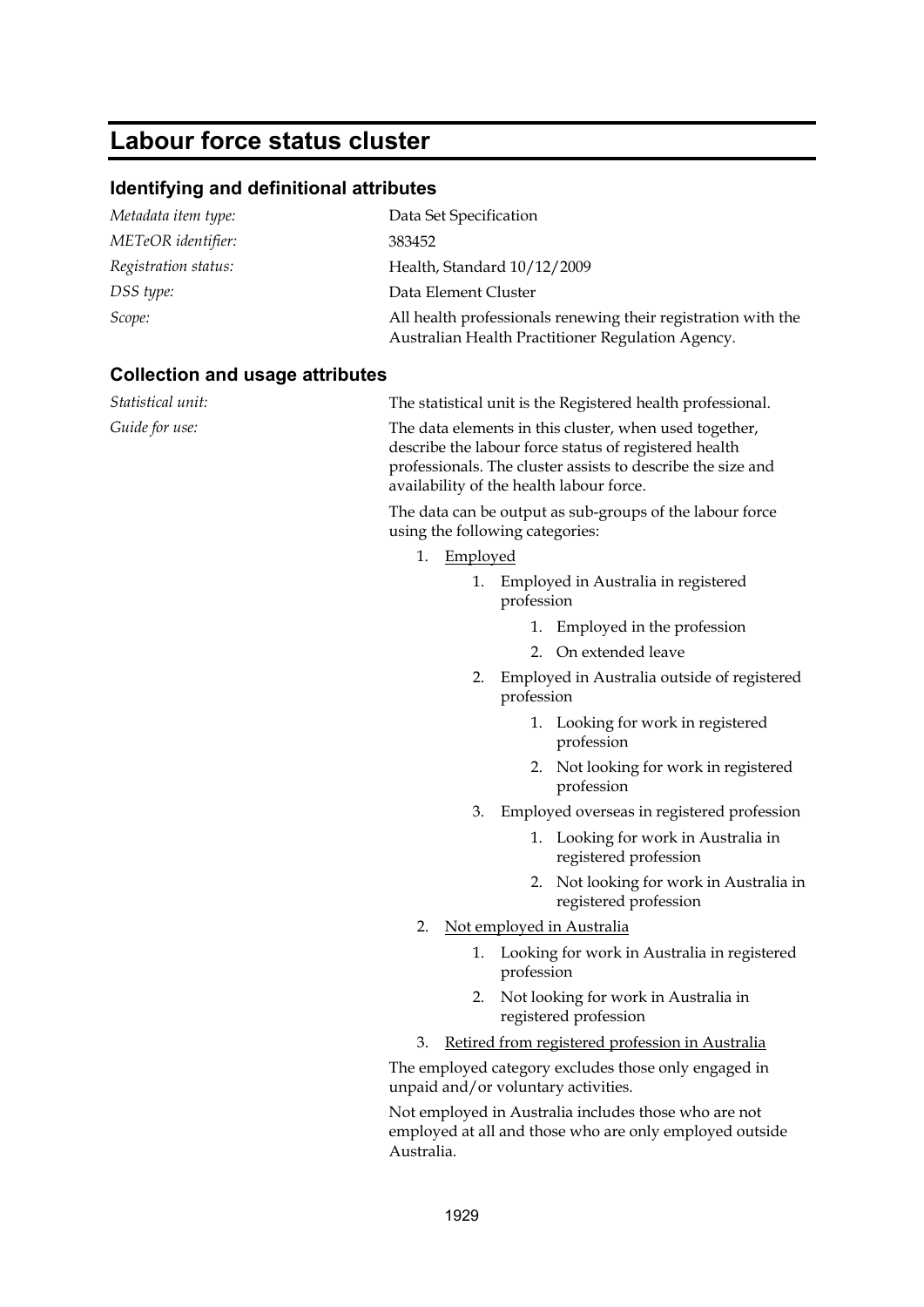# Labour force status cluster

## Identifying and definitional attributes

| | |
|---|---|
| *Metadata item type:* | Data Set Specification |
| *METeOR identifier:* | 383452 |
| *Registration status:* | Health, Standard 10/12/2009 |
| *DSS type:* | Data Element Cluster |
| *Scope:* | All health professionals renewing their registration with the Australian Health Practitioner Regulation Agency. |

## Collection and usage attributes

*Statistical unit:* The statistical unit is the Registered health professional.

*Guide for use:* The data elements in this cluster, when used together, describe the labour force status of registered health professionals. The cluster assists to describe the size and availability of the health labour force.

The data can be output as sub-groups of the labour force using the following categories:

1. Employed
    1. Employed in Australia in registered profession
        1. Employed in the profession
        2. On extended leave
    2. Employed in Australia outside of registered profession
        1. Looking for work in registered profession
        2. Not looking for work in registered profession
    3. Employed overseas in registered profession
        1. Looking for work in Australia in registered profession
        2. Not looking for work in Australia in registered profession
2. Not employed in Australia
    1. Looking for work in Australia in registered profession
    2. Not looking for work in Australia in registered profession
3. Retired from registered profession in Australia

The employed category excludes those only engaged in unpaid and/or voluntary activities.

Not employed in Australia includes those who are not employed at all and those who are only employed outside Australia.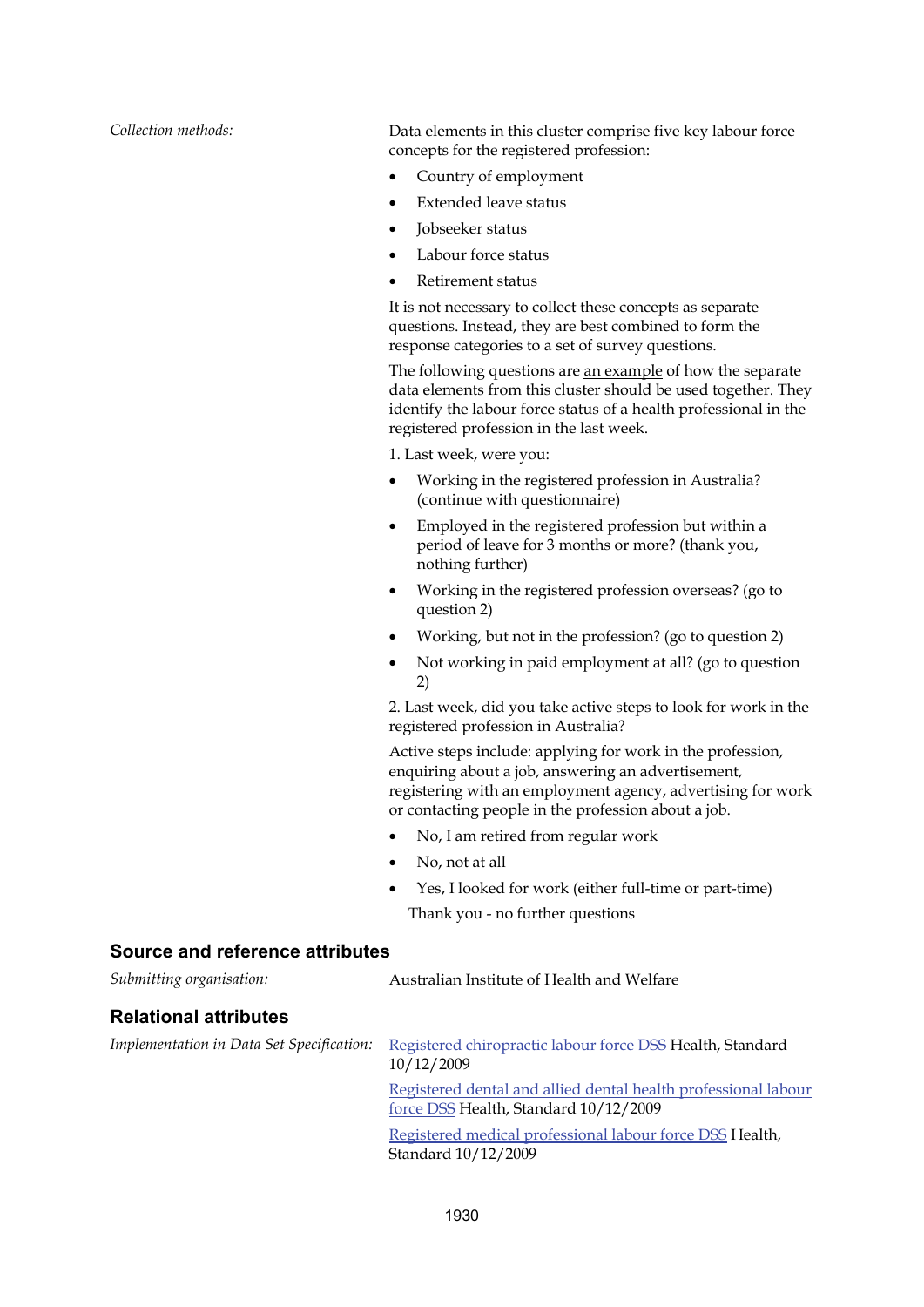*Collection methods:*

Data elements in this cluster comprise five key labour force concepts for the registered profession:

- Country of employment
- Extended leave status
- Jobseeker status
- Labour force status
- Retirement status

It is not necessary to collect these concepts as separate questions. Instead, they are best combined to form the response categories to a set of survey questions.

The following questions are an example of how the separate data elements from this cluster should be used together. They identify the labour force status of a health professional in the registered profession in the last week.

1. Last week, were you:

- Working in the registered profession in Australia? (continue with questionnaire)
- Employed in the registered profession but within a period of leave for 3 months or more? (thank you, nothing further)
- Working in the registered profession overseas? (go to question 2)
- Working, but not in the profession? (go to question 2)
- Not working in paid employment at all? (go to question 2)

2. Last week, did you take active steps to look for work in the registered profession in Australia?

Active steps include: applying for work in the profession, enquiring about a job, answering an advertisement, registering with an employment agency, advertising for work or contacting people in the profession about a job.

- No, I am retired from regular work
- No, not at all
- Yes, I looked for work (either full-time or part-time)

Thank you - no further questions

## Source and reference attributes

*Submitting organisation:* Australian Institute of Health and Welfare

## Relational attributes

*Implementation in Data Set Specification:*

Registered chiropractic labour force DSS Health, Standard 10/12/2009

Registered dental and allied dental health professional labour force DSS Health, Standard 10/12/2009

Registered medical professional labour force DSS Health, Standard 10/12/2009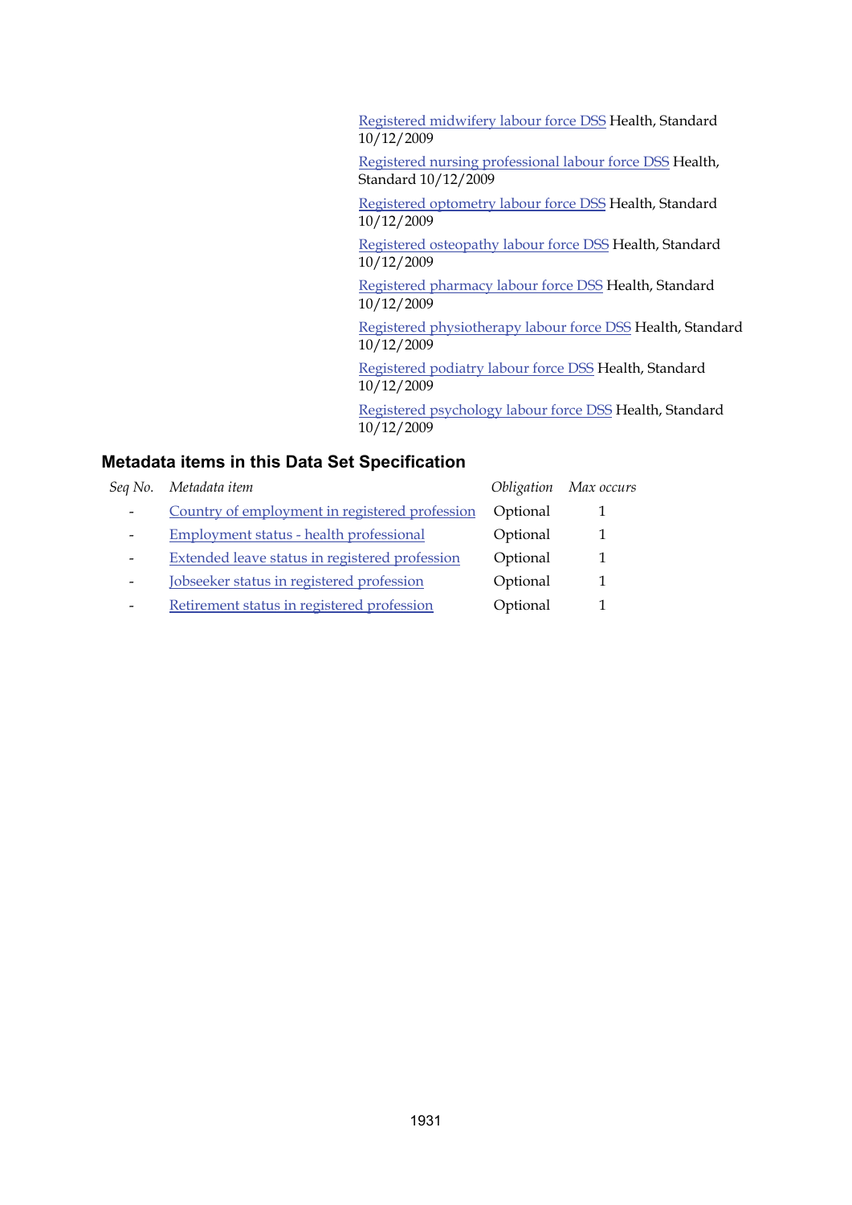Registered midwifery labour force DSS Health, Standard 10/12/2009

Registered nursing professional labour force DSS Health, Standard 10/12/2009

Registered optometry labour force DSS Health, Standard 10/12/2009

Registered osteopathy labour force DSS Health, Standard 10/12/2009

Registered pharmacy labour force DSS Health, Standard 10/12/2009

Registered physiotherapy labour force DSS Health, Standard 10/12/2009

Registered podiatry labour force DSS Health, Standard 10/12/2009

Registered psychology labour force DSS Health, Standard 10/12/2009

### Metadata items in this Data Set Specification

| *Seq No.* | *Metadata item* | *Obligation* | *Max occurs* |
|---|---|---|---|
| - | Country of employment in registered profession | Optional | 1 |
| - | Employment status - health professional | Optional | 1 |
| - | Extended leave status in registered profession | Optional | 1 |
| - | Jobseeker status in registered profession | Optional | 1 |
| - | Retirement status in registered profession | Optional | 1 |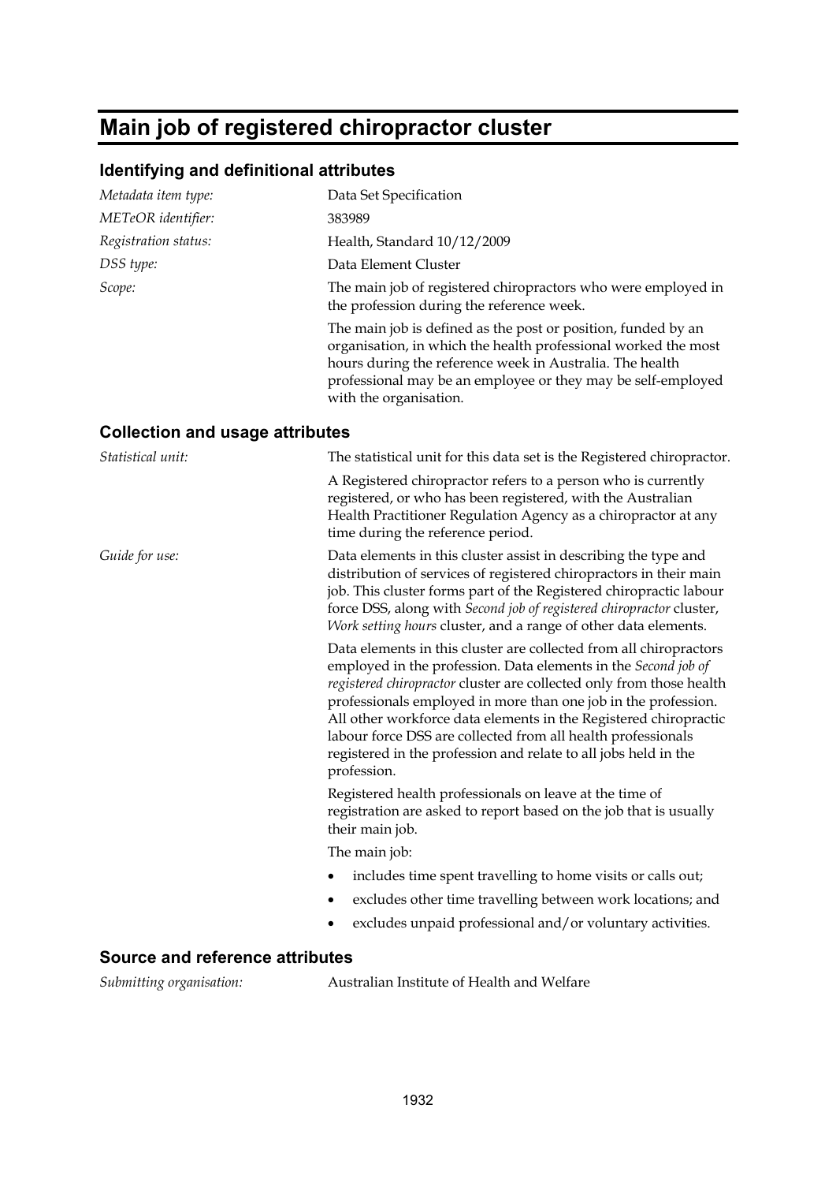# Main job of registered chiropractor cluster

## Identifying and definitional attributes

| | |
|---|---|
| *Metadata item type:* | Data Set Specification |
| *METeOR identifier:* | 383989 |
| *Registration status:* | Health, Standard 10/12/2009 |
| *DSS type:* | Data Element Cluster |
| *Scope:* | The main job of registered chiropractors who were employed in the profession during the reference week.<br><br>The main job is defined as the post or position, funded by an organisation, in which the health professional worked the most hours during the reference week in Australia. The health professional may be an employee or they may be self-employed with the organisation. |

## Collection and usage attributes

*Statistical unit:* The statistical unit for this data set is the Registered chiropractor.

A Registered chiropractor refers to a person who is currently registered, or who has been registered, with the Australian Health Practitioner Regulation Agency as a chiropractor at any time during the reference period.

*Guide for use:* Data elements in this cluster assist in describing the type and distribution of services of registered chiropractors in their main job. This cluster forms part of the Registered chiropractic labour force DSS, along with *Second job of registered chiropractor* cluster, *Work setting hours* cluster, and a range of other data elements.

Data elements in this cluster are collected from all chiropractors employed in the profession. Data elements in the *Second job of registered chiropractor* cluster are collected only from those health professionals employed in more than one job in the profession. All other workforce data elements in the Registered chiropractic labour force DSS are collected from all health professionals registered in the profession and relate to all jobs held in the profession.

Registered health professionals on leave at the time of registration are asked to report based on the job that is usually their main job.

The main job:

- includes time spent travelling to home visits or calls out;
- excludes other time travelling between work locations; and
- excludes unpaid professional and/or voluntary activities.

## Source and reference attributes

*Submitting organisation:* Australian Institute of Health and Welfare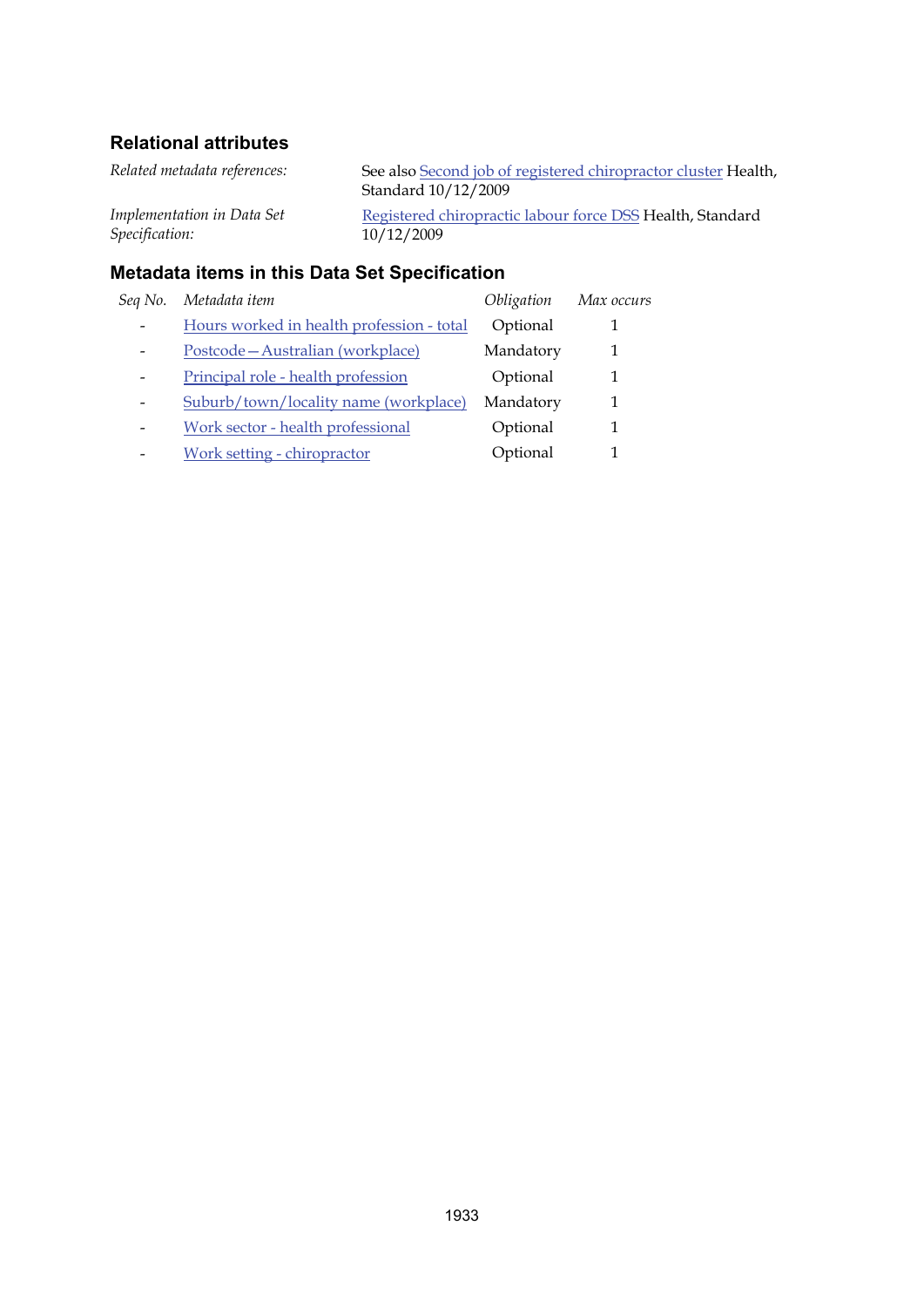### Relational attributes

*Related metadata references:* See also Second job of registered chiropractor cluster Health, Standard 10/12/2009

*Implementation in Data Set Specification:* Registered chiropractic labour force DSS Health, Standard 10/12/2009

### Metadata items in this Data Set Specification

| *Seq No.* | *Metadata item* | *Obligation* | *Max occurs* |
|---|---|---|---|
| - | Hours worked in health profession - total | Optional | 1 |
| - | Postcode—Australian (workplace) | Mandatory | 1 |
| - | Principal role - health profession | Optional | 1 |
| - | Suburb/town/locality name (workplace) | Mandatory | 1 |
| - | Work sector - health professional | Optional | 1 |
| - | Work setting - chiropractor | Optional | 1 |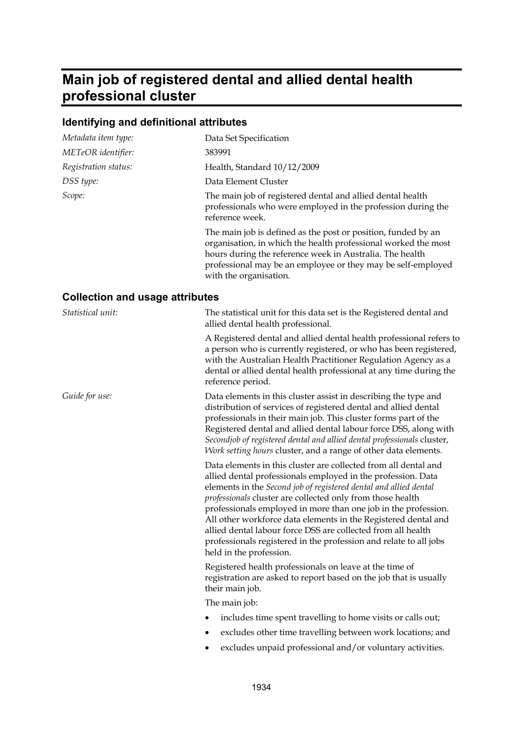# Main job of registered dental and allied dental health professional cluster

## Identifying and definitional attributes

| | |
|---|---|
| *Metadata item type:* | Data Set Specification |
| *METeOR identifier:* | 383991 |
| *Registration status:* | Health, Standard 10/12/2009 |
| *DSS type:* | Data Element Cluster |
| *Scope:* | The main job of registered dental and allied dental health professionals who were employed in the profession during the reference week.<br><br>The main job is defined as the post or position, funded by an organisation, in which the health professional worked the most hours during the reference week in Australia. The health professional may be an employee or they may be self-employed with the organisation. |

## Collection and usage attributes

*Statistical unit:*

The statistical unit for this data set is the Registered dental and allied dental health professional.

A Registered dental and allied dental health professional refers to a person who is currently registered, or who has been registered, with the Australian Health Practitioner Regulation Agency as a dental or allied dental health professional at any time during the reference period.

*Guide for use:*

Data elements in this cluster assist in describing the type and distribution of services of registered dental and allied dental professionals in their main job. This cluster forms part of the Registered dental and allied dental labour force DSS, along with *Secondjob of registered dental and allied dental professionals* cluster, *Work setting hours* cluster, and a range of other data elements.

Data elements in this cluster are collected from all dental and allied dental professionals employed in the profession. Data elements in the *Second job of registered dental and allied dental professionals* cluster are collected only from those health professionals employed in more than one job in the profession. All other workforce data elements in the Registered dental and allied dental labour force DSS are collected from all health professionals registered in the profession and relate to all jobs held in the profession.

Registered health professionals on leave at the time of registration are asked to report based on the job that is usually their main job.

The main job:

- includes time spent travelling to home visits or calls out;
- excludes other time travelling between work locations; and
- excludes unpaid professional and/or voluntary activities.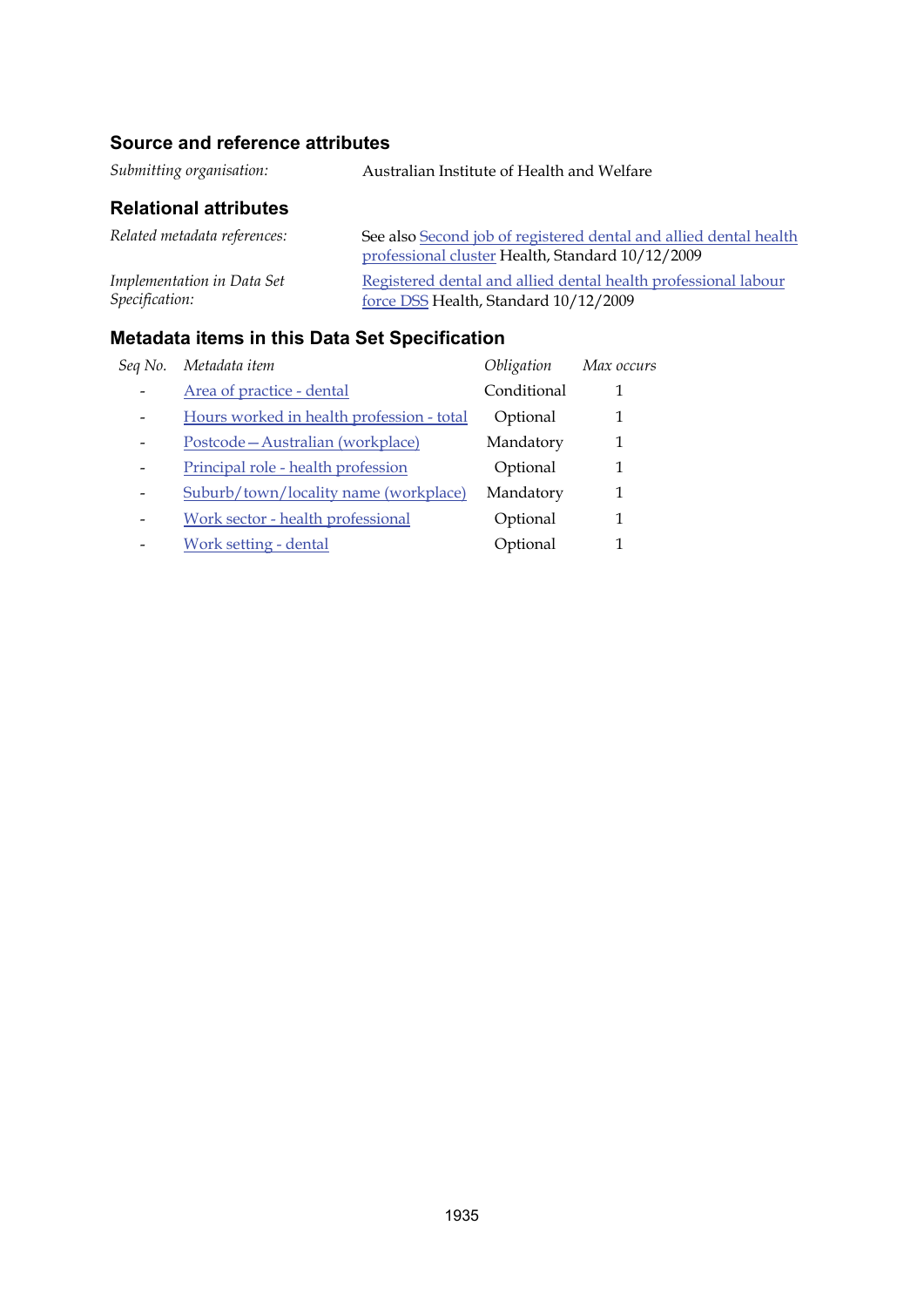### Source and reference attributes

*Submitting organisation:* Australian Institute of Health and Welfare

### Relational attributes

*Related metadata references:* See also Second job of registered dental and allied dental health professional cluster Health, Standard 10/12/2009

*Implementation in Data Set Specification:* Registered dental and allied dental health professional labour force DSS Health, Standard 10/12/2009

### Metadata items in this Data Set Specification

| *Seq No.* | *Metadata item* | *Obligation* | *Max occurs* |
|---|---|---|---|
| - | Area of practice - dental | Conditional | 1 |
| - | Hours worked in health profession - total | Optional | 1 |
| - | Postcode—Australian (workplace) | Mandatory | 1 |
| - | Principal role - health profession | Optional | 1 |
| - | Suburb/town/locality name (workplace) | Mandatory | 1 |
| - | Work sector - health professional | Optional | 1 |
| - | Work setting - dental | Optional | 1 |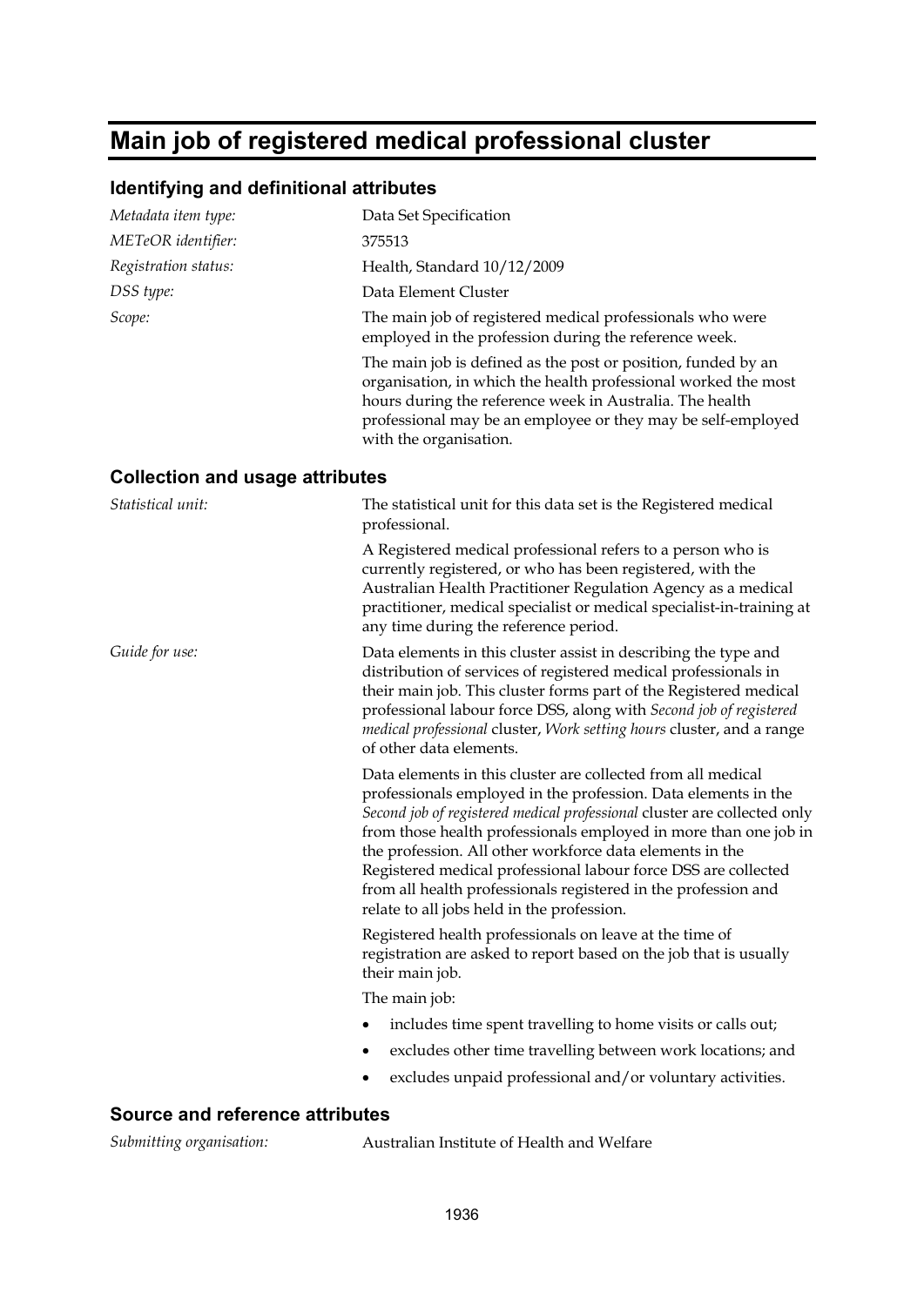# Main job of registered medical professional cluster

## Identifying and definitional attributes

*Metadata item type:* Data Set Specification

*METeOR identifier:* 375513

*Registration status:* Health, Standard 10/12/2009

*DSS type:* Data Element Cluster

*Scope:* The main job of registered medical professionals who were employed in the profession during the reference week.

The main job is defined as the post or position, funded by an organisation, in which the health professional worked the most hours during the reference week in Australia. The health professional may be an employee or they may be self-employed with the organisation.

## Collection and usage attributes

*Statistical unit:* The statistical unit for this data set is the Registered medical professional.

A Registered medical professional refers to a person who is currently registered, or who has been registered, with the Australian Health Practitioner Regulation Agency as a medical practitioner, medical specialist or medical specialist-in-training at any time during the reference period.

*Guide for use:* Data elements in this cluster assist in describing the type and distribution of services of registered medical professionals in their main job. This cluster forms part of the Registered medical professional labour force DSS, along with *Second job of registered medical professional* cluster, *Work setting hours* cluster, and a range of other data elements.

Data elements in this cluster are collected from all medical professionals employed in the profession. Data elements in the *Second job of registered medical professional* cluster are collected only from those health professionals employed in more than one job in the profession. All other workforce data elements in the Registered medical professional labour force DSS are collected from all health professionals registered in the profession and relate to all jobs held in the profession.

Registered health professionals on leave at the time of registration are asked to report based on the job that is usually their main job.

The main job:

- includes time spent travelling to home visits or calls out;
- excludes other time travelling between work locations; and
- excludes unpaid professional and/or voluntary activities.

## Source and reference attributes

*Submitting organisation:* Australian Institute of Health and Welfare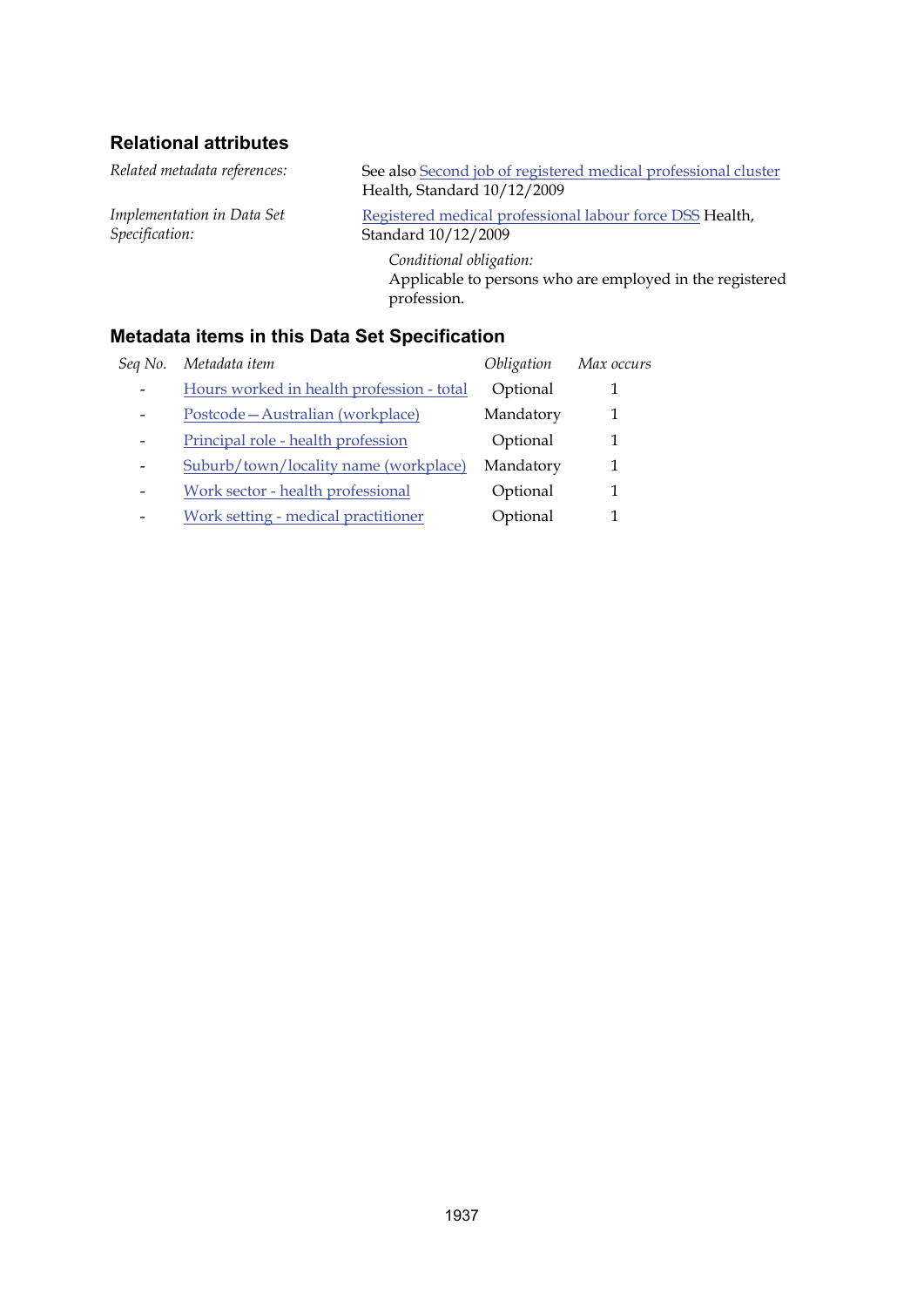## Relational attributes

| | |
|---|---|
| *Related metadata references:* | See also Second job of registered medical professional cluster Health, Standard 10/12/2009 |
| *Implementation in Data Set Specification:* | Registered medical professional labour force DSS Health, Standard 10/12/2009 |
| | *Conditional obligation:* Applicable to persons who are employed in the registered profession. |

## Metadata items in this Data Set Specification

| *Seq No.* | *Metadata item* | *Obligation* | *Max occurs* |
|---|---|---|---|
| - | Hours worked in health profession - total | Optional | 1 |
| - | Postcode—Australian (workplace) | Mandatory | 1 |
| - | Principal role - health profession | Optional | 1 |
| - | Suburb/town/locality name (workplace) | Mandatory | 1 |
| - | Work sector - health professional | Optional | 1 |
| - | Work setting - medical practitioner | Optional | 1 |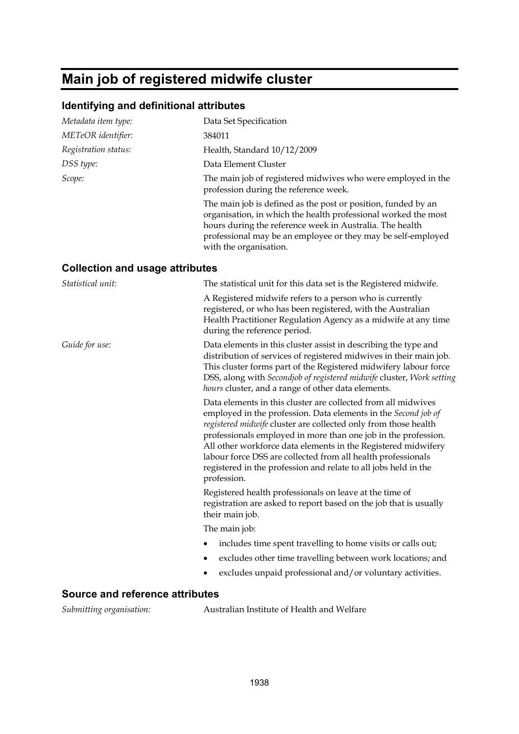# Main job of registered midwife cluster

## Identifying and definitional attributes

| | |
|---|---|
| *Metadata item type:* | Data Set Specification |
| *METeOR identifier:* | 384011 |
| *Registration status:* | Health, Standard 10/12/2009 |
| *DSS type:* | Data Element Cluster |
| *Scope:* | The main job of registered midwives who were employed in the profession during the reference week.<br><br>The main job is defined as the post or position, funded by an organisation, in which the health professional worked the most hours during the reference week in Australia. The health professional may be an employee or they may be self-employed with the organisation. |

## Collection and usage attributes

*Statistical unit:* The statistical unit for this data set is the Registered midwife.

A Registered midwife refers to a person who is currently registered, or who has been registered, with the Australian Health Practitioner Regulation Agency as a midwife at any time during the reference period.

*Guide for use:* Data elements in this cluster assist in describing the type and distribution of services of registered midwives in their main job. This cluster forms part of the Registered midwifery labour force DSS, along with *Secondjob of registered midwife* cluster, *Work setting hours* cluster, and a range of other data elements.

Data elements in this cluster are collected from all midwives employed in the profession. Data elements in the *Second job of registered midwife* cluster are collected only from those health professionals employed in more than one job in the profession. All other workforce data elements in the Registered midwifery labour force DSS are collected from all health professionals registered in the profession and relate to all jobs held in the profession.

Registered health professionals on leave at the time of registration are asked to report based on the job that is usually their main job.

The main job:

- includes time spent travelling to home visits or calls out;
- excludes other time travelling between work locations; and
- excludes unpaid professional and/or voluntary activities.

## Source and reference attributes

*Submitting organisation:* Australian Institute of Health and Welfare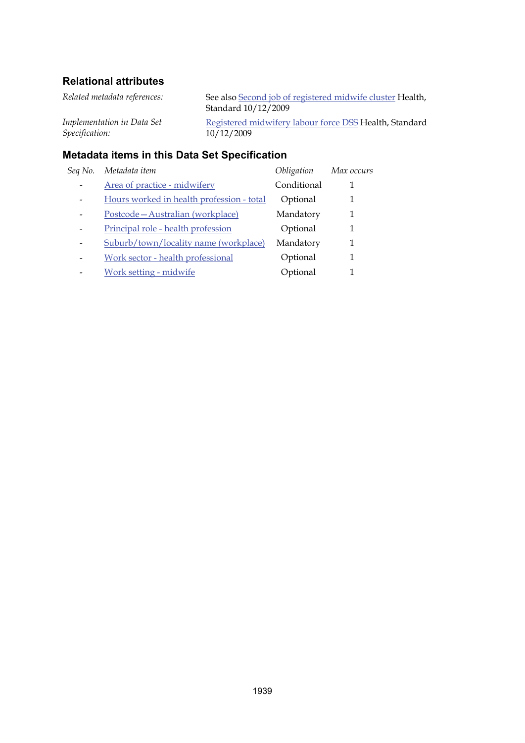### Relational attributes

| | |
|---|---|
| *Related metadata references:* | See also Second job of registered midwife cluster Health, Standard 10/12/2009 |
| *Implementation in Data Set Specification:* | Registered midwifery labour force DSS Health, Standard 10/12/2009 |

### Metadata items in this Data Set Specification

| *Seq No.* | *Metadata item* | *Obligation* | *Max occurs* |
|---|---|---|---|
| - | Area of practice - midwifery | Conditional | 1 |
| - | Hours worked in health profession - total | Optional | 1 |
| - | Postcode—Australian (workplace) | Mandatory | 1 |
| - | Principal role - health profession | Optional | 1 |
| - | Suburb/town/locality name (workplace) | Mandatory | 1 |
| - | Work sector - health professional | Optional | 1 |
| - | Work setting - midwife | Optional | 1 |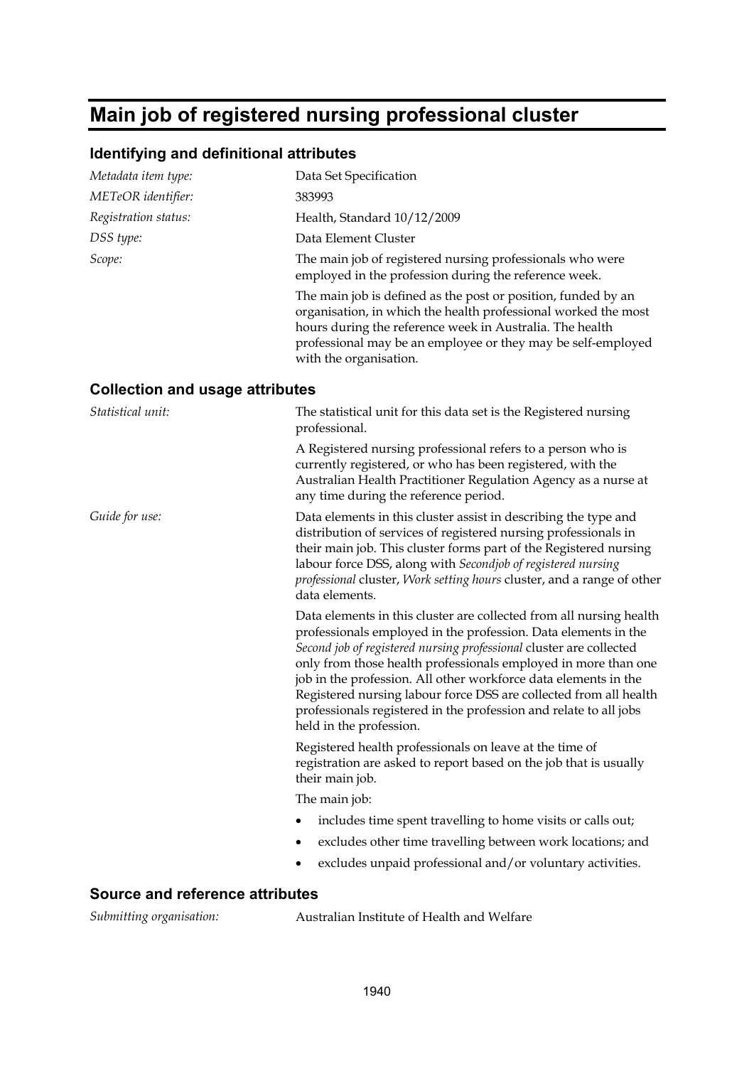# Main job of registered nursing professional cluster

## Identifying and definitional attributes

| | |
|---|---|
| *Metadata item type:* | Data Set Specification |
| *METeOR identifier:* | 383993 |
| *Registration status:* | Health, Standard 10/12/2009 |
| *DSS type:* | Data Element Cluster |
| *Scope:* | The main job of registered nursing professionals who were employed in the profession during the reference week.<br><br>The main job is defined as the post or position, funded by an organisation, in which the health professional worked the most hours during the reference week in Australia. The health professional may be an employee or they may be self-employed with the organisation. |

## Collection and usage attributes

| | |
|---|---|
| *Statistical unit:* | The statistical unit for this data set is the Registered nursing professional.<br><br>A Registered nursing professional refers to a person who is currently registered, or who has been registered, with the Australian Health Practitioner Regulation Agency as a nurse at any time during the reference period. |
| *Guide for use:* | Data elements in this cluster assist in describing the type and distribution of services of registered nursing professionals in their main job. This cluster forms part of the Registered nursing labour force DSS, along with *Secondjob of registered nursing professional* cluster, *Work setting hours* cluster, and a range of other data elements.<br><br>Data elements in this cluster are collected from all nursing health professionals employed in the profession. Data elements in the *Second job of registered nursing professional* cluster are collected only from those health professionals employed in more than one job in the profession. All other workforce data elements in the Registered nursing labour force DSS are collected from all health professionals registered in the profession and relate to all jobs held in the profession.<br><br>Registered health professionals on leave at the time of registration are asked to report based on the job that is usually their main job.<br><br>The main job:<br>• includes time spent travelling to home visits or calls out;<br>• excludes other time travelling between work locations; and<br>• excludes unpaid professional and/or voluntary activities. |

## Source and reference attributes

| | |
|---|---|
| *Submitting organisation:* | Australian Institute of Health and Welfare |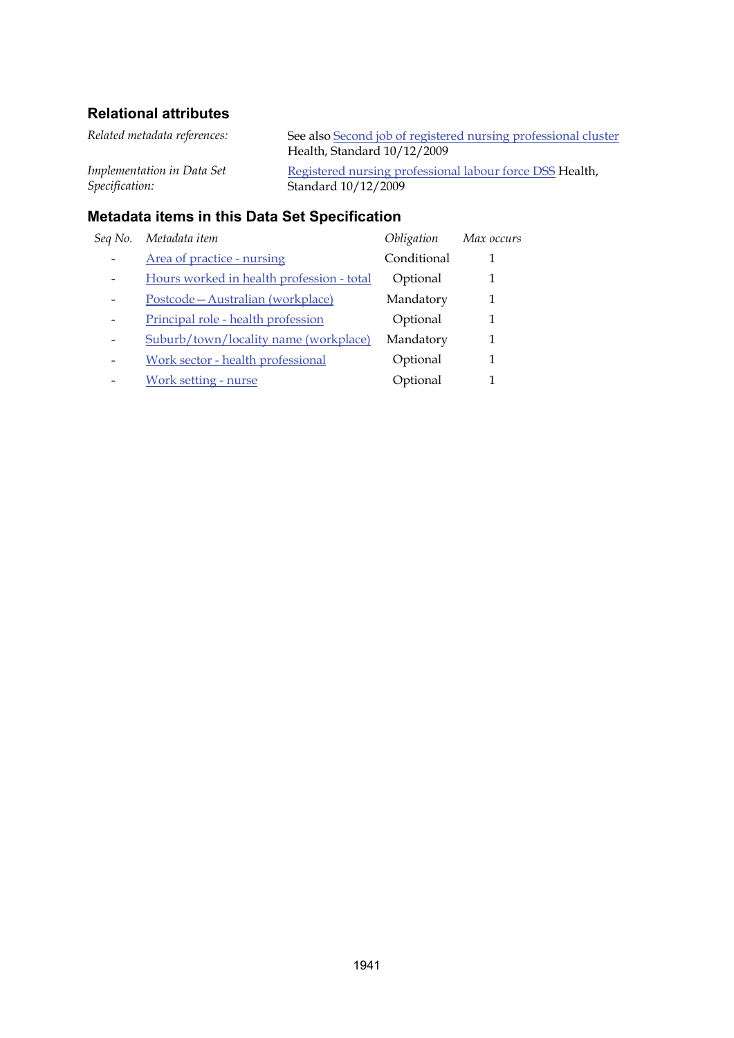### Relational attributes

| | |
|---|---|
| *Related metadata references:* | See also Second job of registered nursing professional cluster Health, Standard 10/12/2009 |
| *Implementation in Data Set Specification:* | Registered nursing professional labour force DSS Health, Standard 10/12/2009 |

### Metadata items in this Data Set Specification

| *Seq No.* | *Metadata item* | *Obligation* | *Max occurs* |
|---|---|---|---|
| - | Area of practice - nursing | Conditional | 1 |
| - | Hours worked in health profession - total | Optional | 1 |
| - | Postcode—Australian (workplace) | Mandatory | 1 |
| - | Principal role - health profession | Optional | 1 |
| - | Suburb/town/locality name (workplace) | Mandatory | 1 |
| - | Work sector - health professional | Optional | 1 |
| - | Work setting - nurse | Optional | 1 |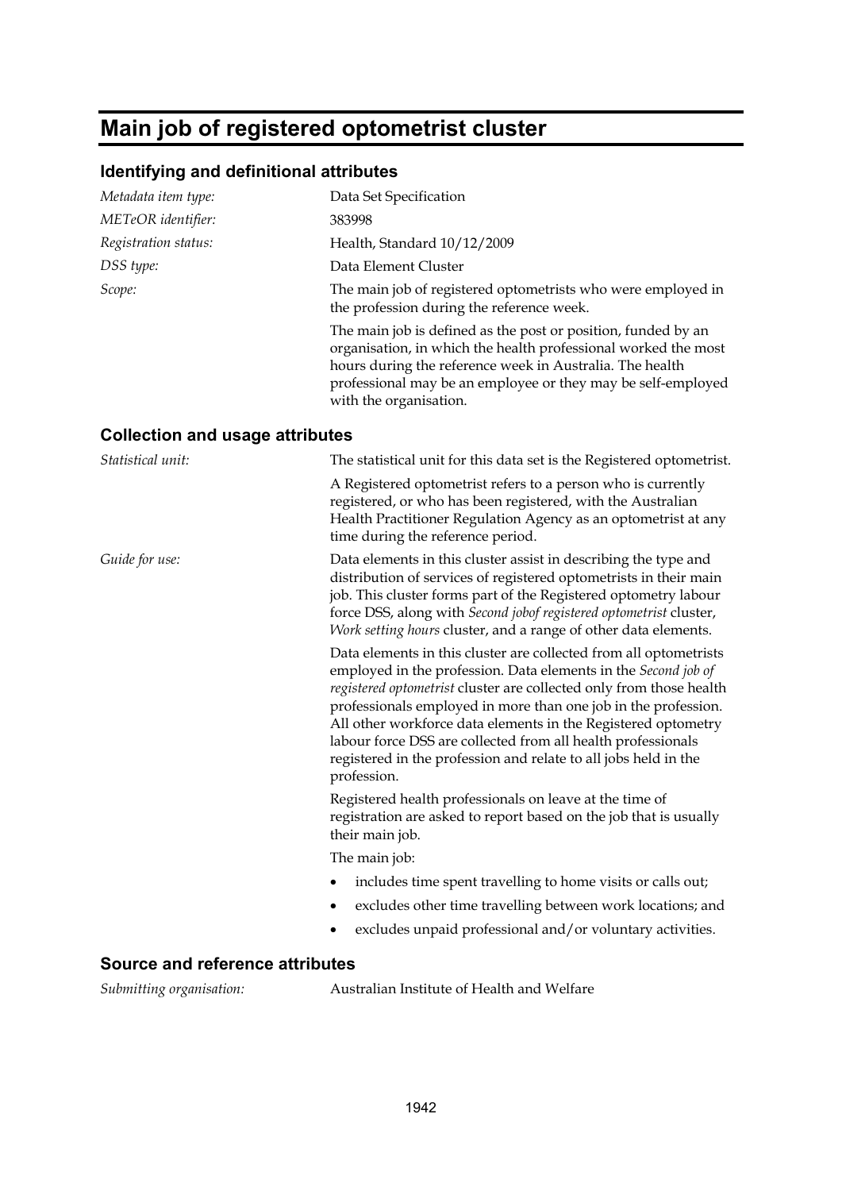# Main job of registered optometrist cluster

## Identifying and definitional attributes

*Metadata item type:* Data Set Specification

*METeOR identifier:* 383998

*Registration status:* Health, Standard 10/12/2009

*DSS type:* Data Element Cluster

*Scope:* The main job of registered optometrists who were employed in the profession during the reference week.

The main job is defined as the post or position, funded by an organisation, in which the health professional worked the most hours during the reference week in Australia. The health professional may be an employee or they may be self-employed with the organisation.

## Collection and usage attributes

*Statistical unit:* The statistical unit for this data set is the Registered optometrist.

A Registered optometrist refers to a person who is currently registered, or who has been registered, with the Australian Health Practitioner Regulation Agency as an optometrist at any time during the reference period.

*Guide for use:* Data elements in this cluster assist in describing the type and distribution of services of registered optometrists in their main job. This cluster forms part of the Registered optometry labour force DSS, along with *Second jobof registered optometrist* cluster, *Work setting hours* cluster, and a range of other data elements.

Data elements in this cluster are collected from all optometrists employed in the profession. Data elements in the *Second job of registered optometrist* cluster are collected only from those health professionals employed in more than one job in the profession. All other workforce data elements in the Registered optometry labour force DSS are collected from all health professionals registered in the profession and relate to all jobs held in the profession.

Registered health professionals on leave at the time of registration are asked to report based on the job that is usually their main job.

The main job:

- includes time spent travelling to home visits or calls out;
- excludes other time travelling between work locations; and
- excludes unpaid professional and/or voluntary activities.

## Source and reference attributes

*Submitting organisation:* Australian Institute of Health and Welfare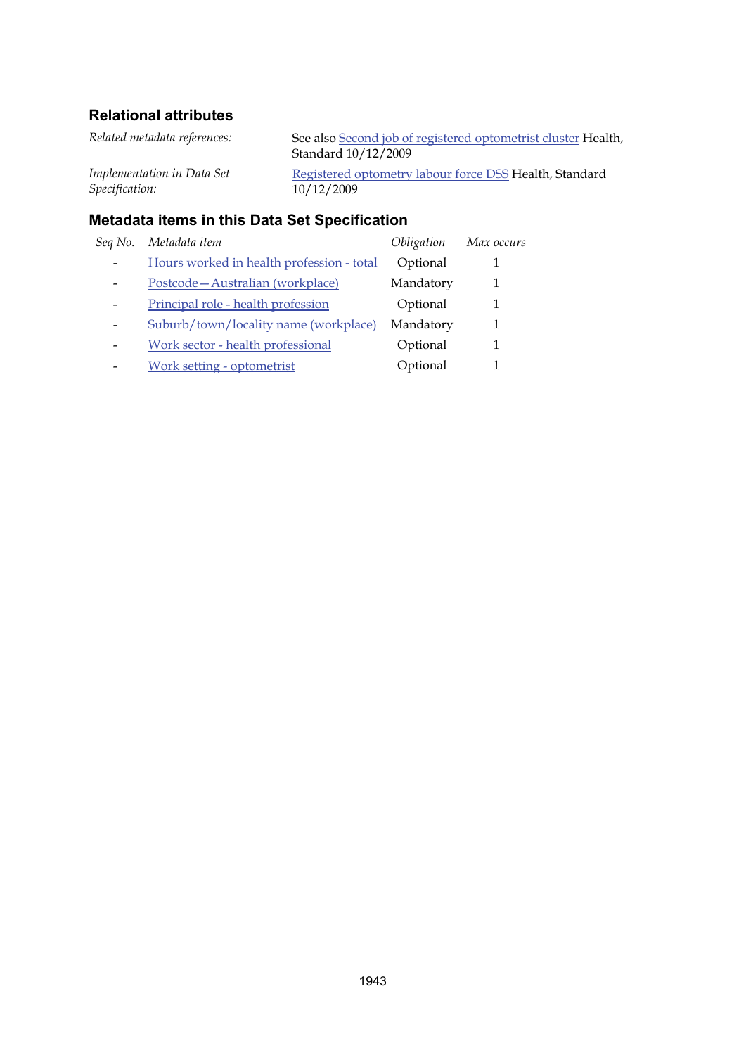## Relational attributes

| | |
|---|---|
| *Related metadata references:* | See also Second job of registered optometrist cluster Health, Standard 10/12/2009 |
| *Implementation in Data Set Specification:* | Registered optometry labour force DSS Health, Standard 10/12/2009 |

## Metadata items in this Data Set Specification

| *Seq No.* | *Metadata item* | *Obligation* | *Max occurs* |
|---|---|---|---|
| - | Hours worked in health profession - total | Optional | 1 |
| - | Postcode—Australian (workplace) | Mandatory | 1 |
| - | Principal role - health profession | Optional | 1 |
| - | Suburb/town/locality name (workplace) | Mandatory | 1 |
| - | Work sector - health professional | Optional | 1 |
| - | Work setting - optometrist | Optional | 1 |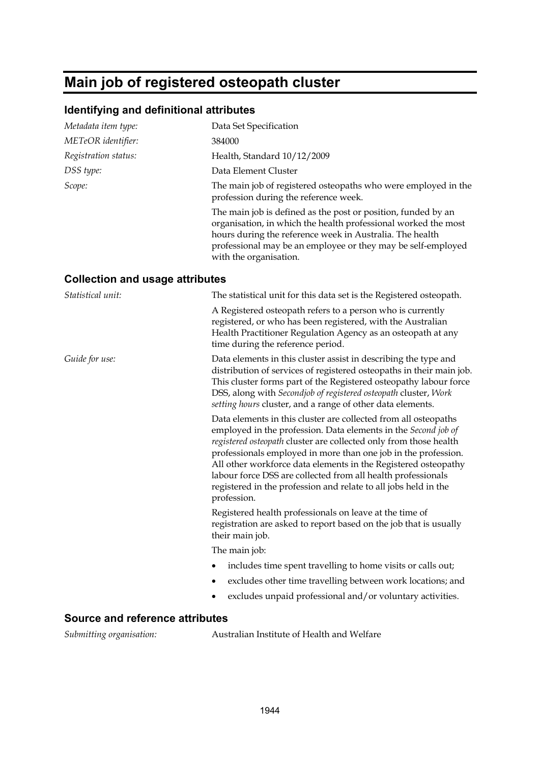# Main job of registered osteopath cluster

## Identifying and definitional attributes

| | |
|---|---|
| *Metadata item type:* | Data Set Specification |
| *METeOR identifier:* | 384000 |
| *Registration status:* | Health, Standard 10/12/2009 |
| *DSS type:* | Data Element Cluster |
| *Scope:* | The main job of registered osteopaths who were employed in the profession during the reference week. |

The main job is defined as the post or position, funded by an organisation, in which the health professional worked the most hours during the reference week in Australia. The health professional may be an employee or they may be self-employed with the organisation.

## Collection and usage attributes

*Statistical unit:* The statistical unit for this data set is the Registered osteopath.

A Registered osteopath refers to a person who is currently registered, or who has been registered, with the Australian Health Practitioner Regulation Agency as an osteopath at any time during the reference period.

*Guide for use:* Data elements in this cluster assist in describing the type and distribution of services of registered osteopaths in their main job. This cluster forms part of the Registered osteopathy labour force DSS, along with *Secondjob of registered osteopath* cluster, *Work setting hours* cluster, and a range of other data elements.

Data elements in this cluster are collected from all osteopaths employed in the profession. Data elements in the *Second job of registered osteopath* cluster are collected only from those health professionals employed in more than one job in the profession. All other workforce data elements in the Registered osteopathy labour force DSS are collected from all health professionals registered in the profession and relate to all jobs held in the profession.

Registered health professionals on leave at the time of registration are asked to report based on the job that is usually their main job.

The main job:

- includes time spent travelling to home visits or calls out;
- excludes other time travelling between work locations; and
- excludes unpaid professional and/or voluntary activities.

## Source and reference attributes

*Submitting organisation:* Australian Institute of Health and Welfare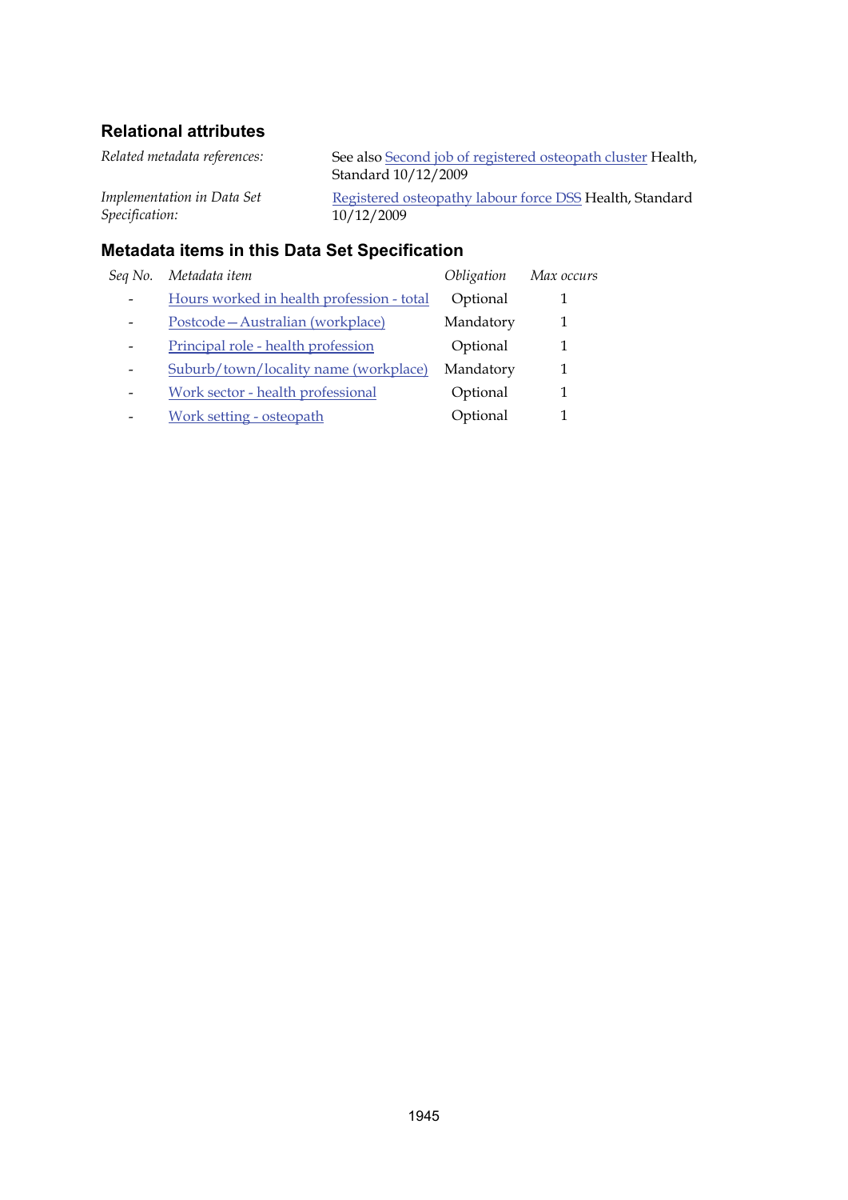### Relational attributes

| | |
|---|---|
| *Related metadata references:* | See also Second job of registered osteopath cluster Health, Standard 10/12/2009 |
| *Implementation in Data Set Specification:* | Registered osteopathy labour force DSS Health, Standard 10/12/2009 |

### Metadata items in this Data Set Specification

| *Seq No.* | *Metadata item* | *Obligation* | *Max occurs* |
|---|---|---|---|
| - | Hours worked in health profession - total | Optional | 1 |
| - | Postcode—Australian (workplace) | Mandatory | 1 |
| - | Principal role - health profession | Optional | 1 |
| - | Suburb/town/locality name (workplace) | Mandatory | 1 |
| - | Work sector - health professional | Optional | 1 |
| - | Work setting - osteopath | Optional | 1 |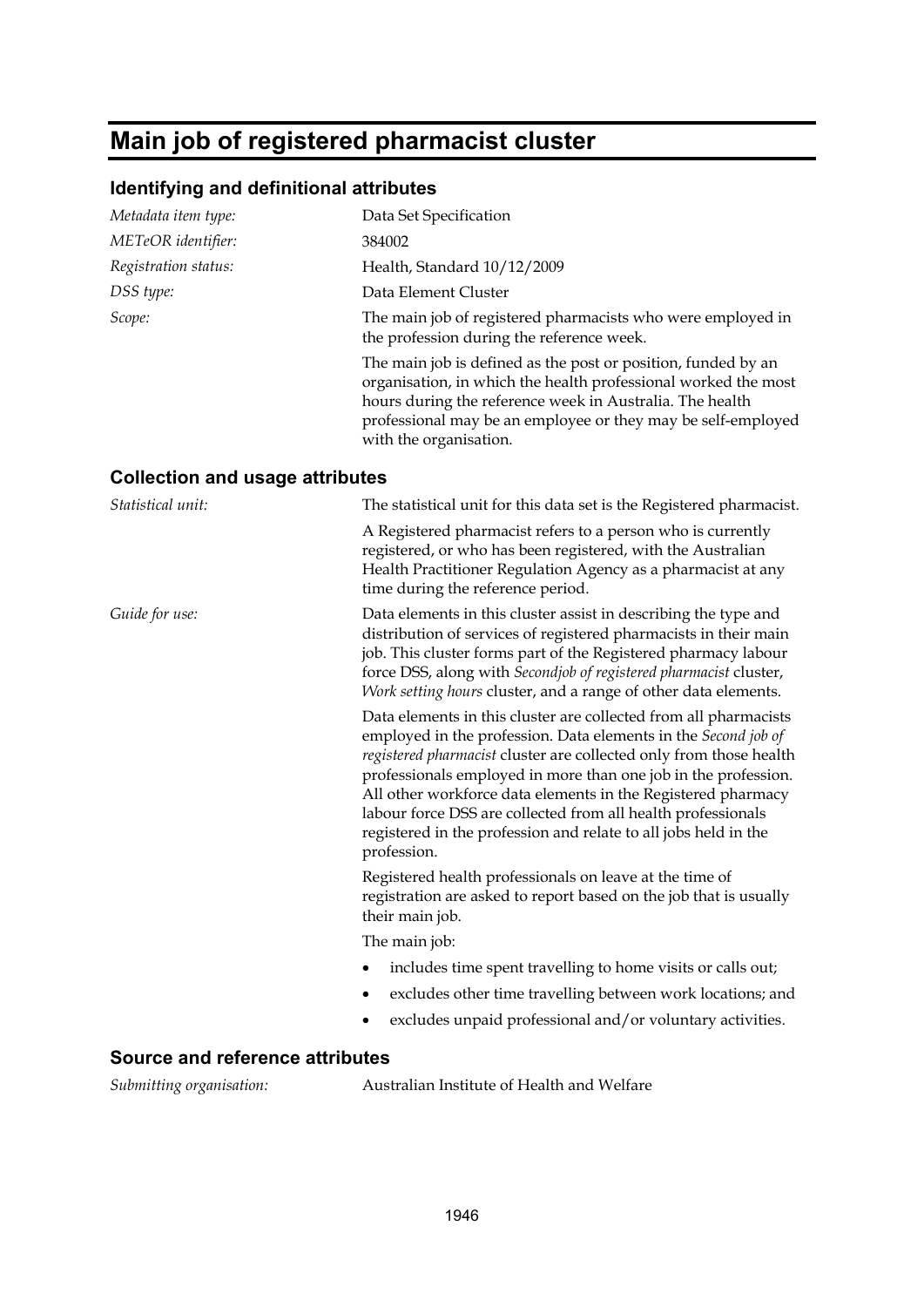# Main job of registered pharmacist cluster

## Identifying and definitional attributes

*Metadata item type:* Data Set Specification

*METeOR identifier:* 384002

*Registration status:* Health, Standard 10/12/2009

*DSS type:* Data Element Cluster

*Scope:* The main job of registered pharmacists who were employed in the profession during the reference week.

The main job is defined as the post or position, funded by an organisation, in which the health professional worked the most hours during the reference week in Australia. The health professional may be an employee or they may be self-employed with the organisation.

## Collection and usage attributes

*Statistical unit:* The statistical unit for this data set is the Registered pharmacist.

A Registered pharmacist refers to a person who is currently registered, or who has been registered, with the Australian Health Practitioner Regulation Agency as a pharmacist at any time during the reference period.

*Guide for use:* Data elements in this cluster assist in describing the type and distribution of services of registered pharmacists in their main job. This cluster forms part of the Registered pharmacy labour force DSS, along with *Secondjob of registered pharmacist* cluster, *Work setting hours* cluster, and a range of other data elements.

Data elements in this cluster are collected from all pharmacists employed in the profession. Data elements in the *Second job of registered pharmacist* cluster are collected only from those health professionals employed in more than one job in the profession. All other workforce data elements in the Registered pharmacy labour force DSS are collected from all health professionals registered in the profession and relate to all jobs held in the profession.

Registered health professionals on leave at the time of registration are asked to report based on the job that is usually their main job.

The main job:

- includes time spent travelling to home visits or calls out;
- excludes other time travelling between work locations; and
- excludes unpaid professional and/or voluntary activities.

## Source and reference attributes

*Submitting organisation:* Australian Institute of Health and Welfare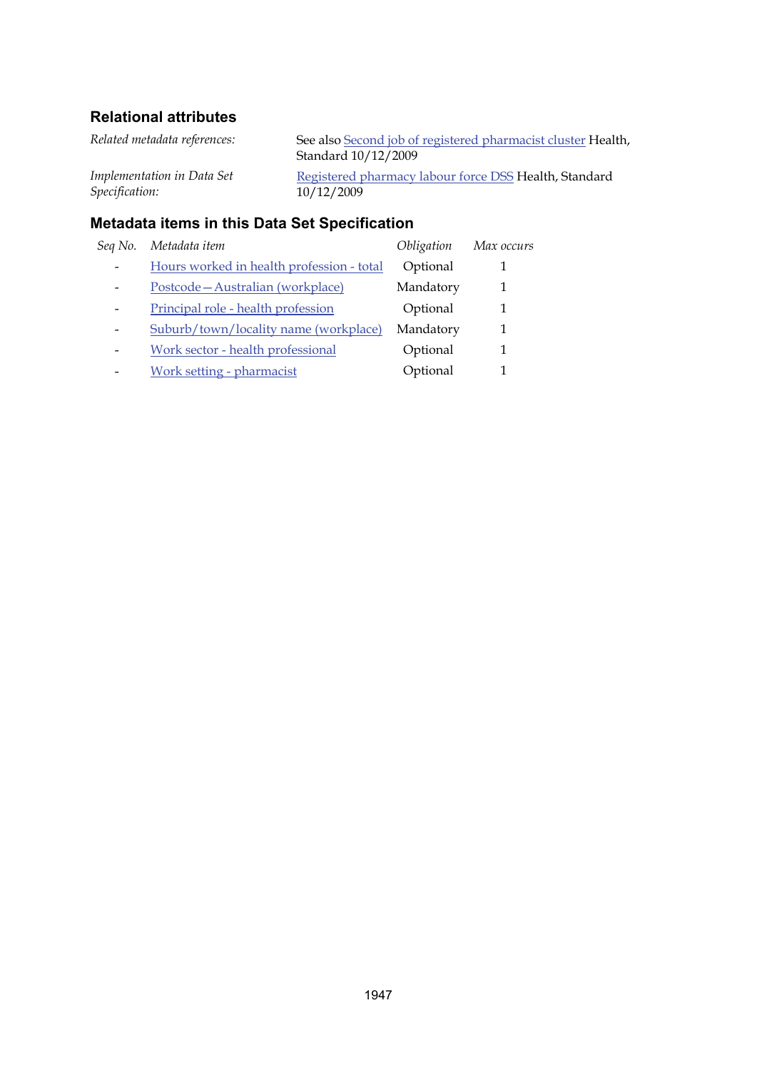### Relational attributes

| | |
|---|---|
| *Related metadata references:* | See also Second job of registered pharmacist cluster Health, Standard 10/12/2009 |
| *Implementation in Data Set Specification:* | Registered pharmacy labour force DSS Health, Standard 10/12/2009 |

### Metadata items in this Data Set Specification

| *Seq No.* | *Metadata item* | *Obligation* | *Max occurs* |
|---|---|---|---|
| - | Hours worked in health profession - total | Optional | 1 |
| - | Postcode—Australian (workplace) | Mandatory | 1 |
| - | Principal role - health profession | Optional | 1 |
| - | Suburb/town/locality name (workplace) | Mandatory | 1 |
| - | Work sector - health professional | Optional | 1 |
| - | Work setting - pharmacist | Optional | 1 |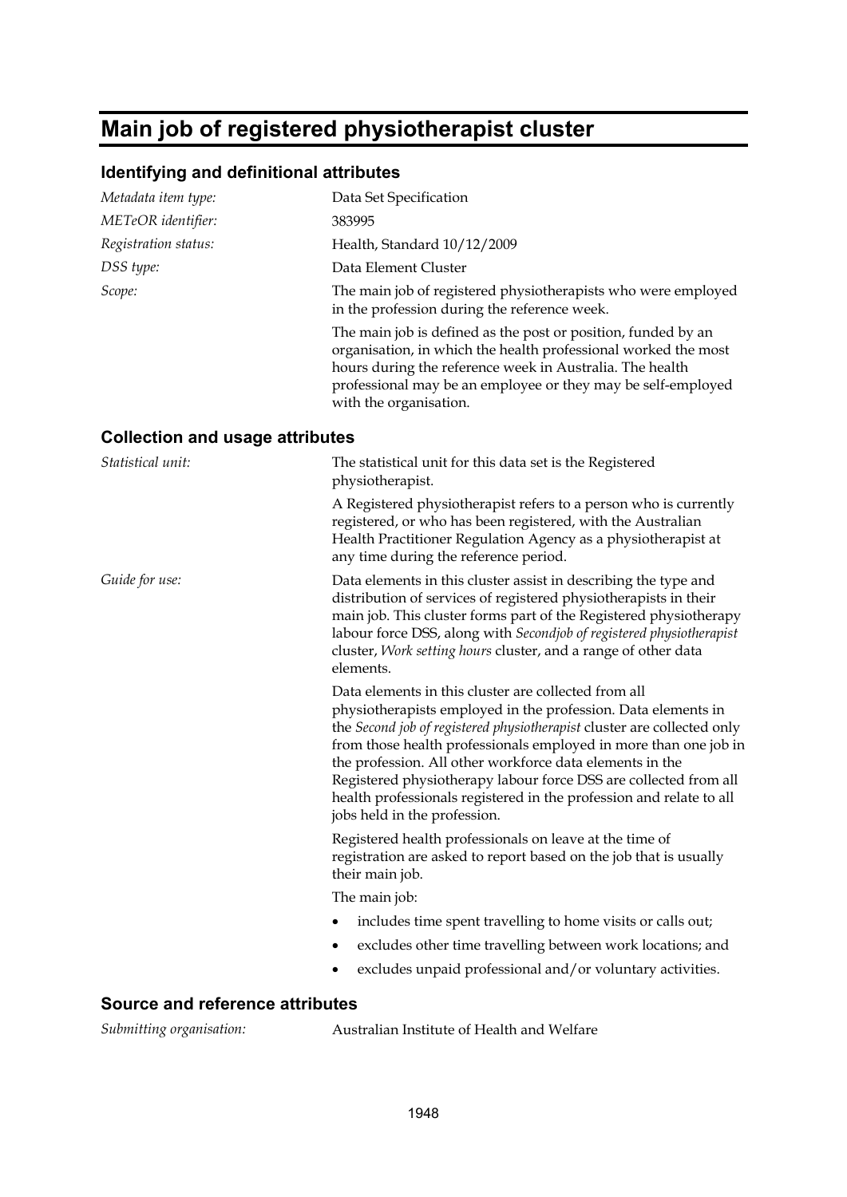# Main job of registered physiotherapist cluster

## Identifying and definitional attributes

| | |
|---|---|
| *Metadata item type:* | Data Set Specification |
| *METeOR identifier:* | 383995 |
| *Registration status:* | Health, Standard 10/12/2009 |
| *DSS type:* | Data Element Cluster |
| *Scope:* | The main job of registered physiotherapists who were employed in the profession during the reference week.<br><br>The main job is defined as the post or position, funded by an organisation, in which the health professional worked the most hours during the reference week in Australia. The health professional may be an employee or they may be self-employed with the organisation. |

## Collection and usage attributes

| | |
|---|---|
| *Statistical unit:* | The statistical unit for this data set is the Registered physiotherapist.<br><br>A Registered physiotherapist refers to a person who is currently registered, or who has been registered, with the Australian Health Practitioner Regulation Agency as a physiotherapist at any time during the reference period. |
| *Guide for use:* | Data elements in this cluster assist in describing the type and distribution of services of registered physiotherapists in their main job. This cluster forms part of the Registered physiotherapy labour force DSS, along with *Secondjob of registered physiotherapist* cluster, *Work setting hours* cluster, and a range of other data elements.<br><br>Data elements in this cluster are collected from all physiotherapists employed in the profession. Data elements in the *Second job of registered physiotherapist* cluster are collected only from those health professionals employed in more than one job in the profession. All other workforce data elements in the Registered physiotherapy labour force DSS are collected from all health professionals registered in the profession and relate to all jobs held in the profession.<br><br>Registered health professionals on leave at the time of registration are asked to report based on the job that is usually their main job.<br><br>The main job:<br>• includes time spent travelling to home visits or calls out;<br>• excludes other time travelling between work locations; and<br>• excludes unpaid professional and/or voluntary activities. |

## Source and reference attributes

| | |
|---|---|
| *Submitting organisation:* | Australian Institute of Health and Welfare |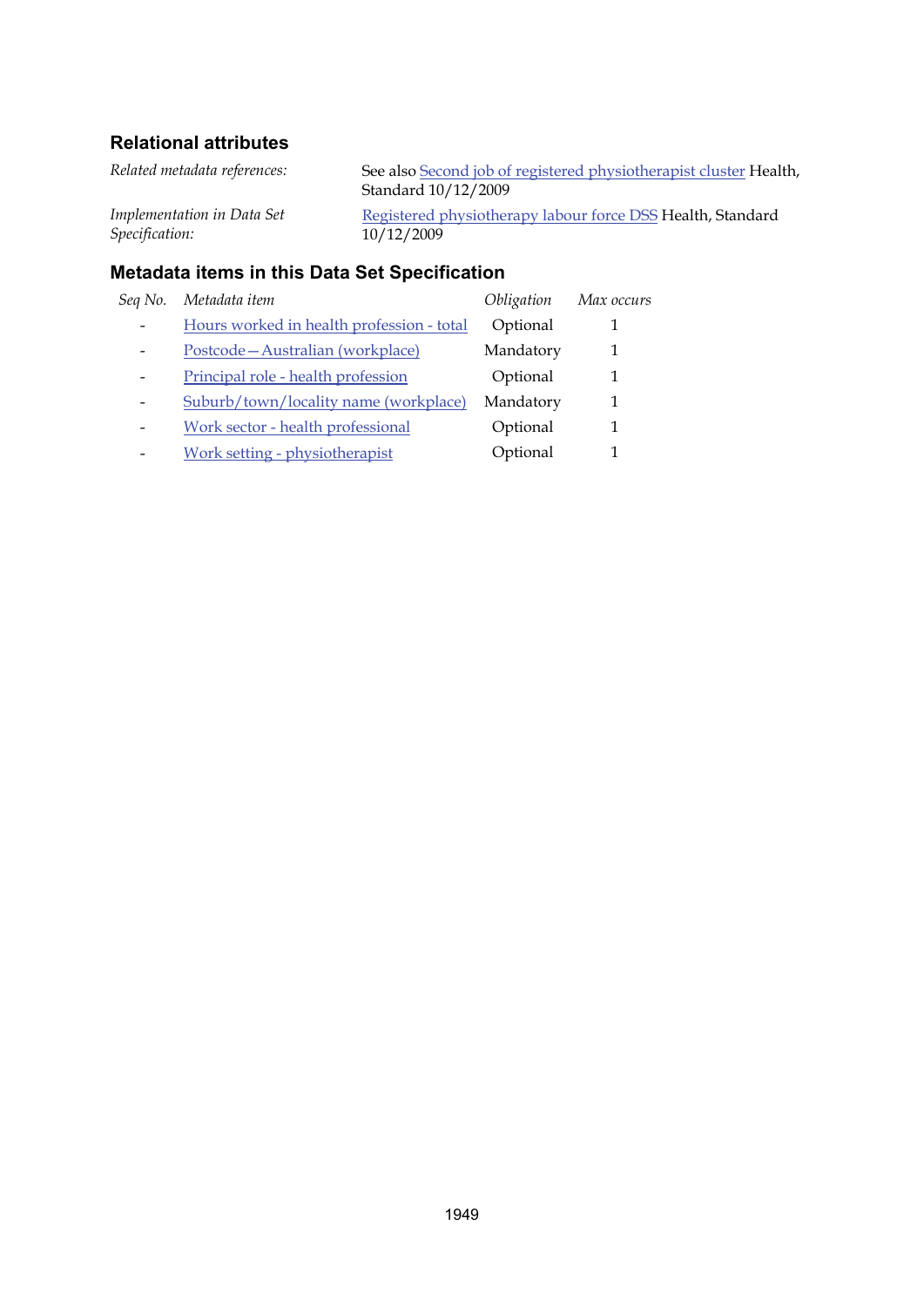### Relational attributes

*Related metadata references:* See also Second job of registered physiotherapist cluster Health, Standard 10/12/2009

*Implementation in Data Set Specification:* Registered physiotherapy labour force DSS Health, Standard 10/12/2009

### Metadata items in this Data Set Specification

| *Seq No.* | *Metadata item* | *Obligation* | *Max occurs* |
|---|---|---|---|
| - | Hours worked in health profession - total | Optional | 1 |
| - | Postcode—Australian (workplace) | Mandatory | 1 |
| - | Principal role - health profession | Optional | 1 |
| - | Suburb/town/locality name (workplace) | Mandatory | 1 |
| - | Work sector - health professional | Optional | 1 |
| - | Work setting - physiotherapist | Optional | 1 |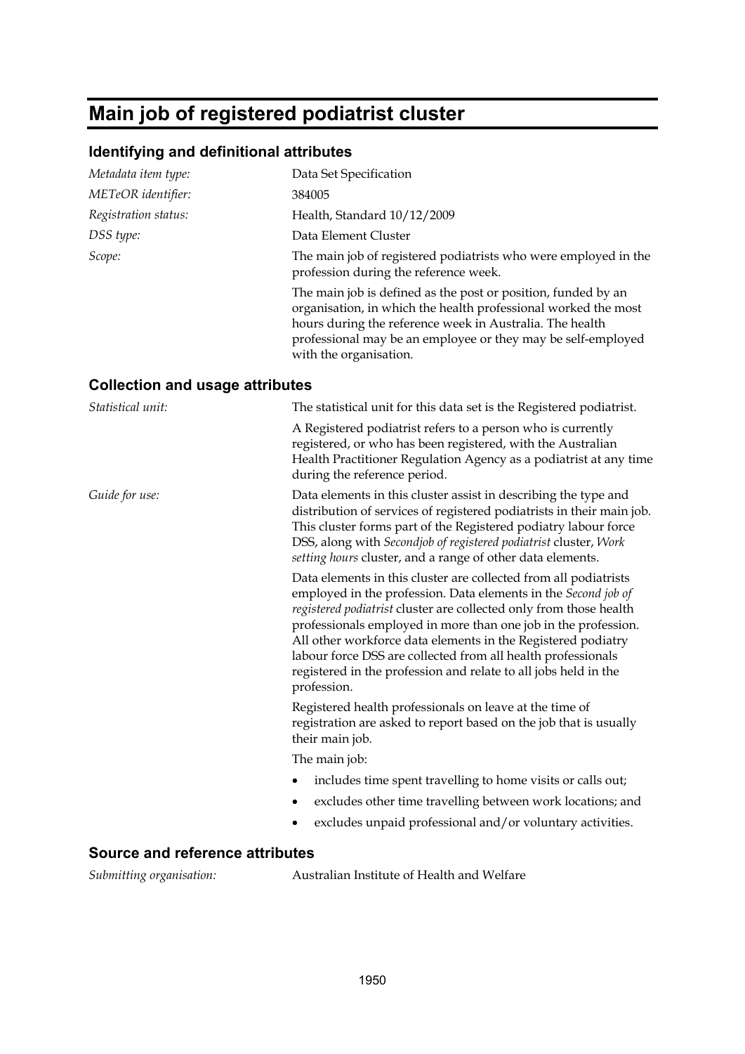# Main job of registered podiatrist cluster

## Identifying and definitional attributes

| | |
|---|---|
| *Metadata item type:* | Data Set Specification |
| *METeOR identifier:* | 384005 |
| *Registration status:* | Health, Standard 10/12/2009 |
| *DSS type:* | Data Element Cluster |
| *Scope:* | The main job of registered podiatrists who were employed in the profession during the reference week.<br><br>The main job is defined as the post or position, funded by an organisation, in which the health professional worked the most hours during the reference week in Australia. The health professional may be an employee or they may be self-employed with the organisation. |

## Collection and usage attributes

*Statistical unit:* The statistical unit for this data set is the Registered podiatrist.

A Registered podiatrist refers to a person who is currently registered, or who has been registered, with the Australian Health Practitioner Regulation Agency as a podiatrist at any time during the reference period.

*Guide for use:* Data elements in this cluster assist in describing the type and distribution of services of registered podiatrists in their main job. This cluster forms part of the Registered podiatry labour force DSS, along with *Secondjob of registered podiatrist* cluster, *Work setting hours* cluster, and a range of other data elements.

Data elements in this cluster are collected from all podiatrists employed in the profession. Data elements in the *Second job of registered podiatrist* cluster are collected only from those health professionals employed in more than one job in the profession. All other workforce data elements in the Registered podiatry labour force DSS are collected from all health professionals registered in the profession and relate to all jobs held in the profession.

Registered health professionals on leave at the time of registration are asked to report based on the job that is usually their main job.

The main job:

- includes time spent travelling to home visits or calls out;
- excludes other time travelling between work locations; and
- excludes unpaid professional and/or voluntary activities.

## Source and reference attributes

*Submitting organisation:* Australian Institute of Health and Welfare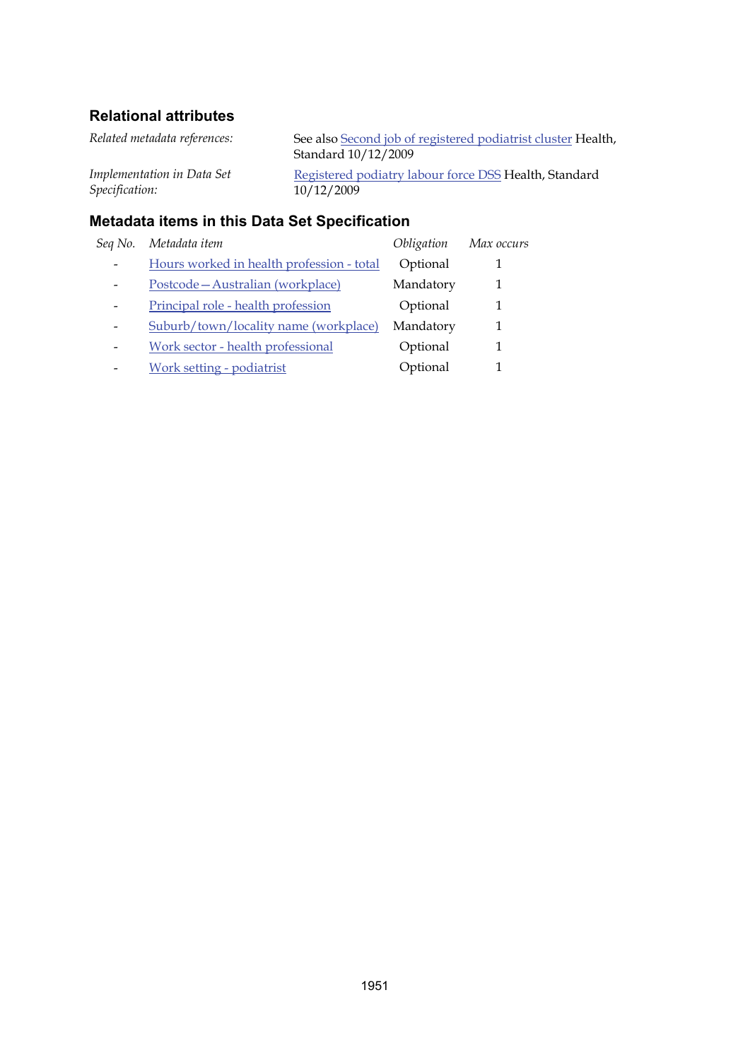### Relational attributes

| | |
|---|---|
| *Related metadata references:* | See also Second job of registered podiatrist cluster Health, Standard 10/12/2009 |
| *Implementation in Data Set Specification:* | Registered podiatry labour force DSS Health, Standard 10/12/2009 |

### Metadata items in this Data Set Specification

| *Seq No.* | *Metadata item* | *Obligation* | *Max occurs* |
|---|---|---|---|
| - | Hours worked in health profession - total | Optional | 1 |
| - | Postcode—Australian (workplace) | Mandatory | 1 |
| - | Principal role - health profession | Optional | 1 |
| - | Suburb/town/locality name (workplace) | Mandatory | 1 |
| - | Work sector - health professional | Optional | 1 |
| - | Work setting - podiatrist | Optional | 1 |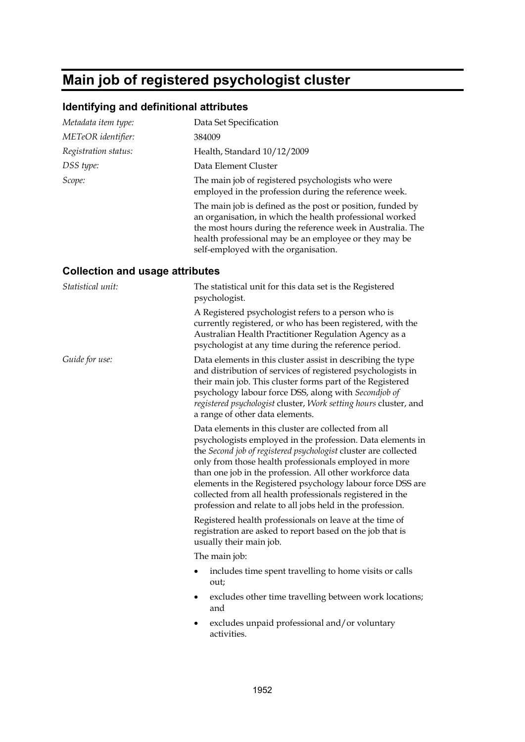# Main job of registered psychologist cluster

## Identifying and definitional attributes

*Metadata item type:* Data Set Specification

*METeOR identifier:* 384009

*Registration status:* Health, Standard 10/12/2009

*DSS type:* Data Element Cluster

*Scope:* The main job of registered psychologists who were employed in the profession during the reference week.

The main job is defined as the post or position, funded by an organisation, in which the health professional worked the most hours during the reference week in Australia. The health professional may be an employee or they may be self-employed with the organisation.

## Collection and usage attributes

*Statistical unit:* The statistical unit for this data set is the Registered psychologist.

A Registered psychologist refers to a person who is currently registered, or who has been registered, with the Australian Health Practitioner Regulation Agency as a psychologist at any time during the reference period.

*Guide for use:* Data elements in this cluster assist in describing the type and distribution of services of registered psychologists in their main job. This cluster forms part of the Registered psychology labour force DSS, along with *Secondjob of registered psychologist* cluster, *Work setting hours* cluster, and a range of other data elements.

Data elements in this cluster are collected from all psychologists employed in the profession. Data elements in the *Second job of registered psychologist* cluster are collected only from those health professionals employed in more than one job in the profession. All other workforce data elements in the Registered psychology labour force DSS are collected from all health professionals registered in the profession and relate to all jobs held in the profession.

Registered health professionals on leave at the time of registration are asked to report based on the job that is usually their main job.

The main job:

- includes time spent travelling to home visits or calls out;
- excludes other time travelling between work locations; and
- excludes unpaid professional and/or voluntary activities.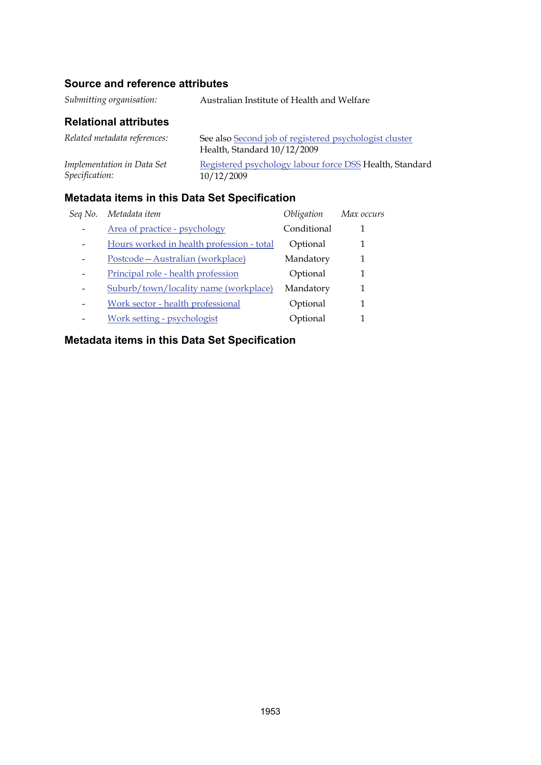### Source and reference attributes

*Submitting organisation:* Australian Institute of Health and Welfare

### Relational attributes

*Related metadata references:* See also Second job of registered psychologist cluster Health, Standard 10/12/2009

*Implementation in Data Set Specification:* Registered psychology labour force DSS Health, Standard 10/12/2009

### Metadata items in this Data Set Specification

| *Seq No.* | *Metadata item* | *Obligation* | *Max occurs* |
|---|---|---|---|
| - | Area of practice - psychology | Conditional | 1 |
| - | Hours worked in health profession - total | Optional | 1 |
| - | Postcode—Australian (workplace) | Mandatory | 1 |
| - | Principal role - health profession | Optional | 1 |
| - | Suburb/town/locality name (workplace) | Mandatory | 1 |
| - | Work sector - health professional | Optional | 1 |
| - | Work setting - psychologist | Optional | 1 |

### Metadata items in this Data Set Specification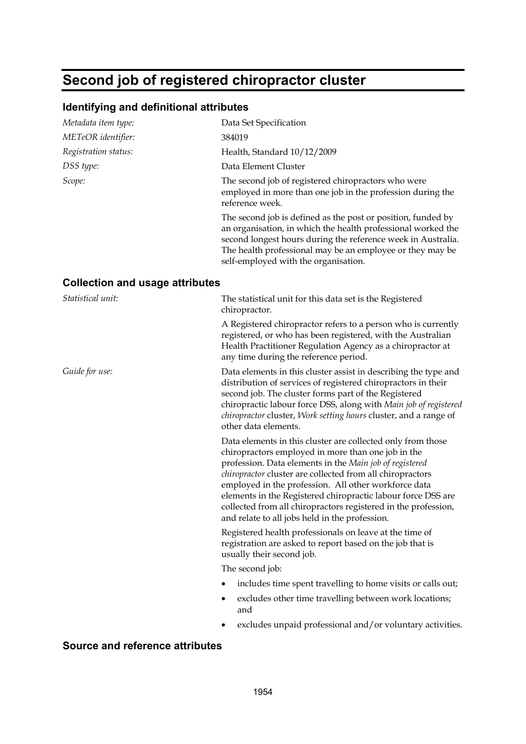# Second job of registered chiropractor cluster

## Identifying and definitional attributes

| | |
|---|---|
| *Metadata item type:* | Data Set Specification |
| *METeOR identifier:* | 384019 |
| *Registration status:* | Health, Standard 10/12/2009 |
| *DSS type:* | Data Element Cluster |
| *Scope:* | The second job of registered chiropractors who were employed in more than one job in the profession during the reference week.<br><br>The second job is defined as the post or position, funded by an organisation, in which the health professional worked the second longest hours during the reference week in Australia. The health professional may be an employee or they may be self-employed with the organisation. |

## Collection and usage attributes

| | |
|---|---|
| *Statistical unit:* | The statistical unit for this data set is the Registered chiropractor.<br><br>A Registered chiropractor refers to a person who is currently registered, or who has been registered, with the Australian Health Practitioner Regulation Agency as a chiropractor at any time during the reference period. |
| *Guide for use:* | Data elements in this cluster assist in describing the type and distribution of services of registered chiropractors in their second job. The cluster forms part of the Registered chiropractic labour force DSS, along with *Main job of registered chiropractor* cluster, *Work setting hours* cluster, and a range of other data elements.<br><br>Data elements in this cluster are collected only from those chiropractors employed in more than one job in the profession. Data elements in the *Main job of registered chiropractor* cluster are collected from all chiropractors employed in the profession. All other workforce data elements in the Registered chiropractic labour force DSS are collected from all chiropractors registered in the profession, and relate to all jobs held in the profession.<br><br>Registered health professionals on leave at the time of registration are asked to report based on the job that is usually their second job.<br><br>The second job:<br>• includes time spent travelling to home visits or calls out;<br>• excludes other time travelling between work locations; and<br>• excludes unpaid professional and/or voluntary activities. |

## Source and reference attributes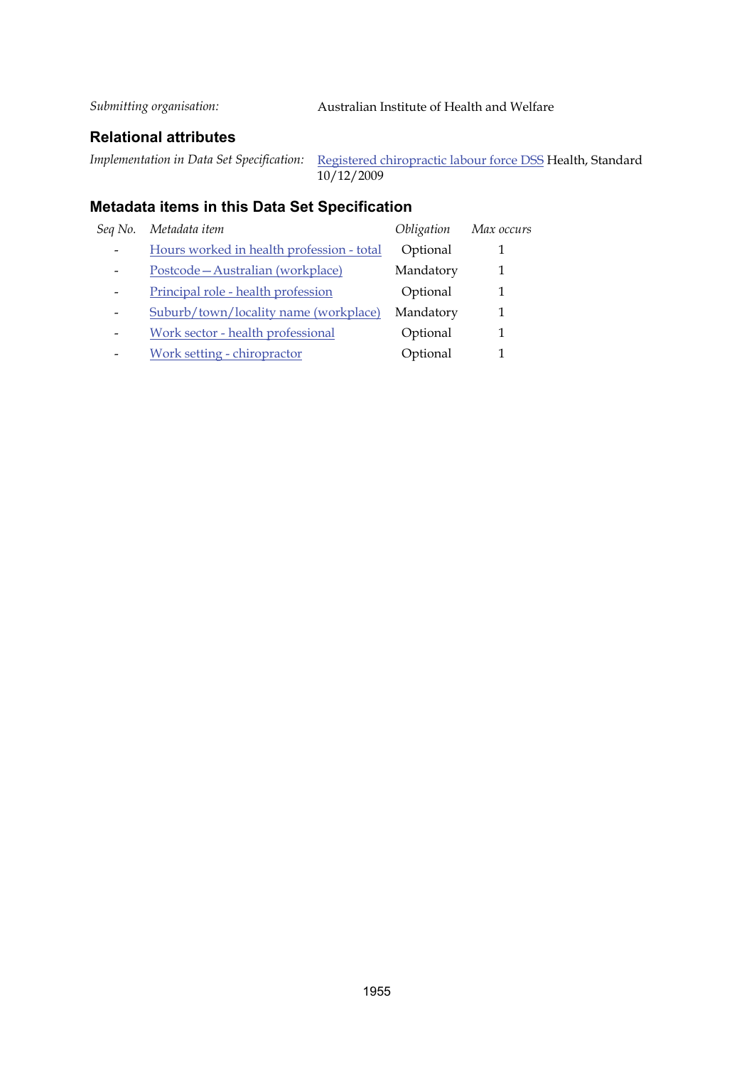*Submitting organisation:* Australian Institute of Health and Welfare

## Relational attributes

*Implementation in Data Set Specification:* Registered chiropractic labour force DSS Health, Standard 10/12/2009

## Metadata items in this Data Set Specification

| *Seq No.* | *Metadata item* | *Obligation* | *Max occurs* |
|---|---|---|---|
| - | Hours worked in health profession - total | Optional | 1 |
| - | Postcode—Australian (workplace) | Mandatory | 1 |
| - | Principal role - health profession | Optional | 1 |
| - | Suburb/town/locality name (workplace) | Mandatory | 1 |
| - | Work sector - health professional | Optional | 1 |
| - | Work setting - chiropractor | Optional | 1 |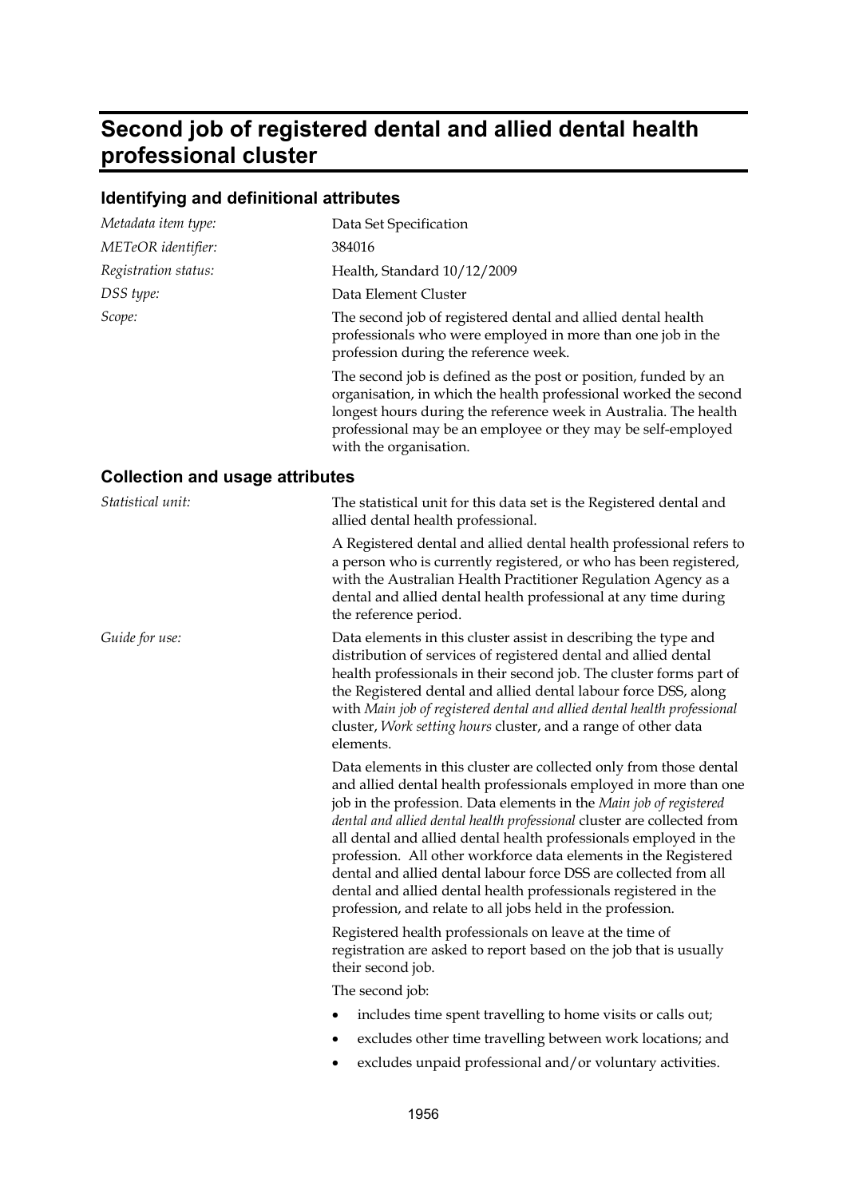# Second job of registered dental and allied dental health professional cluster

## Identifying and definitional attributes

*Metadata item type:* Data Set Specification

*METeOR identifier:* 384016

*Registration status:* Health, Standard 10/12/2009

*DSS type:* Data Element Cluster

*Scope:* The second job of registered dental and allied dental health professionals who were employed in more than one job in the profession during the reference week.

The second job is defined as the post or position, funded by an organisation, in which the health professional worked the second longest hours during the reference week in Australia. The health professional may be an employee or they may be self-employed with the organisation.

## Collection and usage attributes

*Statistical unit:* The statistical unit for this data set is the Registered dental and allied dental health professional.

A Registered dental and allied dental health professional refers to a person who is currently registered, or who has been registered, with the Australian Health Practitioner Regulation Agency as a dental and allied dental health professional at any time during the reference period.

*Guide for use:* Data elements in this cluster assist in describing the type and distribution of services of registered dental and allied dental health professionals in their second job. The cluster forms part of the Registered dental and allied dental labour force DSS, along with *Main job of registered dental and allied dental health professional* cluster, *Work setting hours* cluster, and a range of other data elements.

Data elements in this cluster are collected only from those dental and allied dental health professionals employed in more than one job in the profession. Data elements in the *Main job of registered dental and allied dental health professional* cluster are collected from all dental and allied dental health professionals employed in the profession. All other workforce data elements in the Registered dental and allied dental labour force DSS are collected from all dental and allied dental health professionals registered in the profession, and relate to all jobs held in the profession.

Registered health professionals on leave at the time of registration are asked to report based on the job that is usually their second job.

The second job:

- includes time spent travelling to home visits or calls out;
- excludes other time travelling between work locations; and
- excludes unpaid professional and/or voluntary activities.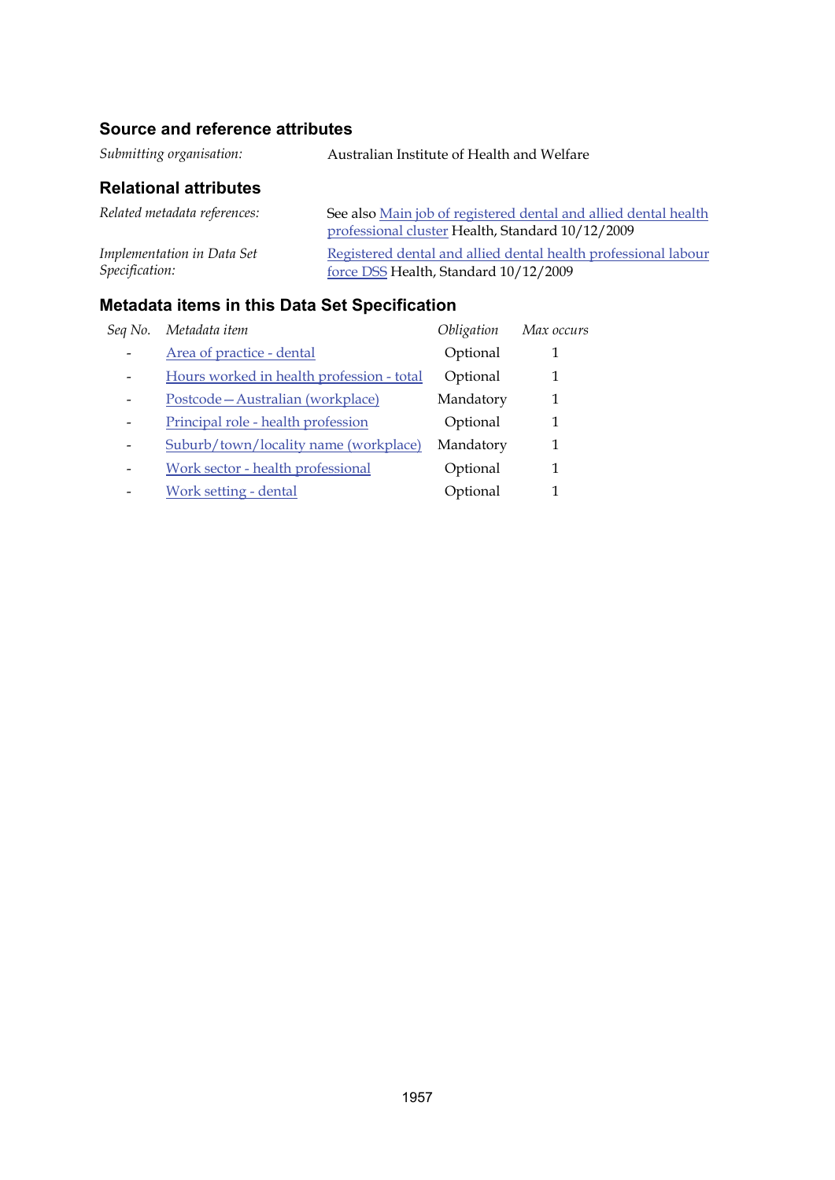### Source and reference attributes

*Submitting organisation:* Australian Institute of Health and Welfare

### Relational attributes

*Related metadata references:* See also Main job of registered dental and allied dental health professional cluster Health, Standard 10/12/2009

*Implementation in Data Set Specification:* Registered dental and allied dental health professional labour force DSS Health, Standard 10/12/2009

### Metadata items in this Data Set Specification

| *Seq No.* | *Metadata item* | *Obligation* | *Max occurs* |
|---|---|---|---|
| - | Area of practice - dental | Optional | 1 |
| - | Hours worked in health profession - total | Optional | 1 |
| - | Postcode—Australian (workplace) | Mandatory | 1 |
| - | Principal role - health profession | Optional | 1 |
| - | Suburb/town/locality name (workplace) | Mandatory | 1 |
| - | Work sector - health professional | Optional | 1 |
| - | Work setting - dental | Optional | 1 |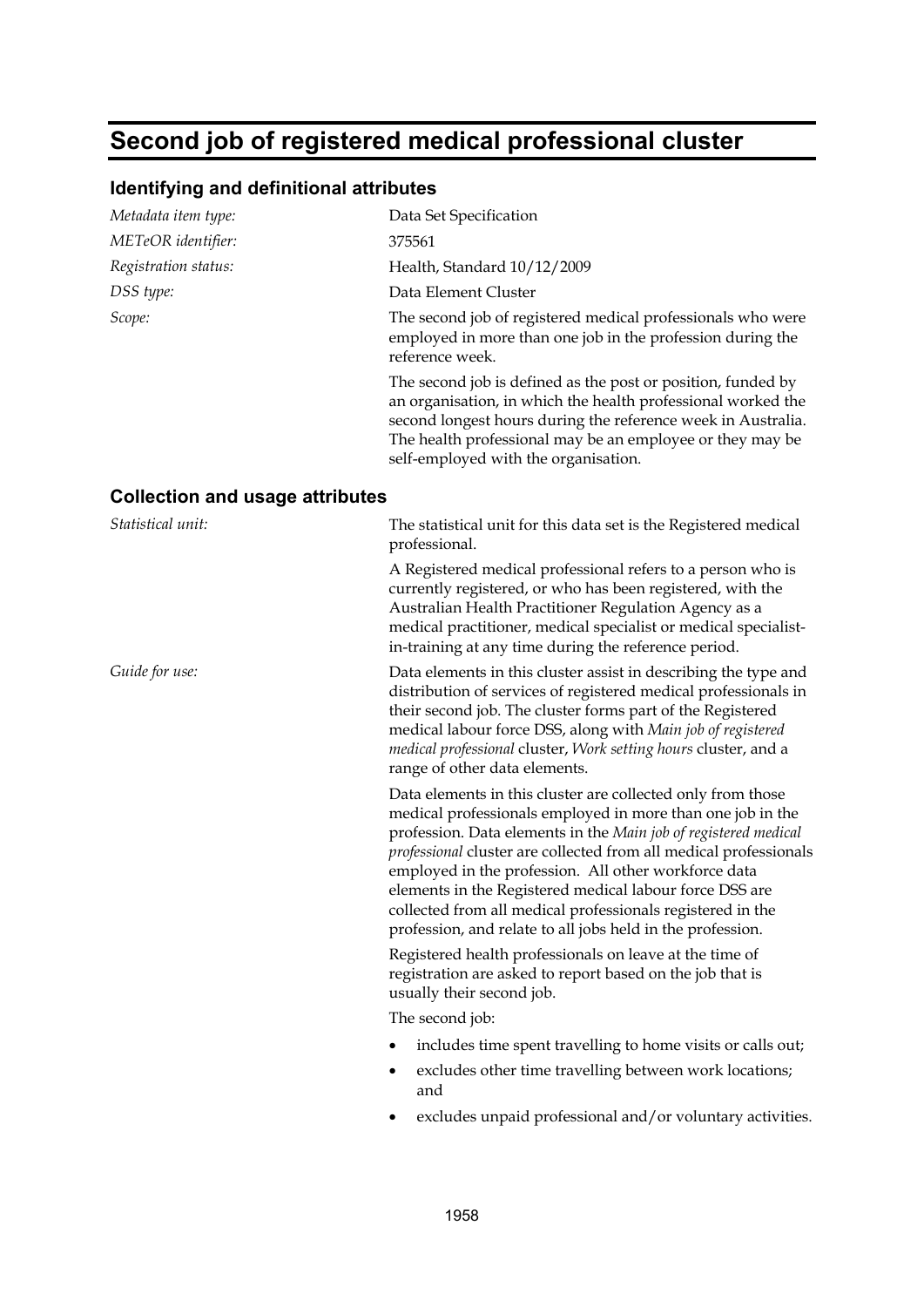# Second job of registered medical professional cluster

## Identifying and definitional attributes

| | |
|---|---|
| *Metadata item type:* | Data Set Specification |
| *METeOR identifier:* | 375561 |
| *Registration status:* | Health, Standard 10/12/2009 |
| *DSS type:* | Data Element Cluster |
| *Scope:* | The second job of registered medical professionals who were employed in more than one job in the profession during the reference week.<br><br>The second job is defined as the post or position, funded by an organisation, in which the health professional worked the second longest hours during the reference week in Australia. The health professional may be an employee or they may be self-employed with the organisation. |

## Collection and usage attributes

*Statistical unit:*

The statistical unit for this data set is the Registered medical professional.

A Registered medical professional refers to a person who is currently registered, or who has been registered, with the Australian Health Practitioner Regulation Agency as a medical practitioner, medical specialist or medical specialist-in-training at any time during the reference period.

*Guide for use:*

Data elements in this cluster assist in describing the type and distribution of services of registered medical professionals in their second job. The cluster forms part of the Registered medical labour force DSS, along with *Main job of registered medical professional* cluster, *Work setting hours* cluster, and a range of other data elements.

Data elements in this cluster are collected only from those medical professionals employed in more than one job in the profession. Data elements in the *Main job of registered medical professional* cluster are collected from all medical professionals employed in the profession. All other workforce data elements in the Registered medical labour force DSS are collected from all medical professionals registered in the profession, and relate to all jobs held in the profession.

Registered health professionals on leave at the time of registration are asked to report based on the job that is usually their second job.

The second job:

- includes time spent travelling to home visits or calls out;
- excludes other time travelling between work locations; and
- excludes unpaid professional and/or voluntary activities.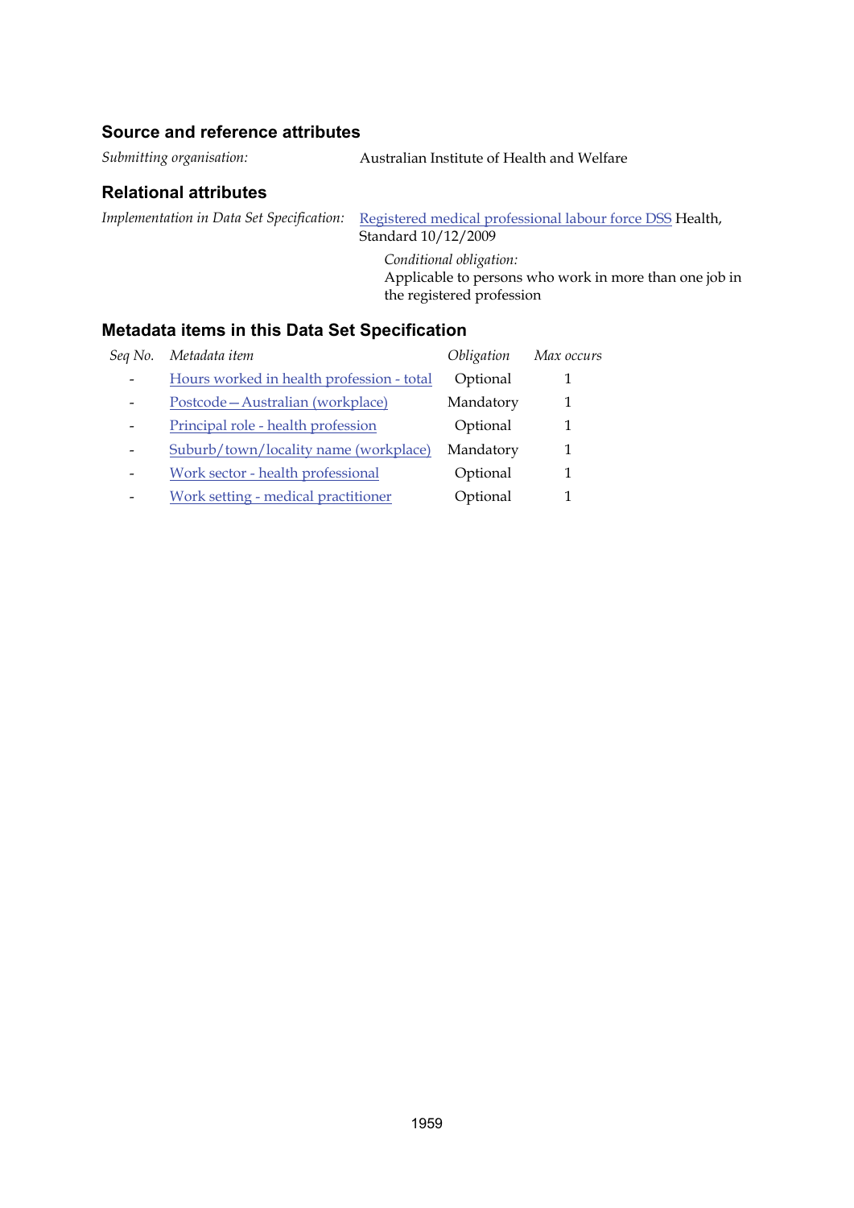### Source and reference attributes

*Submitting organisation:* Australian Institute of Health and Welfare

### Relational attributes

*Implementation in Data Set Specification:* Registered medical professional labour force DSS Health, Standard 10/12/2009

*Conditional obligation:*
Applicable to persons who work in more than one job in the registered profession

### Metadata items in this Data Set Specification

| *Seq No.* | *Metadata item* | *Obligation* | *Max occurs* |
|---|---|---|---|
| - | Hours worked in health profession - total | Optional | 1 |
| - | Postcode—Australian (workplace) | Mandatory | 1 |
| - | Principal role - health profession | Optional | 1 |
| - | Suburb/town/locality name (workplace) | Mandatory | 1 |
| - | Work sector - health professional | Optional | 1 |
| - | Work setting - medical practitioner | Optional | 1 |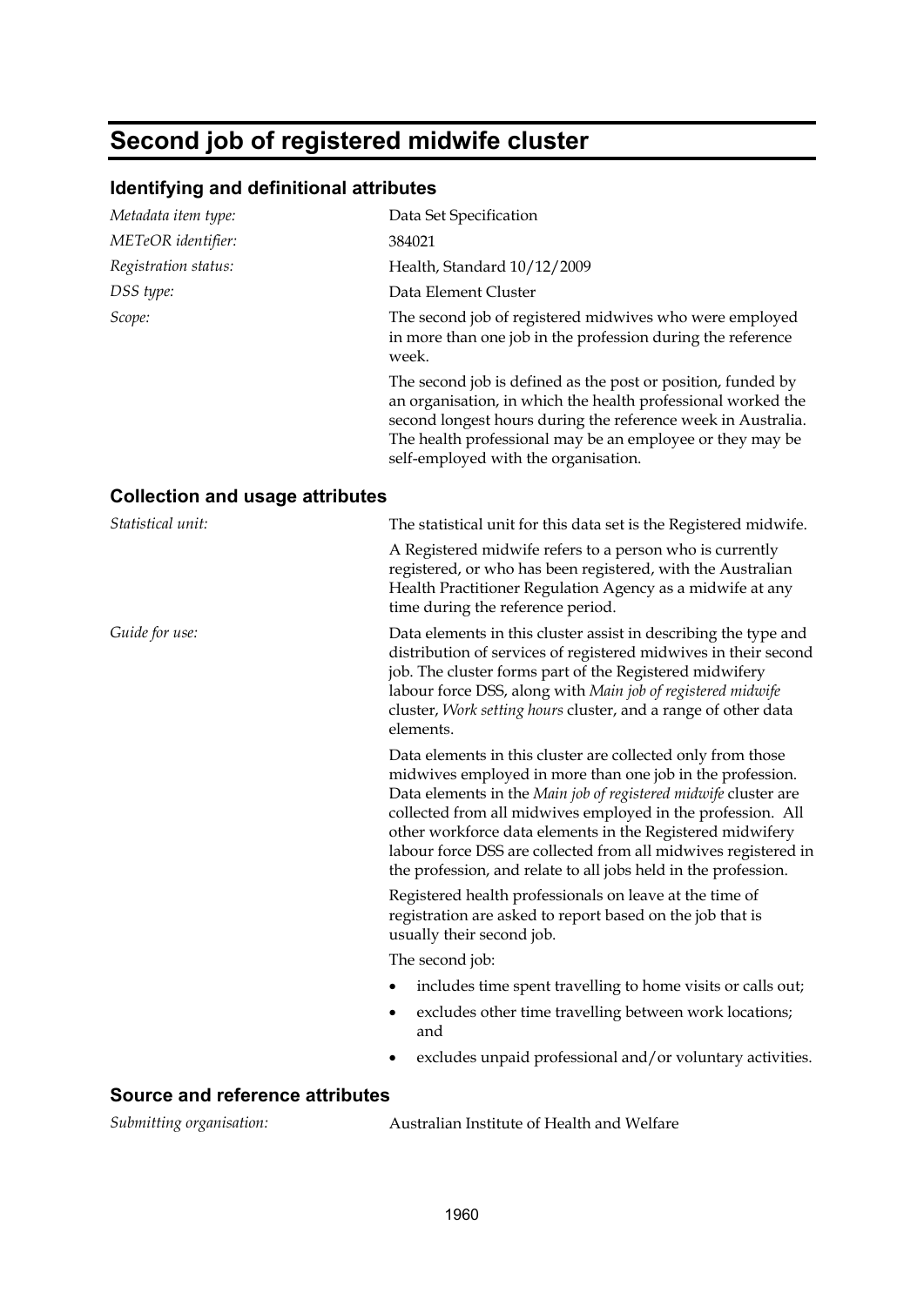# Second job of registered midwife cluster

## Identifying and definitional attributes

*Metadata item type:* Data Set Specification

*METeOR identifier:* 384021

*Registration status:* Health, Standard 10/12/2009

*DSS type:* Data Element Cluster

*Scope:* The second job of registered midwives who were employed in more than one job in the profession during the reference week.

The second job is defined as the post or position, funded by an organisation, in which the health professional worked the second longest hours during the reference week in Australia. The health professional may be an employee or they may be self-employed with the organisation.

## Collection and usage attributes

*Statistical unit:* The statistical unit for this data set is the Registered midwife.

A Registered midwife refers to a person who is currently registered, or who has been registered, with the Australian Health Practitioner Regulation Agency as a midwife at any time during the reference period.

*Guide for use:* Data elements in this cluster assist in describing the type and distribution of services of registered midwives in their second job. The cluster forms part of the Registered midwifery labour force DSS, along with *Main job of registered midwife* cluster, *Work setting hours* cluster, and a range of other data elements.

Data elements in this cluster are collected only from those midwives employed in more than one job in the profession. Data elements in the *Main job of registered midwife* cluster are collected from all midwives employed in the profession. All other workforce data elements in the Registered midwifery labour force DSS are collected from all midwives registered in the profession, and relate to all jobs held in the profession.

Registered health professionals on leave at the time of registration are asked to report based on the job that is usually their second job.

The second job:

- includes time spent travelling to home visits or calls out;
- excludes other time travelling between work locations; and
- excludes unpaid professional and/or voluntary activities.

## Source and reference attributes

*Submitting organisation:* Australian Institute of Health and Welfare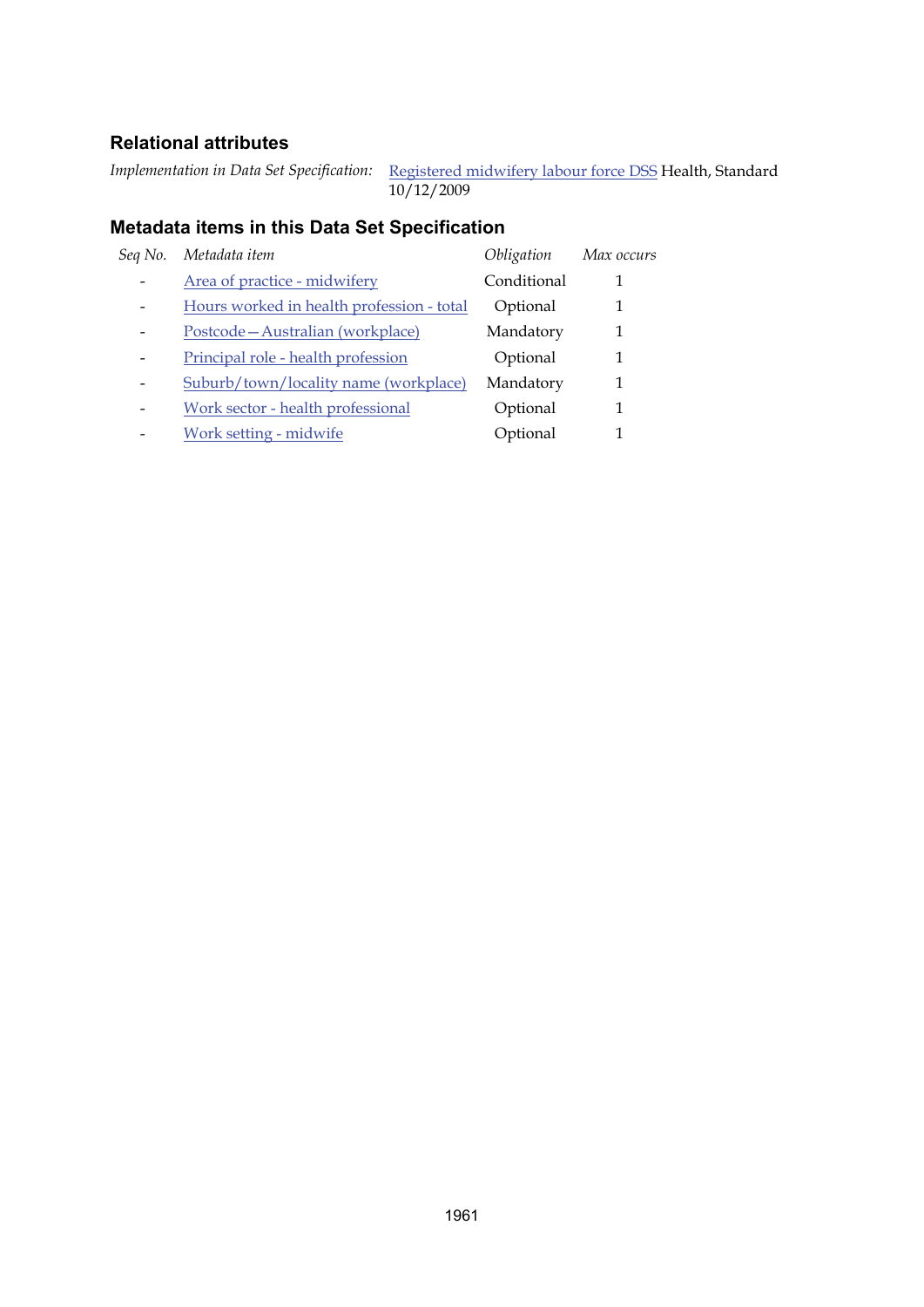### Relational attributes

*Implementation in Data Set Specification:* Registered midwifery labour force DSS Health, Standard 10/12/2009

### Metadata items in this Data Set Specification

| *Seq No.* | *Metadata item* | *Obligation* | *Max occurs* |
|---|---|---|---|
| - | Area of practice - midwifery | Conditional | 1 |
| - | Hours worked in health profession - total | Optional | 1 |
| - | Postcode—Australian (workplace) | Mandatory | 1 |
| - | Principal role - health profession | Optional | 1 |
| - | Suburb/town/locality name (workplace) | Mandatory | 1 |
| - | Work sector - health professional | Optional | 1 |
| - | Work setting - midwife | Optional | 1 |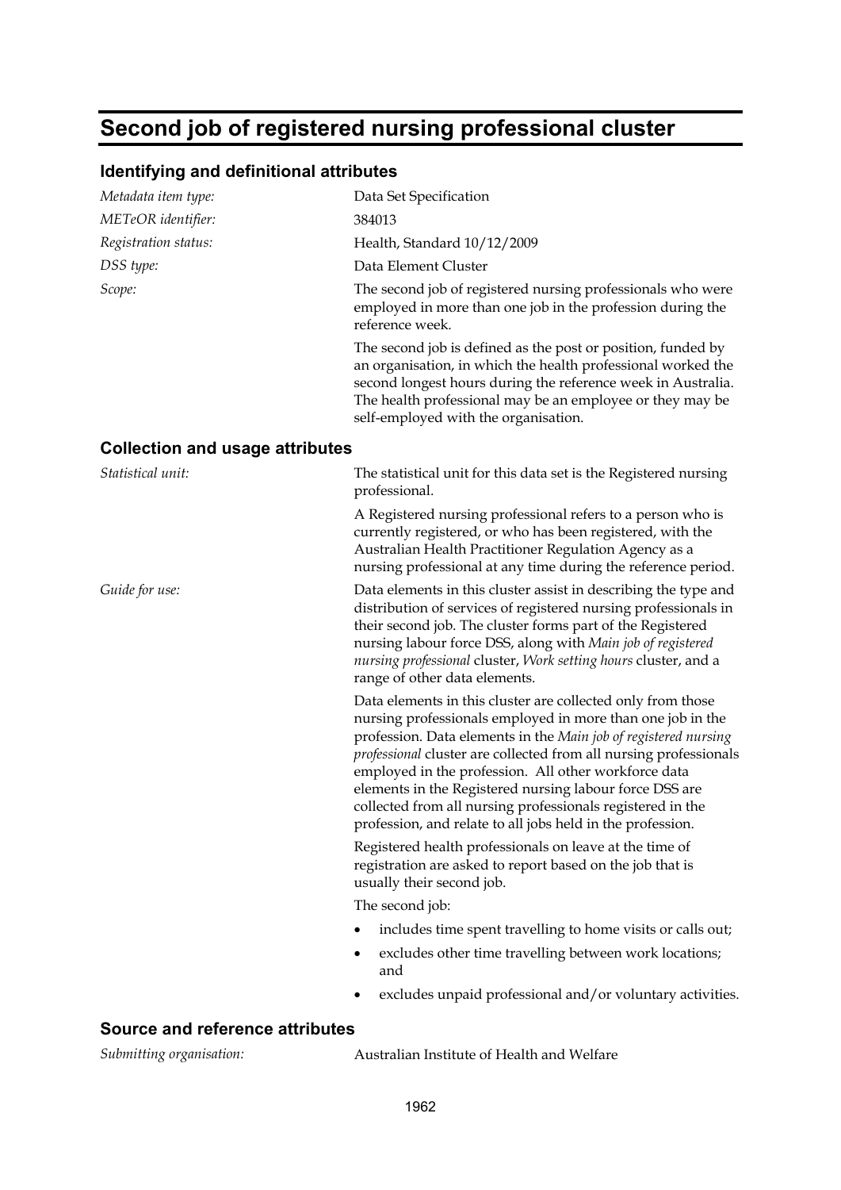# Second job of registered nursing professional cluster

## Identifying and definitional attributes

*Metadata item type:* Data Set Specification

*METeOR identifier:* 384013

*Registration status:* Health, Standard 10/12/2009

*DSS type:* Data Element Cluster

*Scope:* The second job of registered nursing professionals who were employed in more than one job in the profession during the reference week.

The second job is defined as the post or position, funded by an organisation, in which the health professional worked the second longest hours during the reference week in Australia. The health professional may be an employee or they may be self-employed with the organisation.

## Collection and usage attributes

*Statistical unit:* The statistical unit for this data set is the Registered nursing professional.

A Registered nursing professional refers to a person who is currently registered, or who has been registered, with the Australian Health Practitioner Regulation Agency as a nursing professional at any time during the reference period.

*Guide for use:* Data elements in this cluster assist in describing the type and distribution of services of registered nursing professionals in their second job. The cluster forms part of the Registered nursing labour force DSS, along with *Main job of registered nursing professional* cluster, *Work setting hours* cluster, and a range of other data elements.

Data elements in this cluster are collected only from those nursing professionals employed in more than one job in the profession. Data elements in the *Main job of registered nursing professional* cluster are collected from all nursing professionals employed in the profession. All other workforce data elements in the Registered nursing labour force DSS are collected from all nursing professionals registered in the profession, and relate to all jobs held in the profession.

Registered health professionals on leave at the time of registration are asked to report based on the job that is usually their second job.

The second job:

- includes time spent travelling to home visits or calls out;
- excludes other time travelling between work locations; and
- excludes unpaid professional and/or voluntary activities.

## Source and reference attributes

*Submitting organisation:* Australian Institute of Health and Welfare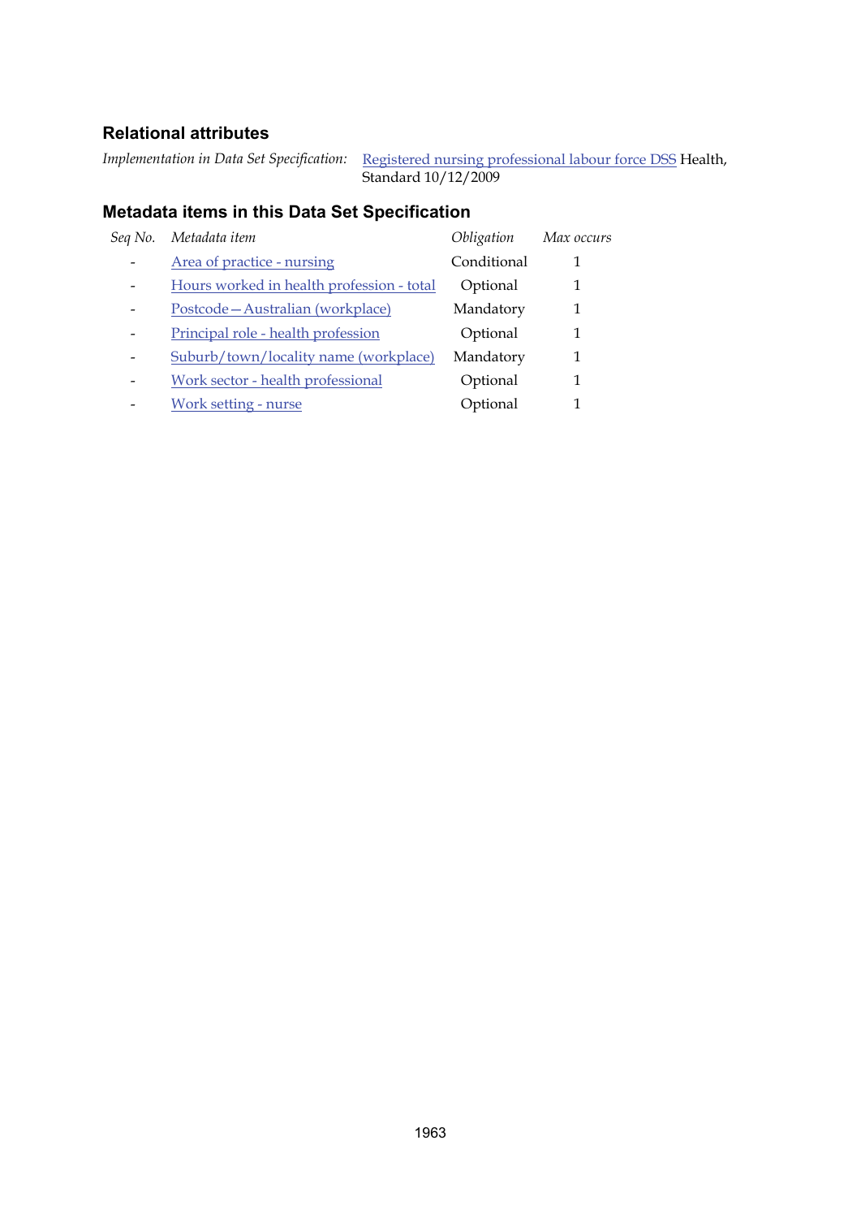## Relational attributes

*Implementation in Data Set Specification:* Registered nursing professional labour force DSS Health, Standard 10/12/2009

## Metadata items in this Data Set Specification

| *Seq No.* | *Metadata item* | *Obligation* | *Max occurs* |
|---|---|---|---|
| - | Area of practice - nursing | Conditional | 1 |
| - | Hours worked in health profession - total | Optional | 1 |
| - | Postcode—Australian (workplace) | Mandatory | 1 |
| - | Principal role - health profession | Optional | 1 |
| - | Suburb/town/locality name (workplace) | Mandatory | 1 |
| - | Work sector - health professional | Optional | 1 |
| - | Work setting - nurse | Optional | 1 |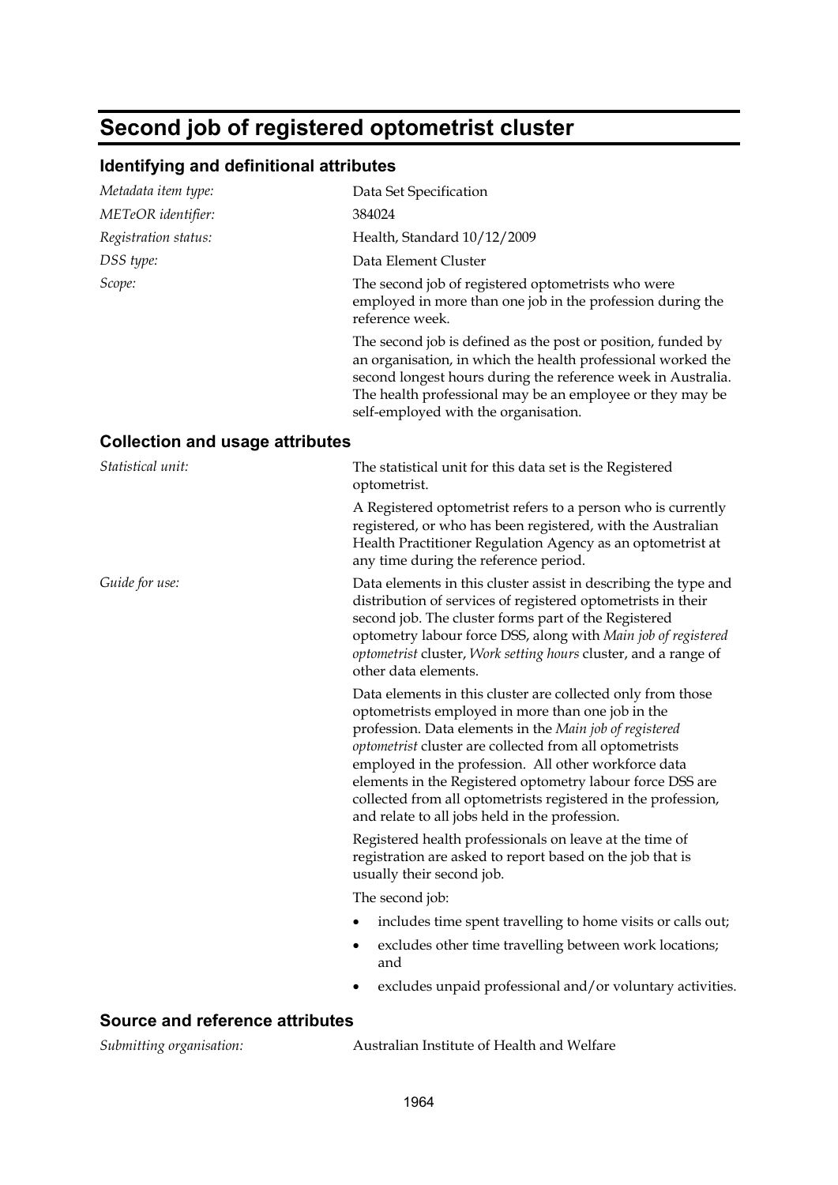# Second job of registered optometrist cluster

## Identifying and definitional attributes

*Metadata item type:* Data Set Specification

*METeOR identifier:* 384024

*Registration status:* Health, Standard 10/12/2009

*DSS type:* Data Element Cluster

*Scope:* The second job of registered optometrists who were employed in more than one job in the profession during the reference week.

The second job is defined as the post or position, funded by an organisation, in which the health professional worked the second longest hours during the reference week in Australia. The health professional may be an employee or they may be self-employed with the organisation.

## Collection and usage attributes

*Statistical unit:* The statistical unit for this data set is the Registered optometrist.

A Registered optometrist refers to a person who is currently registered, or who has been registered, with the Australian Health Practitioner Regulation Agency as an optometrist at any time during the reference period.

*Guide for use:* Data elements in this cluster assist in describing the type and distribution of services of registered optometrists in their second job. The cluster forms part of the Registered optometry labour force DSS, along with *Main job of registered optometrist* cluster, *Work setting hours* cluster, and a range of other data elements.

Data elements in this cluster are collected only from those optometrists employed in more than one job in the profession. Data elements in the *Main job of registered optometrist* cluster are collected from all optometrists employed in the profession. All other workforce data elements in the Registered optometry labour force DSS are collected from all optometrists registered in the profession, and relate to all jobs held in the profession.

Registered health professionals on leave at the time of registration are asked to report based on the job that is usually their second job.

The second job:

- includes time spent travelling to home visits or calls out;
- excludes other time travelling between work locations; and
- excludes unpaid professional and/or voluntary activities.

## Source and reference attributes

*Submitting organisation:* Australian Institute of Health and Welfare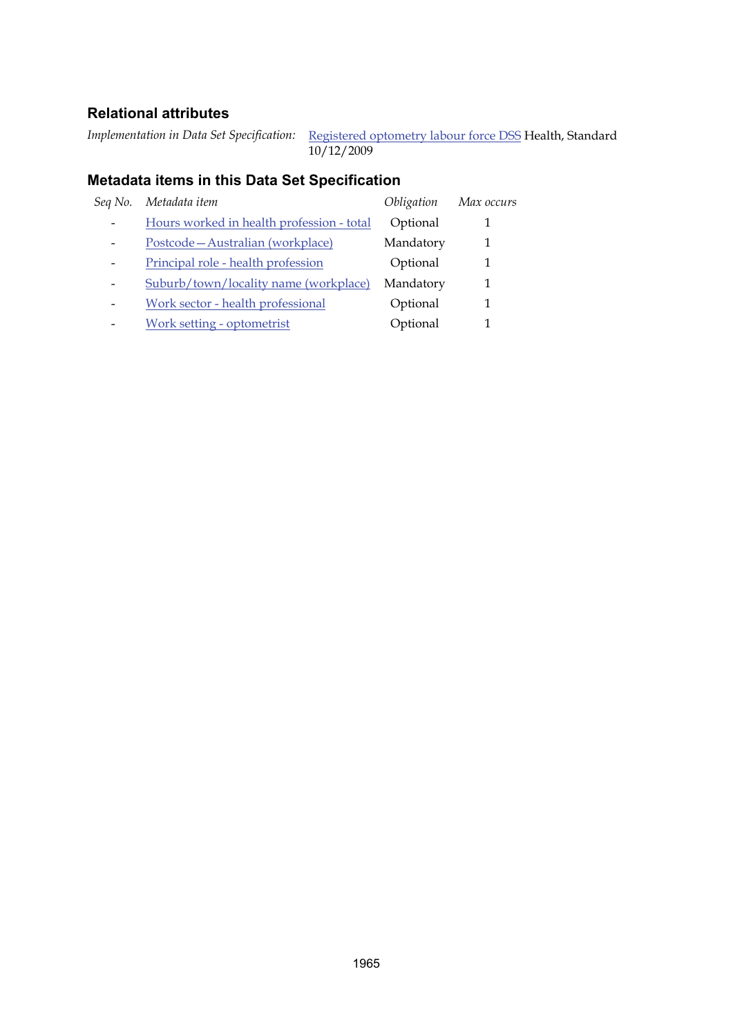### Relational attributes

*Implementation in Data Set Specification:* Registered optometry labour force DSS Health, Standard 10/12/2009

### Metadata items in this Data Set Specification

| *Seq No.* | *Metadata item* | *Obligation* | *Max occurs* |
|---|---|---|---|
| - | Hours worked in health profession - total | Optional | 1 |
| - | Postcode—Australian (workplace) | Mandatory | 1 |
| - | Principal role - health profession | Optional | 1 |
| - | Suburb/town/locality name (workplace) | Mandatory | 1 |
| - | Work sector - health professional | Optional | 1 |
| - | Work setting - optometrist | Optional | 1 |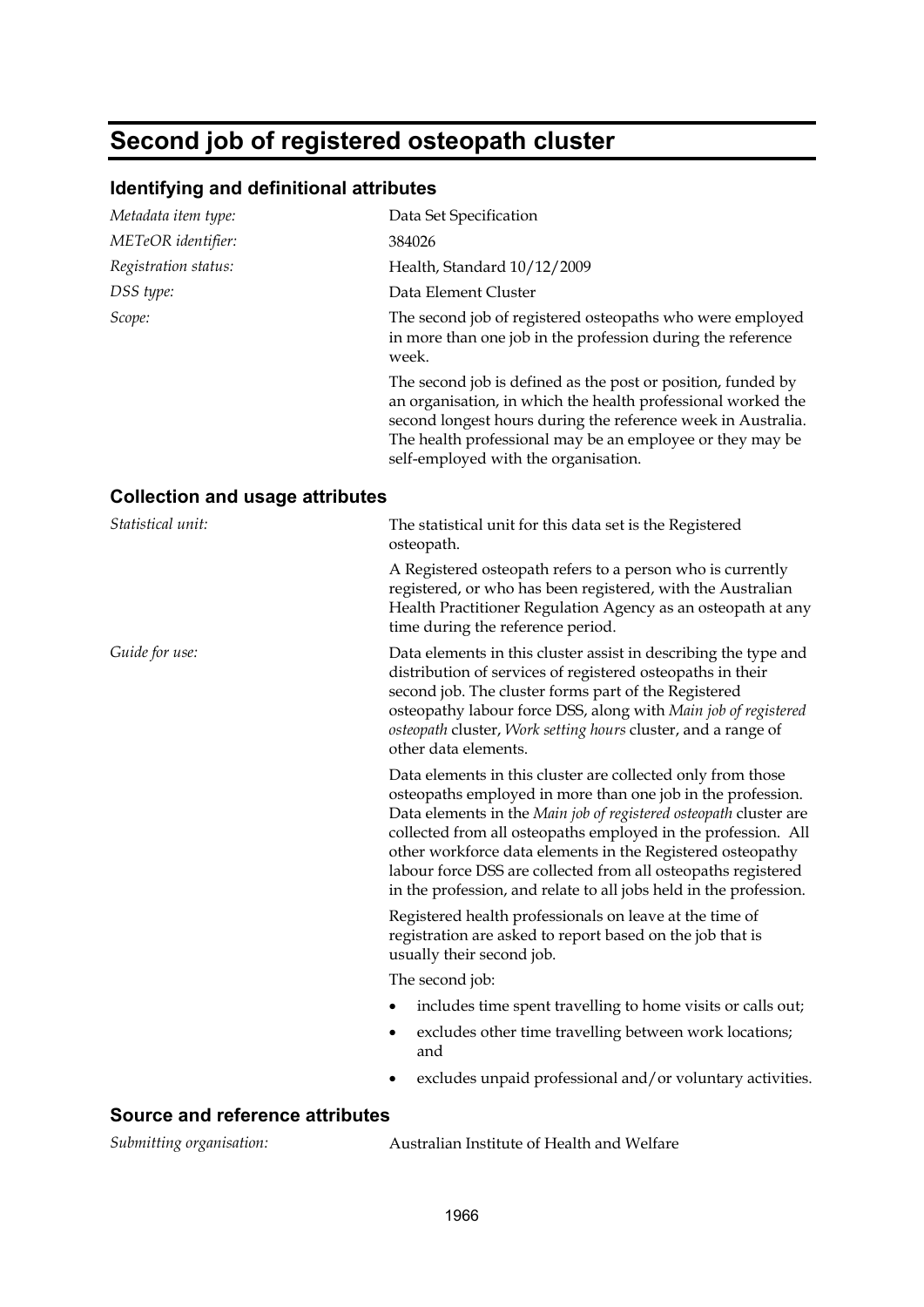# Second job of registered osteopath cluster

## Identifying and definitional attributes

*Metadata item type:* Data Set Specification

*METeOR identifier:* 384026

*Registration status:* Health, Standard 10/12/2009

*DSS type:* Data Element Cluster

*Scope:* The second job of registered osteopaths who were employed in more than one job in the profession during the reference week.

The second job is defined as the post or position, funded by an organisation, in which the health professional worked the second longest hours during the reference week in Australia. The health professional may be an employee or they may be self-employed with the organisation.

## Collection and usage attributes

*Statistical unit:* The statistical unit for this data set is the Registered osteopath.

A Registered osteopath refers to a person who is currently registered, or who has been registered, with the Australian Health Practitioner Regulation Agency as an osteopath at any time during the reference period.

*Guide for use:* Data elements in this cluster assist in describing the type and distribution of services of registered osteopaths in their second job. The cluster forms part of the Registered osteopathy labour force DSS, along with *Main job of registered osteopath* cluster, *Work setting hours* cluster, and a range of other data elements.

Data elements in this cluster are collected only from those osteopaths employed in more than one job in the profession. Data elements in the *Main job of registered osteopath* cluster are collected from all osteopaths employed in the profession. All other workforce data elements in the Registered osteopathy labour force DSS are collected from all osteopaths registered in the profession, and relate to all jobs held in the profession.

Registered health professionals on leave at the time of registration are asked to report based on the job that is usually their second job.

The second job:

- includes time spent travelling to home visits or calls out;
- excludes other time travelling between work locations; and
- excludes unpaid professional and/or voluntary activities.

## Source and reference attributes

*Submitting organisation:* Australian Institute of Health and Welfare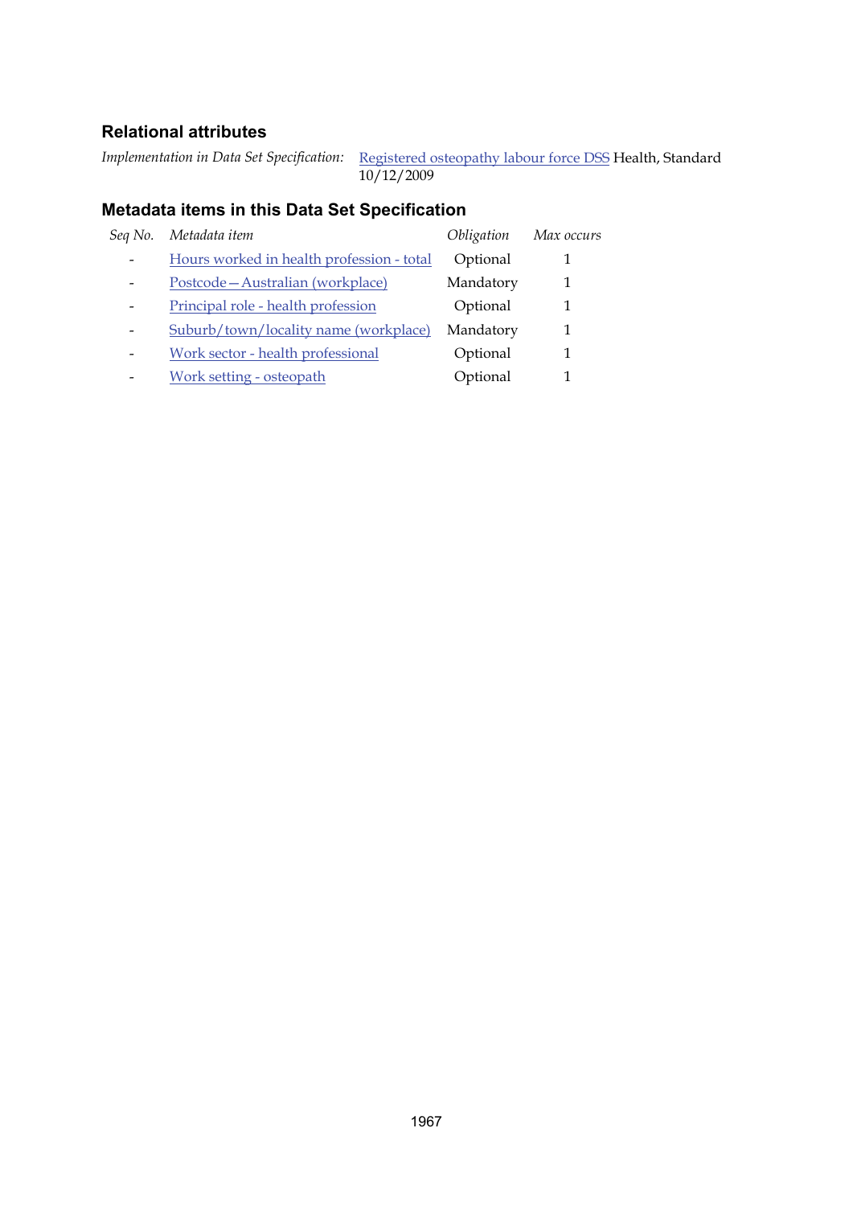## Relational attributes

*Implementation in Data Set Specification:* Registered osteopathy labour force DSS Health, Standard 10/12/2009

## Metadata items in this Data Set Specification

| *Seq No.* | *Metadata item* | *Obligation* | *Max occurs* |
|---|---|---|---|
| - | Hours worked in health profession - total | Optional | 1 |
| - | Postcode—Australian (workplace) | Mandatory | 1 |
| - | Principal role - health profession | Optional | 1 |
| - | Suburb/town/locality name (workplace) | Mandatory | 1 |
| - | Work sector - health professional | Optional | 1 |
| - | Work setting - osteopath | Optional | 1 |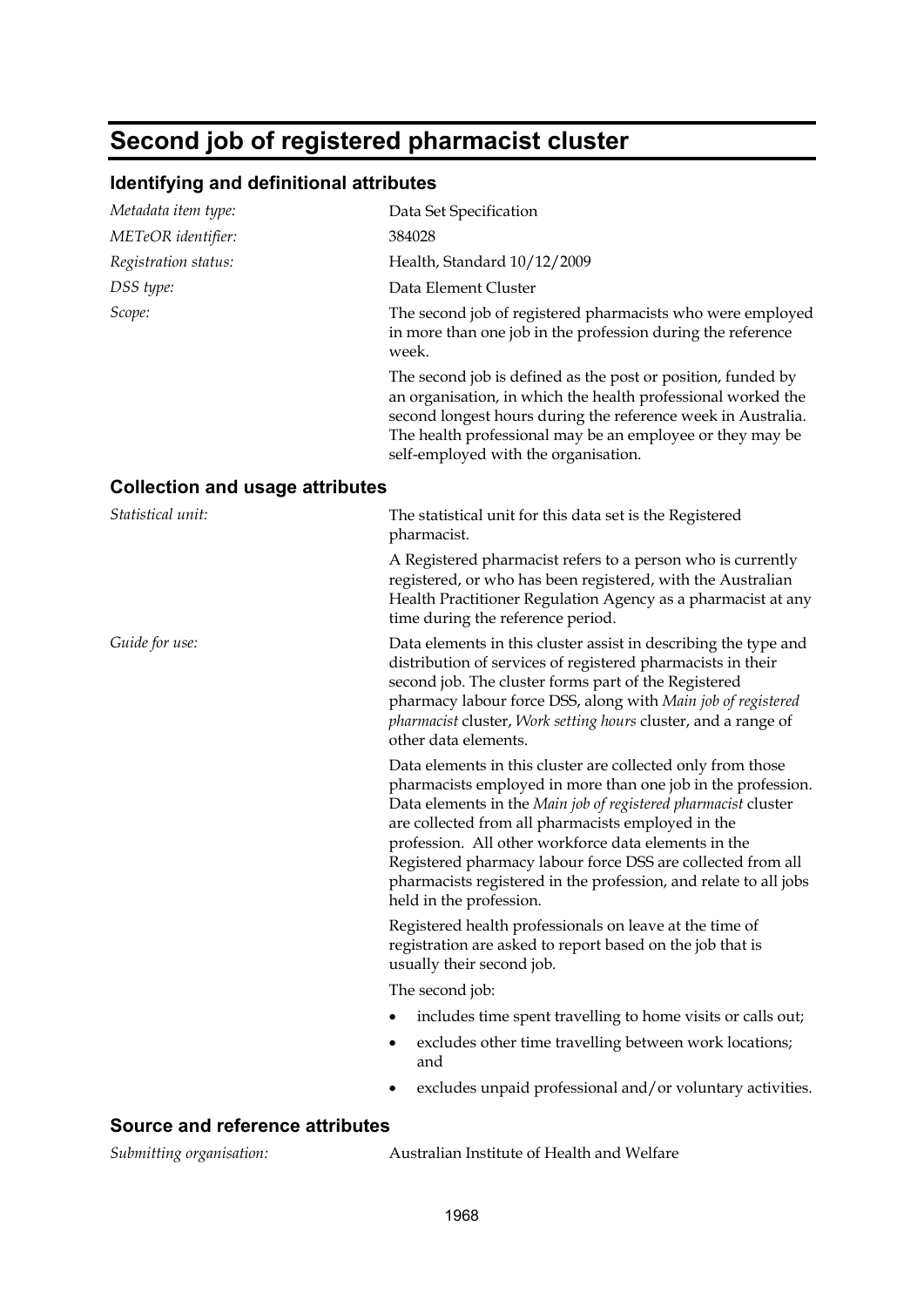# Second job of registered pharmacist cluster

## Identifying and definitional attributes

*Metadata item type:* Data Set Specification

*METeOR identifier:* 384028

*Registration status:* Health, Standard 10/12/2009

*DSS type:* Data Element Cluster

*Scope:* The second job of registered pharmacists who were employed in more than one job in the profession during the reference week.

The second job is defined as the post or position, funded by an organisation, in which the health professional worked the second longest hours during the reference week in Australia. The health professional may be an employee or they may be self-employed with the organisation.

## Collection and usage attributes

*Statistical unit:* The statistical unit for this data set is the Registered pharmacist.

A Registered pharmacist refers to a person who is currently registered, or who has been registered, with the Australian Health Practitioner Regulation Agency as a pharmacist at any time during the reference period.

*Guide for use:* Data elements in this cluster assist in describing the type and distribution of services of registered pharmacists in their second job. The cluster forms part of the Registered pharmacy labour force DSS, along with *Main job of registered pharmacist* cluster, *Work setting hours* cluster, and a range of other data elements.

Data elements in this cluster are collected only from those pharmacists employed in more than one job in the profession. Data elements in the *Main job of registered pharmacist* cluster are collected from all pharmacists employed in the profession. All other workforce data elements in the Registered pharmacy labour force DSS are collected from all pharmacists registered in the profession, and relate to all jobs held in the profession.

Registered health professionals on leave at the time of registration are asked to report based on the job that is usually their second job.

The second job:

- includes time spent travelling to home visits or calls out;
- excludes other time travelling between work locations; and
- excludes unpaid professional and/or voluntary activities.

## Source and reference attributes

*Submitting organisation:* Australian Institute of Health and Welfare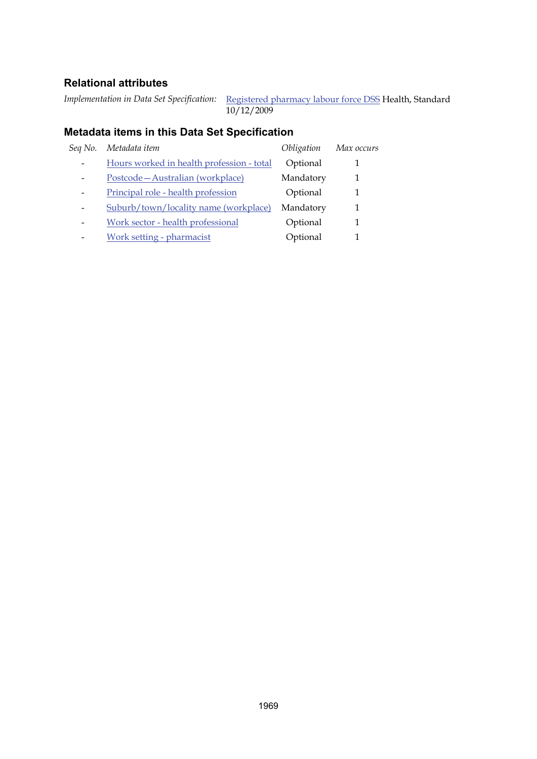### Relational attributes

*Implementation in Data Set Specification:* Registered pharmacy labour force DSS Health, Standard 10/12/2009

### Metadata items in this Data Set Specification

| *Seq No.* | *Metadata item* | *Obligation* | *Max occurs* |
|---|---|---|---|
| - | Hours worked in health profession - total | Optional | 1 |
| - | Postcode—Australian (workplace) | Mandatory | 1 |
| - | Principal role - health profession | Optional | 1 |
| - | Suburb/town/locality name (workplace) | Mandatory | 1 |
| - | Work sector - health professional | Optional | 1 |
| - | Work setting - pharmacist | Optional | 1 |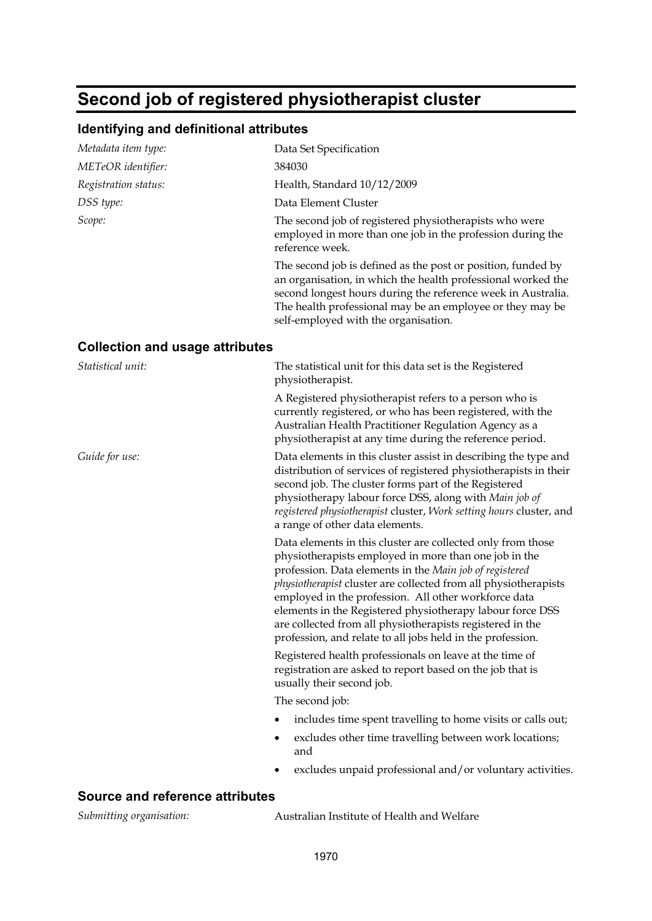# Second job of registered physiotherapist cluster

## Identifying and definitional attributes

*Metadata item type:* Data Set Specification

*METeOR identifier:* 384030

*Registration status:* Health, Standard 10/12/2009

*DSS type:* Data Element Cluster

*Scope:* The second job of registered physiotherapists who were employed in more than one job in the profession during the reference week.

The second job is defined as the post or position, funded by an organisation, in which the health professional worked the second longest hours during the reference week in Australia. The health professional may be an employee or they may be self-employed with the organisation.

## Collection and usage attributes

*Statistical unit:* The statistical unit for this data set is the Registered physiotherapist.

A Registered physiotherapist refers to a person who is currently registered, or who has been registered, with the Australian Health Practitioner Regulation Agency as a physiotherapist at any time during the reference period.

*Guide for use:* Data elements in this cluster assist in describing the type and distribution of services of registered physiotherapists in their second job. The cluster forms part of the Registered physiotherapy labour force DSS, along with *Main job of registered physiotherapist* cluster, *Work setting hours* cluster, and a range of other data elements.

Data elements in this cluster are collected only from those physiotherapists employed in more than one job in the profession. Data elements in the *Main job of registered physiotherapist* cluster are collected from all physiotherapists employed in the profession. All other workforce data elements in the Registered physiotherapy labour force DSS are collected from all physiotherapists registered in the profession, and relate to all jobs held in the profession.

Registered health professionals on leave at the time of registration are asked to report based on the job that is usually their second job.

The second job:

- includes time spent travelling to home visits or calls out;
- excludes other time travelling between work locations; and
- excludes unpaid professional and/or voluntary activities.

## Source and reference attributes

*Submitting organisation:* Australian Institute of Health and Welfare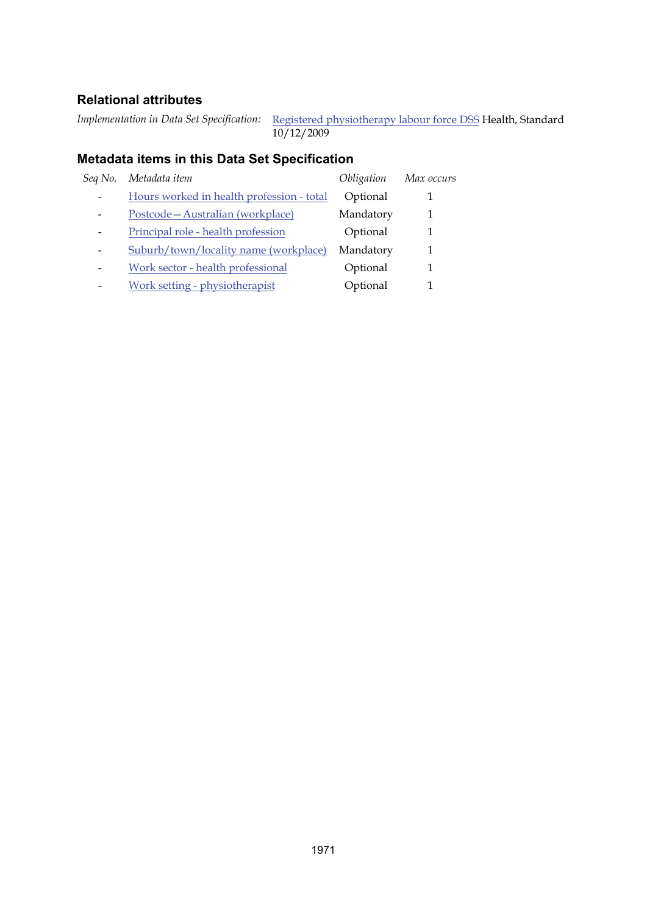## Relational attributes

*Implementation in Data Set Specification:* Registered physiotherapy labour force DSS Health, Standard 10/12/2009

## Metadata items in this Data Set Specification

| *Seq No.* | *Metadata item* | *Obligation* | *Max occurs* |
|---|---|---|---|
| - | Hours worked in health profession - total | Optional | 1 |
| - | Postcode—Australian (workplace) | Mandatory | 1 |
| - | Principal role - health profession | Optional | 1 |
| - | Suburb/town/locality name (workplace) | Mandatory | 1 |
| - | Work sector - health professional | Optional | 1 |
| - | Work setting - physiotherapist | Optional | 1 |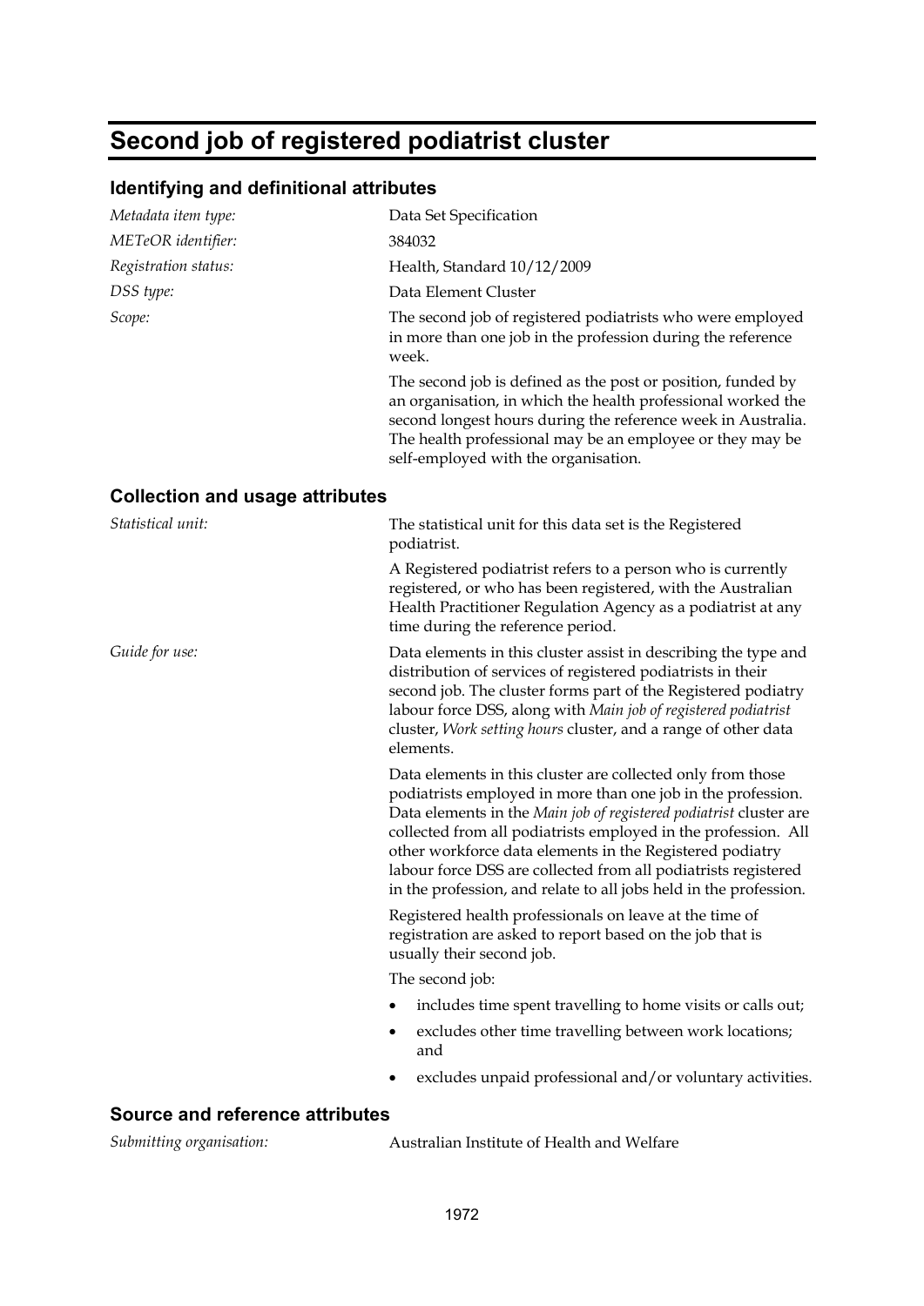# Second job of registered podiatrist cluster

## Identifying and definitional attributes

*Metadata item type:* Data Set Specification

*METeOR identifier:* 384032

*Registration status:* Health, Standard 10/12/2009

*DSS type:* Data Element Cluster

*Scope:* The second job of registered podiatrists who were employed in more than one job in the profession during the reference week.

The second job is defined as the post or position, funded by an organisation, in which the health professional worked the second longest hours during the reference week in Australia. The health professional may be an employee or they may be self-employed with the organisation.

## Collection and usage attributes

*Statistical unit:* The statistical unit for this data set is the Registered podiatrist.

A Registered podiatrist refers to a person who is currently registered, or who has been registered, with the Australian Health Practitioner Regulation Agency as a podiatrist at any time during the reference period.

*Guide for use:* Data elements in this cluster assist in describing the type and distribution of services of registered podiatrists in their second job. The cluster forms part of the Registered podiatry labour force DSS, along with *Main job of registered podiatrist* cluster, *Work setting hours* cluster, and a range of other data elements.

Data elements in this cluster are collected only from those podiatrists employed in more than one job in the profession. Data elements in the *Main job of registered podiatrist* cluster are collected from all podiatrists employed in the profession. All other workforce data elements in the Registered podiatry labour force DSS are collected from all podiatrists registered in the profession, and relate to all jobs held in the profession.

Registered health professionals on leave at the time of registration are asked to report based on the job that is usually their second job.

The second job:

- includes time spent travelling to home visits or calls out;
- excludes other time travelling between work locations; and
- excludes unpaid professional and/or voluntary activities.

## Source and reference attributes

*Submitting organisation:* Australian Institute of Health and Welfare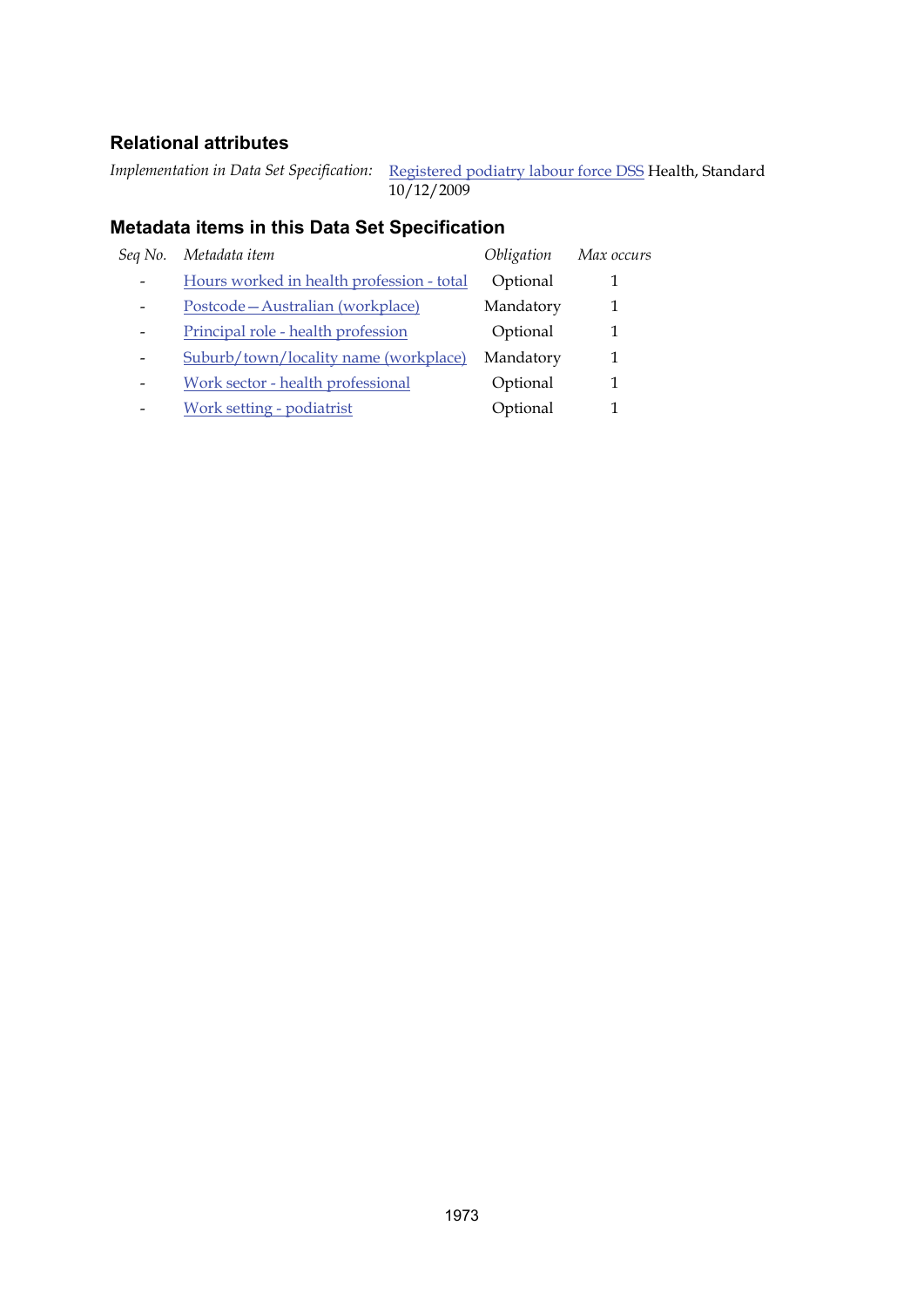## Relational attributes

*Implementation in Data Set Specification:* Registered podiatry labour force DSS Health, Standard 10/12/2009

## Metadata items in this Data Set Specification

| *Seq No.* | *Metadata item* | *Obligation* | *Max occurs* |
|---|---|---|---|
| - | Hours worked in health profession - total | Optional | 1 |
| - | Postcode—Australian (workplace) | Mandatory | 1 |
| - | Principal role - health profession | Optional | 1 |
| - | Suburb/town/locality name (workplace) | Mandatory | 1 |
| - | Work sector - health professional | Optional | 1 |
| - | Work setting - podiatrist | Optional | 1 |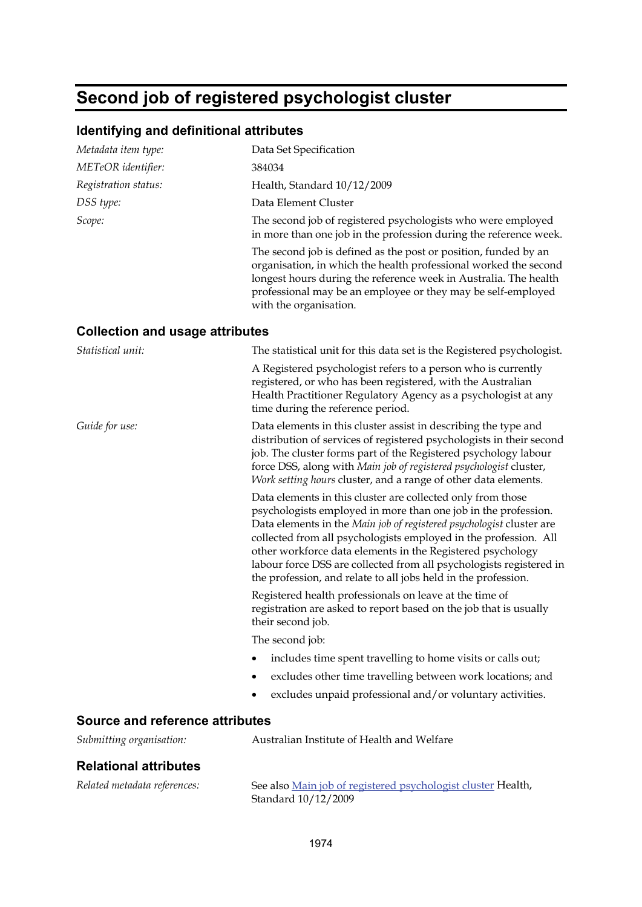# Second job of registered psychologist cluster

## Identifying and definitional attributes

| | |
|---|---|
| *Metadata item type:* | Data Set Specification |
| *METeOR identifier:* | 384034 |
| *Registration status:* | Health, Standard 10/12/2009 |
| *DSS type:* | Data Element Cluster |
| *Scope:* | The second job of registered psychologists who were employed in more than one job in the profession during the reference week. |

The second job is defined as the post or position, funded by an organisation, in which the health professional worked the second longest hours during the reference week in Australia. The health professional may be an employee or they may be self-employed with the organisation.

## Collection and usage attributes

*Statistical unit:* The statistical unit for this data set is the Registered psychologist.

A Registered psychologist refers to a person who is currently registered, or who has been registered, with the Australian Health Practitioner Regulatory Agency as a psychologist at any time during the reference period.

*Guide for use:* Data elements in this cluster assist in describing the type and distribution of services of registered psychologists in their second job. The cluster forms part of the Registered psychology labour force DSS, along with *Main job of registered psychologist* cluster, *Work setting hours* cluster, and a range of other data elements.

Data elements in this cluster are collected only from those psychologists employed in more than one job in the profession. Data elements in the *Main job of registered psychologist* cluster are collected from all psychologists employed in the profession. All other workforce data elements in the Registered psychology labour force DSS are collected from all psychologists registered in the profession, and relate to all jobs held in the profession.

Registered health professionals on leave at the time of registration are asked to report based on the job that is usually their second job.

The second job:

- includes time spent travelling to home visits or calls out;
- excludes other time travelling between work locations; and
- excludes unpaid professional and/or voluntary activities.

## Source and reference attributes

*Submitting organisation:* Australian Institute of Health and Welfare

## Relational attributes

*Related metadata references:* See also Main job of registered psychologist cluster Health, Standard 10/12/2009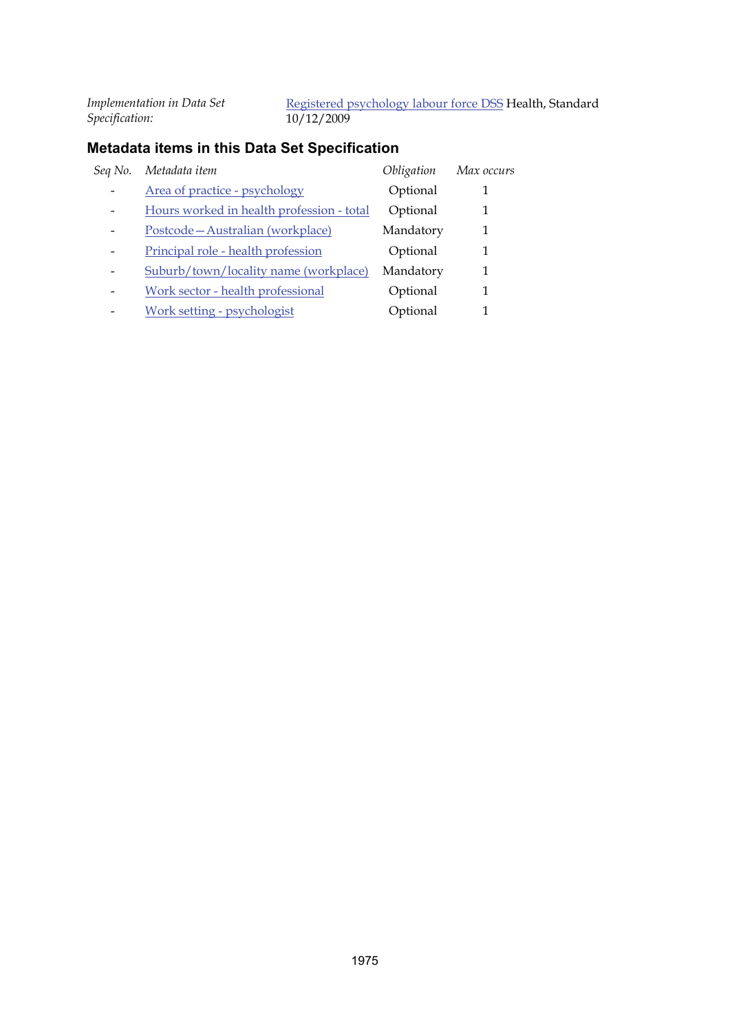*Implementation in Data Set Specification:* Registered psychology labour force DSS Health, Standard 10/12/2009

### Metadata items in this Data Set Specification

| *Seq No.* | *Metadata item* | *Obligation* | *Max occurs* |
|---|---|---|---|
| - | Area of practice - psychology | Optional | 1 |
| - | Hours worked in health profession - total | Optional | 1 |
| - | Postcode—Australian (workplace) | Mandatory | 1 |
| - | Principal role - health profession | Optional | 1 |
| - | Suburb/town/locality name (workplace) | Mandatory | 1 |
| - | Work sector - health professional | Optional | 1 |
| - | Work setting - psychologist | Optional | 1 |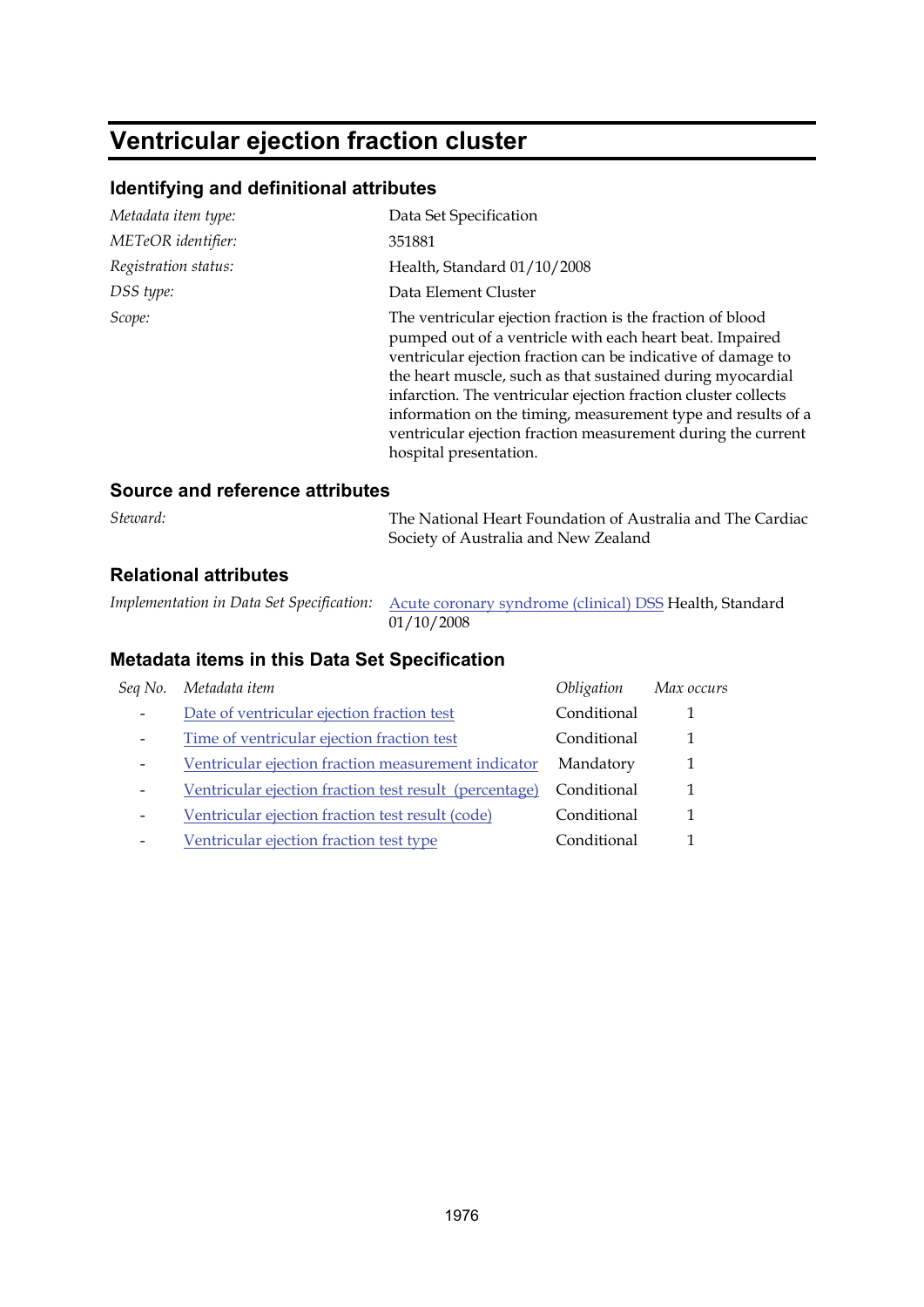# Ventricular ejection fraction cluster

## Identifying and definitional attributes

| | |
|---|---|
| *Metadata item type:* | Data Set Specification |
| *METeOR identifier:* | 351881 |
| *Registration status:* | Health, Standard 01/10/2008 |
| *DSS type:* | Data Element Cluster |
| *Scope:* | The ventricular ejection fraction is the fraction of blood pumped out of a ventricle with each heart beat. Impaired ventricular ejection fraction can be indicative of damage to the heart muscle, such as that sustained during myocardial infarction. The ventricular ejection fraction cluster collects information on the timing, measurement type and results of a ventricular ejection fraction measurement during the current hospital presentation. |

## Source and reference attributes

| | |
|---|---|
| *Steward:* | The National Heart Foundation of Australia and The Cardiac Society of Australia and New Zealand |

## Relational attributes

| | |
|---|---|
| *Implementation in Data Set Specification:* | Acute coronary syndrome (clinical) DSS Health, Standard 01/10/2008 |

## Metadata items in this Data Set Specification

| *Seq No.* | *Metadata item* | *Obligation* | *Max occurs* |
|---|---|---|---|
| - | Date of ventricular ejection fraction test | Conditional | 1 |
| - | Time of ventricular ejection fraction test | Conditional | 1 |
| - | Ventricular ejection fraction measurement indicator | Mandatory | 1 |
| - | Ventricular ejection fraction test result (percentage) | Conditional | 1 |
| - | Ventricular ejection fraction test result (code) | Conditional | 1 |
| - | Ventricular ejection fraction test type | Conditional | 1 |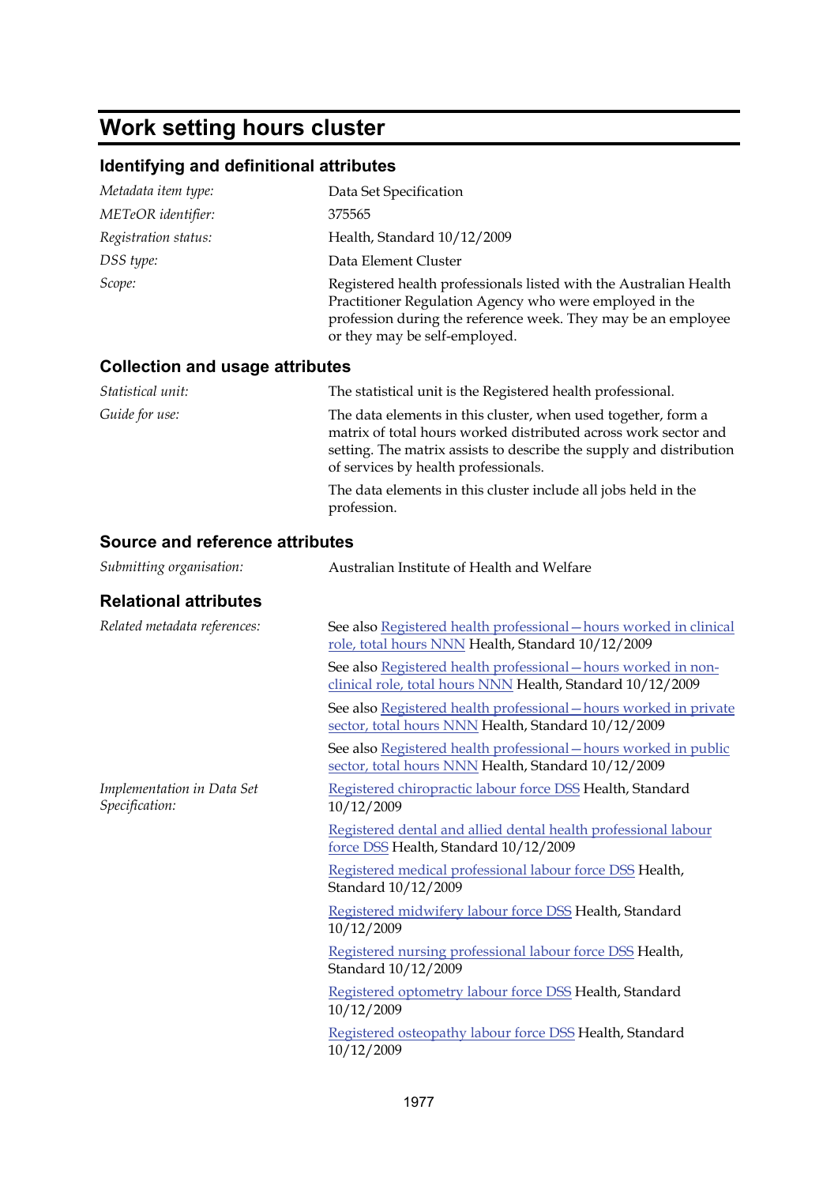# Work setting hours cluster

## Identifying and definitional attributes

*Metadata item type:* Data Set Specification

*METeOR identifier:* 375565

*Registration status:* Health, Standard 10/12/2009

*DSS type:* Data Element Cluster

*Scope:* Registered health professionals listed with the Australian Health Practitioner Regulation Agency who were employed in the profession during the reference week. They may be an employee or they may be self-employed.

## Collection and usage attributes

*Statistical unit:* The statistical unit is the Registered health professional.

*Guide for use:* The data elements in this cluster, when used together, form a matrix of total hours worked distributed across work sector and setting. The matrix assists to describe the supply and distribution of services by health professionals.

The data elements in this cluster include all jobs held in the profession.

## Source and reference attributes

*Submitting organisation:* Australian Institute of Health and Welfare

## Relational attributes

*Related metadata references:*

See also Registered health professional—hours worked in clinical role, total hours NNN Health, Standard 10/12/2009

See also Registered health professional—hours worked in non-clinical role, total hours NNN Health, Standard 10/12/2009

See also Registered health professional—hours worked in private sector, total hours NNN Health, Standard 10/12/2009

See also Registered health professional—hours worked in public sector, total hours NNN Health, Standard 10/12/2009

*Implementation in Data Set Specification:*

Registered chiropractic labour force DSS Health, Standard 10/12/2009

Registered dental and allied dental health professional labour force DSS Health, Standard 10/12/2009

Registered medical professional labour force DSS Health, Standard 10/12/2009

Registered midwifery labour force DSS Health, Standard 10/12/2009

Registered nursing professional labour force DSS Health, Standard 10/12/2009

Registered optometry labour force DSS Health, Standard 10/12/2009

Registered osteopathy labour force DSS Health, Standard 10/12/2009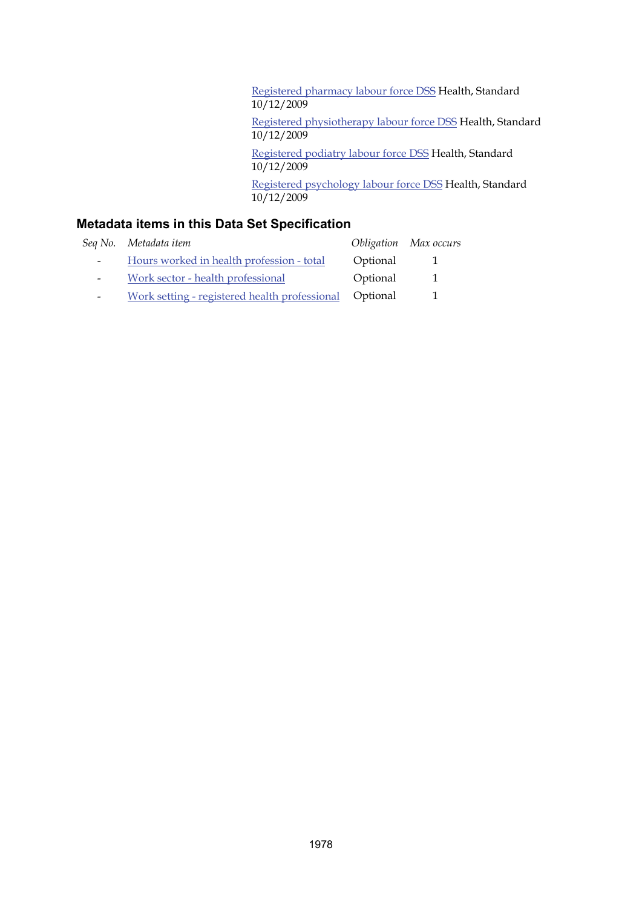Registered pharmacy labour force DSS Health, Standard 10/12/2009

Registered physiotherapy labour force DSS Health, Standard 10/12/2009

Registered podiatry labour force DSS Health, Standard 10/12/2009

Registered psychology labour force DSS Health, Standard 10/12/2009

## Metadata items in this Data Set Specification

| *Seq No.* | *Metadata item* | *Obligation* | *Max occurs* |
|---|---|---|---|
| - | Hours worked in health profession - total | Optional | 1 |
| - | Work sector - health professional | Optional | 1 |
| - | Work setting - registered health professional | Optional | 1 |